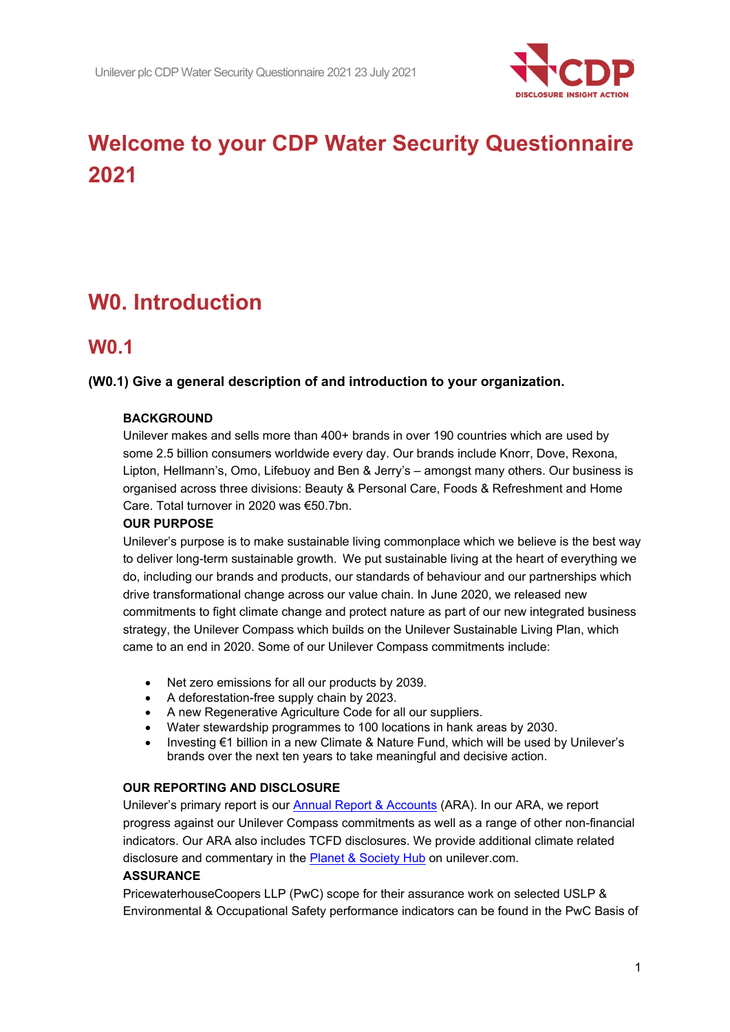# Welcome to your CDP Water Security Questionnaire 2021

# W0. Introduction

## W0.1

**(W0.1) Give a general description of and introduction to your organization.**

**BACKGROUND**

Unilever makes and sells more than 400+ brands in over 190 countries which are used by some 2.5 billion consumers worldwide every day. Our brands include Knorr, Dove, Rexona, Lipton, Hellmann's, Omo, Lifebuoy and Ben & Jerry's – amongst many others. Our business is organised across three divisions: Beauty & Personal Care, Foods & Refreshment and Home Care. Total turnover in 2020 was €50.7bn.

**OUR PURPOSE**

Unilever's purpose is to make sustainable living commonplace which we believe is the best way to deliver long-term sustainable growth. We put sustainable living at the heart of everything we do, including our brands and products, our standards of behaviour and our partnerships which drive transformational change across our value chain. In June 2020, we released new commitments to fight climate change and protect nature as part of our new integrated business strategy, the Unilever Compass which builds on the Unilever Sustainable Living Plan, which came to an end in 2020. Some of our Unilever Compass commitments include:

- Net zero emissions for all our products by 2039.
- A deforestation-free supply chain by 2023.
- A new Regenerative Agriculture Code for all our suppliers.
- Water stewardship programmes to 100 locations in hank areas by 2030.
- Investing €1 billion in a new Climate & Nature Fund, which will be used by Unilever's brands over the next ten years to take meaningful and decisive action.

**OUR REPORTING AND DISCLOSURE**

Unilever's primary report is our Annual Report & Accounts (ARA). In our ARA, we report progress against our Unilever Compass commitments as well as a range of other non-financial indicators. Our ARA also includes TCFD disclosures. We provide additional climate related disclosure and commentary in the Planet & Society Hub on unilever.com.

**ASSURANCE**

PricewaterhouseCoopers LLP (PwC) scope for their assurance work on selected USLP & Environmental & Occupational Safety performance indicators can be found in the PwC Basis of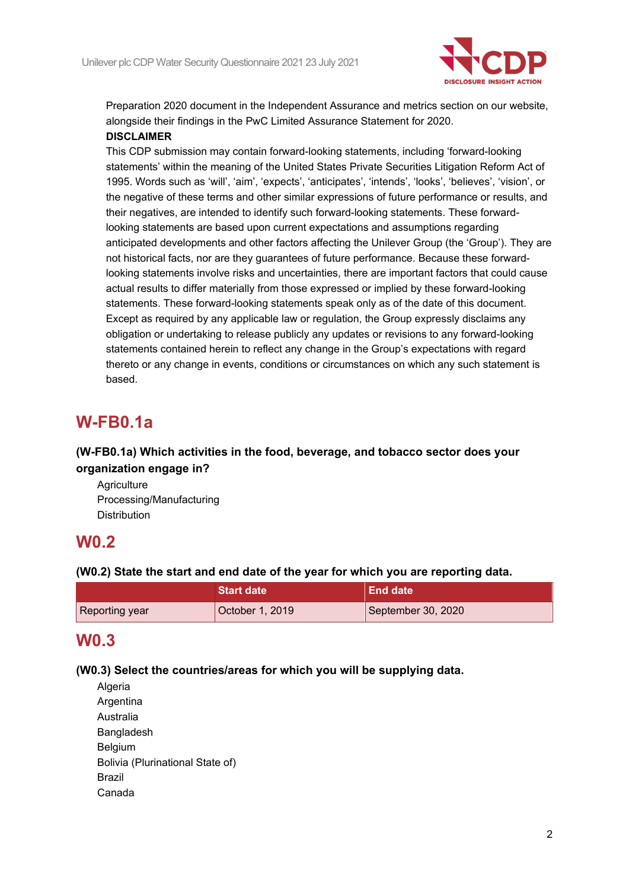Preparation 2020 document in the Independent Assurance and metrics section on our website, alongside their findings in the PwC Limited Assurance Statement for 2020.

**DISCLAIMER**

This CDP submission may contain forward-looking statements, including 'forward-looking statements' within the meaning of the United States Private Securities Litigation Reform Act of 1995. Words such as 'will', 'aim', 'expects', 'anticipates', 'intends', 'looks', 'believes', 'vision', or the negative of these terms and other similar expressions of future performance or results, and their negatives, are intended to identify such forward-looking statements. These forward-looking statements are based upon current expectations and assumptions regarding anticipated developments and other factors affecting the Unilever Group (the 'Group'). They are not historical facts, nor are they guarantees of future performance. Because these forward-looking statements involve risks and uncertainties, there are important factors that could cause actual results to differ materially from those expressed or implied by these forward-looking statements. These forward-looking statements speak only as of the date of this document. Except as required by any applicable law or regulation, the Group expressly disclaims any obligation or undertaking to release publicly any updates or revisions to any forward-looking statements contained herein to reflect any change in the Group's expectations with regard thereto or any change in events, conditions or circumstances on which any such statement is based.

# W-FB0.1a

### (W-FB0.1a) Which activities in the food, beverage, and tobacco sector does your organization engage in?

Agriculture
Processing/Manufacturing
Distribution

# W0.2

### (W0.2) State the start and end date of the year for which you are reporting data.

| | Start date | End date |
|---|---|---|
| Reporting year | October 1, 2019 | September 30, 2020 |

# W0.3

### (W0.3) Select the countries/areas for which you will be supplying data.

Algeria
Argentina
Australia
Bangladesh
Belgium
Bolivia (Plurinational State of)
Brazil
Canada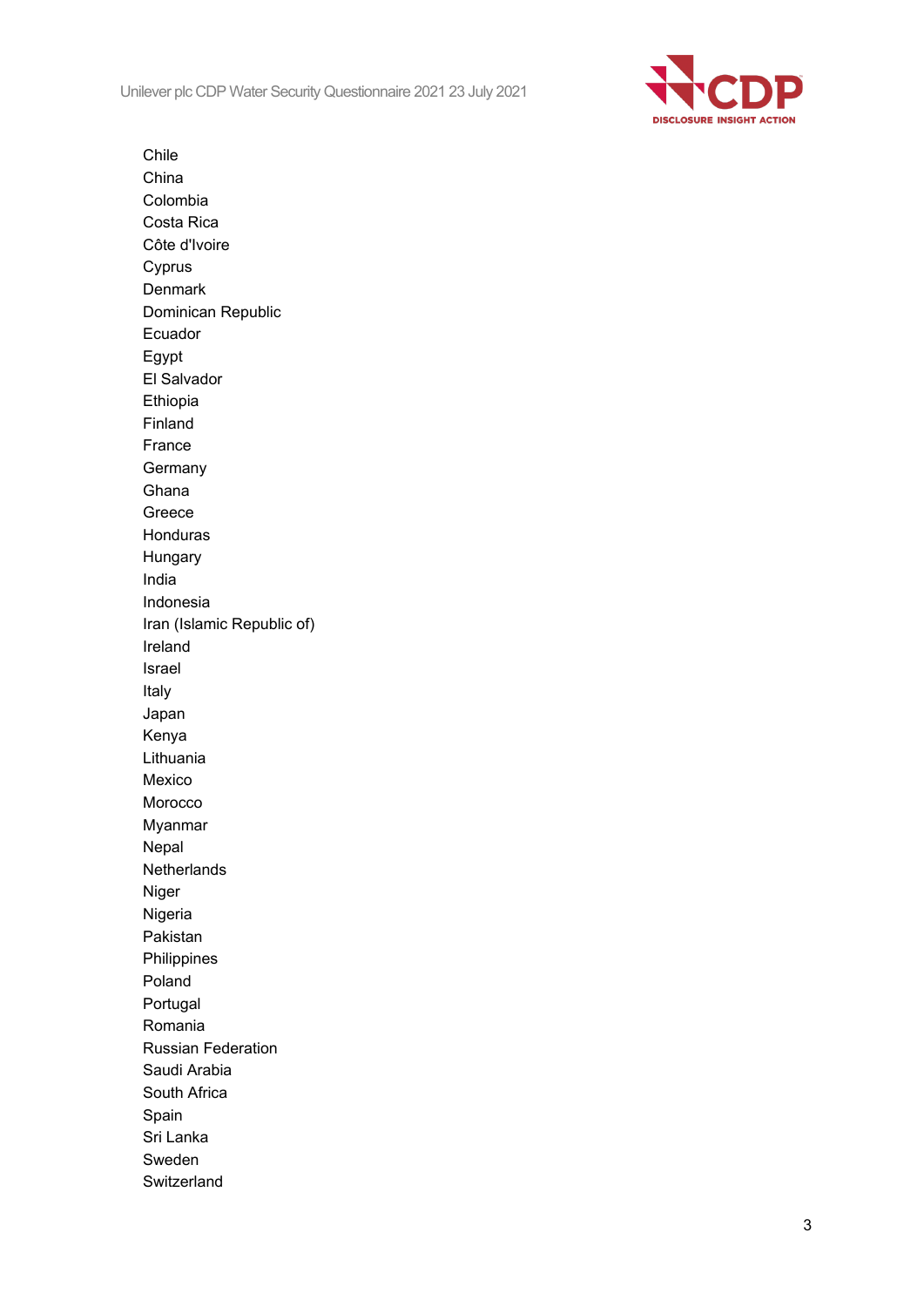Chile
China
Colombia
Costa Rica
Côte d'Ivoire
Cyprus
Denmark
Dominican Republic
Ecuador
Egypt
El Salvador
Ethiopia
Finland
France
Germany
Ghana
Greece
Honduras
Hungary
India
Indonesia
Iran (Islamic Republic of)
Ireland
Israel
Italy
Japan
Kenya
Lithuania
Mexico
Morocco
Myanmar
Nepal
Netherlands
Niger
Nigeria
Pakistan
Philippines
Poland
Portugal
Romania
Russian Federation
Saudi Arabia
South Africa
Spain
Sri Lanka
Sweden
Switzerland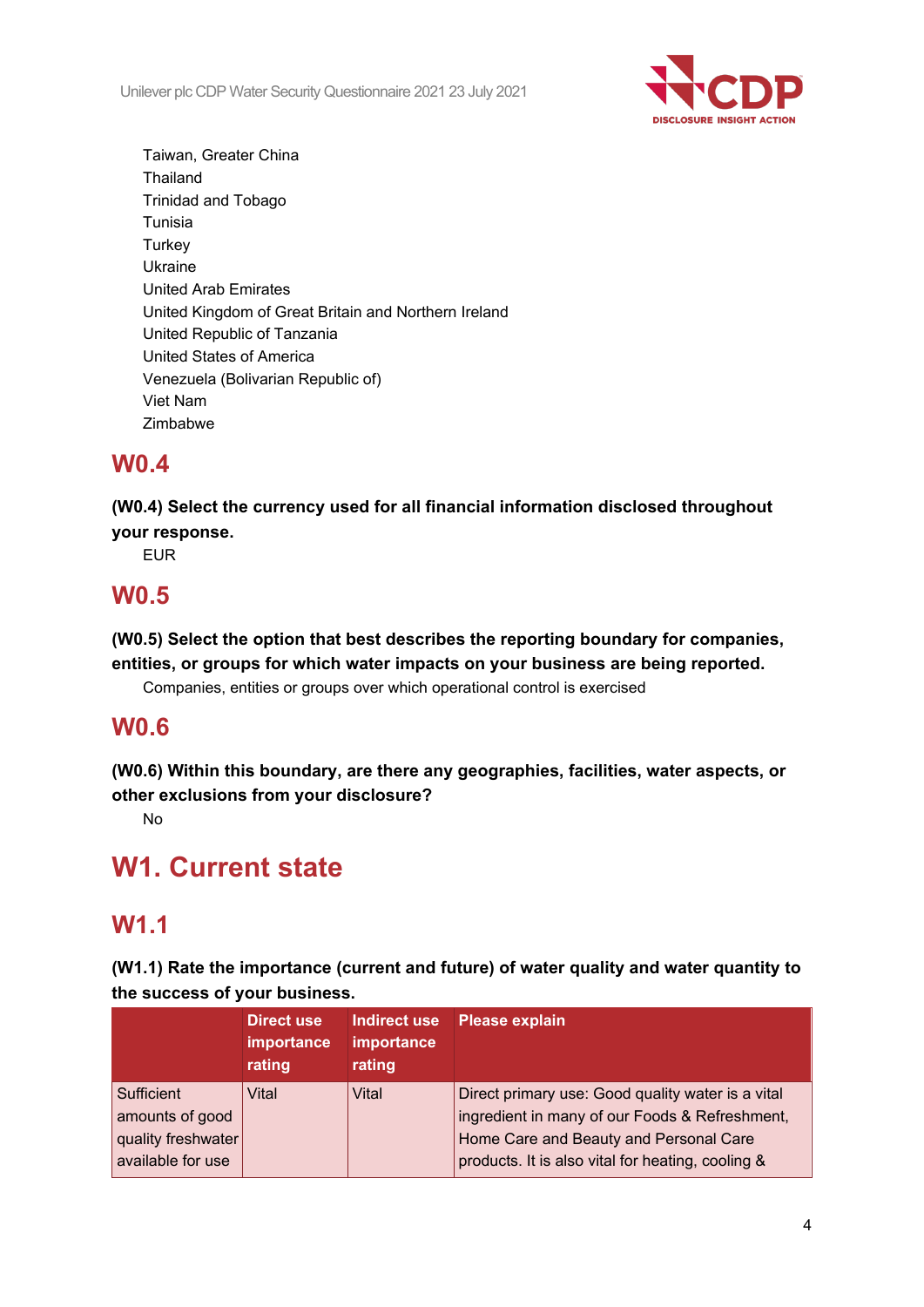Taiwan, Greater China
Thailand
Trinidad and Tobago
Tunisia
Turkey
Ukraine
United Arab Emirates
United Kingdom of Great Britain and Northern Ireland
United Republic of Tanzania
United States of America
Venezuela (Bolivarian Republic of)
Viet Nam
Zimbabwe

## W0.4

**(W0.4) Select the currency used for all financial information disclosed throughout your response.**

EUR

## W0.5

**(W0.5) Select the option that best describes the reporting boundary for companies, entities, or groups for which water impacts on your business are being reported.**

Companies, entities or groups over which operational control is exercised

## W0.6

**(W0.6) Within this boundary, are there any geographies, facilities, water aspects, or other exclusions from your disclosure?**

No

# W1. Current state

## W1.1

**(W1.1) Rate the importance (current and future) of water quality and water quantity to the success of your business.**

| | Direct use importance rating | Indirect use importance rating | Please explain |
|---|---|---|---|
| Sufficient amounts of good quality freshwater available for use | Vital | Vital | Direct primary use: Good quality water is a vital ingredient in many of our Foods & Refreshment, Home Care and Beauty and Personal Care products. It is also vital for heating, cooling & |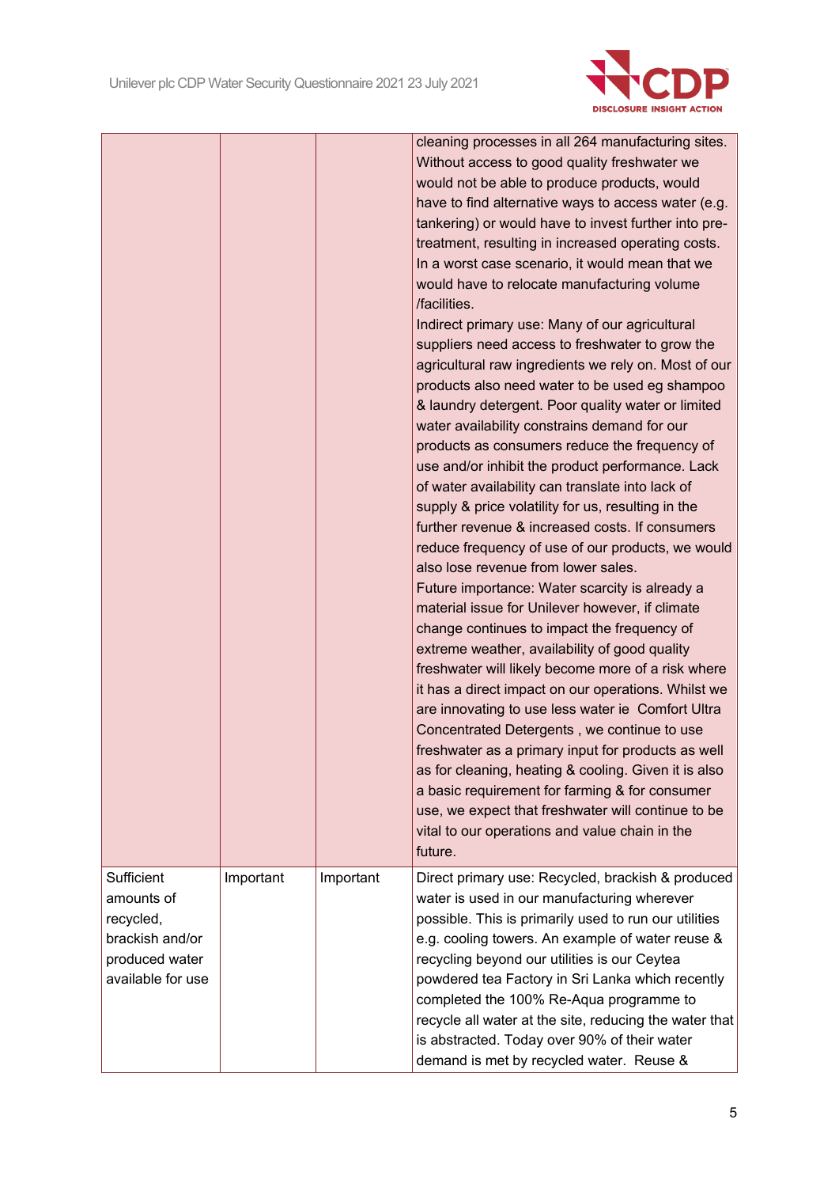| | | | |
|---|---|---|---|
| | | | cleaning processes in all 264 manufacturing sites. Without access to good quality freshwater we would not be able to produce products, would have to find alternative ways to access water (e.g. tankering) or would have to invest further into pre-treatment, resulting in increased operating costs. In a worst case scenario, it would mean that we would have to relocate manufacturing volume /facilities.<br>Indirect primary use: Many of our agricultural suppliers need access to freshwater to grow the agricultural raw ingredients we rely on. Most of our products also need water to be used eg shampoo & laundry detergent. Poor quality water or limited water availability constrains demand for our products as consumers reduce the frequency of use and/or inhibit the product performance. Lack of water availability can translate into lack of supply & price volatility for us, resulting in the further revenue & increased costs. If consumers reduce frequency of use of our products, we would also lose revenue from lower sales.<br>Future importance: Water scarcity is already a material issue for Unilever however, if climate change continues to impact the frequency of extreme weather, availability of good quality freshwater will likely become more of a risk where it has a direct impact on our operations. Whilst we are innovating to use less water ie Comfort Ultra Concentrated Detergents , we continue to use freshwater as a primary input for products as well as for cleaning, heating & cooling. Given it is also a basic requirement for farming & for consumer use, we expect that freshwater will continue to be vital to our operations and value chain in the future. |
| Sufficient amounts of recycled, brackish and/or produced water available for use | Important | Important | Direct primary use: Recycled, brackish & produced water is used in our manufacturing wherever possible. This is primarily used to run our utilities e.g. cooling towers. An example of water reuse & recycling beyond our utilities is our Ceytea powdered tea Factory in Sri Lanka which recently completed the 100% Re-Aqua programme to recycle all water at the site, reducing the water that is abstracted. Today over 90% of their water demand is met by recycled water. Reuse & |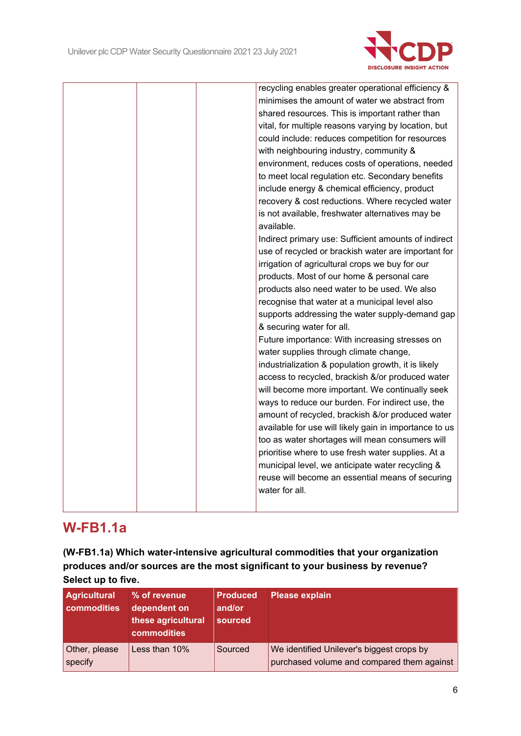| | | | |
|---|---|---|---|
| | | | recycling enables greater operational efficiency & minimises the amount of water we abstract from shared resources. This is important rather than vital, for multiple reasons varying by location, but could include: reduces competition for resources with neighbouring industry, community & environment, reduces costs of operations, needed to meet local regulation etc. Secondary benefits include energy & chemical efficiency, product recovery & cost reductions. Where recycled water is not available, freshwater alternatives may be available.<br>Indirect primary use: Sufficient amounts of indirect use of recycled or brackish water are important for irrigation of agricultural crops we buy for our products. Most of our home & personal care products also need water to be used. We also recognise that water at a municipal level also supports addressing the water supply-demand gap & securing water for all.<br>Future importance: With increasing stresses on water supplies through climate change, industrialization & population growth, it is likely access to recycled, brackish &/or produced water will become more important. We continually seek ways to reduce our burden. For indirect use, the amount of recycled, brackish &/or produced water available for use will likely gain in importance to us too as water shortages will mean consumers will prioritise where to use fresh water supplies. At a municipal level, we anticipate water recycling & reuse will become an essential means of securing water for all. |

## W-FB1.1a

**(W-FB1.1a) Which water-intensive agricultural commodities that your organization produces and/or sources are the most significant to your business by revenue? Select up to five.**

| Agricultural commodities | % of revenue dependent on these agricultural commodities | Produced and/or sourced | Please explain |
|---|---|---|---|
| Other, please specify | Less than 10% | Sourced | We identified Unilever's biggest crops by purchased volume and compared them against |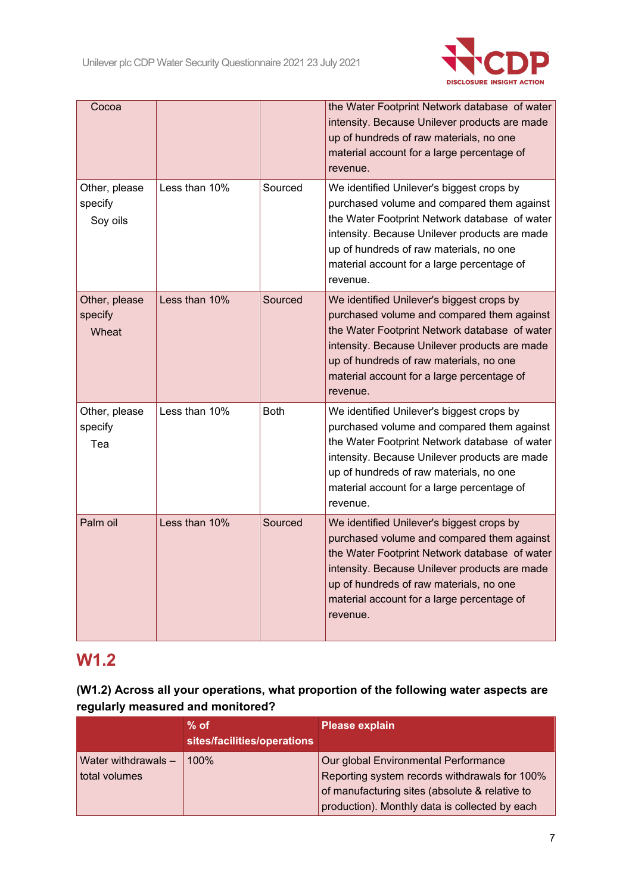| Cocoa | | | the Water Footprint Network database of water intensity. Because Unilever products are made up of hundreds of raw materials, no one material account for a large percentage of revenue. |
|---|---|---|---|
| Other, please specify<br>Soy oils | Less than 10% | Sourced | We identified Unilever's biggest crops by purchased volume and compared them against the Water Footprint Network database of water intensity. Because Unilever products are made up of hundreds of raw materials, no one material account for a large percentage of revenue. |
| Other, please specify<br>Wheat | Less than 10% | Sourced | We identified Unilever's biggest crops by purchased volume and compared them against the Water Footprint Network database of water intensity. Because Unilever products are made up of hundreds of raw materials, no one material account for a large percentage of revenue. |
| Other, please specify<br>Tea | Less than 10% | Both | We identified Unilever's biggest crops by purchased volume and compared them against the Water Footprint Network database of water intensity. Because Unilever products are made up of hundreds of raw materials, no one material account for a large percentage of revenue. |
| Palm oil | Less than 10% | Sourced | We identified Unilever's biggest crops by purchased volume and compared them against the Water Footprint Network database of water intensity. Because Unilever products are made up of hundreds of raw materials, no one material account for a large percentage of revenue. |

## W1.2

**(W1.2) Across all your operations, what proportion of the following water aspects are regularly measured and monitored?**

| | % of sites/facilities/operations | Please explain |
|---|---|---|
| Water withdrawals – total volumes | 100% | Our global Environmental Performance Reporting system records withdrawals for 100% of manufacturing sites (absolute & relative to production). Monthly data is collected by each |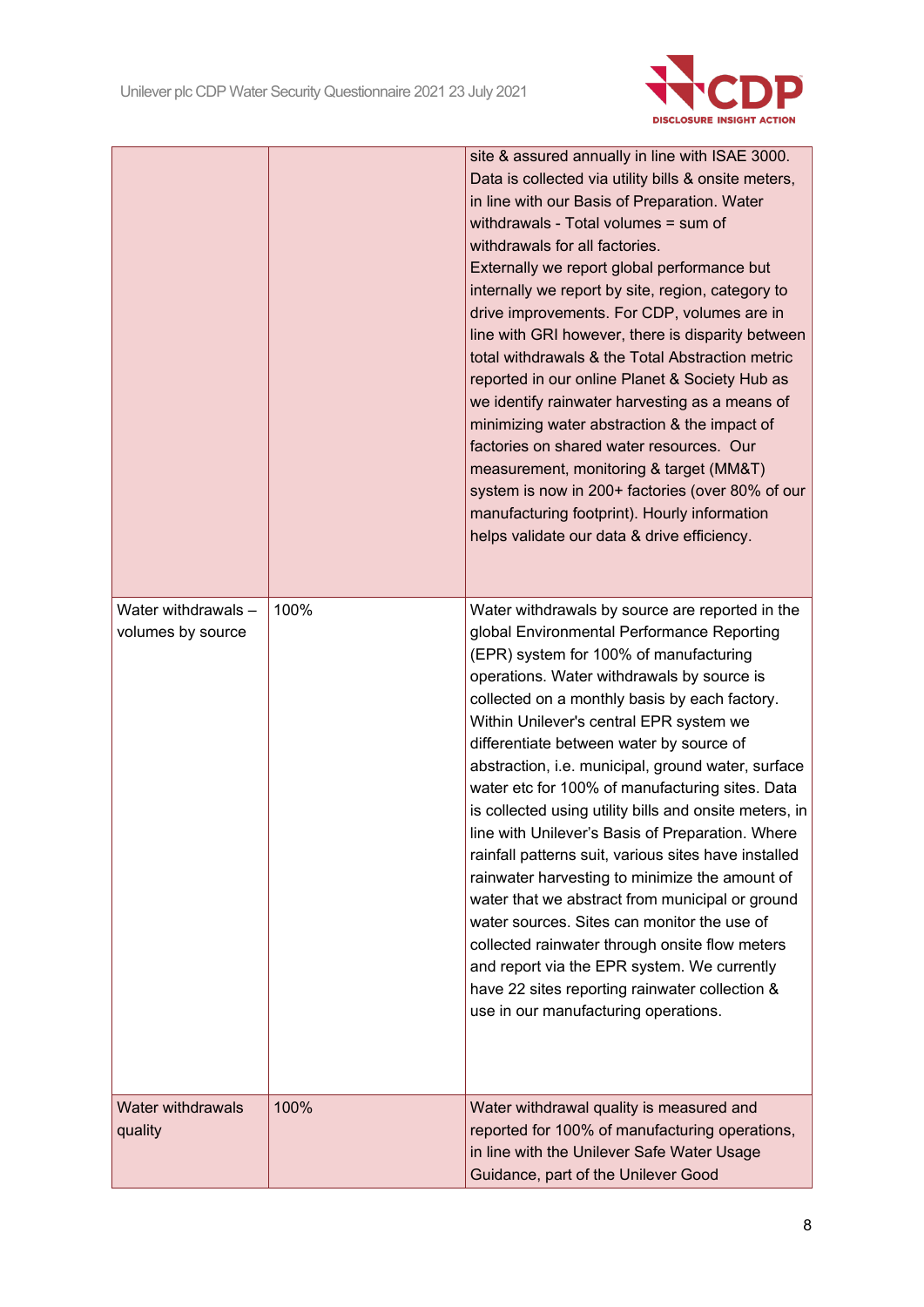| | | |
|---|---|---|
| | | site & assured annually in line with ISAE 3000. Data is collected via utility bills & onsite meters, in line with our Basis of Preparation. Water withdrawals - Total volumes = sum of withdrawals for all factories.<br>Externally we report global performance but internally we report by site, region, category to drive improvements. For CDP, volumes are in line with GRI however, there is disparity between total withdrawals & the Total Abstraction metric reported in our online Planet & Society Hub as we identify rainwater harvesting as a means of minimizing water abstraction & the impact of factories on shared water resources. Our measurement, monitoring & target (MM&T) system is now in 200+ factories (over 80% of our manufacturing footprint). Hourly information helps validate our data & drive efficiency. |
| Water withdrawals – volumes by source | 100% | Water withdrawals by source are reported in the global Environmental Performance Reporting (EPR) system for 100% of manufacturing operations. Water withdrawals by source is collected on a monthly basis by each factory. Within Unilever's central EPR system we differentiate between water by source of abstraction, i.e. municipal, ground water, surface water etc for 100% of manufacturing sites. Data is collected using utility bills and onsite meters, in line with Unilever's Basis of Preparation. Where rainfall patterns suit, various sites have installed rainwater harvesting to minimize the amount of water that we abstract from municipal or ground water sources. Sites can monitor the use of collected rainwater through onsite flow meters and report via the EPR system. We currently have 22 sites reporting rainwater collection & use in our manufacturing operations. |
| Water withdrawals quality | 100% | Water withdrawal quality is measured and reported for 100% of manufacturing operations, in line with the Unilever Safe Water Usage Guidance, part of the Unilever Good |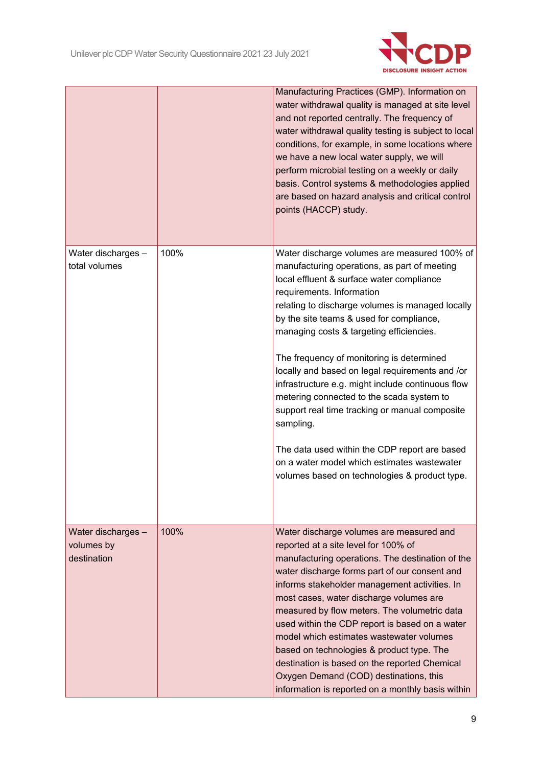| | | |
|---|---|---|
| | | Manufacturing Practices (GMP). Information on water withdrawal quality is managed at site level and not reported centrally. The frequency of water withdrawal quality testing is subject to local conditions, for example, in some locations where we have a new local water supply, we will perform microbial testing on a weekly or daily basis. Control systems & methodologies applied are based on hazard analysis and critical control points (HACCP) study. |
| Water discharges – total volumes | 100% | Water discharge volumes are measured 100% of manufacturing operations, as part of meeting local effluent & surface water compliance requirements. Information relating to discharge volumes is managed locally by the site teams & used for compliance, managing costs & targeting efficiencies.<br><br>The frequency of monitoring is determined locally and based on legal requirements and /or infrastructure e.g. might include continuous flow metering connected to the scada system to support real time tracking or manual composite sampling.<br><br>The data used within the CDP report are based on a water model which estimates wastewater volumes based on technologies & product type. |
| Water discharges – volumes by destination | 100% | Water discharge volumes are measured and reported at a site level for 100% of manufacturing operations. The destination of the water discharge forms part of our consent and informs stakeholder management activities. In most cases, water discharge volumes are measured by flow meters. The volumetric data used within the CDP report is based on a water model which estimates wastewater volumes based on technologies & product type. The destination is based on the reported Chemical Oxygen Demand (COD) destinations, this information is reported on a monthly basis within |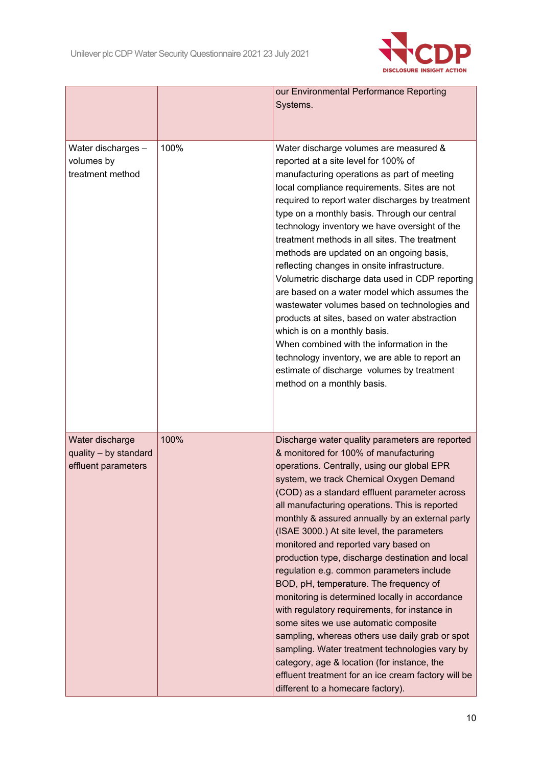|  |  |  |
|---|---|---|
|  |  | our Environmental Performance Reporting Systems. |
| Water discharges – volumes by treatment method | 100% | Water discharge volumes are measured & reported at a site level for 100% of manufacturing operations as part of meeting local compliance requirements. Sites are not required to report water discharges by treatment type on a monthly basis. Through our central technology inventory we have oversight of the treatment methods in all sites. The treatment methods are updated on an ongoing basis, reflecting changes in onsite infrastructure. Volumetric discharge data used in CDP reporting are based on a water model which assumes the wastewater volumes based on technologies and products at sites, based on water abstraction which is on a monthly basis.<br>When combined with the information in the technology inventory, we are able to report an estimate of discharge volumes by treatment method on a monthly basis. |
| Water discharge quality – by standard effluent parameters | 100% | Discharge water quality parameters are reported & monitored for 100% of manufacturing operations. Centrally, using our global EPR system, we track Chemical Oxygen Demand (COD) as a standard effluent parameter across all manufacturing operations. This is reported monthly & assured annually by an external party (ISAE 3000.) At site level, the parameters monitored and reported vary based on production type, discharge destination and local regulation e.g. common parameters include BOD, pH, temperature. The frequency of monitoring is determined locally in accordance with regulatory requirements, for instance in some sites we use automatic composite sampling, whereas others use daily grab or spot sampling. Water treatment technologies vary by category, age & location (for instance, the effluent treatment for an ice cream factory will be different to a homecare factory). |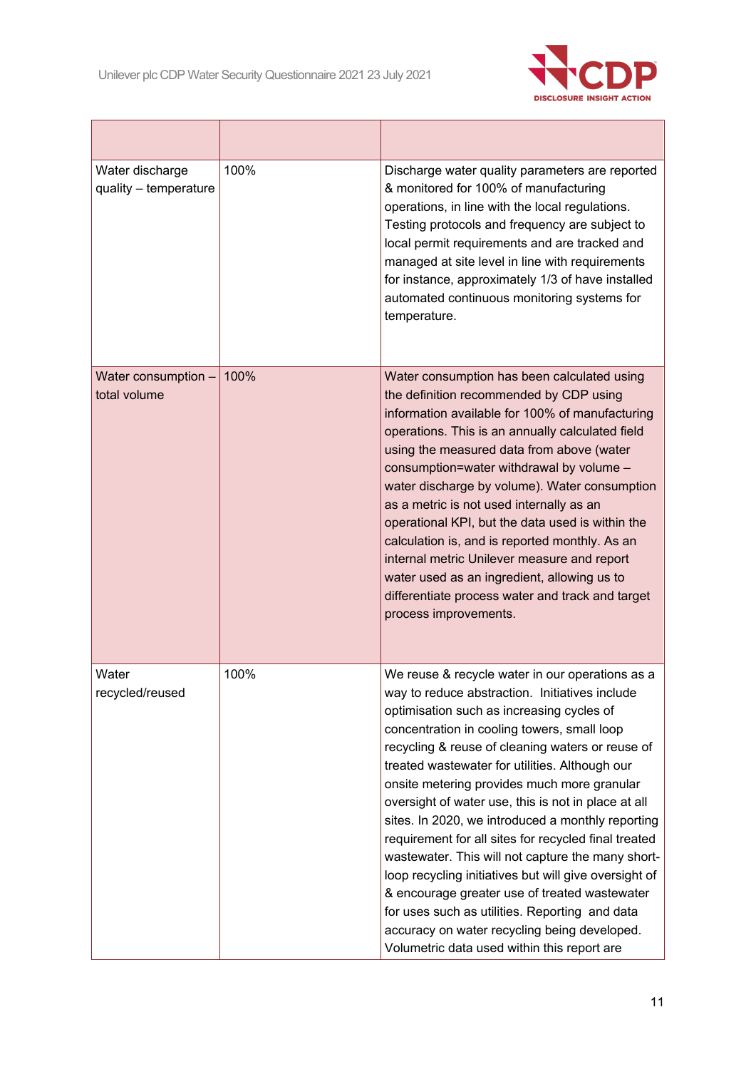| | | |
|---|---|---|
| Water discharge quality – temperature | 100% | Discharge water quality parameters are reported & monitored for 100% of manufacturing operations, in line with the local regulations. Testing protocols and frequency are subject to local permit requirements and are tracked and managed at site level in line with requirements for instance, approximately 1/3 of have installed automated continuous monitoring systems for temperature. |
| Water consumption – total volume | 100% | Water consumption has been calculated using the definition recommended by CDP using information available for 100% of manufacturing operations. This is an annually calculated field using the measured data from above (water consumption=water withdrawal by volume – water discharge by volume). Water consumption as a metric is not used internally as an operational KPI, but the data used is within the calculation is, and is reported monthly. As an internal metric Unilever measure and report water used as an ingredient, allowing us to differentiate process water and track and target process improvements. |
| Water recycled/reused | 100% | We reuse & recycle water in our operations as a way to reduce abstraction. Initiatives include optimisation such as increasing cycles of concentration in cooling towers, small loop recycling & reuse of cleaning waters or reuse of treated wastewater for utilities. Although our onsite metering provides much more granular oversight of water use, this is not in place at all sites. In 2020, we introduced a monthly reporting requirement for all sites for recycled final treated wastewater. This will not capture the many short-loop recycling initiatives but will give oversight of & encourage greater use of treated wastewater for uses such as utilities. Reporting and data accuracy on water recycling being developed. Volumetric data used within this report are |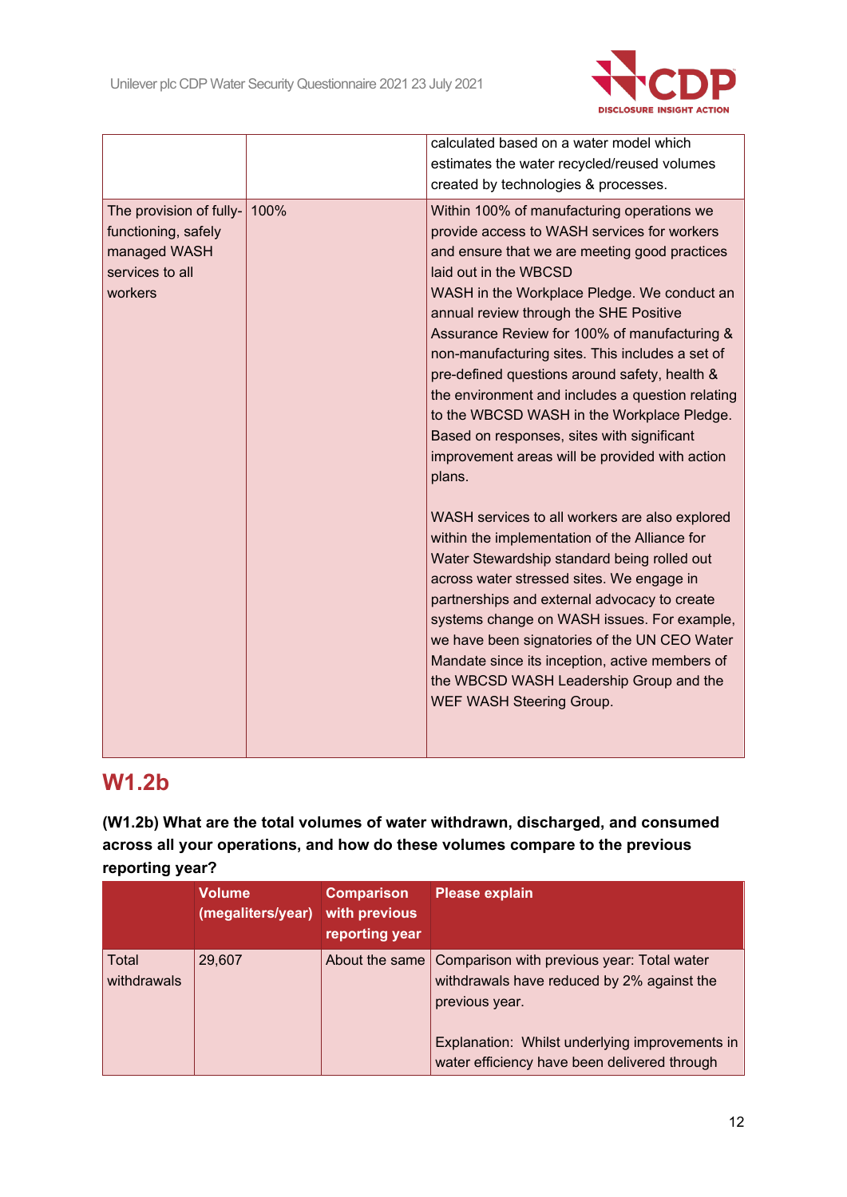|  |  | calculated based on a water model which estimates the water recycled/reused volumes created by technologies & processes. |
| --- | --- | --- |
| The provision of fully-functioning, safely managed WASH services to all workers | 100% | Within 100% of manufacturing operations we provide access to WASH services for workers and ensure that we are meeting good practices laid out in the WBCSD WASH in the Workplace Pledge. We conduct an annual review through the SHE Positive Assurance Review for 100% of manufacturing & non-manufacturing sites. This includes a set of pre-defined questions around safety, health & the environment and includes a question relating to the WBCSD WASH in the Workplace Pledge. Based on responses, sites with significant improvement areas will be provided with action plans.<br><br>WASH services to all workers are also explored within the implementation of the Alliance for Water Stewardship standard being rolled out across water stressed sites. We engage in partnerships and external advocacy to create systems change on WASH issues. For example, we have been signatories of the UN CEO Water Mandate since its inception, active members of the WBCSD WASH Leadership Group and the WEF WASH Steering Group. |

## W1.2b

**(W1.2b) What are the total volumes of water withdrawn, discharged, and consumed across all your operations, and how do these volumes compare to the previous reporting year?**

|  | Volume (megaliters/year) | Comparison with previous reporting year | Please explain |
| --- | --- | --- | --- |
| Total withdrawals | 29,607 | About the same | Comparison with previous year: Total water withdrawals have reduced by 2% against the previous year.<br><br>Explanation: Whilst underlying improvements in water efficiency have been delivered through |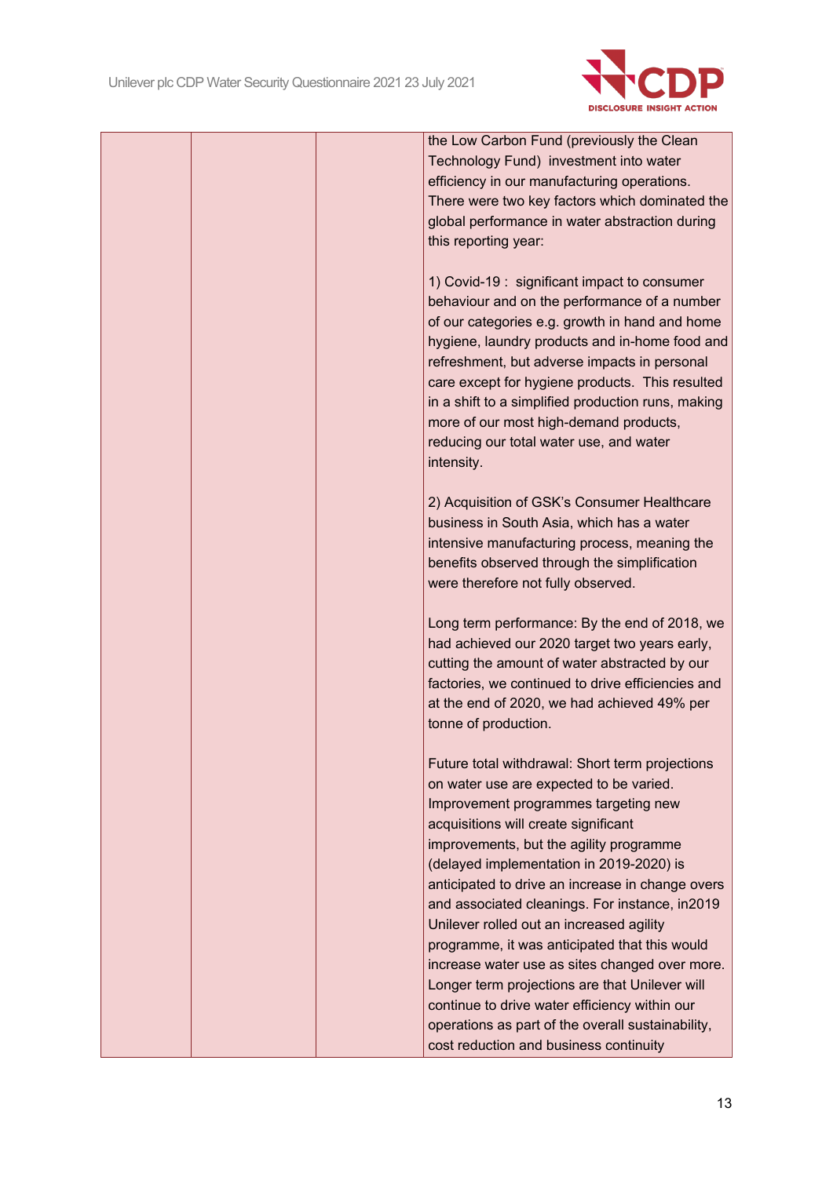|  |  |  | the Low Carbon Fund (previously the Clean Technology Fund) investment into water efficiency in our manufacturing operations. There were two key factors which dominated the global performance in water abstraction during this reporting year:<br><br>1) Covid-19 : significant impact to consumer behaviour and on the performance of a number of our categories e.g. growth in hand and home hygiene, laundry products and in-home food and refreshment, but adverse impacts in personal care except for hygiene products. This resulted in a shift to a simplified production runs, making more of our most high-demand products, reducing our total water use, and water intensity.<br><br>2) Acquisition of GSK's Consumer Healthcare business in South Asia, which has a water intensive manufacturing process, meaning the benefits observed through the simplification were therefore not fully observed.<br><br>Long term performance: By the end of 2018, we had achieved our 2020 target two years early, cutting the amount of water abstracted by our factories, we continued to drive efficiencies and at the end of 2020, we had achieved 49% per tonne of production.<br><br>Future total withdrawal: Short term projections on water use are expected to be varied. Improvement programmes targeting new acquisitions will create significant improvements, but the agility programme (delayed implementation in 2019-2020) is anticipated to drive an increase in change overs and associated cleanings. For instance, in2019 Unilever rolled out an increased agility programme, it was anticipated that this would increase water use as sites changed over more. Longer term projections are that Unilever will continue to drive water efficiency within our operations as part of the overall sustainability, cost reduction and business continuity |
|---|---|---|---|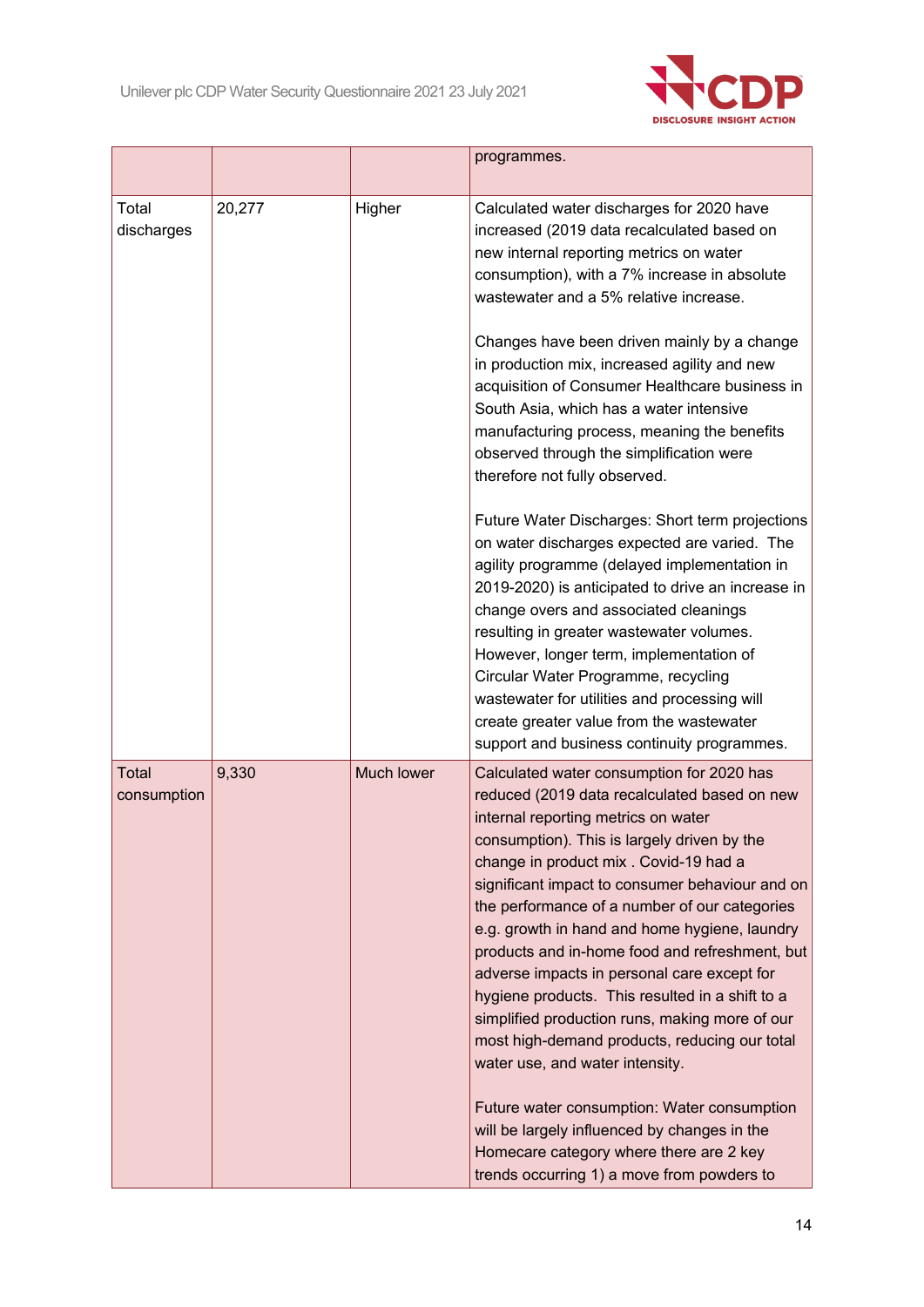|  |  |  | programmes. |
| --- | --- | --- | --- |
| Total discharges | 20,277 | Higher | Calculated water discharges for 2020 have increased (2019 data recalculated based on new internal reporting metrics on water consumption), with a 7% increase in absolute wastewater and a 5% relative increase.<br><br>Changes have been driven mainly by a change in production mix, increased agility and new acquisition of Consumer Healthcare business in South Asia, which has a water intensive manufacturing process, meaning the benefits observed through the simplification were therefore not fully observed.<br><br>Future Water Discharges: Short term projections on water discharges expected are varied. The agility programme (delayed implementation in 2019-2020) is anticipated to drive an increase in change overs and associated cleanings resulting in greater wastewater volumes. However, longer term, implementation of Circular Water Programme, recycling wastewater for utilities and processing will create greater value from the wastewater support and business continuity programmes. |
| Total consumption | 9,330 | Much lower | Calculated water consumption for 2020 has reduced (2019 data recalculated based on new internal reporting metrics on water consumption). This is largely driven by the change in product mix . Covid-19 had a significant impact to consumer behaviour and on the performance of a number of our categories e.g. growth in hand and home hygiene, laundry products and in-home food and refreshment, but adverse impacts in personal care except for hygiene products. This resulted in a shift to a simplified production runs, making more of our most high-demand products, reducing our total water use, and water intensity.<br><br>Future water consumption: Water consumption will be largely influenced by changes in the Homecare category where there are 2 key trends occurring 1) a move from powders to |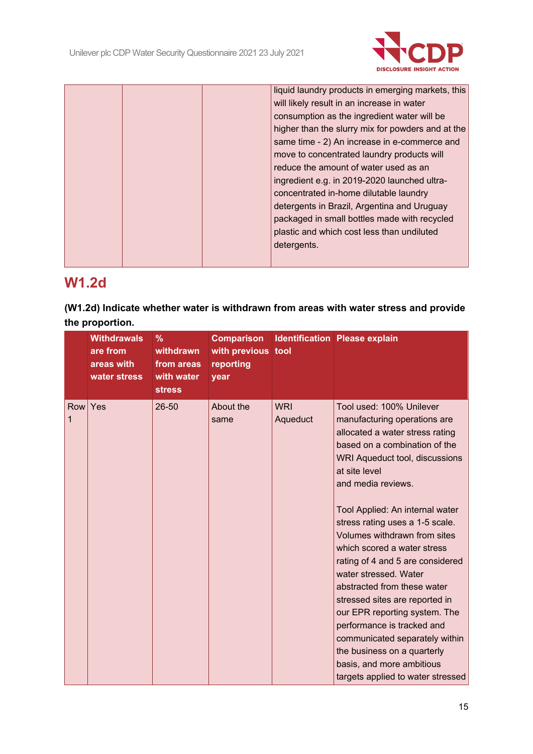|  |  |  | liquid laundry products in emerging markets, this will likely result in an increase in water consumption as the ingredient water will be higher than the slurry mix for powders and at the same time - 2) An increase in e-commerce and move to concentrated laundry products will reduce the amount of water used as an ingredient e.g. in 2019-2020 launched ultra-concentrated in-home dilutable laundry detergents in Brazil, Argentina and Uruguay packaged in small bottles made with recycled plastic and which cost less than undiluted detergents. |
|---|---|---|---|

## W1.2d

**(W1.2d) Indicate whether water is withdrawn from areas with water stress and provide the proportion.**

|  | Withdrawals are from areas with water stress | % withdrawn from areas with water stress | Comparison with previous reporting year | Identification tool | Please explain |
|---|---|---|---|---|---|
| Row 1 | Yes | 26-50 | About the same | WRI Aqueduct | Tool used: 100% Unilever manufacturing operations are allocated a water stress rating based on a combination of the WRI Aqueduct tool, discussions at site level and media reviews.<br><br>Tool Applied: An internal water stress rating uses a 1-5 scale. Volumes withdrawn from sites which scored a water stress rating of 4 and 5 are considered water stressed. Water abstracted from these water stressed sites are reported in our EPR reporting system. The performance is tracked and communicated separately within the business on a quarterly basis, and more ambitious targets applied to water stressed |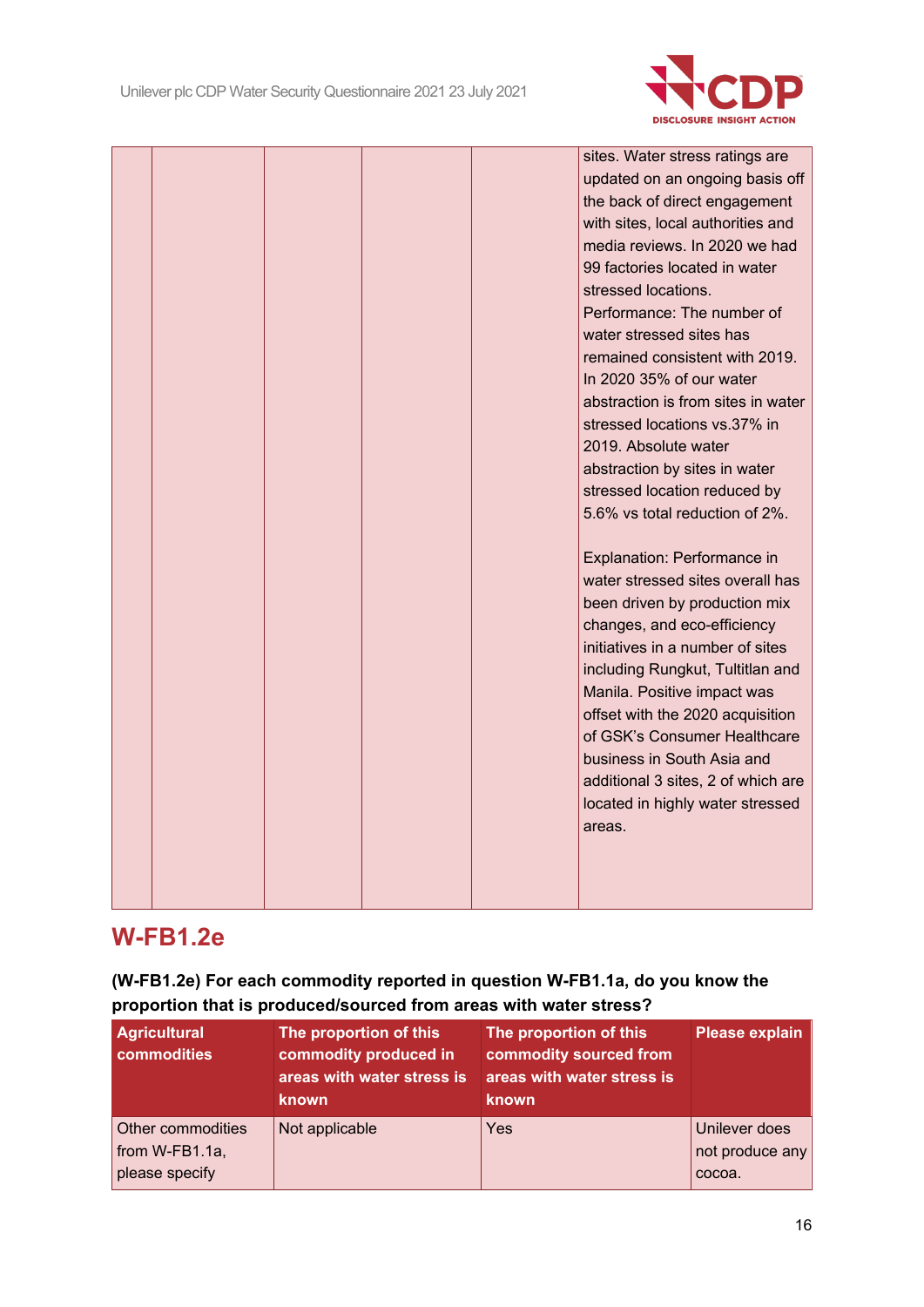| | | | | | |
|---|---|---|---|---|---|
| | | | | | sites. Water stress ratings are updated on an ongoing basis off the back of direct engagement with sites, local authorities and media reviews. In 2020 we had 99 factories located in water stressed locations. Performance: The number of water stressed sites has remained consistent with 2019. In 2020 35% of our water abstraction is from sites in water stressed locations vs.37% in 2019. Absolute water abstraction by sites in water stressed location reduced by 5.6% vs total reduction of 2%.<br><br>Explanation: Performance in water stressed sites overall has been driven by production mix changes, and eco-efficiency initiatives in a number of sites including Rungkut, Tultitlan and Manila. Positive impact was offset with the 2020 acquisition of GSK's Consumer Healthcare business in South Asia and additional 3 sites, 2 of which are located in highly water stressed areas. |

## W-FB1.2e

**(W-FB1.2e) For each commodity reported in question W-FB1.1a, do you know the proportion that is produced/sourced from areas with water stress?**

| Agricultural commodities | The proportion of this commodity produced in areas with water stress is known | The proportion of this commodity sourced from areas with water stress is known | Please explain |
|---|---|---|---|
| Other commodities from W-FB1.1a, please specify | Not applicable | Yes | Unilever does not produce any cocoa. |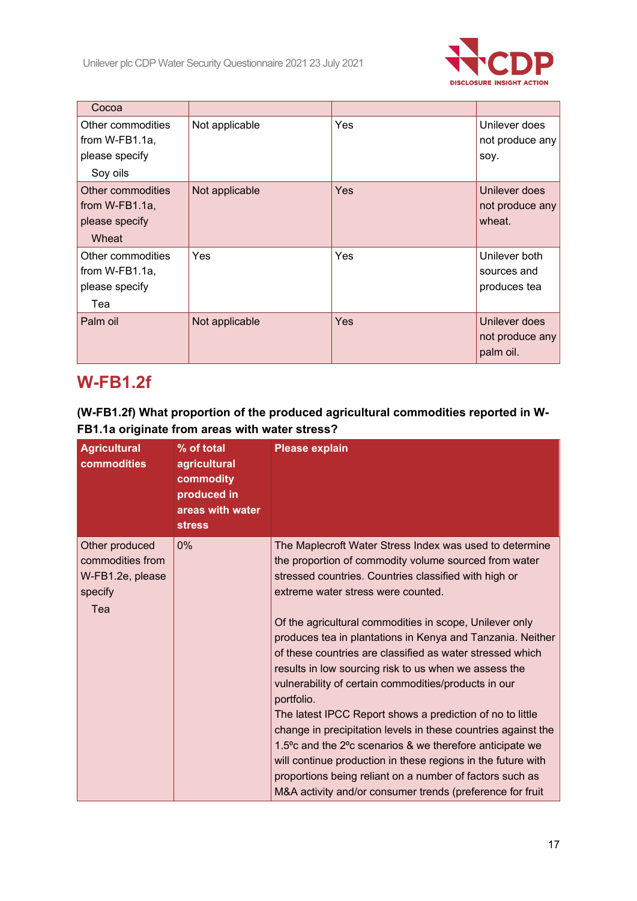| | | | |
|---|---|---|---|
| Cocoa | | | |
| Other commodities from W-FB1.1a, please specify<br>Soy oils | Not applicable | Yes | Unilever does not produce any soy. |
| Other commodities from W-FB1.1a, please specify<br>Wheat | Not applicable | Yes | Unilever does not produce any wheat. |
| Other commodities from W-FB1.1a, please specify<br>Tea | Yes | Yes | Unilever both sources and produces tea |
| Palm oil | Not applicable | Yes | Unilever does not produce any palm oil. |

## W-FB1.2f

**(W-FB1.2f) What proportion of the produced agricultural commodities reported in W-FB1.1a originate from areas with water stress?**

| Agricultural commodities | % of total agricultural commodity produced in areas with water stress | Please explain |
|---|---|---|
| Other produced commodities from W-FB1.2e, please specify<br>Tea | 0% | The Maplecroft Water Stress Index was used to determine the proportion of commodity volume sourced from water stressed countries. Countries classified with high or extreme water stress were counted.<br><br>Of the agricultural commodities in scope, Unilever only produces tea in plantations in Kenya and Tanzania. Neither of these countries are classified as water stressed which results in low sourcing risk to us when we assess the vulnerability of certain commodities/products in our portfolio.<br>The latest IPCC Report shows a prediction of no to little change in precipitation levels in these countries against the 1.5ºc and the 2ºc scenarios & we therefore anticipate we will continue production in these regions in the future with proportions being reliant on a number of factors such as M&A activity and/or consumer trends (preference for fruit |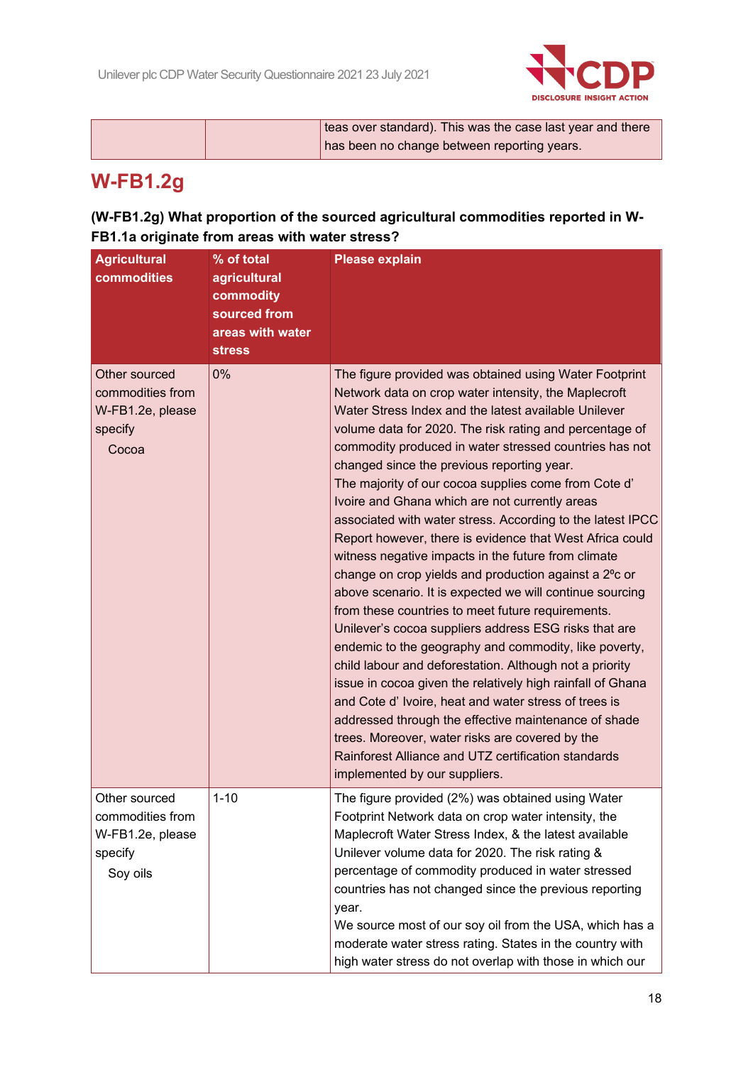| | | teas over standard). This was the case last year and there has been no change between reporting years. |
|---|---|---|

## W-FB1.2g

**(W-FB1.2g) What proportion of the sourced agricultural commodities reported in W-FB1.1a originate from areas with water stress?**

| Agricultural commodities | % of total agricultural commodity sourced from areas with water stress | Please explain |
|---|---|---|
| Other sourced commodities from W-FB1.2e, please specify<br>Cocoa | 0% | The figure provided was obtained using Water Footprint Network data on crop water intensity, the Maplecroft Water Stress Index and the latest available Unilever volume data for 2020. The risk rating and percentage of commodity produced in water stressed countries has not changed since the previous reporting year.<br>The majority of our cocoa supplies come from Cote d' Ivoire and Ghana which are not currently areas associated with water stress. According to the latest IPCC Report however, there is evidence that West Africa could witness negative impacts in the future from climate change on crop yields and production against a 2ºc or above scenario. It is expected we will continue sourcing from these countries to meet future requirements. Unilever's cocoa suppliers address ESG risks that are endemic to the geography and commodity, like poverty, child labour and deforestation. Although not a priority issue in cocoa given the relatively high rainfall of Ghana and Cote d' Ivoire, heat and water stress of trees is addressed through the effective maintenance of shade trees. Moreover, water risks are covered by the Rainforest Alliance and UTZ certification standards implemented by our suppliers. |
| Other sourced commodities from W-FB1.2e, please specify<br>Soy oils | 1-10 | The figure provided (2%) was obtained using Water Footprint Network data on crop water intensity, the Maplecroft Water Stress Index, & the latest available Unilever volume data for 2020. The risk rating & percentage of commodity produced in water stressed countries has not changed since the previous reporting year.<br>We source most of our soy oil from the USA, which has a moderate water stress rating. States in the country with high water stress do not overlap with those in which our |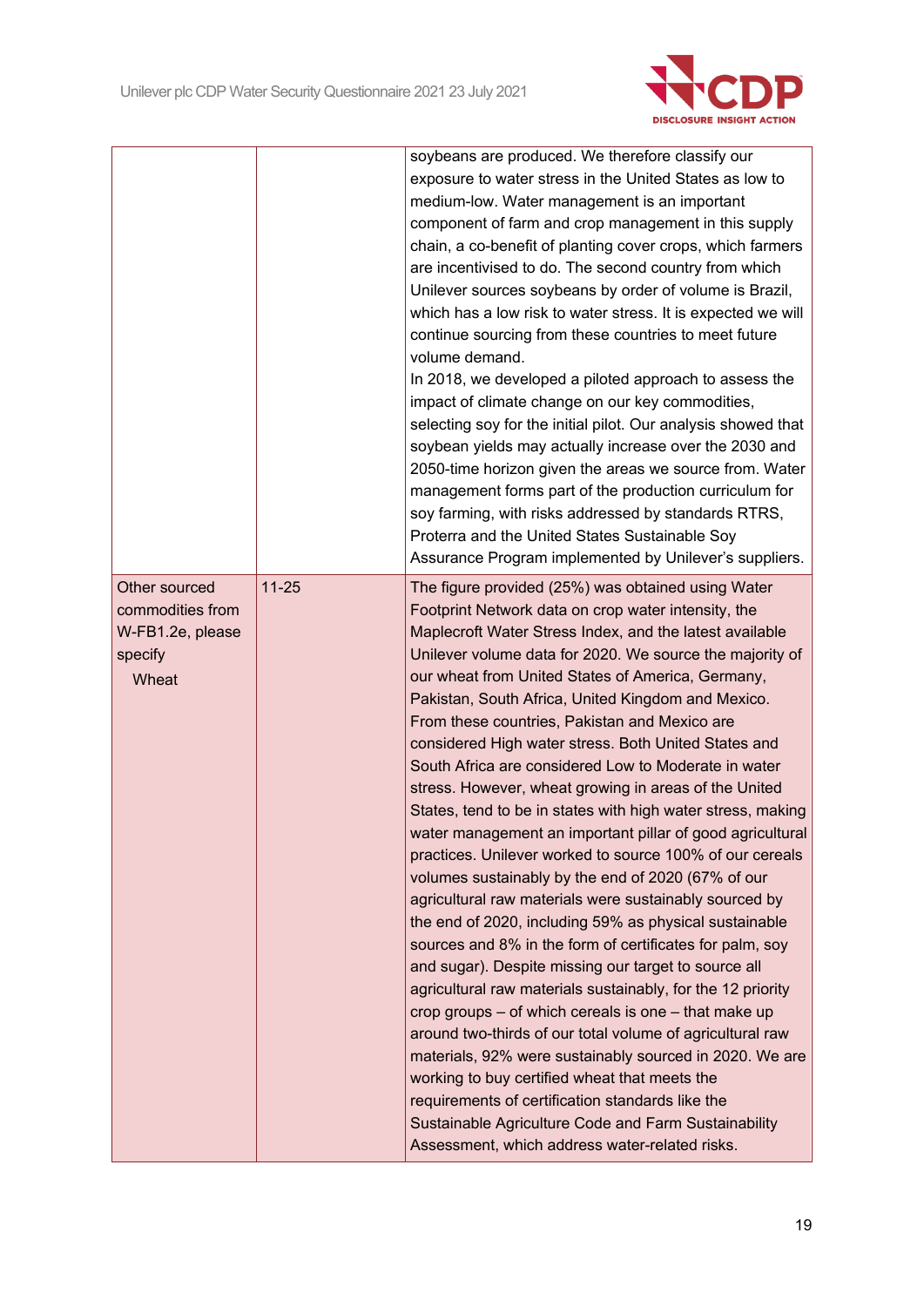| | | |
|---|---|---|
| | | soybeans are produced. We therefore classify our exposure to water stress in the United States as low to medium-low. Water management is an important component of farm and crop management in this supply chain, a co-benefit of planting cover crops, which farmers are incentivised to do. The second country from which Unilever sources soybeans by order of volume is Brazil, which has a low risk to water stress. It is expected we will continue sourcing from these countries to meet future volume demand.<br>In 2018, we developed a piloted approach to assess the impact of climate change on our key commodities, selecting soy for the initial pilot. Our analysis showed that soybean yields may actually increase over the 2030 and 2050-time horizon given the areas we source from. Water management forms part of the production curriculum for soy farming, with risks addressed by standards RTRS, Proterra and the United States Sustainable Soy Assurance Program implemented by Unilever's suppliers. |
| Other sourced commodities from W-FB1.2e, please specify<br>Wheat | 11-25 | The figure provided (25%) was obtained using Water Footprint Network data on crop water intensity, the Maplecroft Water Stress Index, and the latest available Unilever volume data for 2020. We source the majority of our wheat from United States of America, Germany, Pakistan, South Africa, United Kingdom and Mexico. From these countries, Pakistan and Mexico are considered High water stress. Both United States and South Africa are considered Low to Moderate in water stress. However, wheat growing in areas of the United States, tend to be in states with high water stress, making water management an important pillar of good agricultural practices. Unilever worked to source 100% of our cereals volumes sustainably by the end of 2020 (67% of our agricultural raw materials were sustainably sourced by the end of 2020, including 59% as physical sustainable sources and 8% in the form of certificates for palm, soy and sugar). Despite missing our target to source all agricultural raw materials sustainably, for the 12 priority crop groups – of which cereals is one – that make up around two-thirds of our total volume of agricultural raw materials, 92% were sustainably sourced in 2020. We are working to buy certified wheat that meets the requirements of certification standards like the Sustainable Agriculture Code and Farm Sustainability Assessment, which address water-related risks. |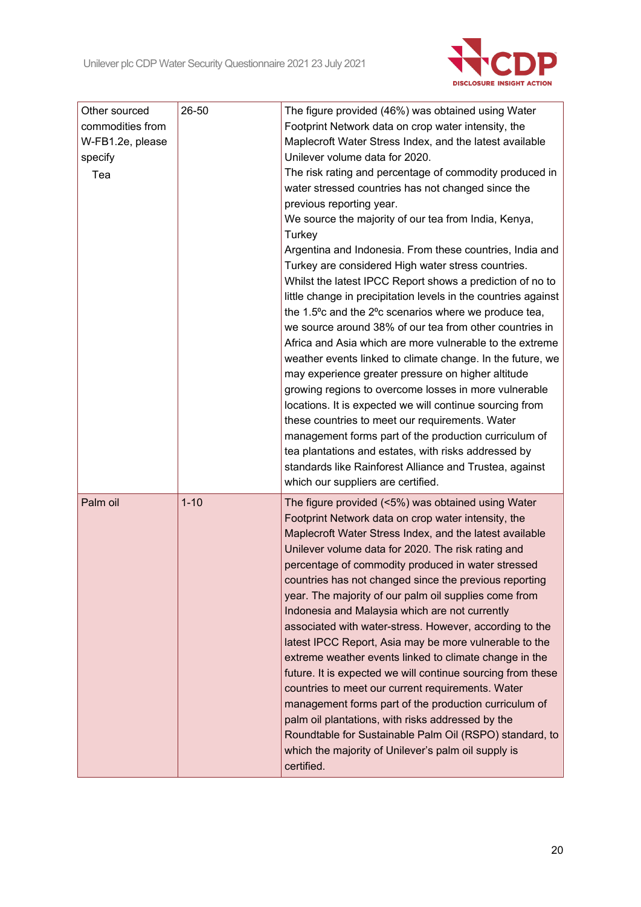| | | |
|---|---|---|
| Other sourced commodities from W-FB1.2e, please specify<br>Tea | 26-50 | The figure provided (46%) was obtained using Water Footprint Network data on crop water intensity, the Maplecroft Water Stress Index, and the latest available Unilever volume data for 2020.<br>The risk rating and percentage of commodity produced in water stressed countries has not changed since the previous reporting year.<br>We source the majority of our tea from India, Kenya, Turkey<br>Argentina and Indonesia. From these countries, India and Turkey are considered High water stress countries.<br>Whilst the latest IPCC Report shows a prediction of no to little change in precipitation levels in the countries against the 1.5ºc and the 2ºc scenarios where we produce tea, we source around 38% of our tea from other countries in Africa and Asia which are more vulnerable to the extreme weather events linked to climate change. In the future, we may experience greater pressure on higher altitude growing regions to overcome losses in more vulnerable locations. It is expected we will continue sourcing from these countries to meet our requirements. Water management forms part of the production curriculum of tea plantations and estates, with risks addressed by standards like Rainforest Alliance and Trustea, against which our suppliers are certified. |
| Palm oil | 1-10 | The figure provided (<5%) was obtained using Water Footprint Network data on crop water intensity, the Maplecroft Water Stress Index, and the latest available Unilever volume data for 2020. The risk rating and percentage of commodity produced in water stressed countries has not changed since the previous reporting year. The majority of our palm oil supplies come from Indonesia and Malaysia which are not currently associated with water-stress. However, according to the latest IPCC Report, Asia may be more vulnerable to the extreme weather events linked to climate change in the future. It is expected we will continue sourcing from these countries to meet our current requirements. Water management forms part of the production curriculum of palm oil plantations, with risks addressed by the Roundtable for Sustainable Palm Oil (RSPO) standard, to which the majority of Unilever's palm oil supply is certified. |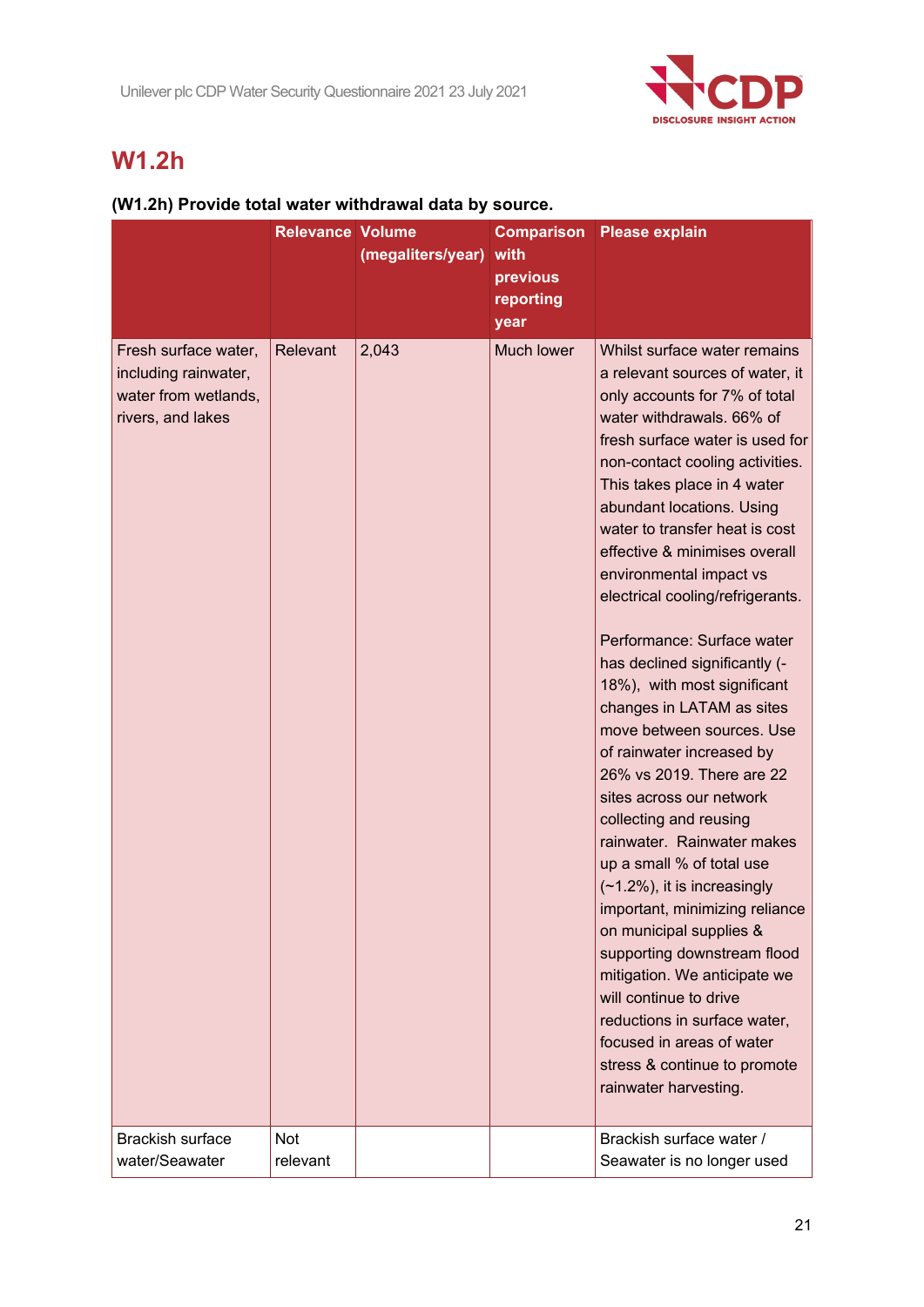## W1.2h

**(W1.2h) Provide total water withdrawal data by source.**

| | Relevance | Volume (megaliters/year) | Comparison with previous reporting year | Please explain |
|---|---|---|---|---|
| Fresh surface water, including rainwater, water from wetlands, rivers, and lakes | Relevant | 2,043 | Much lower | Whilst surface water remains a relevant sources of water, it only accounts for 7% of total water withdrawals. 66% of fresh surface water is used for non-contact cooling activities. This takes place in 4 water abundant locations. Using water to transfer heat is cost effective & minimises overall environmental impact vs electrical cooling/refrigerants.<br><br>Performance: Surface water has declined significantly (-18%), with most significant changes in LATAM as sites move between sources. Use of rainwater increased by 26% vs 2019. There are 22 sites across our network collecting and reusing rainwater. Rainwater makes up a small % of total use (~1.2%), it is increasingly important, minimizing reliance on municipal supplies & supporting downstream flood mitigation. We anticipate we will continue to drive reductions in surface water, focused in areas of water stress & continue to promote rainwater harvesting. |
| Brackish surface water/Seawater | Not relevant | | | Brackish surface water / Seawater is no longer used |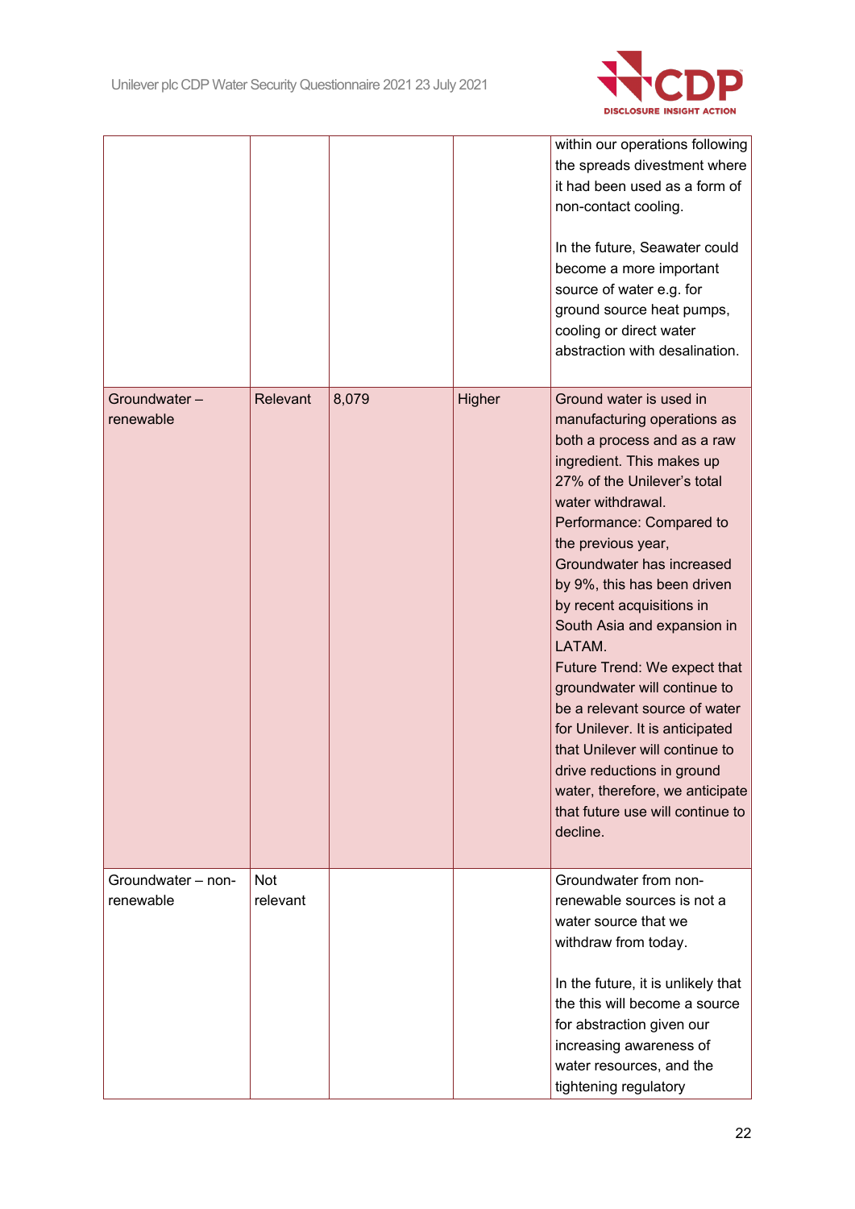| | | | | |
|---|---|---|---|---|
| | | | | within our operations following the spreads divestment where it had been used as a form of non-contact cooling.<br><br>In the future, Seawater could become a more important source of water e.g. for ground source heat pumps, cooling or direct water abstraction with desalination. |
| Groundwater – renewable | Relevant | 8,079 | Higher | Ground water is used in manufacturing operations as both a process and as a raw ingredient. This makes up 27% of the Unilever's total water withdrawal.<br>Performance: Compared to the previous year, Groundwater has increased by 9%, this has been driven by recent acquisitions in South Asia and expansion in LATAM.<br>Future Trend: We expect that groundwater will continue to be a relevant source of water for Unilever. It is anticipated that Unilever will continue to drive reductions in ground water, therefore, we anticipate that future use will continue to decline. |
| Groundwater – non-renewable | Not relevant | | | Groundwater from non-renewable sources is not a water source that we withdraw from today.<br><br>In the future, it is unlikely that the this will become a source for abstraction given our increasing awareness of water resources, and the tightening regulatory |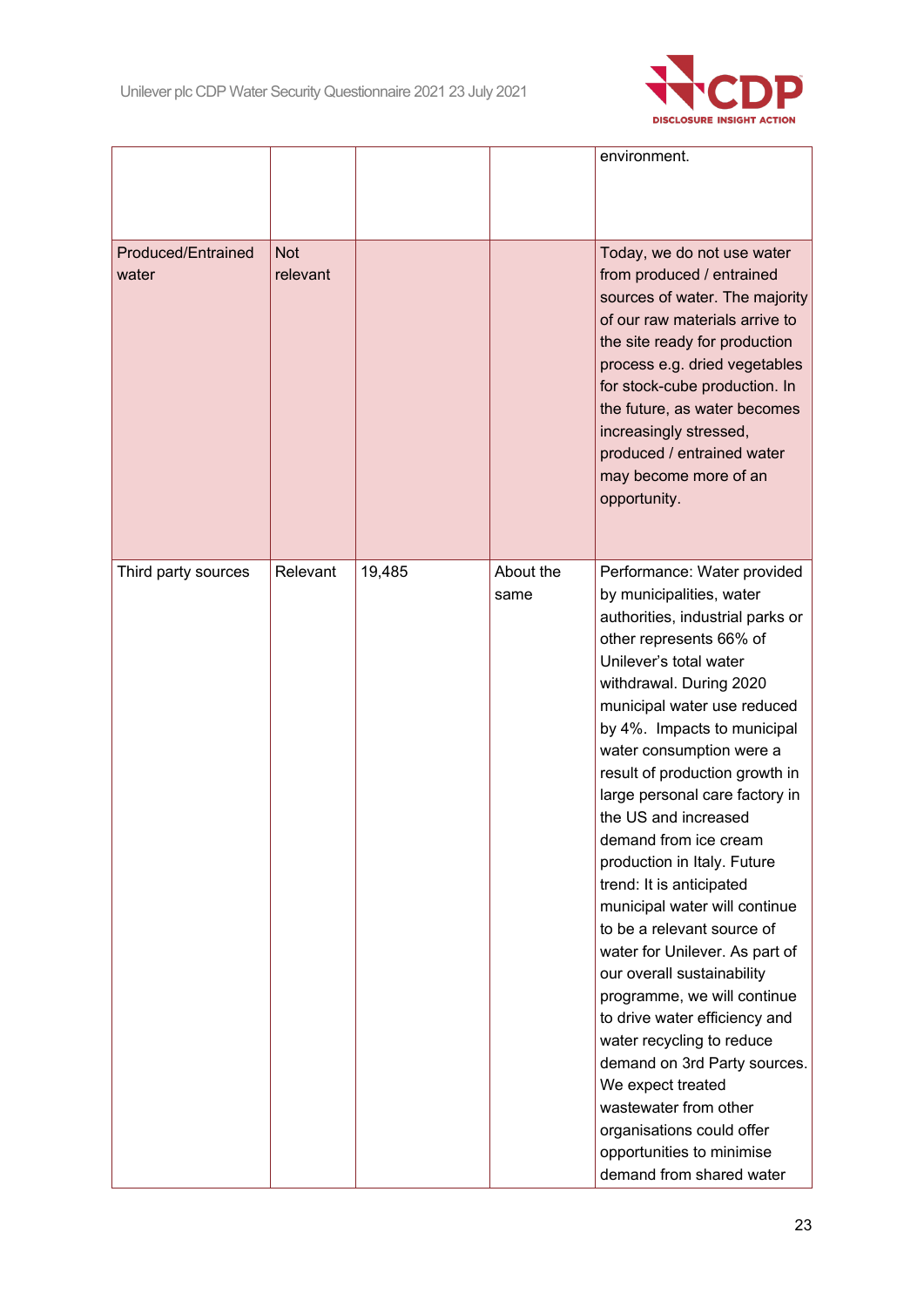| | | | | |
|---|---|---|---|---|
| | | | | environment. |
| Produced/Entrained water | Not relevant | | | Today, we do not use water from produced / entrained sources of water. The majority of our raw materials arrive to the site ready for production process e.g. dried vegetables for stock-cube production. In the future, as water becomes increasingly stressed, produced / entrained water may become more of an opportunity. |
| Third party sources | Relevant | 19,485 | About the same | Performance: Water provided by municipalities, water authorities, industrial parks or other represents 66% of Unilever's total water withdrawal. During 2020 municipal water use reduced by 4%. Impacts to municipal water consumption were a result of production growth in large personal care factory in the US and increased demand from ice cream production in Italy. Future trend: It is anticipated municipal water will continue to be a relevant source of water for Unilever. As part of our overall sustainability programme, we will continue to drive water efficiency and water recycling to reduce demand on 3rd Party sources. We expect treated wastewater from other organisations could offer opportunities to minimise demand from shared water |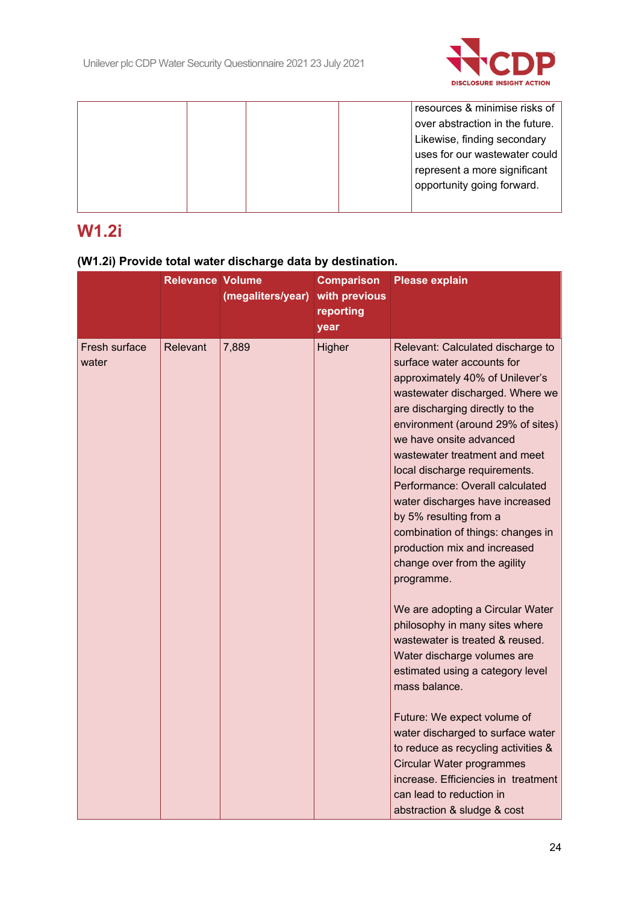|  |  |  |  | resources & minimise risks of over abstraction in the future. Likewise, finding secondary uses for our wastewater could represent a more significant opportunity going forward. |
|---|---|---|---|---|

## W1.2i

**(W1.2i) Provide total water discharge data by destination.**

|  | Relevance | Volume (megaliters/year) | Comparison with previous reporting year | Please explain |
|---|---|---|---|---|
| Fresh surface water | Relevant | 7,889 | Higher | Relevant: Calculated discharge to surface water accounts for approximately 40% of Unilever's wastewater discharged. Where we are discharging directly to the environment (around 29% of sites) we have onsite advanced wastewater treatment and meet local discharge requirements. Performance: Overall calculated water discharges have increased by 5% resulting from a combination of things: changes in production mix and increased change over from the agility programme.<br><br>We are adopting a Circular Water philosophy in many sites where wastewater is treated & reused. Water discharge volumes are estimated using a category level mass balance.<br><br>Future: We expect volume of water discharged to surface water to reduce as recycling activities & Circular Water programmes increase. Efficiencies in treatment can lead to reduction in abstraction & sludge & cost |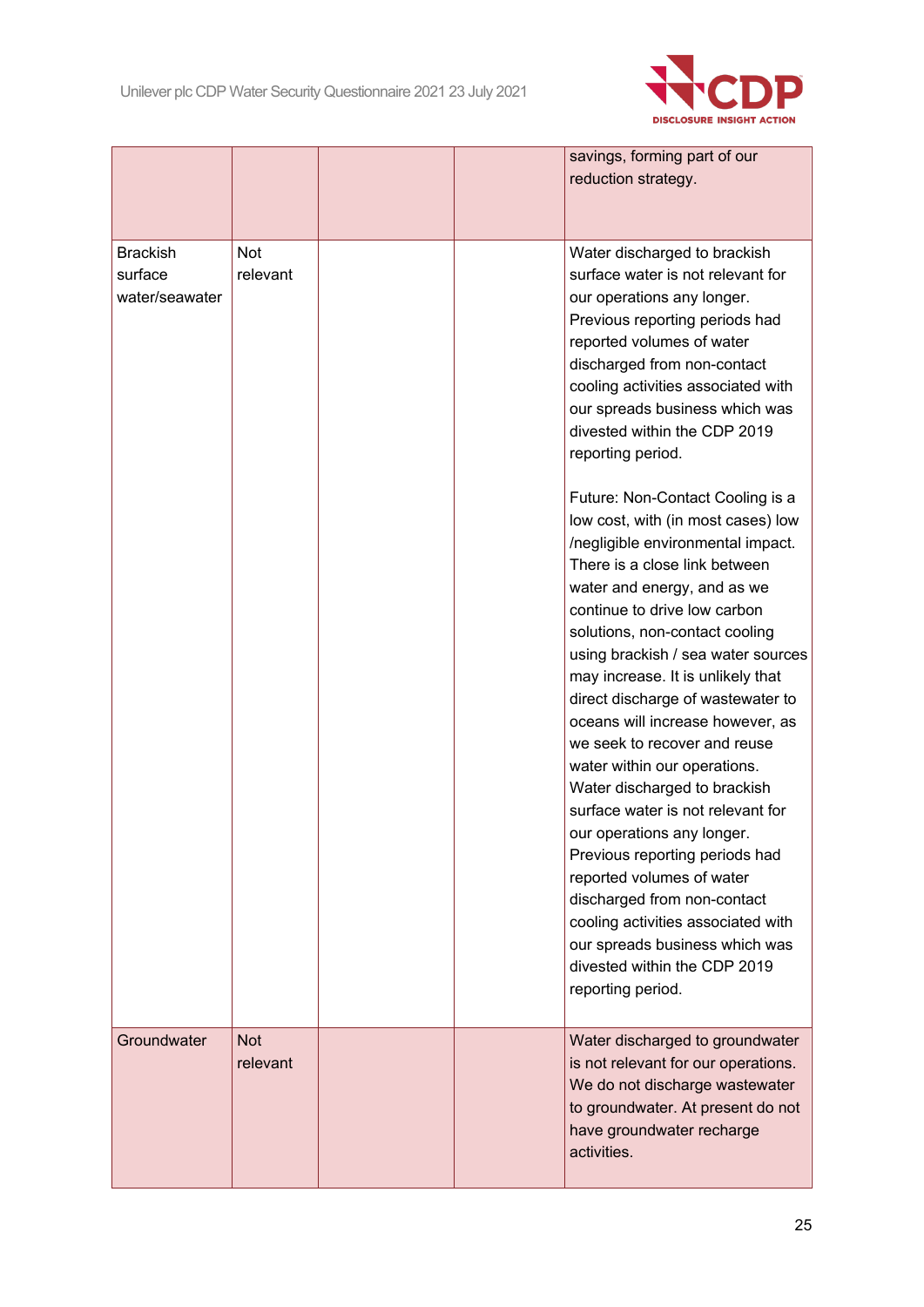| | | | | |
|---|---|---|---|---|
| | | | | savings, forming part of our reduction strategy. |
| Brackish surface water/seawater | Not relevant | | | Water discharged to brackish surface water is not relevant for our operations any longer. Previous reporting periods had reported volumes of water discharged from non-contact cooling activities associated with our spreads business which was divested within the CDP 2019 reporting period.<br><br>Future: Non-Contact Cooling is a low cost, with (in most cases) low /negligible environmental impact. There is a close link between water and energy, and as we continue to drive low carbon solutions, non-contact cooling using brackish / sea water sources may increase. It is unlikely that direct discharge of wastewater to oceans will increase however, as we seek to recover and reuse water within our operations. Water discharged to brackish surface water is not relevant for our operations any longer. Previous reporting periods had reported volumes of water discharged from non-contact cooling activities associated with our spreads business which was divested within the CDP 2019 reporting period. |
| Groundwater | Not relevant | | | Water discharged to groundwater is not relevant for our operations. We do not discharge wastewater to groundwater. At present do not have groundwater recharge activities. |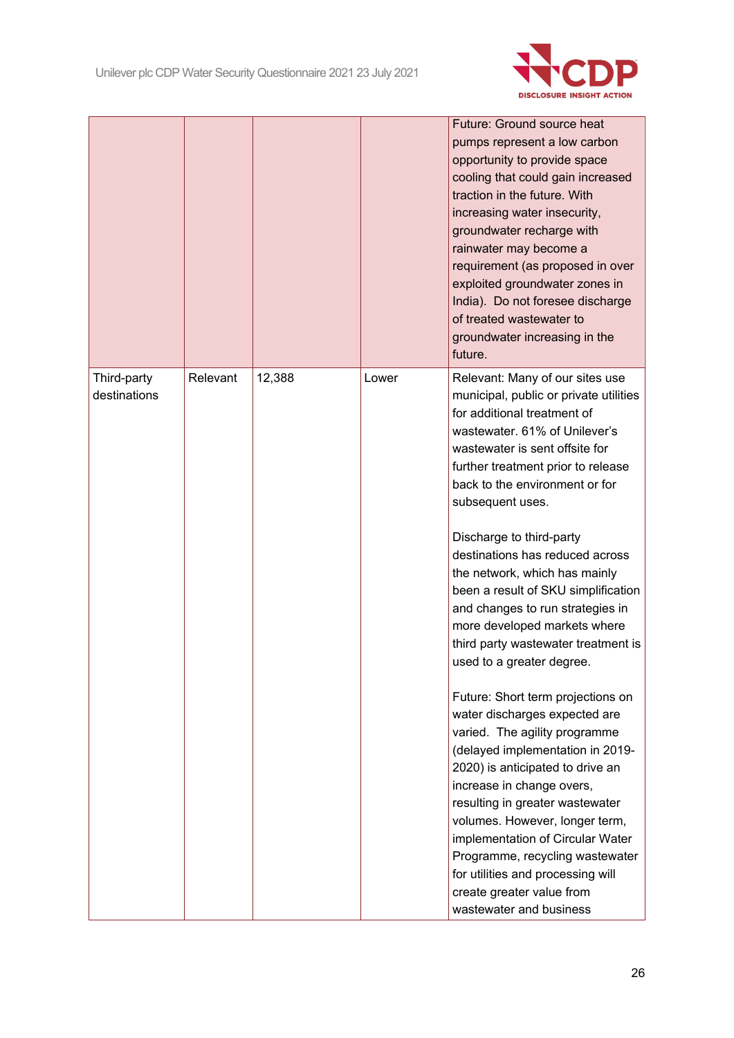| | | | | |
|---|---|---|---|---|
| | | | | Future: Ground source heat pumps represent a low carbon opportunity to provide space cooling that could gain increased traction in the future. With increasing water insecurity, groundwater recharge with rainwater may become a requirement (as proposed in over exploited groundwater zones in India). Do not foresee discharge of treated wastewater to groundwater increasing in the future. |
| Third-party destinations | Relevant | 12,388 | Lower | Relevant: Many of our sites use municipal, public or private utilities for additional treatment of wastewater. 61% of Unilever's wastewater is sent offsite for further treatment prior to release back to the environment or for subsequent uses.<br><br>Discharge to third-party destinations has reduced across the network, which has mainly been a result of SKU simplification and changes to run strategies in more developed markets where third party wastewater treatment is used to a greater degree.<br><br>Future: Short term projections on water discharges expected are varied. The agility programme (delayed implementation in 2019-2020) is anticipated to drive an increase in change overs, resulting in greater wastewater volumes. However, longer term, implementation of Circular Water Programme, recycling wastewater for utilities and processing will create greater value from wastewater and business |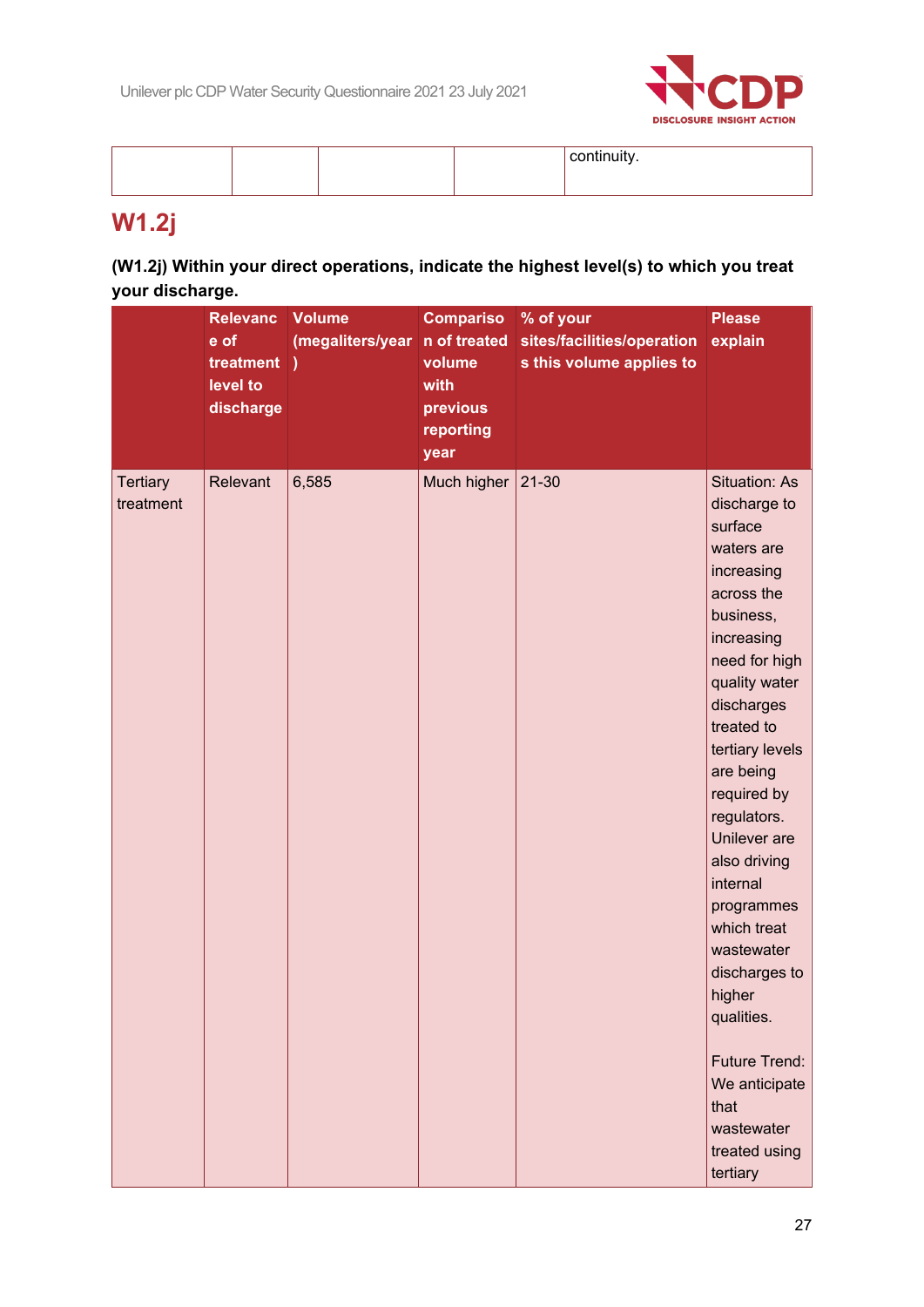| | | | | continuity. |
|---|---|---|---|---|

## W1.2j

**(W1.2j) Within your direct operations, indicate the highest level(s) to which you treat your discharge.**

| | Relevance of treatment level to discharge | Volume (megaliters/year) | Comparison of treated volume with previous reporting year | % of your sites/facilities/operations this volume applies to | Please explain |
|---|---|---|---|---|---|
| Tertiary treatment | Relevant | 6,585 | Much higher | 21-30 | Situation: As discharge to surface waters are increasing across the business, increasing need for high quality water discharges treated to tertiary levels are being required by regulators. Unilever are also driving internal programmes which treat wastewater discharges to higher qualities.<br><br>Future Trend: We anticipate that wastewater treated using tertiary |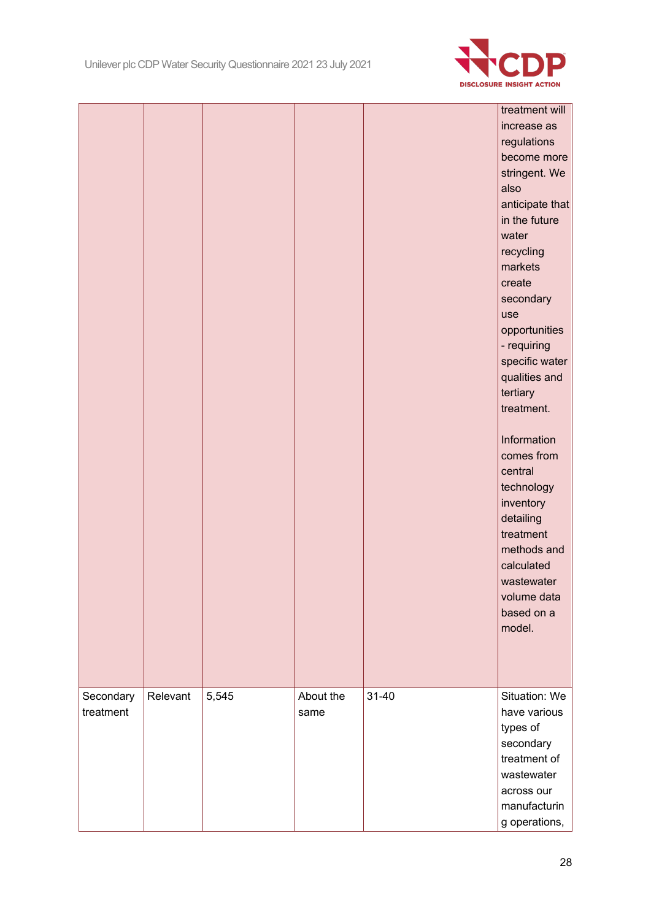| | | | | | |
|---|---|---|---|---|---|
| | | | | | treatment will increase as regulations become more stringent. We also anticipate that in the future water recycling markets create secondary use opportunities - requiring specific water qualities and tertiary treatment.<br><br>Information comes from central technology inventory detailing treatment methods and calculated wastewater volume data based on a model. |
| Secondary treatment | Relevant | 5,545 | About the same | 31-40 | Situation: We have various types of secondary treatment of wastewater across our manufacturing operations, |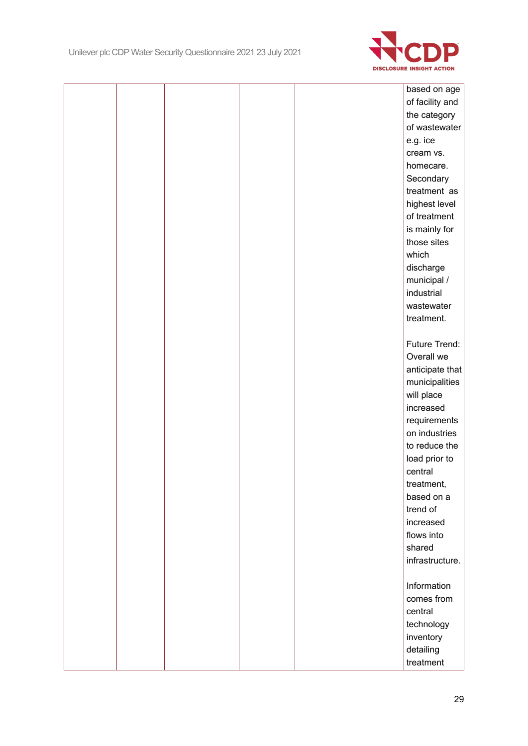| | | | | | |
|---|---|---|---|---|---|
| | | | | | based on age of facility and the category of wastewater e.g. ice cream vs. homecare. Secondary treatment as highest level of treatment is mainly for those sites which discharge municipal / industrial wastewater treatment.<br><br>Future Trend: Overall we anticipate that municipalities will place increased requirements on industries to reduce the load prior to central treatment, based on a trend of increased flows into shared infrastructure.<br><br>Information comes from central technology inventory detailing treatment |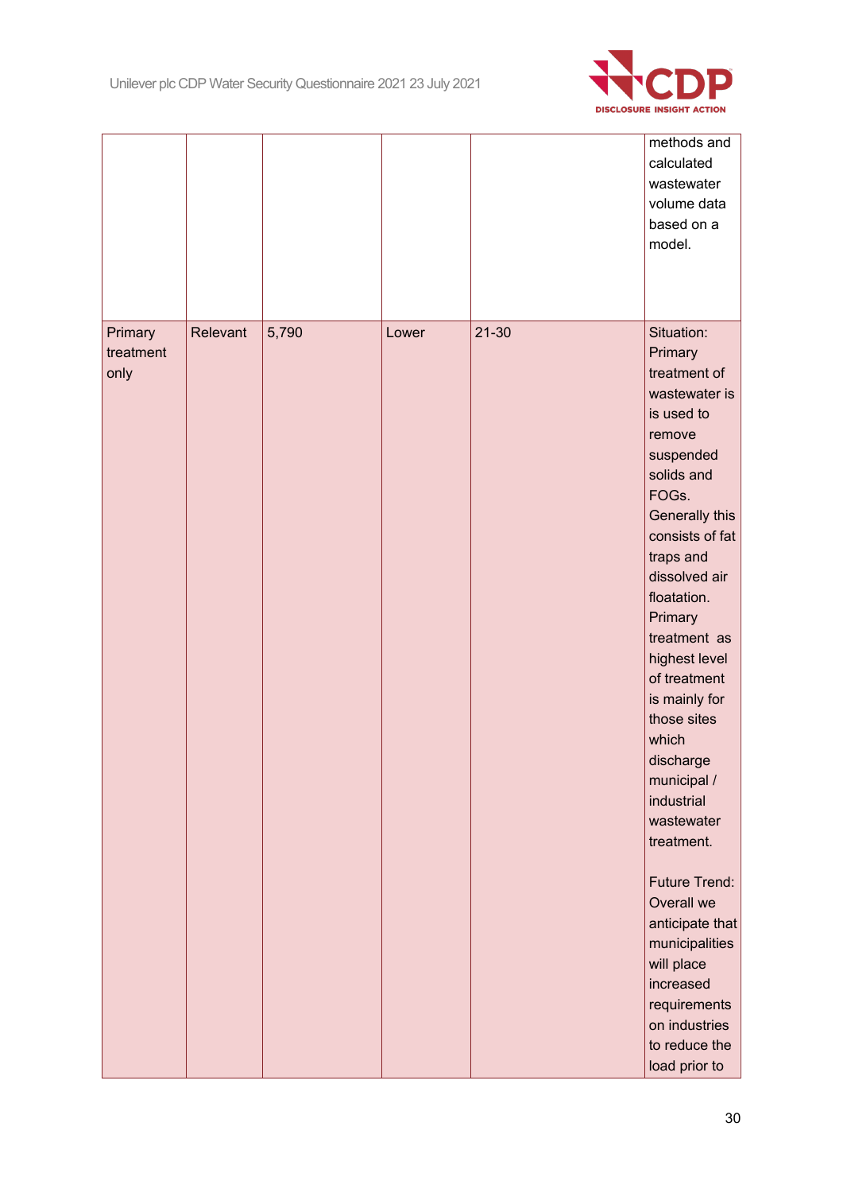|  |  |  |  |  |  |
|---|---|---|---|---|---|
|  |  |  |  |  | methods and calculated wastewater volume data based on a model. |
| Primary treatment only | Relevant | 5,790 | Lower | 21-30 | Situation: Primary treatment of wastewater is is used to remove suspended solids and FOGs. Generally this consists of fat traps and dissolved air floatation. Primary treatment as highest level of treatment is mainly for those sites which discharge municipal / industrial wastewater treatment.<br><br>Future Trend: Overall we anticipate that municipalities will place increased requirements on industries to reduce the load prior to |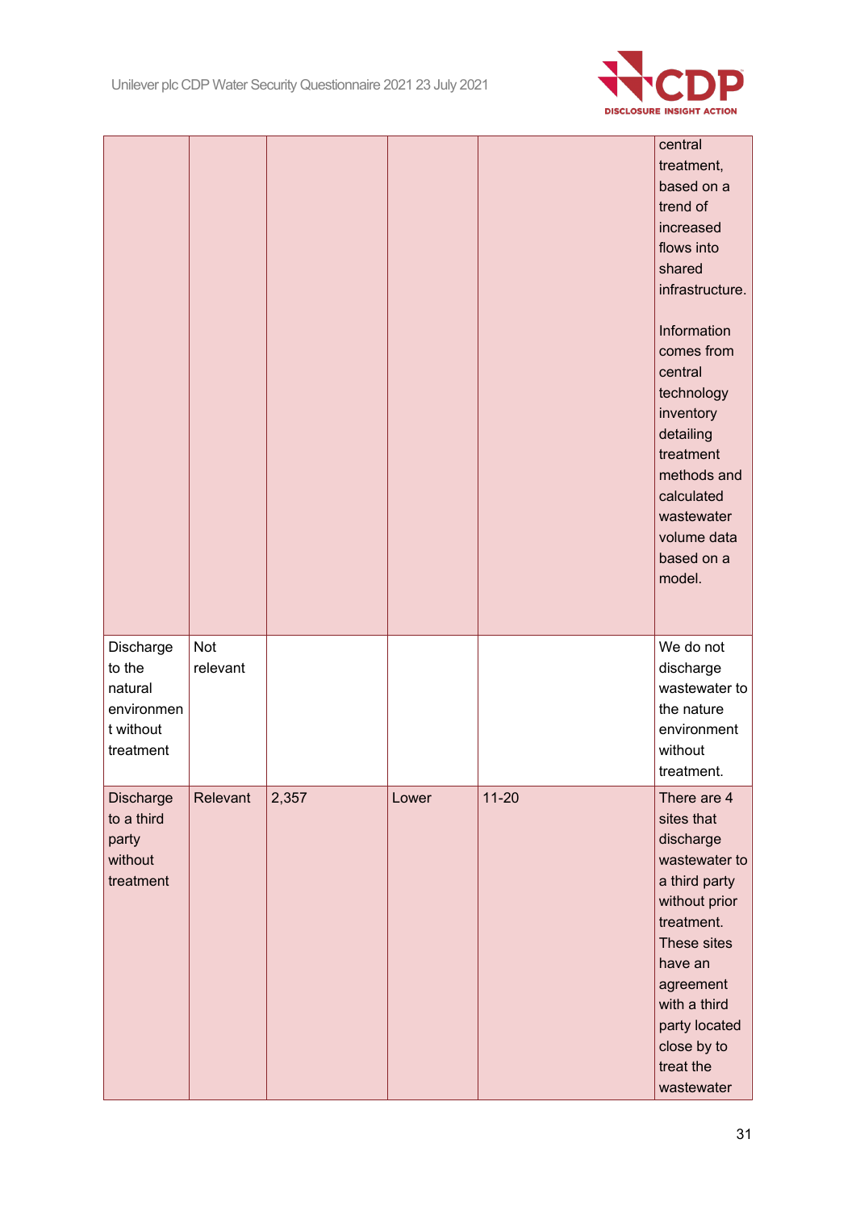| | | | | | |
|---|---|---|---|---|---|
| | | | | | central treatment, based on a trend of increased flows into shared infrastructure.<br><br>Information comes from central technology inventory detailing treatment methods and calculated wastewater volume data based on a model. |
| Discharge to the natural environment without treatment | Not relevant | | | | We do not discharge wastewater to the nature environment without treatment. |
| Discharge to a third party without treatment | Relevant | 2,357 | Lower | 11-20 | There are 4 sites that discharge wastewater to a third party without prior treatment. These sites have an agreement with a third party located close by to treat the wastewater |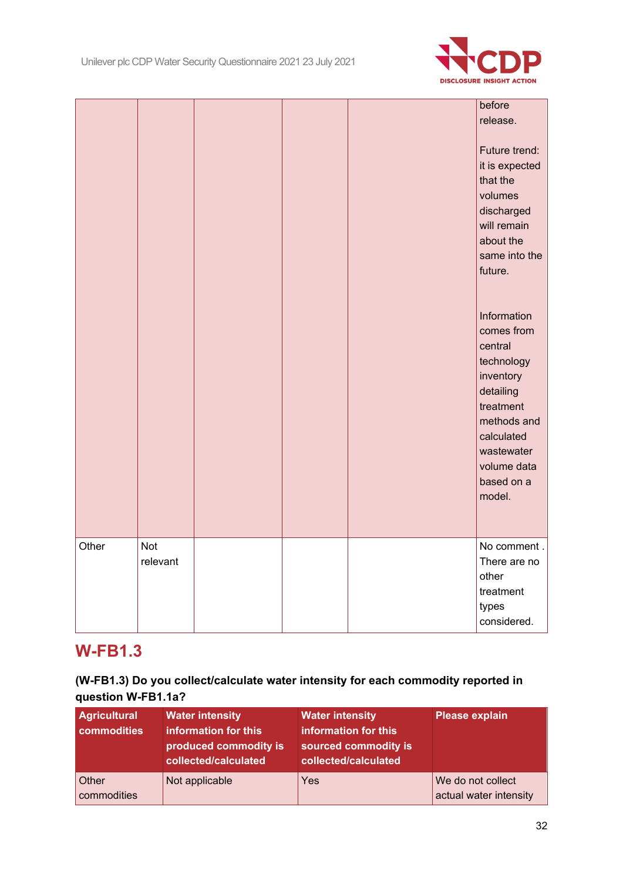| | | | | | |
|---|---|---|---|---|---|
| | | | | | before release.<br><br>Future trend: it is expected that the volumes discharged will remain about the same into the future.<br><br>Information comes from central technology inventory detailing treatment methods and calculated wastewater volume data based on a model. |
| Other | Not relevant | | | | No comment . There are no other treatment types considered. |

## W-FB1.3

**(W-FB1.3) Do you collect/calculate water intensity for each commodity reported in question W-FB1.1a?**

| Agricultural commodities | Water intensity information for this produced commodity is collected/calculated | Water intensity information for this sourced commodity is collected/calculated | Please explain |
|---|---|---|---|
| Other commodities | Not applicable | Yes | We do not collect actual water intensity |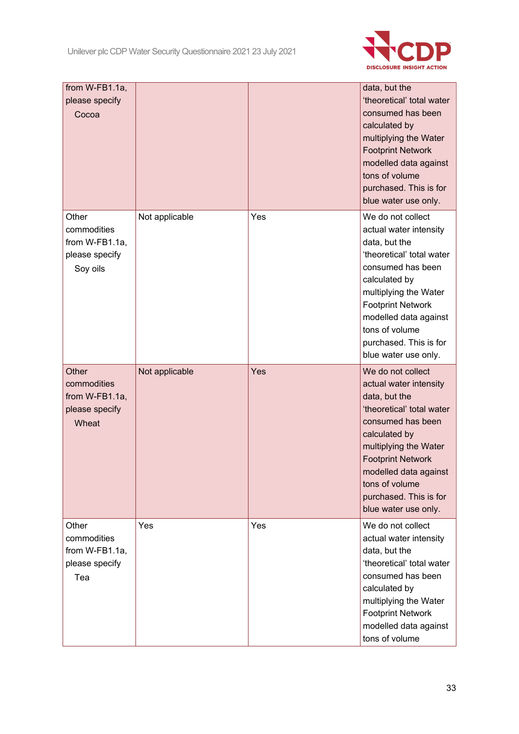| | | | |
|---|---|---|---|
| from W-FB1.1a, please specify Cocoa | | | data, but the 'theoretical' total water consumed has been calculated by multiplying the Water Footprint Network modelled data against tons of volume purchased. This is for blue water use only. |
| Other commodities from W-FB1.1a, please specify Soy oils | Not applicable | Yes | We do not collect actual water intensity data, but the 'theoretical' total water consumed has been calculated by multiplying the Water Footprint Network modelled data against tons of volume purchased. This is for blue water use only. |
| Other commodities from W-FB1.1a, please specify Wheat | Not applicable | Yes | We do not collect actual water intensity data, but the 'theoretical' total water consumed has been calculated by multiplying the Water Footprint Network modelled data against tons of volume purchased. This is for blue water use only. |
| Other commodities from W-FB1.1a, please specify Tea | Yes | Yes | We do not collect actual water intensity data, but the 'theoretical' total water consumed has been calculated by multiplying the Water Footprint Network modelled data against tons of volume |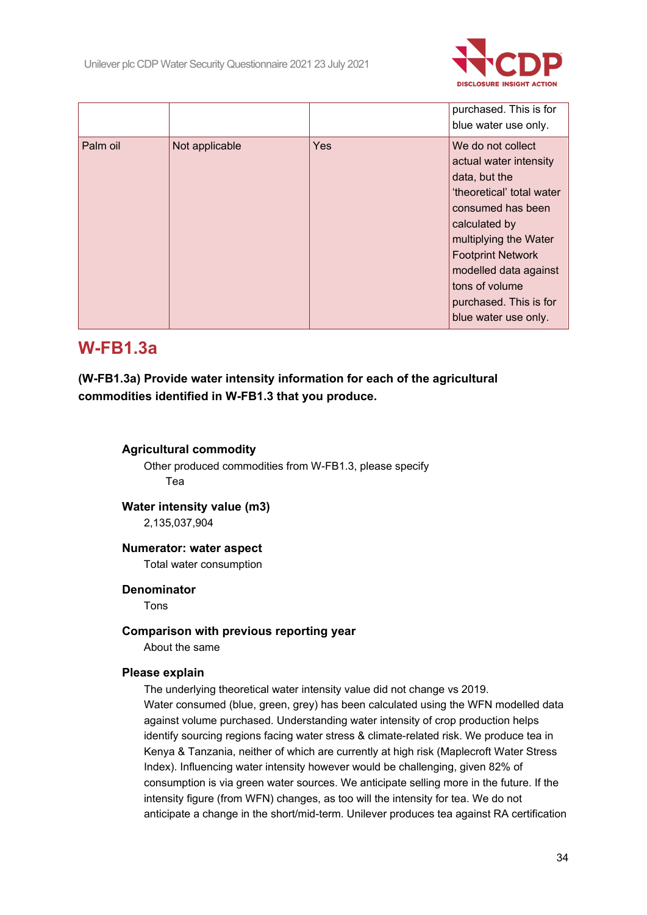| | | | |
|---|---|---|---|
| | | | purchased. This is for blue water use only. |
| Palm oil | Not applicable | Yes | We do not collect actual water intensity data, but the 'theoretical' total water consumed has been calculated by multiplying the Water Footprint Network modelled data against tons of volume purchased. This is for blue water use only. |

## W-FB1.3a

**(W-FB1.3a) Provide water intensity information for each of the agricultural commodities identified in W-FB1.3 that you produce.**

**Agricultural commodity**

Other produced commodities from W-FB1.3, please specify

Tea

**Water intensity value (m3)**

2,135,037,904

**Numerator: water aspect**

Total water consumption

**Denominator**

Tons

**Comparison with previous reporting year**

About the same

**Please explain**

The underlying theoretical water intensity value did not change vs 2019. Water consumed (blue, green, grey) has been calculated using the WFN modelled data against volume purchased. Understanding water intensity of crop production helps identify sourcing regions facing water stress & climate-related risk. We produce tea in Kenya & Tanzania, neither of which are currently at high risk (Maplecroft Water Stress Index). Influencing water intensity however would be challenging, given 82% of consumption is via green water sources. We anticipate selling more in the future. If the intensity figure (from WFN) changes, as too will the intensity for tea. We do not anticipate a change in the short/mid-term. Unilever produces tea against RA certification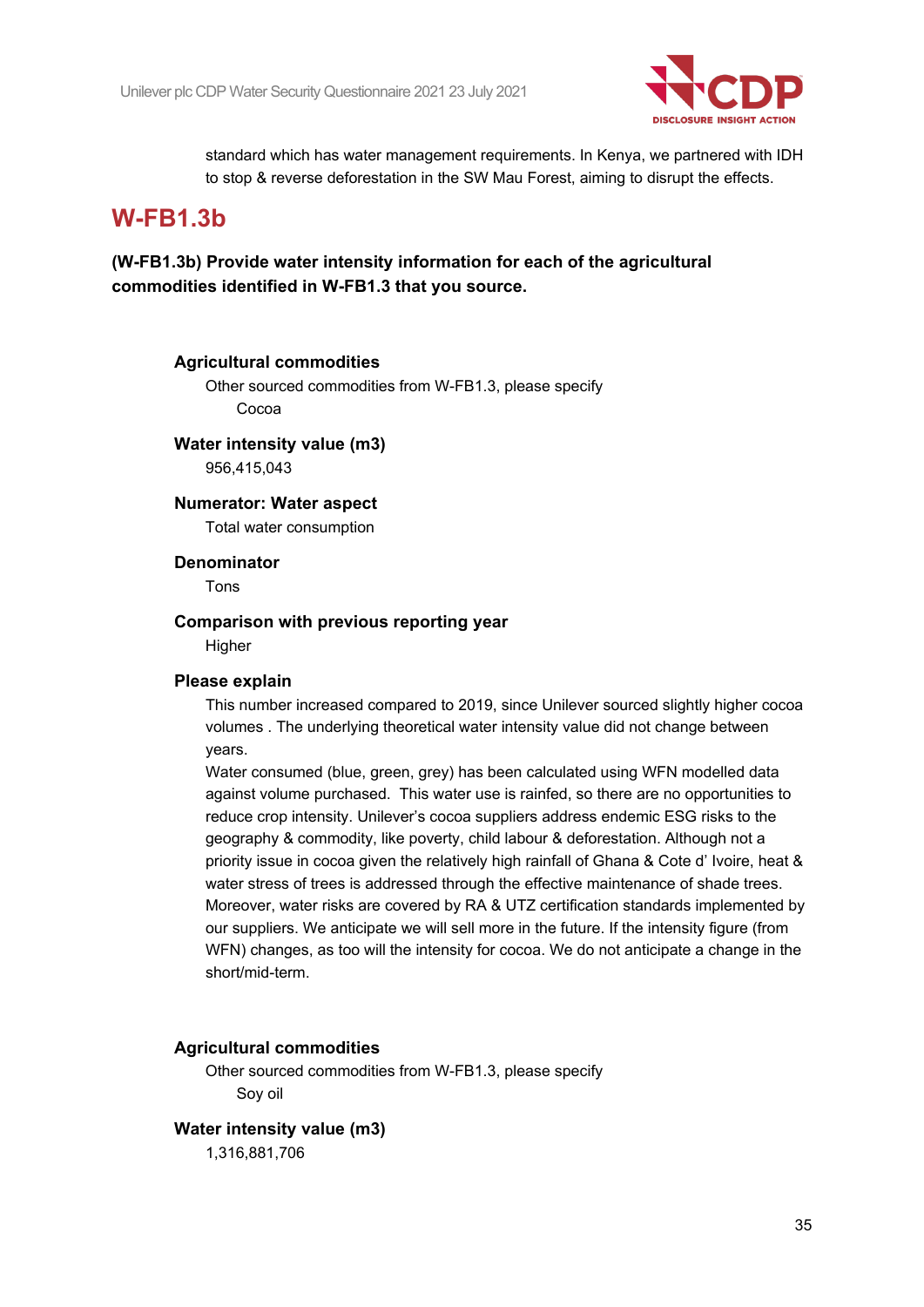standard which has water management requirements. In Kenya, we partnered with IDH to stop & reverse deforestation in the SW Mau Forest, aiming to disrupt the effects.

# W-FB1.3b

**(W-FB1.3b) Provide water intensity information for each of the agricultural commodities identified in W-FB1.3 that you source.**

**Agricultural commodities**

Other sourced commodities from W-FB1.3, please specify

Cocoa

**Water intensity value (m3)**

956,415,043

**Numerator: Water aspect**

Total water consumption

**Denominator**

Tons

**Comparison with previous reporting year**

Higher

**Please explain**

This number increased compared to 2019, since Unilever sourced slightly higher cocoa volumes . The underlying theoretical water intensity value did not change between years.

Water consumed (blue, green, grey) has been calculated using WFN modelled data against volume purchased. This water use is rainfed, so there are no opportunities to reduce crop intensity. Unilever's cocoa suppliers address endemic ESG risks to the geography & commodity, like poverty, child labour & deforestation. Although not a priority issue in cocoa given the relatively high rainfall of Ghana & Cote d' Ivoire, heat & water stress of trees is addressed through the effective maintenance of shade trees. Moreover, water risks are covered by RA & UTZ certification standards implemented by our suppliers. We anticipate we will sell more in the future. If the intensity figure (from WFN) changes, as too will the intensity for cocoa. We do not anticipate a change in the short/mid-term.

**Agricultural commodities**

Other sourced commodities from W-FB1.3, please specify

Soy oil

**Water intensity value (m3)**

1,316,881,706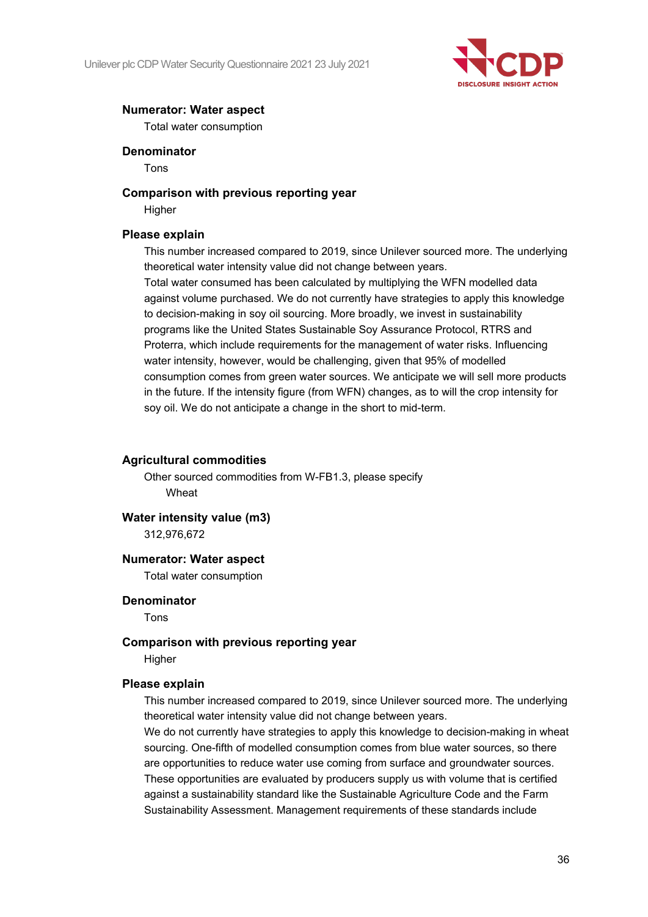**Numerator: Water aspect**

Total water consumption

**Denominator**

Tons

**Comparison with previous reporting year**

Higher

**Please explain**

This number increased compared to 2019, since Unilever sourced more. The underlying theoretical water intensity value did not change between years.
Total water consumed has been calculated by multiplying the WFN modelled data against volume purchased. We do not currently have strategies to apply this knowledge to decision-making in soy oil sourcing. More broadly, we invest in sustainability programs like the United States Sustainable Soy Assurance Protocol, RTRS and Proterra, which include requirements for the management of water risks. Influencing water intensity, however, would be challenging, given that 95% of modelled consumption comes from green water sources. We anticipate we will sell more products in the future. If the intensity figure (from WFN) changes, as to will the crop intensity for soy oil. We do not anticipate a change in the short to mid-term.

**Agricultural commodities**

Other sourced commodities from W-FB1.3, please specify

Wheat

**Water intensity value (m3)**

312,976,672

**Numerator: Water aspect**

Total water consumption

**Denominator**

Tons

**Comparison with previous reporting year**

Higher

**Please explain**

This number increased compared to 2019, since Unilever sourced more. The underlying theoretical water intensity value did not change between years.
We do not currently have strategies to apply this knowledge to decision-making in wheat sourcing. One-fifth of modelled consumption comes from blue water sources, so there are opportunities to reduce water use coming from surface and groundwater sources. These opportunities are evaluated by producers supply us with volume that is certified against a sustainability standard like the Sustainable Agriculture Code and the Farm Sustainability Assessment. Management requirements of these standards include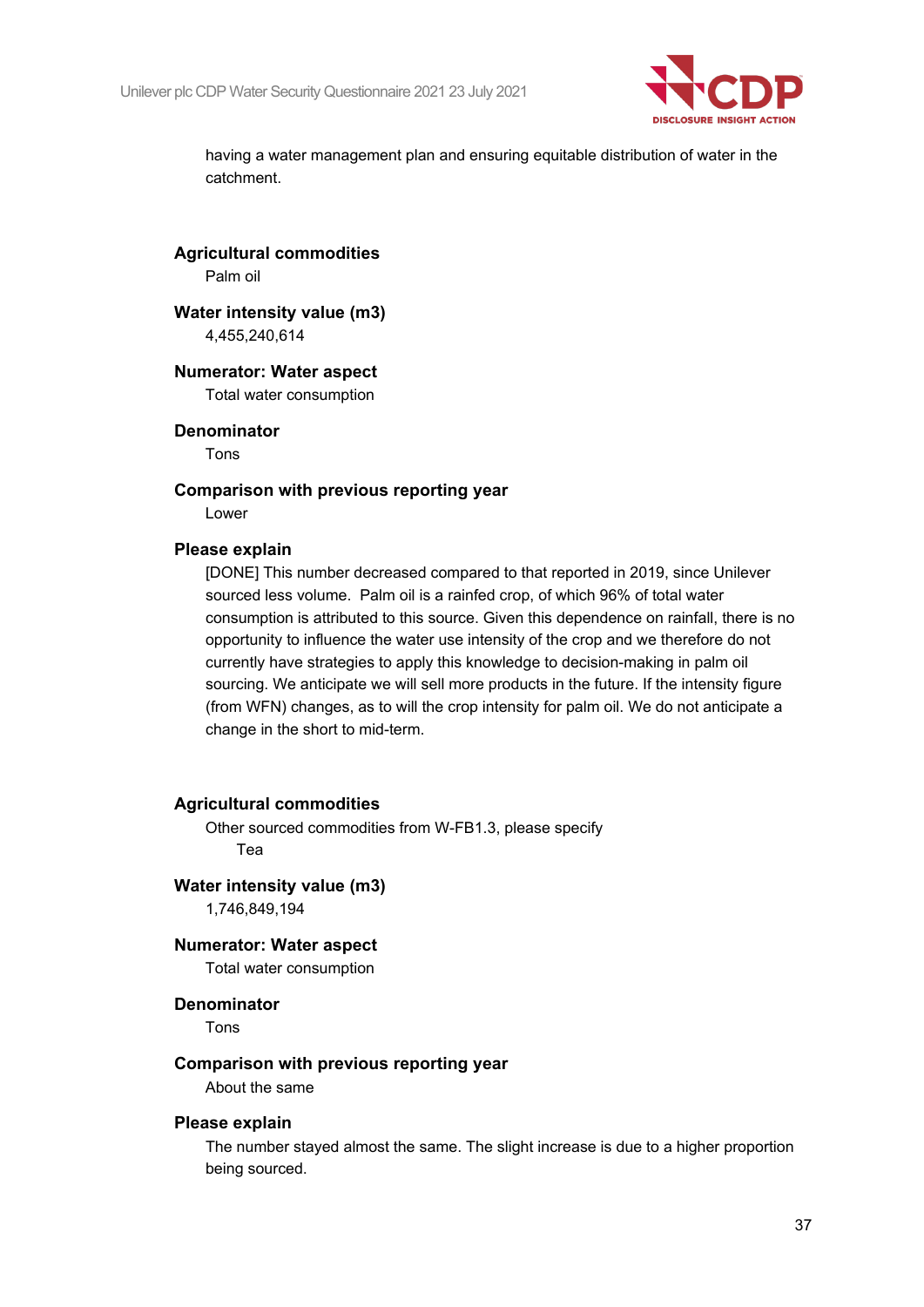having a water management plan and ensuring equitable distribution of water in the catchment.

**Agricultural commodities**
Palm oil

**Water intensity value (m3)**
4,455,240,614

**Numerator: Water aspect**
Total water consumption

**Denominator**
Tons

**Comparison with previous reporting year**
Lower

**Please explain**
[DONE] This number decreased compared to that reported in 2019, since Unilever sourced less volume. Palm oil is a rainfed crop, of which 96% of total water consumption is attributed to this source. Given this dependence on rainfall, there is no opportunity to influence the water use intensity of the crop and we therefore do not currently have strategies to apply this knowledge to decision-making in palm oil sourcing. We anticipate we will sell more products in the future. If the intensity figure (from WFN) changes, as to will the crop intensity for palm oil. We do not anticipate a change in the short to mid-term.

**Agricultural commodities**
Other sourced commodities from W-FB1.3, please specify
Tea

**Water intensity value (m3)**
1,746,849,194

**Numerator: Water aspect**
Total water consumption

**Denominator**
Tons

**Comparison with previous reporting year**
About the same

**Please explain**
The number stayed almost the same. The slight increase is due to a higher proportion being sourced.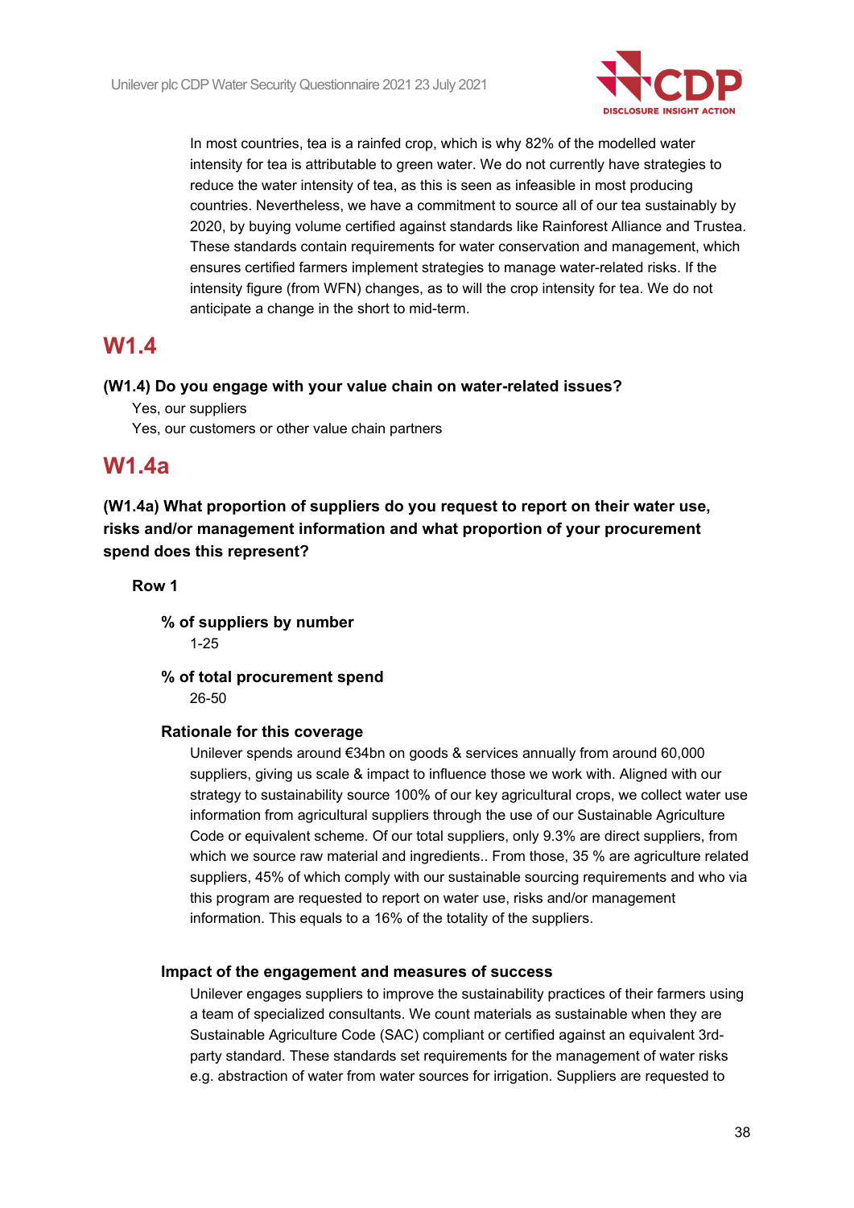In most countries, tea is a rainfed crop, which is why 82% of the modelled water intensity for tea is attributable to green water. We do not currently have strategies to reduce the water intensity of tea, as this is seen as infeasible in most producing countries. Nevertheless, we have a commitment to source all of our tea sustainably by 2020, by buying volume certified against standards like Rainforest Alliance and Trustea. These standards contain requirements for water conservation and management, which ensures certified farmers implement strategies to manage water-related risks. If the intensity figure (from WFN) changes, as to will the crop intensity for tea. We do not anticipate a change in the short to mid-term.

## W1.4

**(W1.4) Do you engage with your value chain on water-related issues?**

Yes, our suppliers
Yes, our customers or other value chain partners

## W1.4a

**(W1.4a) What proportion of suppliers do you request to report on their water use, risks and/or management information and what proportion of your procurement spend does this represent?**

**Row 1**

**% of suppliers by number**

1-25

**% of total procurement spend**

26-50

**Rationale for this coverage**

Unilever spends around €34bn on goods & services annually from around 60,000 suppliers, giving us scale & impact to influence those we work with. Aligned with our strategy to sustainability source 100% of our key agricultural crops, we collect water use information from agricultural suppliers through the use of our Sustainable Agriculture Code or equivalent scheme. Of our total suppliers, only 9.3% are direct suppliers, from which we source raw material and ingredients.. From those, 35 % are agriculture related suppliers, 45% of which comply with our sustainable sourcing requirements and who via this program are requested to report on water use, risks and/or management information. This equals to a 16% of the totality of the suppliers.

**Impact of the engagement and measures of success**

Unilever engages suppliers to improve the sustainability practices of their farmers using a team of specialized consultants. We count materials as sustainable when they are Sustainable Agriculture Code (SAC) compliant or certified against an equivalent 3rd-party standard. These standards set requirements for the management of water risks e.g. abstraction of water from water sources for irrigation. Suppliers are requested to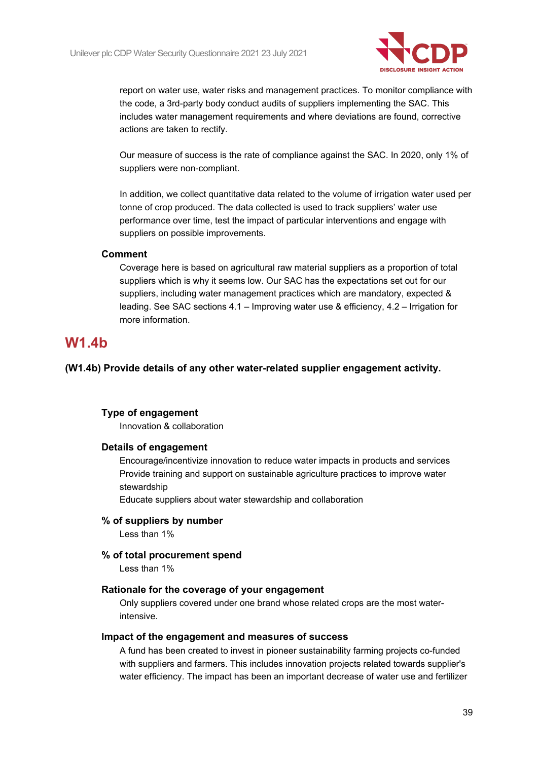report on water use, water risks and management practices. To monitor compliance with the code, a 3rd-party body conduct audits of suppliers implementing the SAC. This includes water management requirements and where deviations are found, corrective actions are taken to rectify.

Our measure of success is the rate of compliance against the SAC. In 2020, only 1% of suppliers were non-compliant.

In addition, we collect quantitative data related to the volume of irrigation water used per tonne of crop produced. The data collected is used to track suppliers' water use performance over time, test the impact of particular interventions and engage with suppliers on possible improvements.

**Comment**

Coverage here is based on agricultural raw material suppliers as a proportion of total suppliers which is why it seems low. Our SAC has the expectations set out for our suppliers, including water management practices which are mandatory, expected & leading. See SAC sections 4.1 – Improving water use & efficiency, 4.2 – Irrigation for more information.

## W1.4b

**(W1.4b) Provide details of any other water-related supplier engagement activity.**

**Type of engagement**

Innovation & collaboration

**Details of engagement**

Encourage/incentivize innovation to reduce water impacts in products and services
Provide training and support on sustainable agriculture practices to improve water stewardship
Educate suppliers about water stewardship and collaboration

**% of suppliers by number**

Less than 1%

**% of total procurement spend**

Less than 1%

**Rationale for the coverage of your engagement**

Only suppliers covered under one brand whose related crops are the most water-intensive.

**Impact of the engagement and measures of success**

A fund has been created to invest in pioneer sustainability farming projects co-funded with suppliers and farmers. This includes innovation projects related towards supplier's water efficiency. The impact has been an important decrease of water use and fertilizer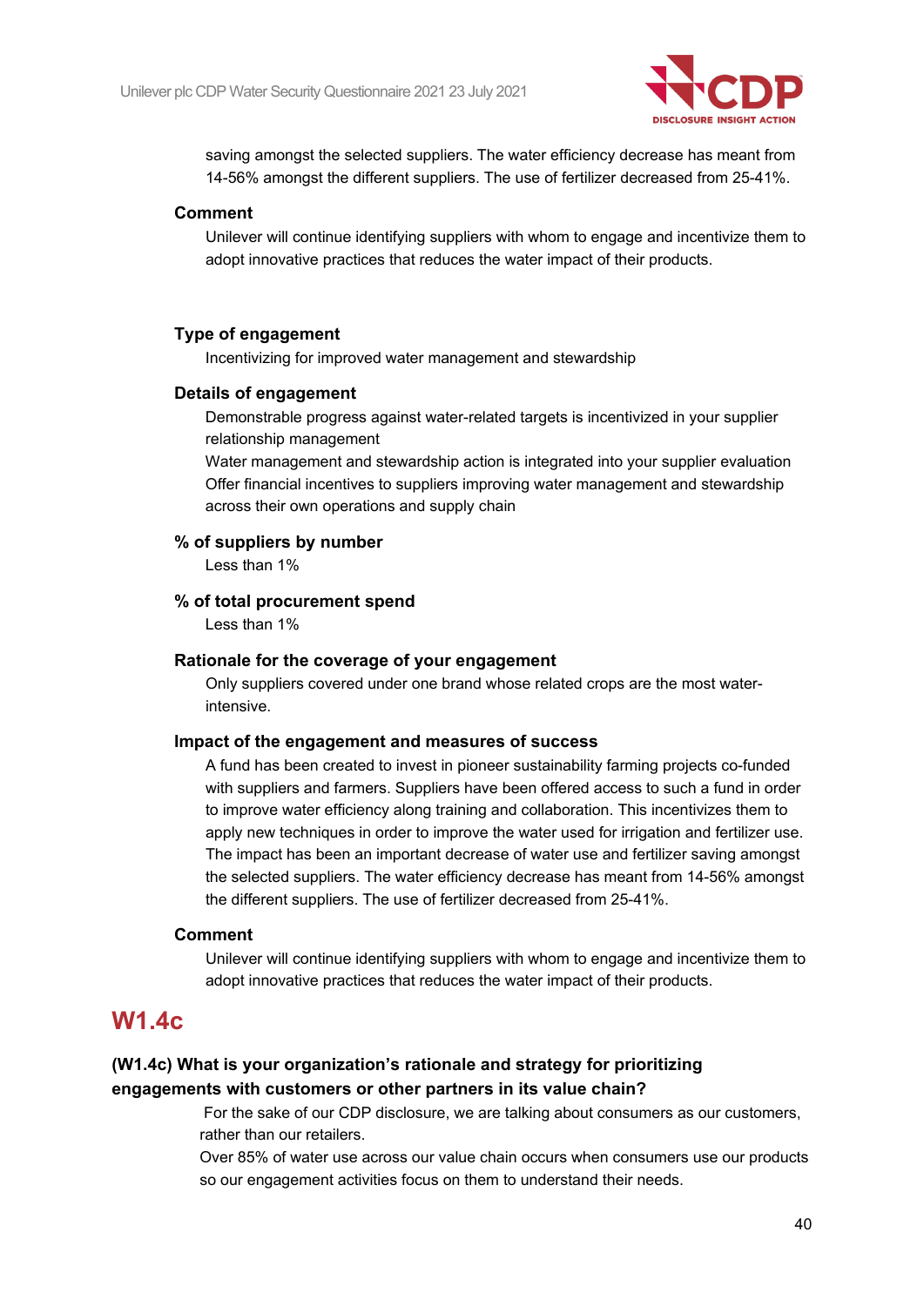saving amongst the selected suppliers. The water efficiency decrease has meant from 14-56% amongst the different suppliers. The use of fertilizer decreased from 25-41%.

**Comment**

Unilever will continue identifying suppliers with whom to engage and incentivize them to adopt innovative practices that reduces the water impact of their products.

**Type of engagement**

Incentivizing for improved water management and stewardship

**Details of engagement**

Demonstrable progress against water-related targets is incentivized in your supplier relationship management
Water management and stewardship action is integrated into your supplier evaluation
Offer financial incentives to suppliers improving water management and stewardship across their own operations and supply chain

**% of suppliers by number**

Less than 1%

**% of total procurement spend**

Less than 1%

**Rationale for the coverage of your engagement**

Only suppliers covered under one brand whose related crops are the most water-intensive.

**Impact of the engagement and measures of success**

A fund has been created to invest in pioneer sustainability farming projects co-funded with suppliers and farmers. Suppliers have been offered access to such a fund in order to improve water efficiency along training and collaboration. This incentivizes them to apply new techniques in order to improve the water used for irrigation and fertilizer use. The impact has been an important decrease of water use and fertilizer saving amongst the selected suppliers. The water efficiency decrease has meant from 14-56% amongst the different suppliers. The use of fertilizer decreased from 25-41%.

**Comment**

Unilever will continue identifying suppliers with whom to engage and incentivize them to adopt innovative practices that reduces the water impact of their products.

## W1.4c

### (W1.4c) What is your organization's rationale and strategy for prioritizing engagements with customers or other partners in its value chain?

For the sake of our CDP disclosure, we are talking about consumers as our customers, rather than our retailers.
Over 85% of water use across our value chain occurs when consumers use our products so our engagement activities focus on them to understand their needs.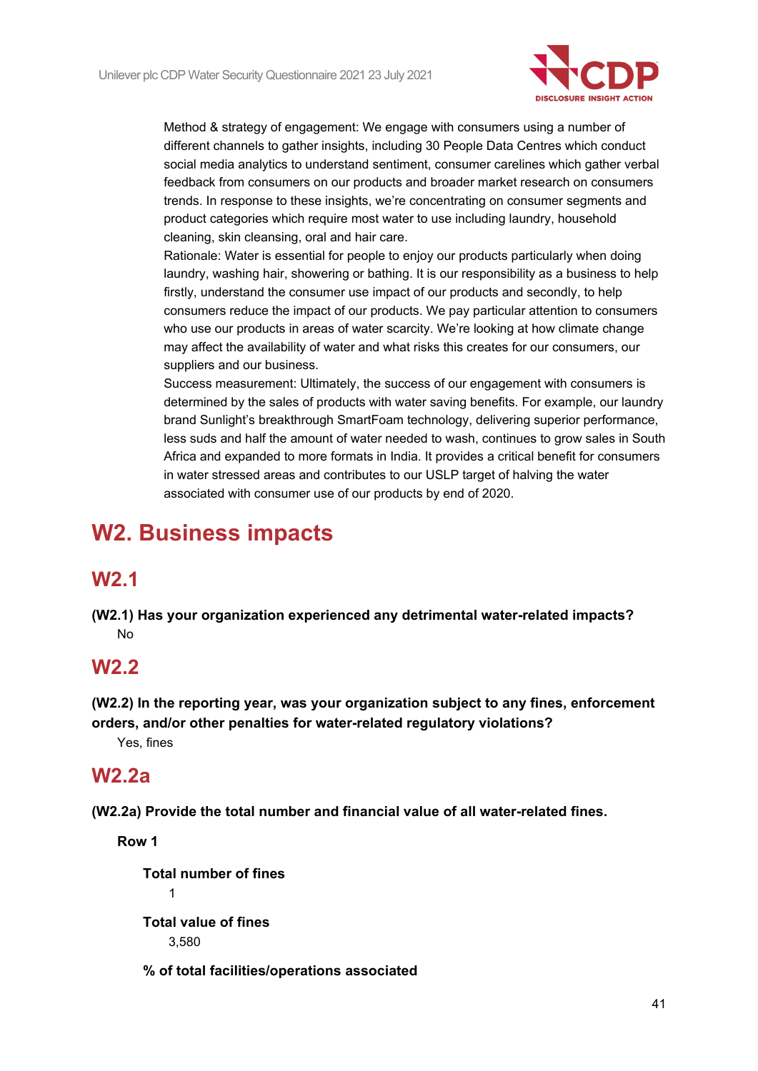Method & strategy of engagement: We engage with consumers using a number of different channels to gather insights, including 30 People Data Centres which conduct social media analytics to understand sentiment, consumer carelines which gather verbal feedback from consumers on our products and broader market research on consumers trends. In response to these insights, we're concentrating on consumer segments and product categories which require most water to use including laundry, household cleaning, skin cleansing, oral and hair care.

Rationale: Water is essential for people to enjoy our products particularly when doing laundry, washing hair, showering or bathing. It is our responsibility as a business to help firstly, understand the consumer use impact of our products and secondly, to help consumers reduce the impact of our products. We pay particular attention to consumers who use our products in areas of water scarcity. We're looking at how climate change may affect the availability of water and what risks this creates for our consumers, our suppliers and our business.

Success measurement: Ultimately, the success of our engagement with consumers is determined by the sales of products with water saving benefits. For example, our laundry brand Sunlight's breakthrough SmartFoam technology, delivering superior performance, less suds and half the amount of water needed to wash, continues to grow sales in South Africa and expanded to more formats in India. It provides a critical benefit for consumers in water stressed areas and contributes to our USLP target of halving the water associated with consumer use of our products by end of 2020.

# W2. Business impacts

## W2.1

**(W2.1) Has your organization experienced any detrimental water-related impacts?**

No

## W2.2

**(W2.2) In the reporting year, was your organization subject to any fines, enforcement orders, and/or other penalties for water-related regulatory violations?**

Yes, fines

## W2.2a

**(W2.2a) Provide the total number and financial value of all water-related fines.**

**Row 1**

**Total number of fines**

1

**Total value of fines**

3,580

**% of total facilities/operations associated**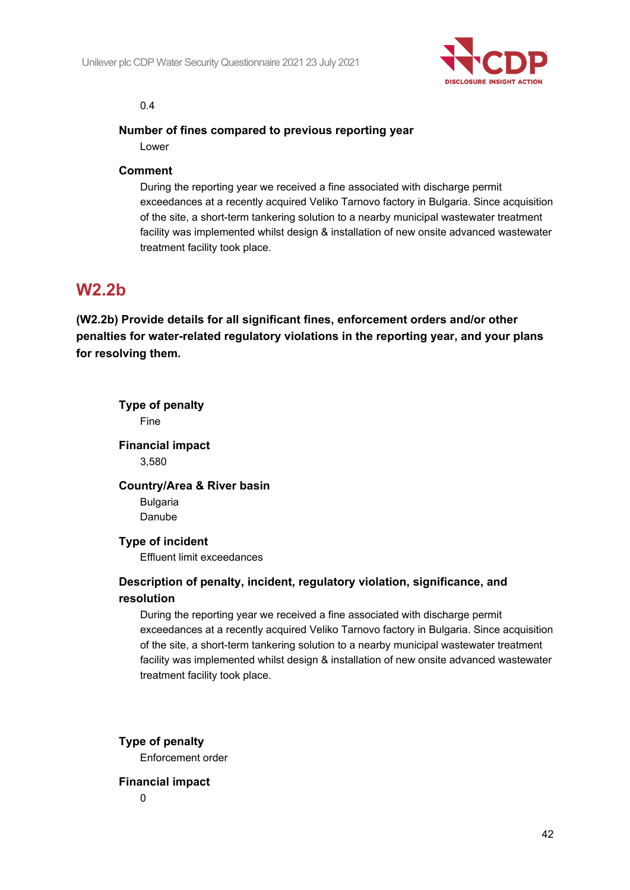0.4

**Number of fines compared to previous reporting year**

Lower

**Comment**

During the reporting year we received a fine associated with discharge permit exceedances at a recently acquired Veliko Tarnovo factory in Bulgaria. Since acquisition of the site, a short-term tankering solution to a nearby municipal wastewater treatment facility was implemented whilst design & installation of new onsite advanced wastewater treatment facility took place.

## W2.2b

**(W2.2b) Provide details for all significant fines, enforcement orders and/or other penalties for water-related regulatory violations in the reporting year, and your plans for resolving them.**

**Type of penalty**

Fine

**Financial impact**

3,580

**Country/Area & River basin**

Bulgaria

Danube

**Type of incident**

Effluent limit exceedances

**Description of penalty, incident, regulatory violation, significance, and resolution**

During the reporting year we received a fine associated with discharge permit exceedances at a recently acquired Veliko Tarnovo factory in Bulgaria. Since acquisition of the site, a short-term tankering solution to a nearby municipal wastewater treatment facility was implemented whilst design & installation of new onsite advanced wastewater treatment facility took place.

**Type of penalty**

Enforcement order

**Financial impact**

0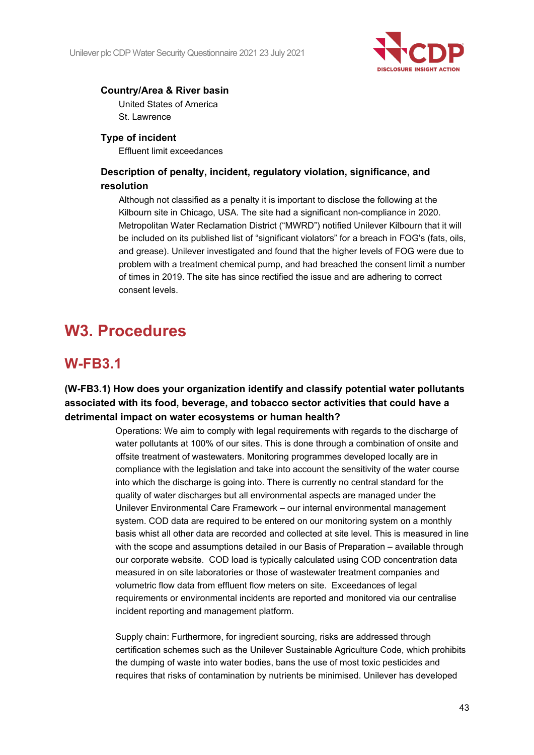**Country/Area & River basin**

United States of America
St. Lawrence

**Type of incident**

Effluent limit exceedances

**Description of penalty, incident, regulatory violation, significance, and resolution**

Although not classified as a penalty it is important to disclose the following at the Kilbourn site in Chicago, USA. The site had a significant non-compliance in 2020. Metropolitan Water Reclamation District ("MWRD") notified Unilever Kilbourn that it will be included on its published list of "significant violators" for a breach in FOG's (fats, oils, and grease). Unilever investigated and found that the higher levels of FOG were due to problem with a treatment chemical pump, and had breached the consent limit a number of times in 2019. The site has since rectified the issue and are adhering to correct consent levels.

# W3. Procedures

## W-FB3.1

### (W-FB3.1) How does your organization identify and classify potential water pollutants associated with its food, beverage, and tobacco sector activities that could have a detrimental impact on water ecosystems or human health?

Operations: We aim to comply with legal requirements with regards to the discharge of water pollutants at 100% of our sites. This is done through a combination of onsite and offsite treatment of wastewaters. Monitoring programmes developed locally are in compliance with the legislation and take into account the sensitivity of the water course into which the discharge is going into. There is currently no central standard for the quality of water discharges but all environmental aspects are managed under the Unilever Environmental Care Framework – our internal environmental management system. COD data are required to be entered on our monitoring system on a monthly basis whist all other data are recorded and collected at site level. This is measured in line with the scope and assumptions detailed in our Basis of Preparation – available through our corporate website. COD load is typically calculated using COD concentration data measured in on site laboratories or those of wastewater treatment companies and volumetric flow data from effluent flow meters on site. Exceedances of legal requirements or environmental incidents are reported and monitored via our centralise incident reporting and management platform.

Supply chain: Furthermore, for ingredient sourcing, risks are addressed through certification schemes such as the Unilever Sustainable Agriculture Code, which prohibits the dumping of waste into water bodies, bans the use of most toxic pesticides and requires that risks of contamination by nutrients be minimised. Unilever has developed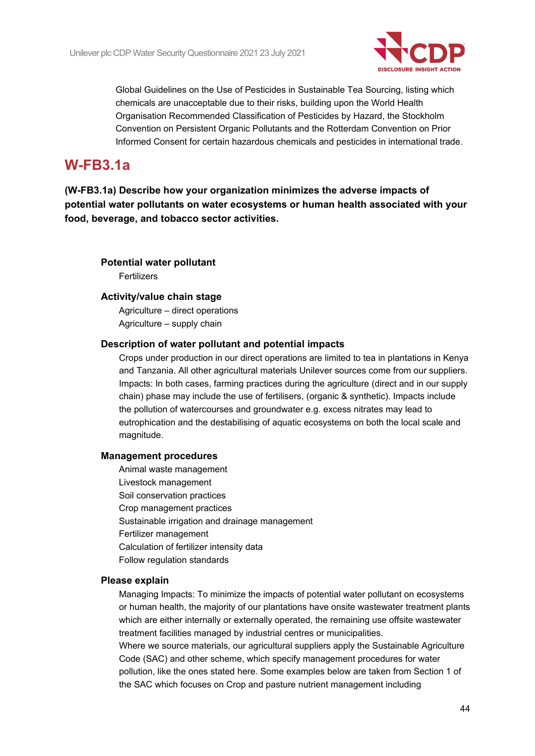Global Guidelines on the Use of Pesticides in Sustainable Tea Sourcing, listing which chemicals are unacceptable due to their risks, building upon the World Health Organisation Recommended Classification of Pesticides by Hazard, the Stockholm Convention on Persistent Organic Pollutants and the Rotterdam Convention on Prior Informed Consent for certain hazardous chemicals and pesticides in international trade.

## W-FB3.1a

**(W-FB3.1a) Describe how your organization minimizes the adverse impacts of potential water pollutants on water ecosystems or human health associated with your food, beverage, and tobacco sector activities.**

**Potential water pollutant**

Fertilizers

**Activity/value chain stage**

Agriculture – direct operations
Agriculture – supply chain

**Description of water pollutant and potential impacts**

Crops under production in our direct operations are limited to tea in plantations in Kenya and Tanzania. All other agricultural materials Unilever sources come from our suppliers. Impacts: In both cases, farming practices during the agriculture (direct and in our supply chain) phase may include the use of fertilisers, (organic & synthetic). Impacts include the pollution of watercourses and groundwater e.g. excess nitrates may lead to eutrophication and the destabilising of aquatic ecosystems on both the local scale and magnitude.

**Management procedures**

Animal waste management
Livestock management
Soil conservation practices
Crop management practices
Sustainable irrigation and drainage management
Fertilizer management
Calculation of fertilizer intensity data
Follow regulation standards

**Please explain**

Managing Impacts: To minimize the impacts of potential water pollutant on ecosystems or human health, the majority of our plantations have onsite wastewater treatment plants which are either internally or externally operated, the remaining use offsite wastewater treatment facilities managed by industrial centres or municipalities.
Where we source materials, our agricultural suppliers apply the Sustainable Agriculture Code (SAC) and other scheme, which specify management procedures for water pollution, like the ones stated here. Some examples below are taken from Section 1 of the SAC which focuses on Crop and pasture nutrient management including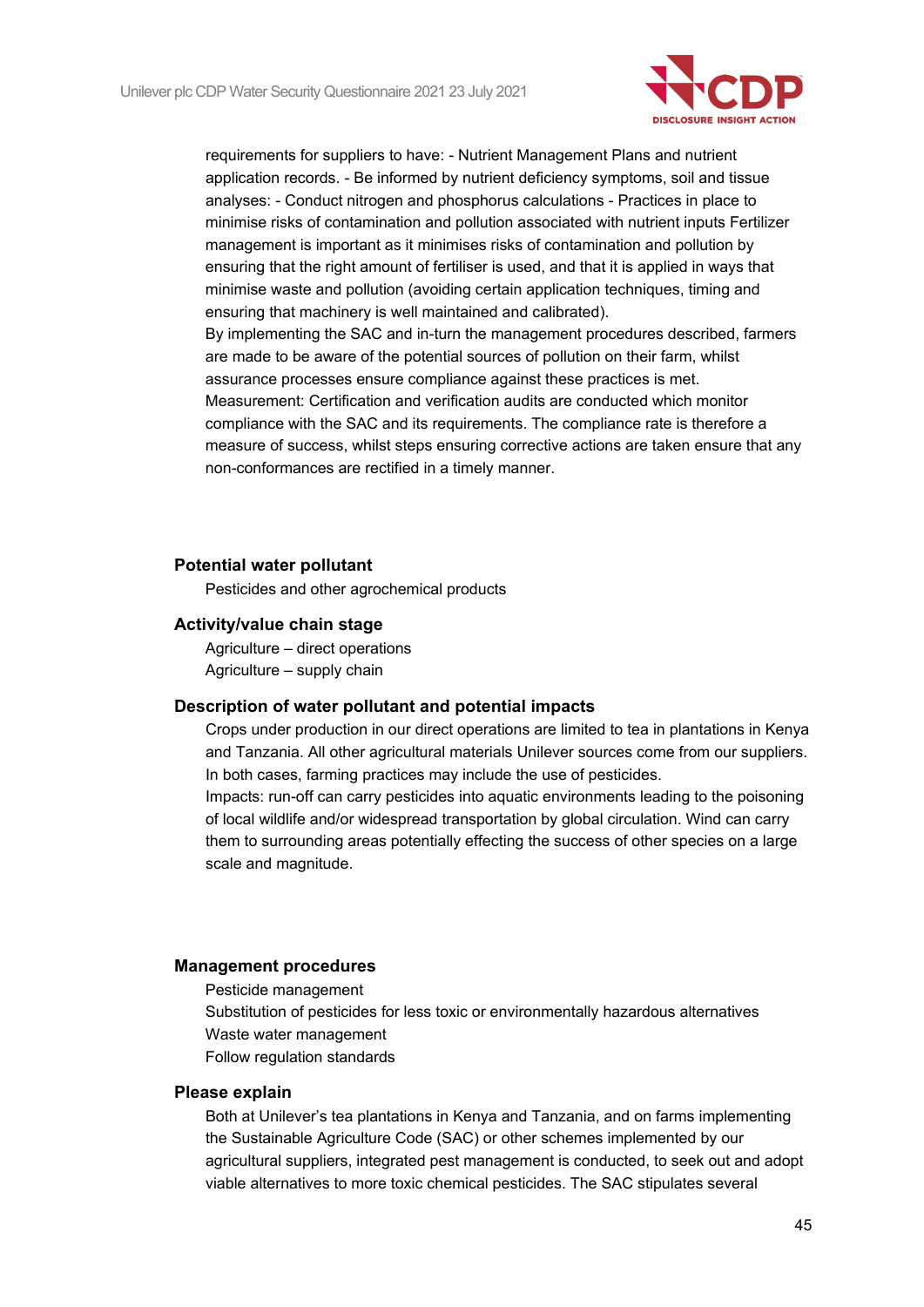requirements for suppliers to have: - Nutrient Management Plans and nutrient application records. - Be informed by nutrient deficiency symptoms, soil and tissue analyses: - Conduct nitrogen and phosphorus calculations - Practices in place to minimise risks of contamination and pollution associated with nutrient inputs Fertilizer management is important as it minimises risks of contamination and pollution by ensuring that the right amount of fertiliser is used, and that it is applied in ways that minimise waste and pollution (avoiding certain application techniques, timing and ensuring that machinery is well maintained and calibrated).
By implementing the SAC and in-turn the management procedures described, farmers are made to be aware of the potential sources of pollution on their farm, whilst assurance processes ensure compliance against these practices is met.
Measurement: Certification and verification audits are conducted which monitor compliance with the SAC and its requirements. The compliance rate is therefore a measure of success, whilst steps ensuring corrective actions are taken ensure that any non-conformances are rectified in a timely manner.

#### Potential water pollutant

Pesticides and other agrochemical products

#### Activity/value chain stage

Agriculture – direct operations
Agriculture – supply chain

#### Description of water pollutant and potential impacts

Crops under production in our direct operations are limited to tea in plantations in Kenya and Tanzania. All other agricultural materials Unilever sources come from our suppliers. In both cases, farming practices may include the use of pesticides.
Impacts: run-off can carry pesticides into aquatic environments leading to the poisoning of local wildlife and/or widespread transportation by global circulation. Wind can carry them to surrounding areas potentially effecting the success of other species on a large scale and magnitude.

#### Management procedures

Pesticide management
Substitution of pesticides for less toxic or environmentally hazardous alternatives
Waste water management
Follow regulation standards

#### Please explain

Both at Unilever's tea plantations in Kenya and Tanzania, and on farms implementing the Sustainable Agriculture Code (SAC) or other schemes implemented by our agricultural suppliers, integrated pest management is conducted, to seek out and adopt viable alternatives to more toxic chemical pesticides. The SAC stipulates several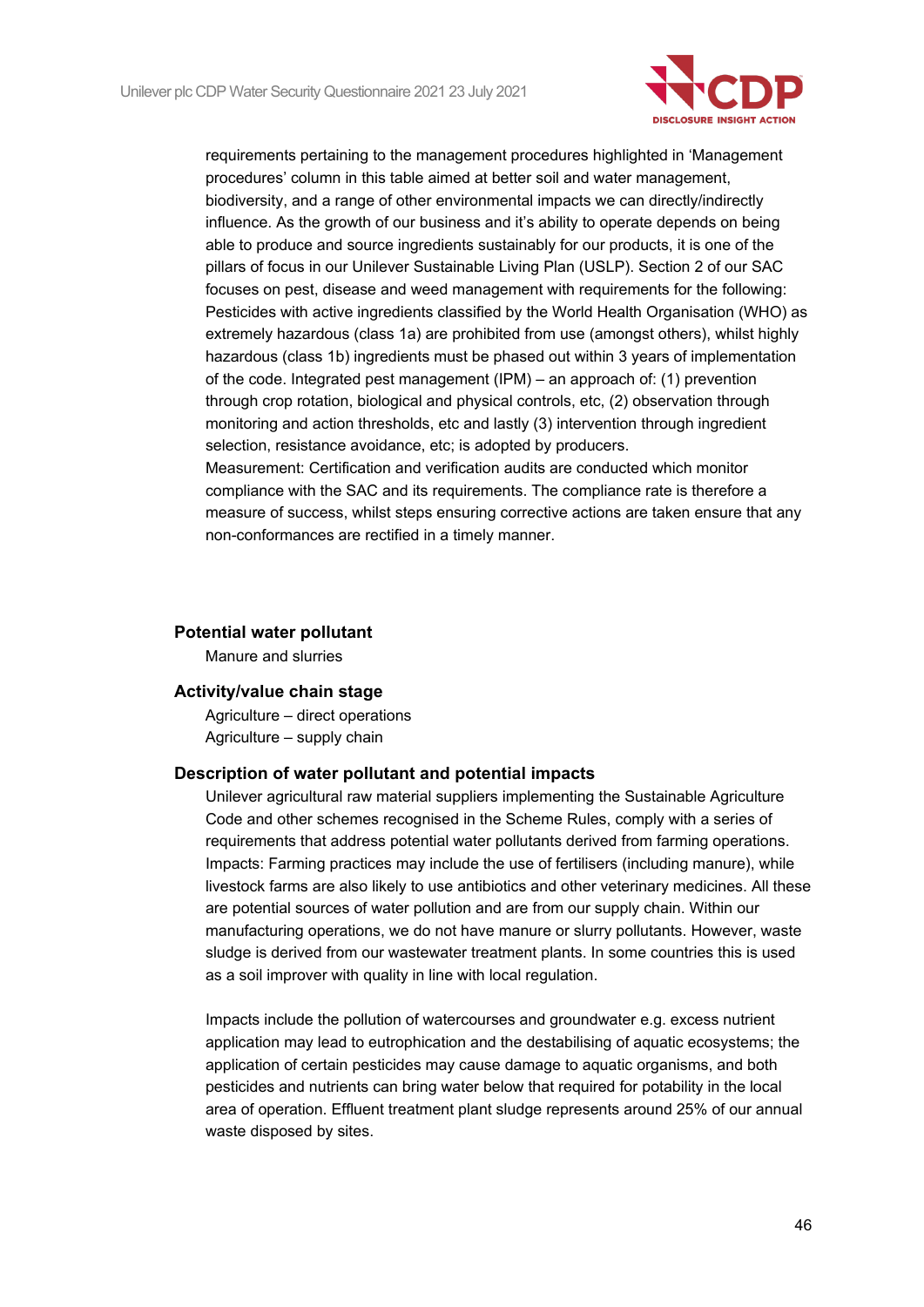requirements pertaining to the management procedures highlighted in 'Management procedures' column in this table aimed at better soil and water management, biodiversity, and a range of other environmental impacts we can directly/indirectly influence. As the growth of our business and it's ability to operate depends on being able to produce and source ingredients sustainably for our products, it is one of the pillars of focus in our Unilever Sustainable Living Plan (USLP). Section 2 of our SAC focuses on pest, disease and weed management with requirements for the following: Pesticides with active ingredients classified by the World Health Organisation (WHO) as extremely hazardous (class 1a) are prohibited from use (amongst others), whilst highly hazardous (class 1b) ingredients must be phased out within 3 years of implementation of the code. Integrated pest management (IPM) – an approach of: (1) prevention through crop rotation, biological and physical controls, etc, (2) observation through monitoring and action thresholds, etc and lastly (3) intervention through ingredient selection, resistance avoidance, etc; is adopted by producers.
Measurement: Certification and verification audits are conducted which monitor compliance with the SAC and its requirements. The compliance rate is therefore a measure of success, whilst steps ensuring corrective actions are taken ensure that any non-conformances are rectified in a timely manner.

**Potential water pollutant**

Manure and slurries

**Activity/value chain stage**

Agriculture – direct operations
Agriculture – supply chain

**Description of water pollutant and potential impacts**

Unilever agricultural raw material suppliers implementing the Sustainable Agriculture Code and other schemes recognised in the Scheme Rules, comply with a series of requirements that address potential water pollutants derived from farming operations. Impacts: Farming practices may include the use of fertilisers (including manure), while livestock farms are also likely to use antibiotics and other veterinary medicines. All these are potential sources of water pollution and are from our supply chain. Within our manufacturing operations, we do not have manure or slurry pollutants. However, waste sludge is derived from our wastewater treatment plants. In some countries this is used as a soil improver with quality in line with local regulation.

Impacts include the pollution of watercourses and groundwater e.g. excess nutrient application may lead to eutrophication and the destabilising of aquatic ecosystems; the application of certain pesticides may cause damage to aquatic organisms, and both pesticides and nutrients can bring water below that required for potability in the local area of operation. Effluent treatment plant sludge represents around 25% of our annual waste disposed by sites.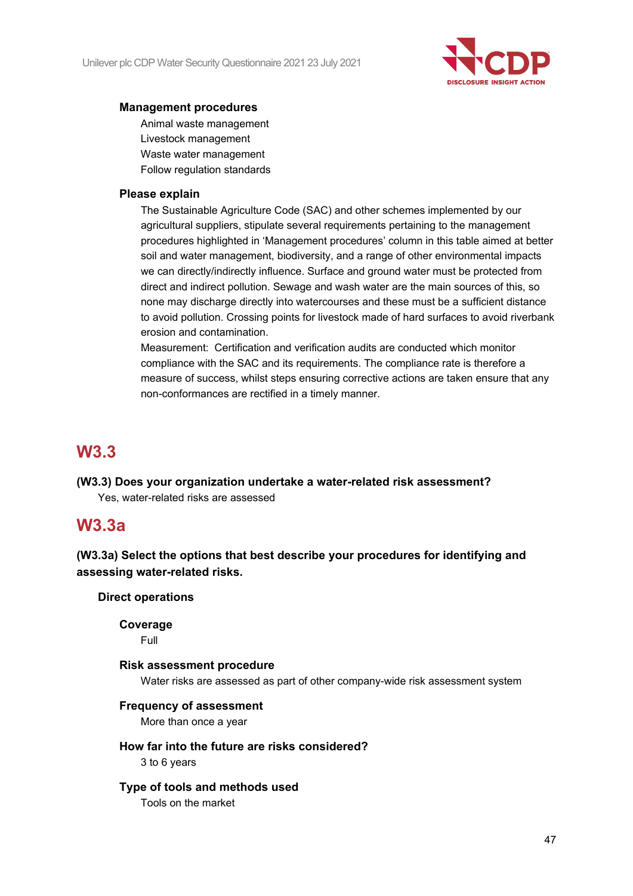#### Management procedures

Animal waste management
Livestock management
Waste water management
Follow regulation standards

#### Please explain

The Sustainable Agriculture Code (SAC) and other schemes implemented by our agricultural suppliers, stipulate several requirements pertaining to the management procedures highlighted in 'Management procedures' column in this table aimed at better soil and water management, biodiversity, and a range of other environmental impacts we can directly/indirectly influence. Surface and ground water must be protected from direct and indirect pollution. Sewage and wash water are the main sources of this, so none may discharge directly into watercourses and these must be a sufficient distance to avoid pollution. Crossing points for livestock made of hard surfaces to avoid riverbank erosion and contamination.

Measurement: Certification and verification audits are conducted which monitor compliance with the SAC and its requirements. The compliance rate is therefore a measure of success, whilst steps ensuring corrective actions are taken ensure that any non-conformances are rectified in a timely manner.

## W3.3

**(W3.3) Does your organization undertake a water-related risk assessment?**

Yes, water-related risks are assessed

## W3.3a

**(W3.3a) Select the options that best describe your procedures for identifying and assessing water-related risks.**

### Direct operations

#### Coverage

Full

#### Risk assessment procedure

Water risks are assessed as part of other company-wide risk assessment system

#### Frequency of assessment

More than once a year

#### How far into the future are risks considered?

3 to 6 years

#### Type of tools and methods used

Tools on the market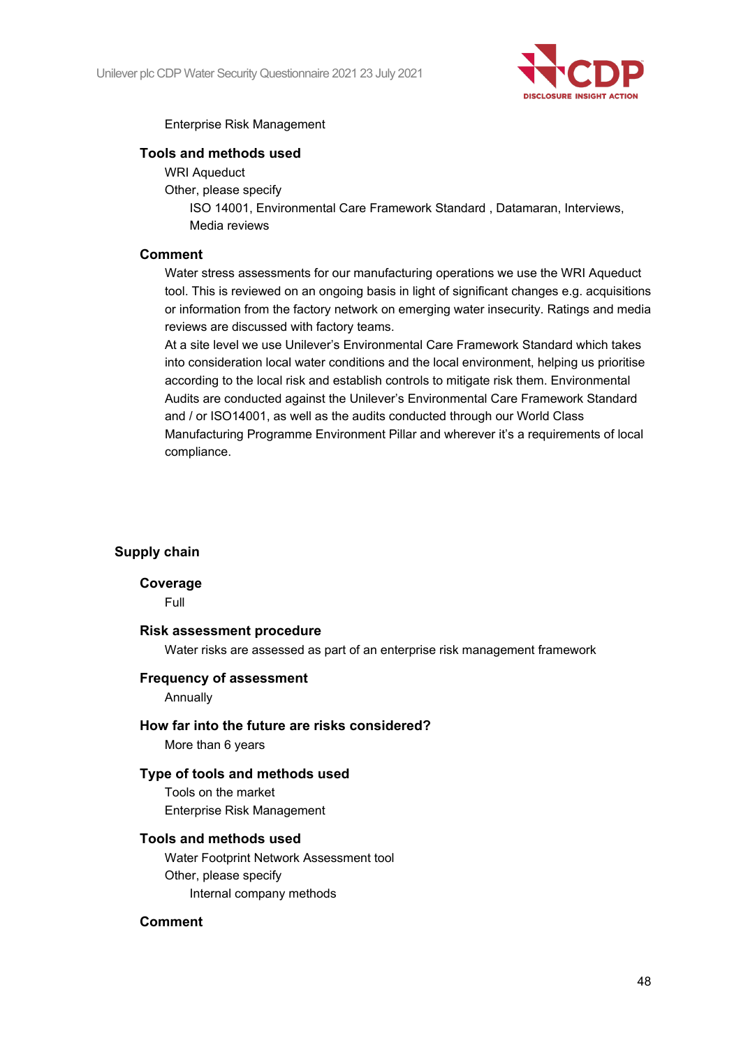Enterprise Risk Management

#### Tools and methods used

WRI Aqueduct

Other, please specify

ISO 14001, Environmental Care Framework Standard , Datamaran, Interviews, Media reviews

#### Comment

Water stress assessments for our manufacturing operations we use the WRI Aqueduct tool. This is reviewed on an ongoing basis in light of significant changes e.g. acquisitions or information from the factory network on emerging water insecurity. Ratings and media reviews are discussed with factory teams.

At a site level we use Unilever's Environmental Care Framework Standard which takes into consideration local water conditions and the local environment, helping us prioritise according to the local risk and establish controls to mitigate risk them. Environmental Audits are conducted against the Unilever's Environmental Care Framework Standard and / or ISO14001, as well as the audits conducted through our World Class Manufacturing Programme Environment Pillar and wherever it's a requirements of local compliance.

### Supply chain

#### Coverage

Full

#### Risk assessment procedure

Water risks are assessed as part of an enterprise risk management framework

#### Frequency of assessment

Annually

#### How far into the future are risks considered?

More than 6 years

#### Type of tools and methods used

Tools on the market

Enterprise Risk Management

#### Tools and methods used

Water Footprint Network Assessment tool

Other, please specify

Internal company methods

#### Comment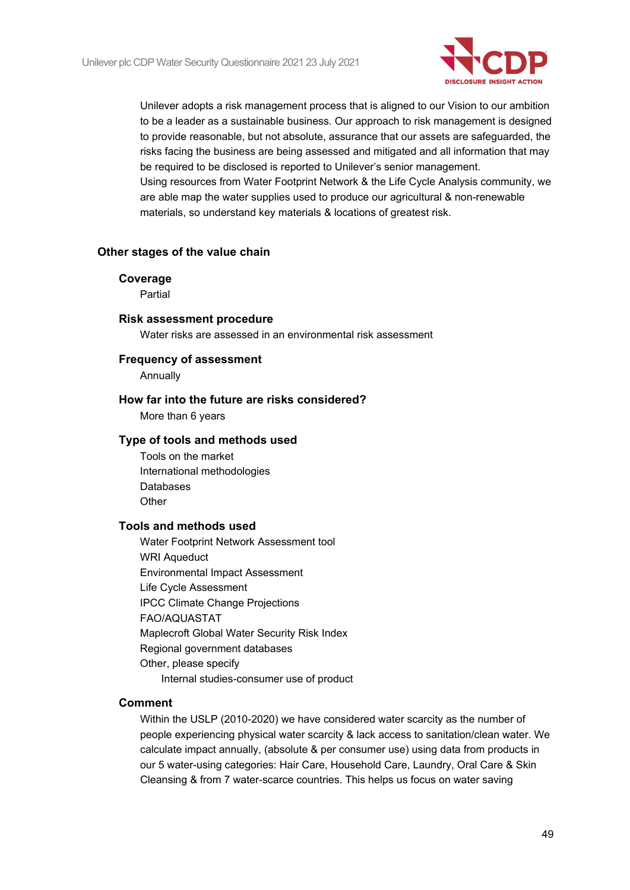Unilever adopts a risk management process that is aligned to our Vision to our ambition to be a leader as a sustainable business. Our approach to risk management is designed to provide reasonable, but not absolute, assurance that our assets are safeguarded, the risks facing the business are being assessed and mitigated and all information that may be required to be disclosed is reported to Unilever's senior management.
Using resources from Water Footprint Network & the Life Cycle Analysis community, we are able map the water supplies used to produce our agricultural & non-renewable materials, so understand key materials & locations of greatest risk.

### Other stages of the value chain

**Coverage**
Partial

**Risk assessment procedure**
Water risks are assessed in an environmental risk assessment

**Frequency of assessment**
Annually

**How far into the future are risks considered?**
More than 6 years

**Type of tools and methods used**
Tools on the market
International methodologies
Databases
Other

**Tools and methods used**
Water Footprint Network Assessment tool
WRI Aqueduct
Environmental Impact Assessment
Life Cycle Assessment
IPCC Climate Change Projections
FAO/AQUASTAT
Maplecroft Global Water Security Risk Index
Regional government databases
Other, please specify
Internal studies-consumer use of product

**Comment**
Within the USLP (2010-2020) we have considered water scarcity as the number of people experiencing physical water scarcity & lack access to sanitation/clean water. We calculate impact annually, (absolute & per consumer use) using data from products in our 5 water-using categories: Hair Care, Household Care, Laundry, Oral Care & Skin Cleansing & from 7 water-scarce countries. This helps us focus on water saving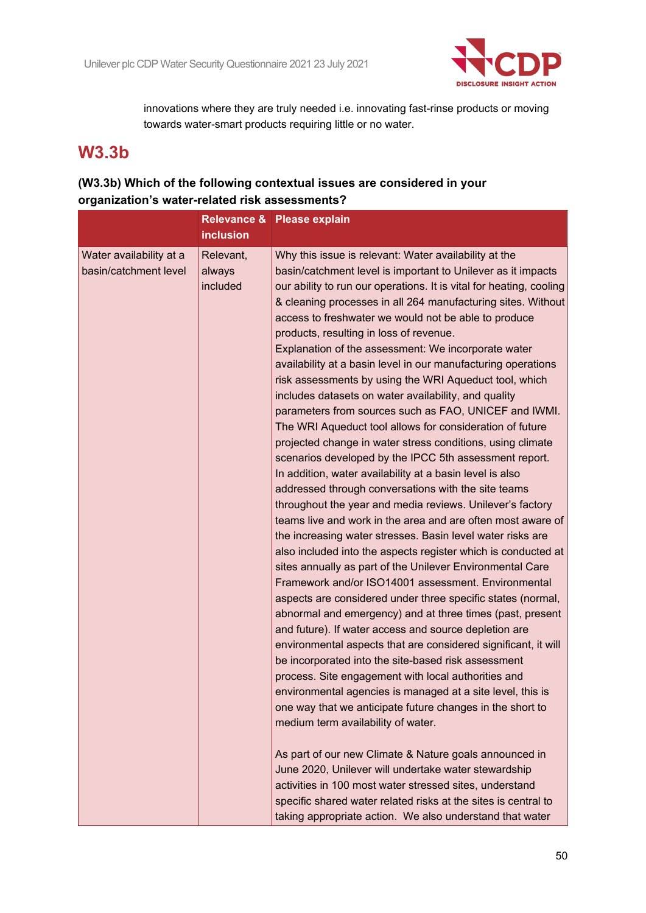innovations where they are truly needed i.e. innovating fast-rinse products or moving towards water-smart products requiring little or no water.

## W3.3b

**(W3.3b) Which of the following contextual issues are considered in your organization's water-related risk assessments?**

| | Relevance & inclusion | Please explain |
|---|---|---|
| Water availability at a basin/catchment level | Relevant, always included | Why this issue is relevant: Water availability at the basin/catchment level is important to Unilever as it impacts our ability to run our operations. It is vital for heating, cooling & cleaning processes in all 264 manufacturing sites. Without access to freshwater we would not be able to produce products, resulting in loss of revenue.<br>Explanation of the assessment: We incorporate water availability at a basin level in our manufacturing operations risk assessments by using the WRI Aqueduct tool, which includes datasets on water availability, and quality parameters from sources such as FAO, UNICEF and IWMI. The WRI Aqueduct tool allows for consideration of future projected change in water stress conditions, using climate scenarios developed by the IPCC 5th assessment report. In addition, water availability at a basin level is also addressed through conversations with the site teams throughout the year and media reviews. Unilever's factory teams live and work in the area and are often most aware of the increasing water stresses. Basin level water risks are also included into the aspects register which is conducted at sites annually as part of the Unilever Environmental Care Framework and/or ISO14001 assessment. Environmental aspects are considered under three specific states (normal, abnormal and emergency) and at three times (past, present and future). If water access and source depletion are environmental aspects that are considered significant, it will be incorporated into the site-based risk assessment process. Site engagement with local authorities and environmental agencies is managed at a site level, this is one way that we anticipate future changes in the short to medium term availability of water.<br><br>As part of our new Climate & Nature goals announced in June 2020, Unilever will undertake water stewardship activities in 100 most water stressed sites, understand specific shared water related risks at the sites is central to taking appropriate action. We also understand that water |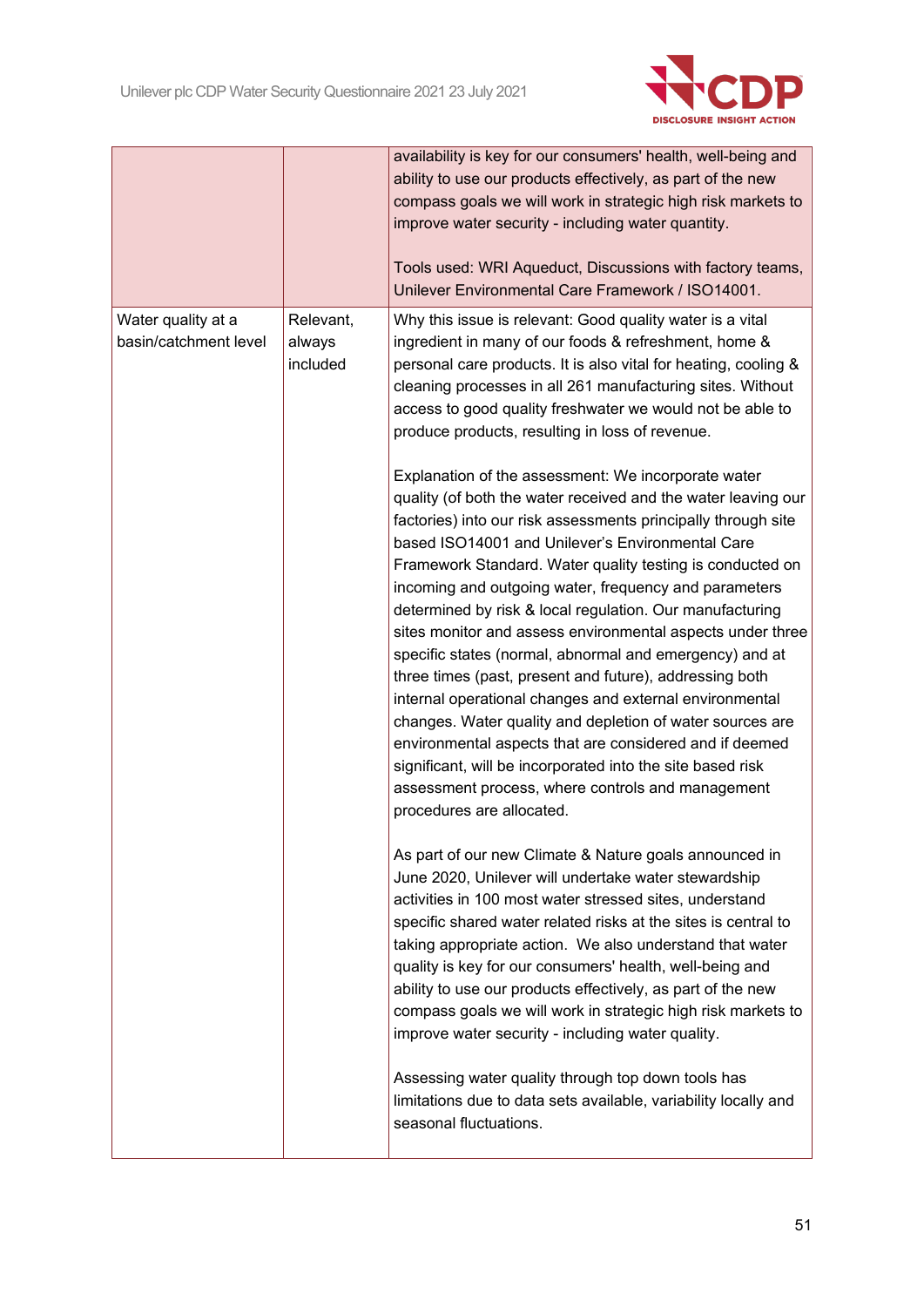| | | |
|---|---|---|
| | | availability is key for our consumers' health, well-being and ability to use our products effectively, as part of the new compass goals we will work in strategic high risk markets to improve water security - including water quantity.<br><br>Tools used: WRI Aqueduct, Discussions with factory teams, Unilever Environmental Care Framework / ISO14001. |
| Water quality at a basin/catchment level | Relevant, always included | Why this issue is relevant: Good quality water is a vital ingredient in many of our foods & refreshment, home & personal care products. It is also vital for heating, cooling & cleaning processes in all 261 manufacturing sites. Without access to good quality freshwater we would not be able to produce products, resulting in loss of revenue.<br><br>Explanation of the assessment: We incorporate water quality (of both the water received and the water leaving our factories) into our risk assessments principally through site based ISO14001 and Unilever's Environmental Care Framework Standard. Water quality testing is conducted on incoming and outgoing water, frequency and parameters determined by risk & local regulation. Our manufacturing sites monitor and assess environmental aspects under three specific states (normal, abnormal and emergency) and at three times (past, present and future), addressing both internal operational changes and external environmental changes. Water quality and depletion of water sources are environmental aspects that are considered and if deemed significant, will be incorporated into the site based risk assessment process, where controls and management procedures are allocated.<br><br>As part of our new Climate & Nature goals announced in June 2020, Unilever will undertake water stewardship activities in 100 most water stressed sites, understand specific shared water related risks at the sites is central to taking appropriate action. We also understand that water quality is key for our consumers' health, well-being and ability to use our products effectively, as part of the new compass goals we will work in strategic high risk markets to improve water security - including water quality.<br><br>Assessing water quality through top down tools has limitations due to data sets available, variability locally and seasonal fluctuations. |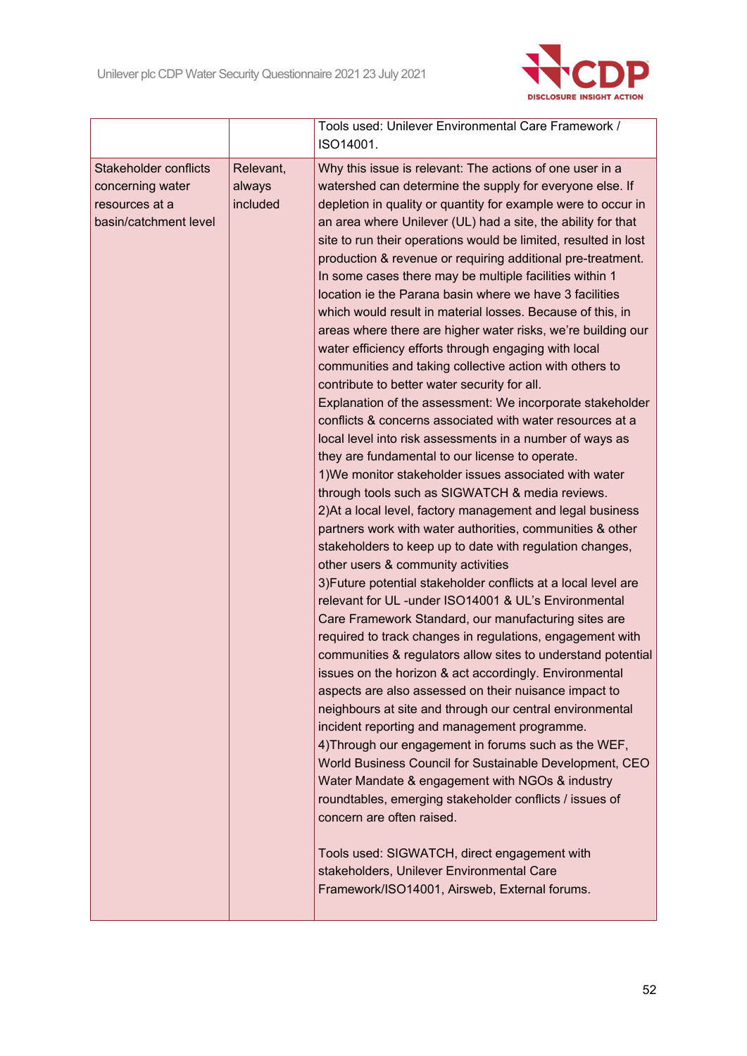| | | |
|---|---|---|
| | | Tools used: Unilever Environmental Care Framework / ISO14001. |
| Stakeholder conflicts concerning water resources at a basin/catchment level | Relevant, always included | Why this issue is relevant: The actions of one user in a watershed can determine the supply for everyone else. If depletion in quality or quantity for example were to occur in an area where Unilever (UL) had a site, the ability for that site to run their operations would be limited, resulted in lost production & revenue or requiring additional pre-treatment. In some cases there may be multiple facilities within 1 location ie the Parana basin where we have 3 facilities which would result in material losses. Because of this, in areas where there are higher water risks, we're building our water efficiency efforts through engaging with local communities and taking collective action with others to contribute to better water security for all.<br>Explanation of the assessment: We incorporate stakeholder conflicts & concerns associated with water resources at a local level into risk assessments in a number of ways as they are fundamental to our license to operate.<br>1)We monitor stakeholder issues associated with water through tools such as SIGWATCH & media reviews.<br>2)At a local level, factory management and legal business partners work with water authorities, communities & other stakeholders to keep up to date with regulation changes, other users & community activities<br>3)Future potential stakeholder conflicts at a local level are relevant for UL -under ISO14001 & UL's Environmental Care Framework Standard, our manufacturing sites are required to track changes in regulations, engagement with communities & regulators allow sites to understand potential issues on the horizon & act accordingly. Environmental aspects are also assessed on their nuisance impact to neighbours at site and through our central environmental incident reporting and management programme.<br>4)Through our engagement in forums such as the WEF, World Business Council for Sustainable Development, CEO Water Mandate & engagement with NGOs & industry roundtables, emerging stakeholder conflicts / issues of concern are often raised.<br><br>Tools used: SIGWATCH, direct engagement with stakeholders, Unilever Environmental Care Framework/ISO14001, Airsweb, External forums. |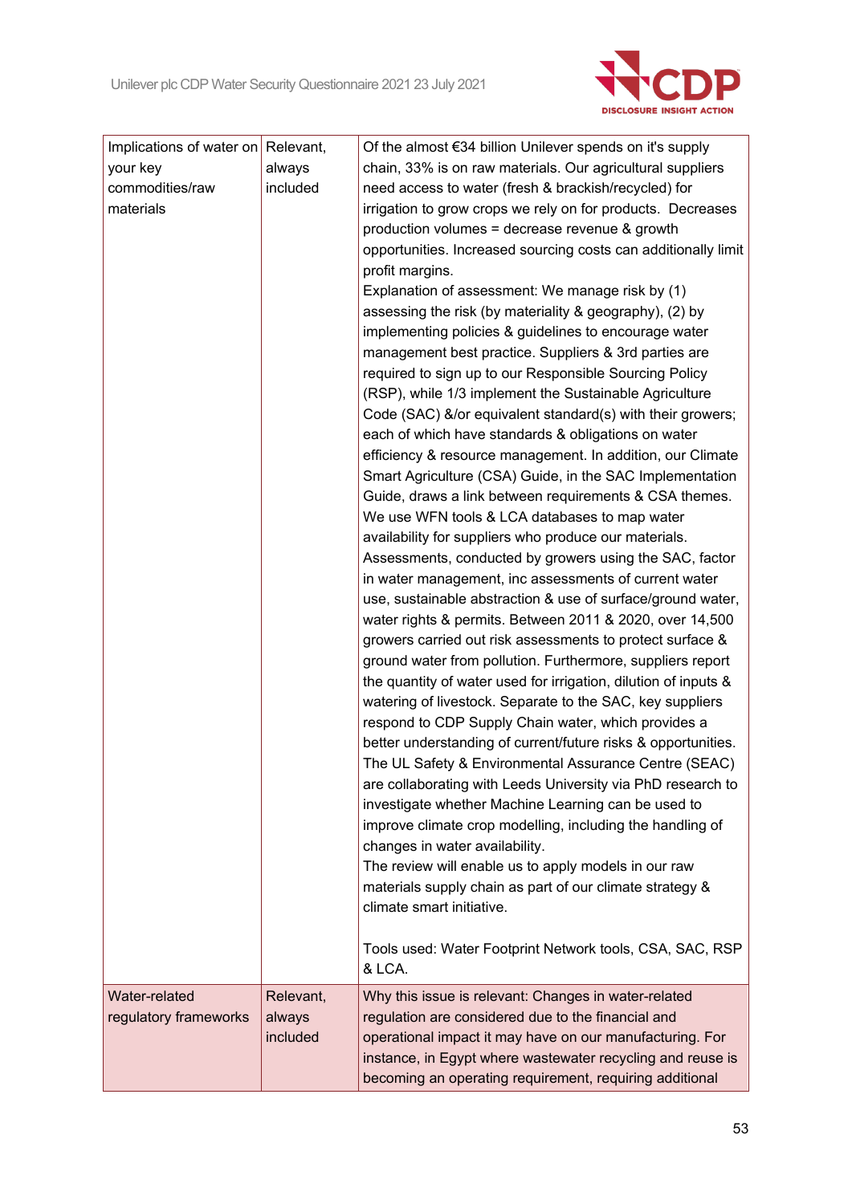| | | |
|---|---|---|
| Implications of water on your key commodities/raw materials | Relevant, always included | Of the almost €34 billion Unilever spends on it's supply chain, 33% is on raw materials. Our agricultural suppliers need access to water (fresh & brackish/recycled) for irrigation to grow crops we rely on for products. Decreases production volumes = decrease revenue & growth opportunities. Increased sourcing costs can additionally limit profit margins.<br>Explanation of assessment: We manage risk by (1) assessing the risk (by materiality & geography), (2) by implementing policies & guidelines to encourage water management best practice. Suppliers & 3rd parties are required to sign up to our Responsible Sourcing Policy (RSP), while 1/3 implement the Sustainable Agriculture Code (SAC) &/or equivalent standard(s) with their growers; each of which have standards & obligations on water efficiency & resource management. In addition, our Climate Smart Agriculture (CSA) Guide, in the SAC Implementation Guide, draws a link between requirements & CSA themes. We use WFN tools & LCA databases to map water availability for suppliers who produce our materials. Assessments, conducted by growers using the SAC, factor in water management, inc assessments of current water use, sustainable abstraction & use of surface/ground water, water rights & permits. Between 2011 & 2020, over 14,500 growers carried out risk assessments to protect surface & ground water from pollution. Furthermore, suppliers report the quantity of water used for irrigation, dilution of inputs & watering of livestock. Separate to the SAC, key suppliers respond to CDP Supply Chain water, which provides a better understanding of current/future risks & opportunities. The UL Safety & Environmental Assurance Centre (SEAC) are collaborating with Leeds University via PhD research to investigate whether Machine Learning can be used to improve climate crop modelling, including the handling of changes in water availability.<br>The review will enable us to apply models in our raw materials supply chain as part of our climate strategy & climate smart initiative.<br><br>Tools used: Water Footprint Network tools, CSA, SAC, RSP & LCA. |
| Water-related regulatory frameworks | Relevant, always included | Why this issue is relevant: Changes in water-related regulation are considered due to the financial and operational impact it may have on our manufacturing. For instance, in Egypt where wastewater recycling and reuse is becoming an operating requirement, requiring additional |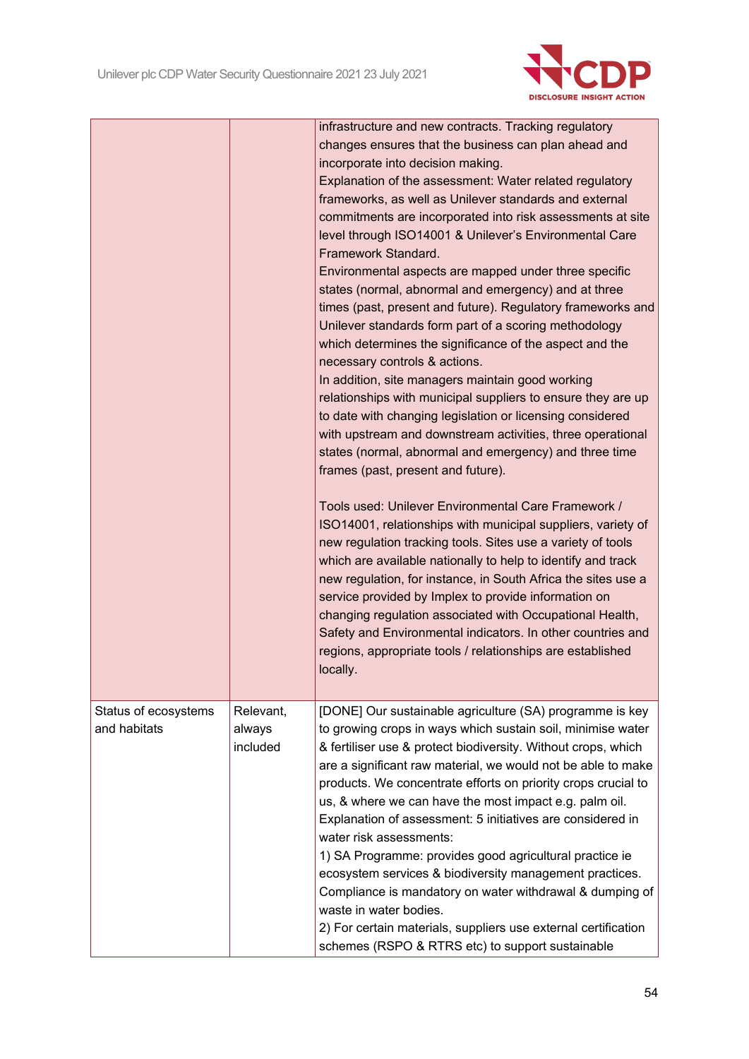| | | |
|---|---|---|
| | | infrastructure and new contracts. Tracking regulatory changes ensures that the business can plan ahead and incorporate into decision making.<br>Explanation of the assessment: Water related regulatory frameworks, as well as Unilever standards and external commitments are incorporated into risk assessments at site level through ISO14001 & Unilever's Environmental Care Framework Standard.<br>Environmental aspects are mapped under three specific states (normal, abnormal and emergency) and at three times (past, present and future). Regulatory frameworks and Unilever standards form part of a scoring methodology which determines the significance of the aspect and the necessary controls & actions.<br>In addition, site managers maintain good working relationships with municipal suppliers to ensure they are up to date with changing legislation or licensing considered with upstream and downstream activities, three operational states (normal, abnormal and emergency) and three time frames (past, present and future).<br><br>Tools used: Unilever Environmental Care Framework / ISO14001, relationships with municipal suppliers, variety of new regulation tracking tools. Sites use a variety of tools which are available nationally to help to identify and track new regulation, for instance, in South Africa the sites use a service provided by Implex to provide information on changing regulation associated with Occupational Health, Safety and Environmental indicators. In other countries and regions, appropriate tools / relationships are established locally. |
| Status of ecosystems and habitats | Relevant, always included | [DONE] Our sustainable agriculture (SA) programme is key to growing crops in ways which sustain soil, minimise water & fertiliser use & protect biodiversity. Without crops, which are a significant raw material, we would not be able to make products. We concentrate efforts on priority crops crucial to us, & where we can have the most impact e.g. palm oil.<br>Explanation of assessment: 5 initiatives are considered in water risk assessments:<br>1) SA Programme: provides good agricultural practice ie ecosystem services & biodiversity management practices. Compliance is mandatory on water withdrawal & dumping of waste in water bodies.<br>2) For certain materials, suppliers use external certification schemes (RSPO & RTRS etc) to support sustainable |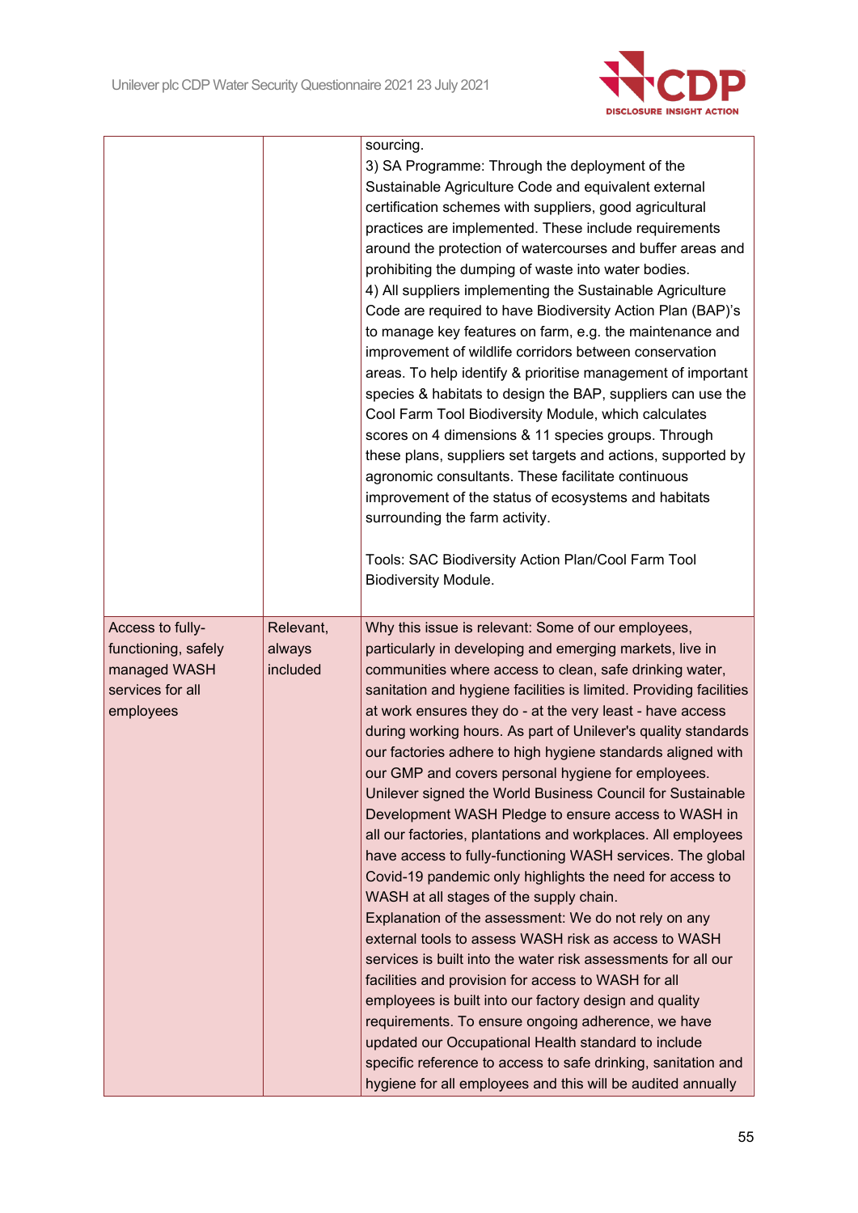| | | |
|---|---|---|
| | | sourcing.<br>3) SA Programme: Through the deployment of the Sustainable Agriculture Code and equivalent external certification schemes with suppliers, good agricultural practices are implemented. These include requirements around the protection of watercourses and buffer areas and prohibiting the dumping of waste into water bodies.<br>4) All suppliers implementing the Sustainable Agriculture Code are required to have Biodiversity Action Plan (BAP)'s to manage key features on farm, e.g. the maintenance and improvement of wildlife corridors between conservation areas. To help identify & prioritise management of important species & habitats to design the BAP, suppliers can use the Cool Farm Tool Biodiversity Module, which calculates scores on 4 dimensions & 11 species groups. Through these plans, suppliers set targets and actions, supported by agronomic consultants. These facilitate continuous improvement of the status of ecosystems and habitats surrounding the farm activity.<br><br>Tools: SAC Biodiversity Action Plan/Cool Farm Tool Biodiversity Module. |
| Access to fully-functioning, safely managed WASH services for all employees | Relevant, always included | Why this issue is relevant: Some of our employees, particularly in developing and emerging markets, live in communities where access to clean, safe drinking water, sanitation and hygiene facilities is limited. Providing facilities at work ensures they do - at the very least - have access during working hours. As part of Unilever's quality standards our factories adhere to high hygiene standards aligned with our GMP and covers personal hygiene for employees. Unilever signed the World Business Council for Sustainable Development WASH Pledge to ensure access to WASH in all our factories, plantations and workplaces. All employees have access to fully-functioning WASH services. The global Covid-19 pandemic only highlights the need for access to WASH at all stages of the supply chain.<br>Explanation of the assessment: We do not rely on any external tools to assess WASH risk as access to WASH services is built into the water risk assessments for all our facilities and provision for access to WASH for all employees is built into our factory design and quality requirements. To ensure ongoing adherence, we have updated our Occupational Health standard to include specific reference to access to safe drinking, sanitation and hygiene for all employees and this will be audited annually |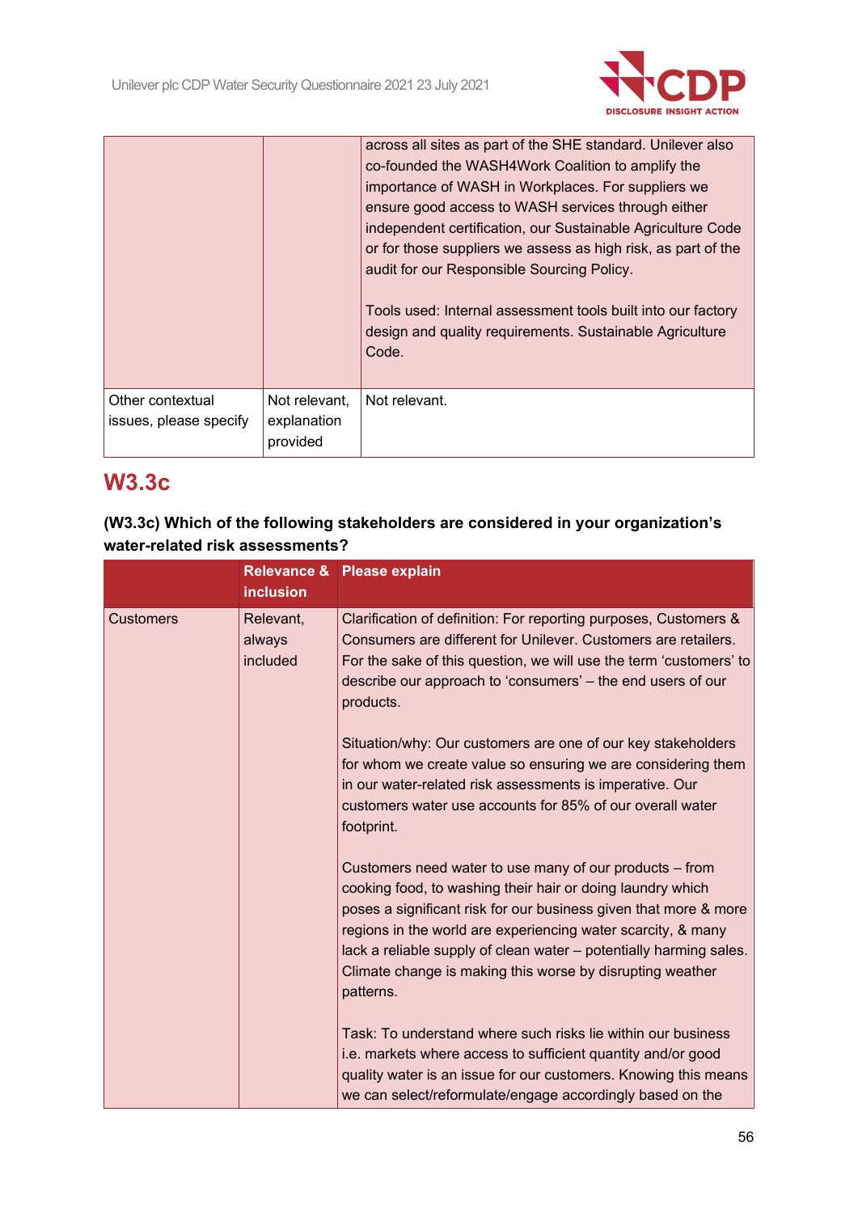| | | |
|---|---|---|
| | | across all sites as part of the SHE standard. Unilever also co-founded the WASH4Work Coalition to amplify the importance of WASH in Workplaces. For suppliers we ensure good access to WASH services through either independent certification, our Sustainable Agriculture Code or for those suppliers we assess as high risk, as part of the audit for our Responsible Sourcing Policy.<br><br>Tools used: Internal assessment tools built into our factory design and quality requirements. Sustainable Agriculture Code. |
| Other contextual issues, please specify | Not relevant, explanation provided | Not relevant. |

## W3.3c

**(W3.3c) Which of the following stakeholders are considered in your organization's water-related risk assessments?**

| | Relevance & inclusion | Please explain |
|---|---|---|
| Customers | Relevant, always included | Clarification of definition: For reporting purposes, Customers & Consumers are different for Unilever. Customers are retailers. For the sake of this question, we will use the term 'customers' to describe our approach to 'consumers' – the end users of our products.<br><br>Situation/why: Our customers are one of our key stakeholders for whom we create value so ensuring we are considering them in our water-related risk assessments is imperative. Our customers water use accounts for 85% of our overall water footprint.<br><br>Customers need water to use many of our products – from cooking food, to washing their hair or doing laundry which poses a significant risk for our business given that more & more regions in the world are experiencing water scarcity, & many lack a reliable supply of clean water – potentially harming sales. Climate change is making this worse by disrupting weather patterns.<br><br>Task: To understand where such risks lie within our business i.e. markets where access to sufficient quantity and/or good quality water is an issue for our customers. Knowing this means we can select/reformulate/engage accordingly based on the |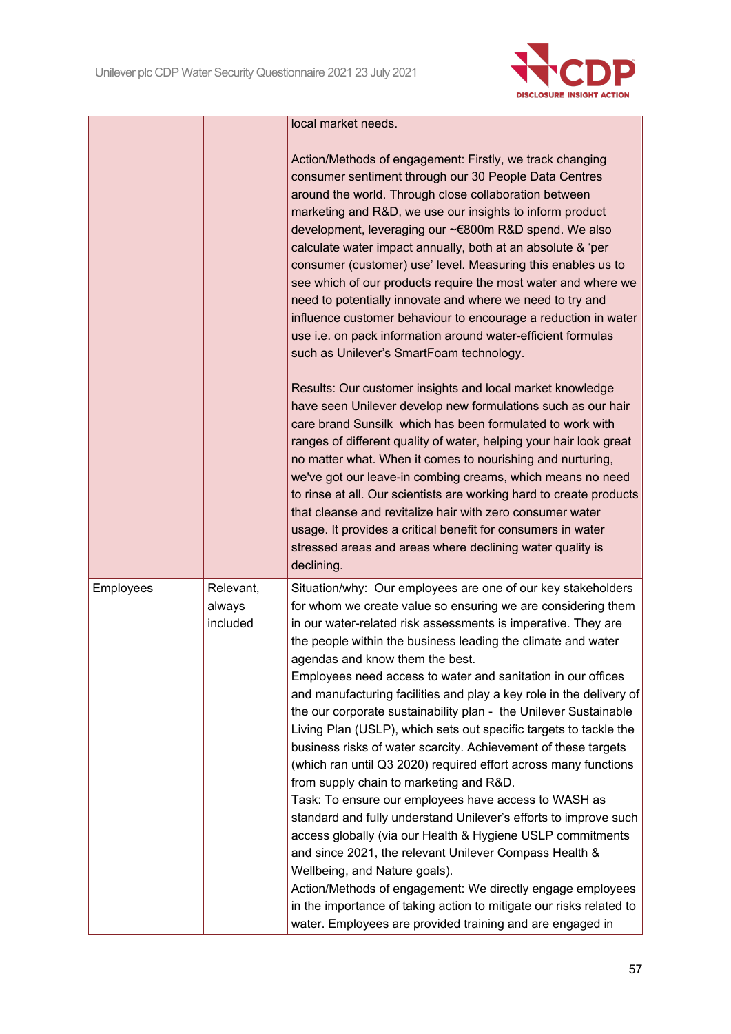| | | |
|---|---|---|
| | | local market needs.<br><br>Action/Methods of engagement: Firstly, we track changing consumer sentiment through our 30 People Data Centres around the world. Through close collaboration between marketing and R&D, we use our insights to inform product development, leveraging our ~€800m R&D spend. We also calculate water impact annually, both at an absolute & 'per consumer (customer) use' level. Measuring this enables us to see which of our products require the most water and where we need to potentially innovate and where we need to try and influence customer behaviour to encourage a reduction in water use i.e. on pack information around water-efficient formulas such as Unilever's SmartFoam technology.<br><br>Results: Our customer insights and local market knowledge have seen Unilever develop new formulations such as our hair care brand Sunsilk which has been formulated to work with ranges of different quality of water, helping your hair look great no matter what. When it comes to nourishing and nurturing, we've got our leave-in combing creams, which means no need to rinse at all. Our scientists are working hard to create products that cleanse and revitalize hair with zero consumer water usage. It provides a critical benefit for consumers in water stressed areas and areas where declining water quality is declining. |
| Employees | Relevant, always included | Situation/why: Our employees are one of our key stakeholders for whom we create value so ensuring we are considering them in our water-related risk assessments is imperative. They are the people within the business leading the climate and water agendas and know them the best.<br>Employees need access to water and sanitation in our offices and manufacturing facilities and play a key role in the delivery of the our corporate sustainability plan - the Unilever Sustainable Living Plan (USLP), which sets out specific targets to tackle the business risks of water scarcity. Achievement of these targets (which ran until Q3 2020) required effort across many functions from supply chain to marketing and R&D.<br>Task: To ensure our employees have access to WASH as standard and fully understand Unilever's efforts to improve such access globally (via our Health & Hygiene USLP commitments and since 2021, the relevant Unilever Compass Health & Wellbeing, and Nature goals).<br>Action/Methods of engagement: We directly engage employees in the importance of taking action to mitigate our risks related to water. Employees are provided training and are engaged in |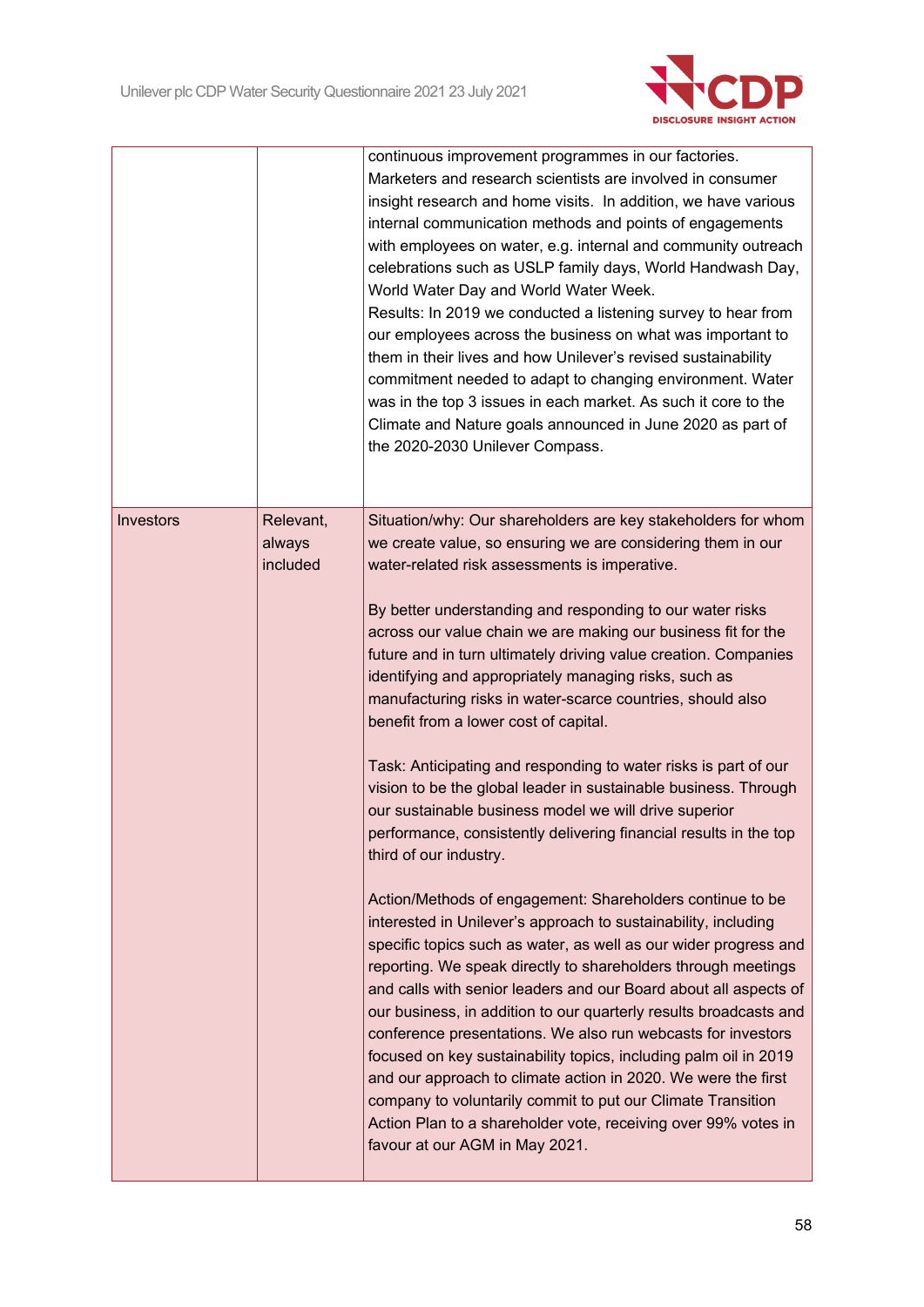| | | |
|---|---|---|
| | | continuous improvement programmes in our factories. Marketers and research scientists are involved in consumer insight research and home visits. In addition, we have various internal communication methods and points of engagements with employees on water, e.g. internal and community outreach celebrations such as USLP family days, World Handwash Day, World Water Day and World Water Week.<br>Results: In 2019 we conducted a listening survey to hear from our employees across the business on what was important to them in their lives and how Unilever's revised sustainability commitment needed to adapt to changing environment. Water was in the top 3 issues in each market. As such it core to the Climate and Nature goals announced in June 2020 as part of the 2020-2030 Unilever Compass. |
| Investors | Relevant, always included | Situation/why: Our shareholders are key stakeholders for whom we create value, so ensuring we are considering them in our water-related risk assessments is imperative.<br><br>By better understanding and responding to our water risks across our value chain we are making our business fit for the future and in turn ultimately driving value creation. Companies identifying and appropriately managing risks, such as manufacturing risks in water-scarce countries, should also benefit from a lower cost of capital.<br><br>Task: Anticipating and responding to water risks is part of our vision to be the global leader in sustainable business. Through our sustainable business model we will drive superior performance, consistently delivering financial results in the top third of our industry.<br><br>Action/Methods of engagement: Shareholders continue to be interested in Unilever's approach to sustainability, including specific topics such as water, as well as our wider progress and reporting. We speak directly to shareholders through meetings and calls with senior leaders and our Board about all aspects of our business, in addition to our quarterly results broadcasts and conference presentations. We also run webcasts for investors focused on key sustainability topics, including palm oil in 2019 and our approach to climate action in 2020. We were the first company to voluntarily commit to put our Climate Transition Action Plan to a shareholder vote, receiving over 99% votes in favour at our AGM in May 2021. |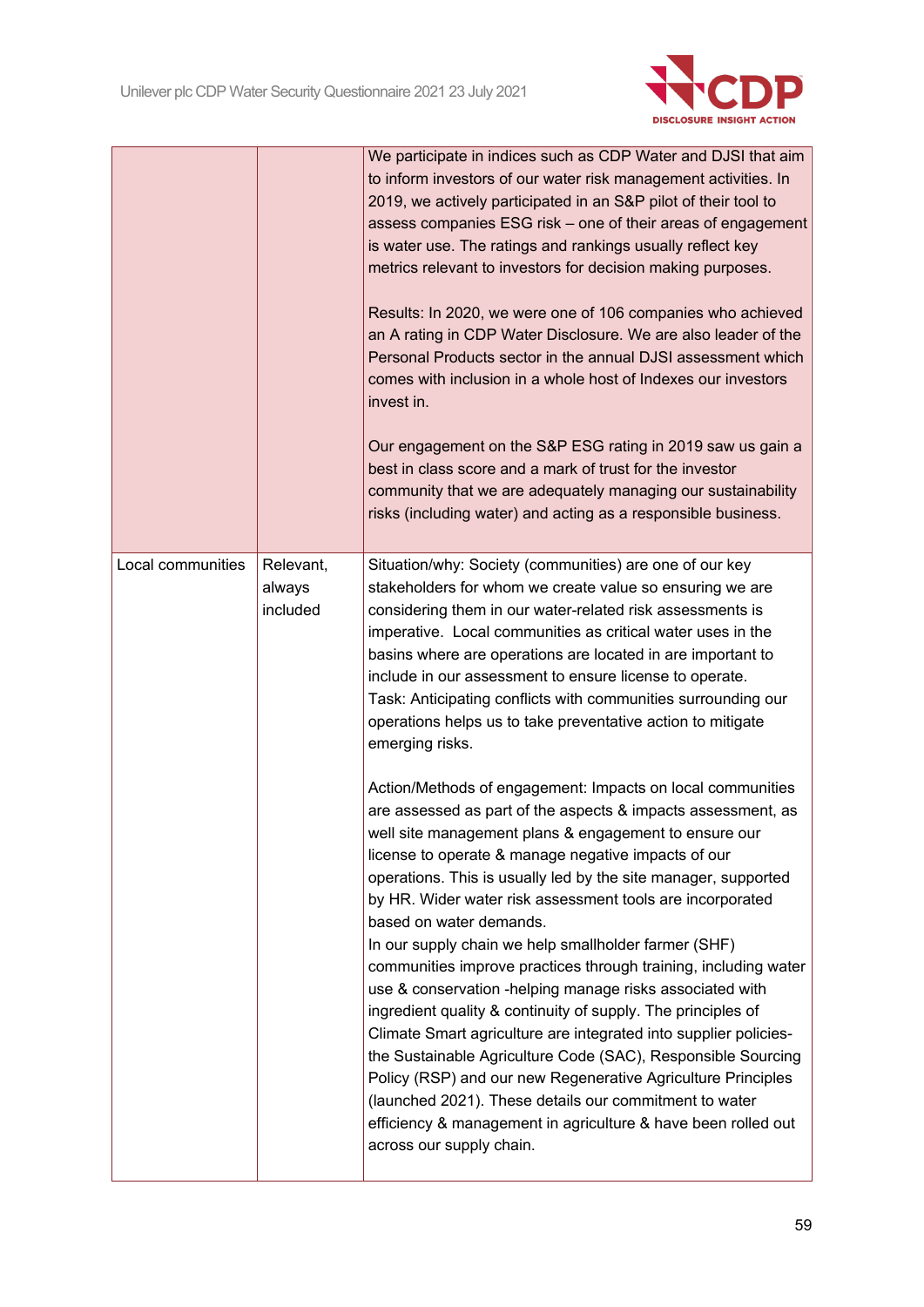| | | |
|---|---|---|
| | | We participate in indices such as CDP Water and DJSI that aim to inform investors of our water risk management activities. In 2019, we actively participated in an S&P pilot of their tool to assess companies ESG risk – one of their areas of engagement is water use. The ratings and rankings usually reflect key metrics relevant to investors for decision making purposes.<br><br>Results: In 2020, we were one of 106 companies who achieved an A rating in CDP Water Disclosure. We are also leader of the Personal Products sector in the annual DJSI assessment which comes with inclusion in a whole host of Indexes our investors invest in.<br><br>Our engagement on the S&P ESG rating in 2019 saw us gain a best in class score and a mark of trust for the investor community that we are adequately managing our sustainability risks (including water) and acting as a responsible business. |
| Local communities | Relevant, always included | Situation/why: Society (communities) are one of our key stakeholders for whom we create value so ensuring we are considering them in our water-related risk assessments is imperative. Local communities as critical water uses in the basins where are operations are located in are important to include in our assessment to ensure license to operate.<br>Task: Anticipating conflicts with communities surrounding our operations helps us to take preventative action to mitigate emerging risks.<br><br>Action/Methods of engagement: Impacts on local communities are assessed as part of the aspects & impacts assessment, as well site management plans & engagement to ensure our license to operate & manage negative impacts of our operations. This is usually led by the site manager, supported by HR. Wider water risk assessment tools are incorporated based on water demands.<br>In our supply chain we help smallholder farmer (SHF) communities improve practices through training, including water use & conservation -helping manage risks associated with ingredient quality & continuity of supply. The principles of Climate Smart agriculture are integrated into supplier policies- the Sustainable Agriculture Code (SAC), Responsible Sourcing Policy (RSP) and our new Regenerative Agriculture Principles (launched 2021). These details our commitment to water efficiency & management in agriculture & have been rolled out across our supply chain. |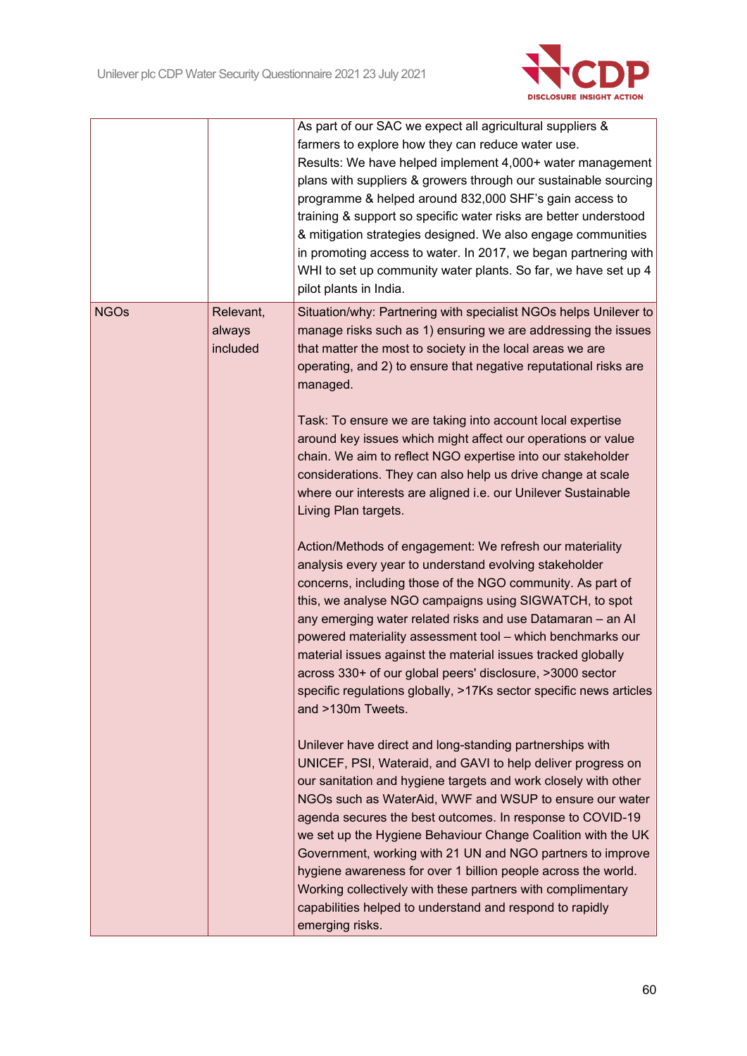|  |  |  |
|---|---|---|
|  |  | As part of our SAC we expect all agricultural suppliers & farmers to explore how they can reduce water use.<br>Results: We have helped implement 4,000+ water management plans with suppliers & growers through our sustainable sourcing programme & helped around 832,000 SHF's gain access to training & support so specific water risks are better understood & mitigation strategies designed. We also engage communities in promoting access to water. In 2017, we began partnering with WHI to set up community water plants. So far, we have set up 4 pilot plants in India. |
| NGOs | Relevant, always included | Situation/why: Partnering with specialist NGOs helps Unilever to manage risks such as 1) ensuring we are addressing the issues that matter the most to society in the local areas we are operating, and 2) to ensure that negative reputational risks are managed.<br><br>Task: To ensure we are taking into account local expertise around key issues which might affect our operations or value chain. We aim to reflect NGO expertise into our stakeholder considerations. They can also help us drive change at scale where our interests are aligned i.e. our Unilever Sustainable Living Plan targets.<br><br>Action/Methods of engagement: We refresh our materiality analysis every year to understand evolving stakeholder concerns, including those of the NGO community. As part of this, we analyse NGO campaigns using SIGWATCH, to spot any emerging water related risks and use Datamaran – an AI powered materiality assessment tool – which benchmarks our material issues against the material issues tracked globally across 330+ of our global peers' disclosure, >3000 sector specific regulations globally, >17Ks sector specific news articles and >130m Tweets.<br><br>Unilever have direct and long-standing partnerships with UNICEF, PSI, Wateraid, and GAVI to help deliver progress on our sanitation and hygiene targets and work closely with other NGOs such as WaterAid, WWF and WSUP to ensure our water agenda secures the best outcomes. In response to COVID-19 we set up the Hygiene Behaviour Change Coalition with the UK Government, working with 21 UN and NGO partners to improve hygiene awareness for over 1 billion people across the world. Working collectively with these partners with complimentary capabilities helped to understand and respond to rapidly emerging risks. |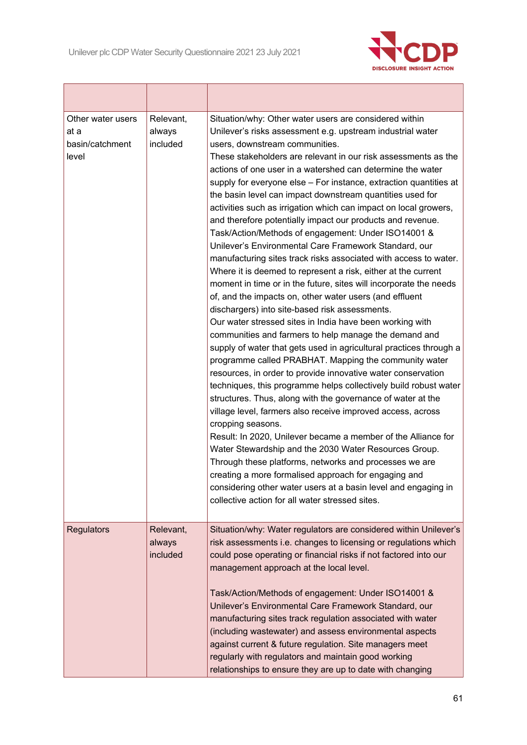| | | |
|---|---|---|
| Other water users at a basin/catchment level | Relevant, always included | Situation/why: Other water users are considered within Unilever's risks assessment e.g. upstream industrial water users, downstream communities.<br>These stakeholders are relevant in our risk assessments as the actions of one user in a watershed can determine the water supply for everyone else – For instance, extraction quantities at the basin level can impact downstream quantities used for activities such as irrigation which can impact on local growers, and therefore potentially impact our products and revenue.<br>Task/Action/Methods of engagement: Under ISO14001 & Unilever's Environmental Care Framework Standard, our manufacturing sites track risks associated with access to water. Where it is deemed to represent a risk, either at the current moment in time or in the future, sites will incorporate the needs of, and the impacts on, other water users (and effluent dischargers) into site-based risk assessments.<br>Our water stressed sites in India have been working with communities and farmers to help manage the demand and supply of water that gets used in agricultural practices through a programme called PRABHAT. Mapping the community water resources, in order to provide innovative water conservation techniques, this programme helps collectively build robust water structures. Thus, along with the governance of water at the village level, farmers also receive improved access, across cropping seasons.<br>Result: In 2020, Unilever became a member of the Alliance for Water Stewardship and the 2030 Water Resources Group. Through these platforms, networks and processes we are creating a more formalised approach for engaging and considering other water users at a basin level and engaging in collective action for all water stressed sites. |
| Regulators | Relevant, always included | Situation/why: Water regulators are considered within Unilever's risk assessments i.e. changes to licensing or regulations which could pose operating or financial risks if not factored into our management approach at the local level.<br><br>Task/Action/Methods of engagement: Under ISO14001 & Unilever's Environmental Care Framework Standard, our manufacturing sites track regulation associated with water (including wastewater) and assess environmental aspects against current & future regulation. Site managers meet regularly with regulators and maintain good working relationships to ensure they are up to date with changing |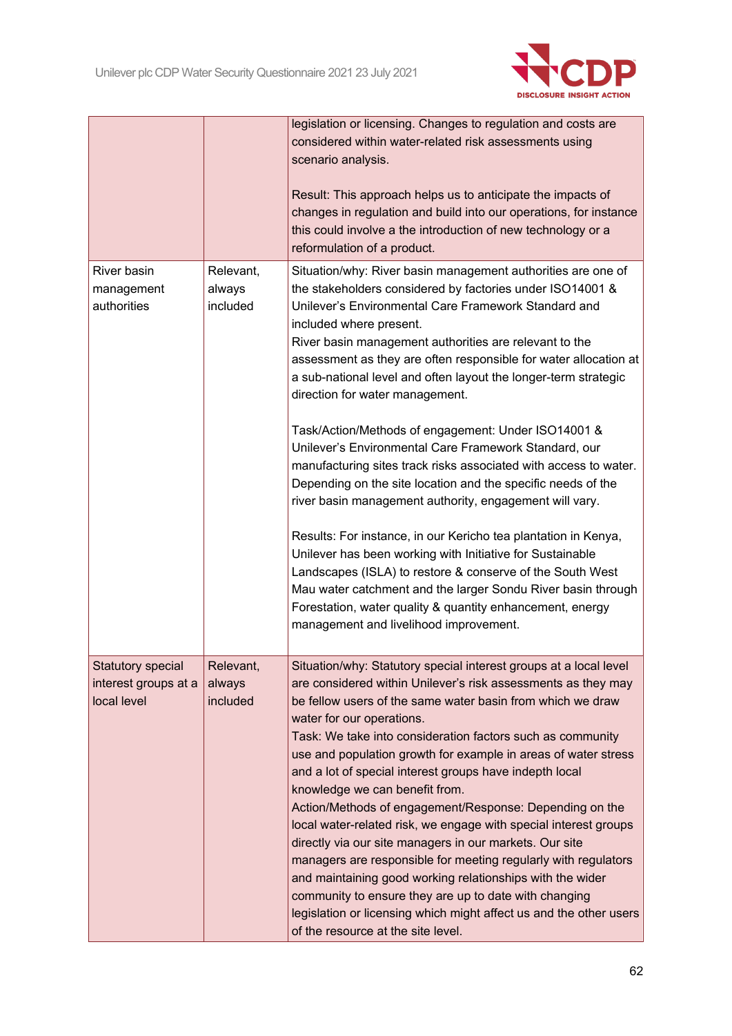| | | |
|---|---|---|
| | | legislation or licensing. Changes to regulation and costs are considered within water-related risk assessments using scenario analysis.<br><br>Result: This approach helps us to anticipate the impacts of changes in regulation and build into our operations, for instance this could involve a the introduction of new technology or a reformulation of a product. |
| River basin management authorities | Relevant, always included | Situation/why: River basin management authorities are one of the stakeholders considered by factories under ISO14001 & Unilever's Environmental Care Framework Standard and included where present.<br>River basin management authorities are relevant to the assessment as they are often responsible for water allocation at a sub-national level and often layout the longer-term strategic direction for water management.<br><br>Task/Action/Methods of engagement: Under ISO14001 & Unilever's Environmental Care Framework Standard, our manufacturing sites track risks associated with access to water. Depending on the site location and the specific needs of the river basin management authority, engagement will vary.<br><br>Results: For instance, in our Kericho tea plantation in Kenya, Unilever has been working with Initiative for Sustainable Landscapes (ISLA) to restore & conserve of the South West Mau water catchment and the larger Sondu River basin through Forestation, water quality & quantity enhancement, energy management and livelihood improvement. |
| Statutory special interest groups at a local level | Relevant, always included | Situation/why: Statutory special interest groups at a local level are considered within Unilever's risk assessments as they may be fellow users of the same water basin from which we draw water for our operations.<br>Task: We take into consideration factors such as community use and population growth for example in areas of water stress and a lot of special interest groups have indepth local knowledge we can benefit from.<br>Action/Methods of engagement/Response: Depending on the local water-related risk, we engage with special interest groups directly via our site managers in our markets. Our site managers are responsible for meeting regularly with regulators and maintaining good working relationships with the wider community to ensure they are up to date with changing legislation or licensing which might affect us and the other users of the resource at the site level. |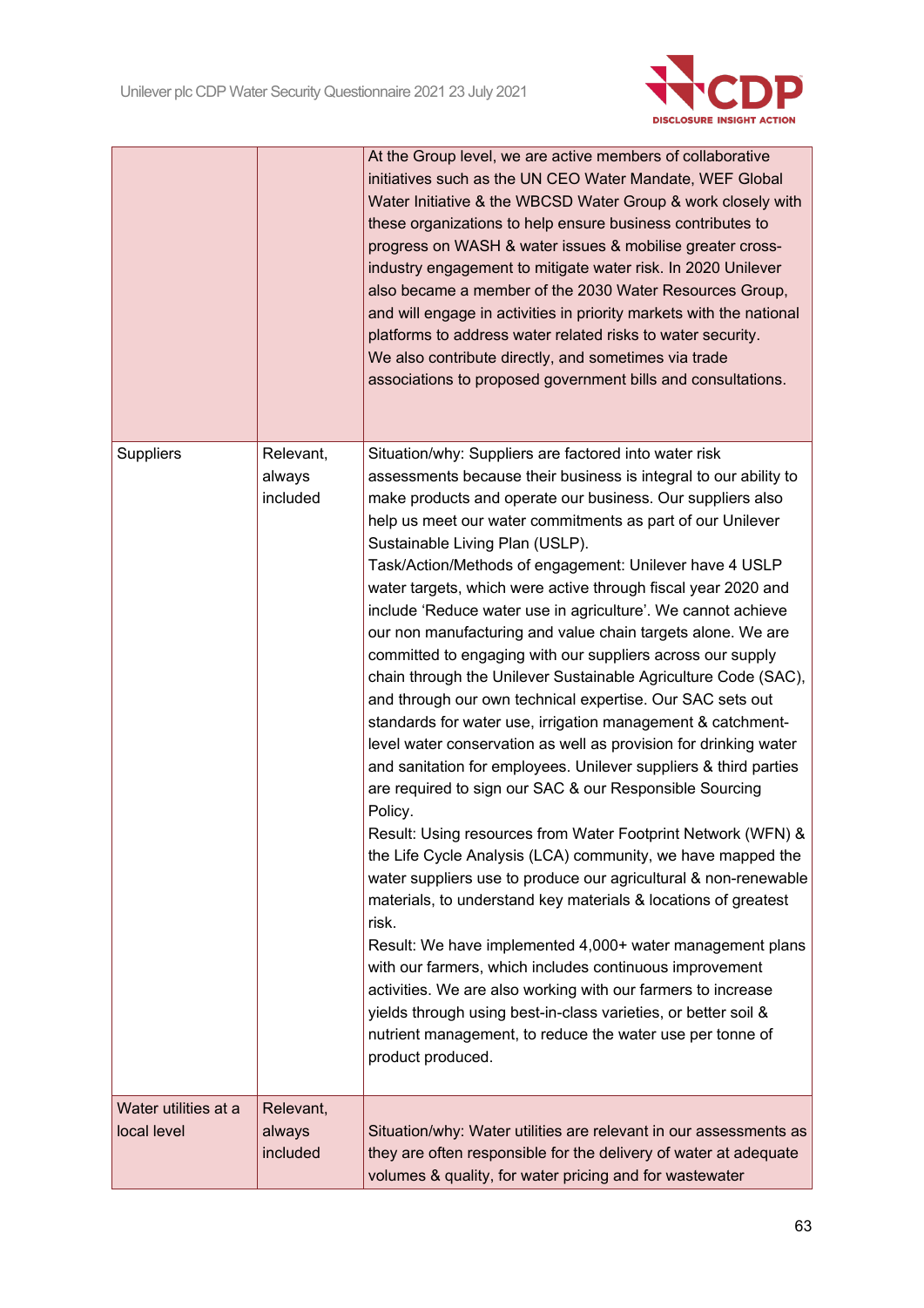| | | |
|---|---|---|
| | | At the Group level, we are active members of collaborative initiatives such as the UN CEO Water Mandate, WEF Global Water Initiative & the WBCSD Water Group & work closely with these organizations to help ensure business contributes to progress on WASH & water issues & mobilise greater cross-industry engagement to mitigate water risk. In 2020 Unilever also became a member of the 2030 Water Resources Group, and will engage in activities in priority markets with the national platforms to address water related risks to water security.<br>We also contribute directly, and sometimes via trade associations to proposed government bills and consultations. |
| Suppliers | Relevant, always included | Situation/why: Suppliers are factored into water risk assessments because their business is integral to our ability to make products and operate our business. Our suppliers also help us meet our water commitments as part of our Unilever Sustainable Living Plan (USLP).<br>Task/Action/Methods of engagement: Unilever have 4 USLP water targets, which were active through fiscal year 2020 and include 'Reduce water use in agriculture'. We cannot achieve our non manufacturing and value chain targets alone. We are committed to engaging with our suppliers across our supply chain through the Unilever Sustainable Agriculture Code (SAC), and through our own technical expertise. Our SAC sets out standards for water use, irrigation management & catchment-level water conservation as well as provision for drinking water and sanitation for employees. Unilever suppliers & third parties are required to sign our SAC & our Responsible Sourcing Policy.<br>Result: Using resources from Water Footprint Network (WFN) & the Life Cycle Analysis (LCA) community, we have mapped the water suppliers use to produce our agricultural & non-renewable materials, to understand key materials & locations of greatest risk.<br>Result: We have implemented 4,000+ water management plans with our farmers, which includes continuous improvement activities. We are also working with our farmers to increase yields through using best-in-class varieties, or better soil & nutrient management, to reduce the water use per tonne of product produced. |
| Water utilities at a local level | Relevant, always included | Situation/why: Water utilities are relevant in our assessments as they are often responsible for the delivery of water at adequate volumes & quality, for water pricing and for wastewater |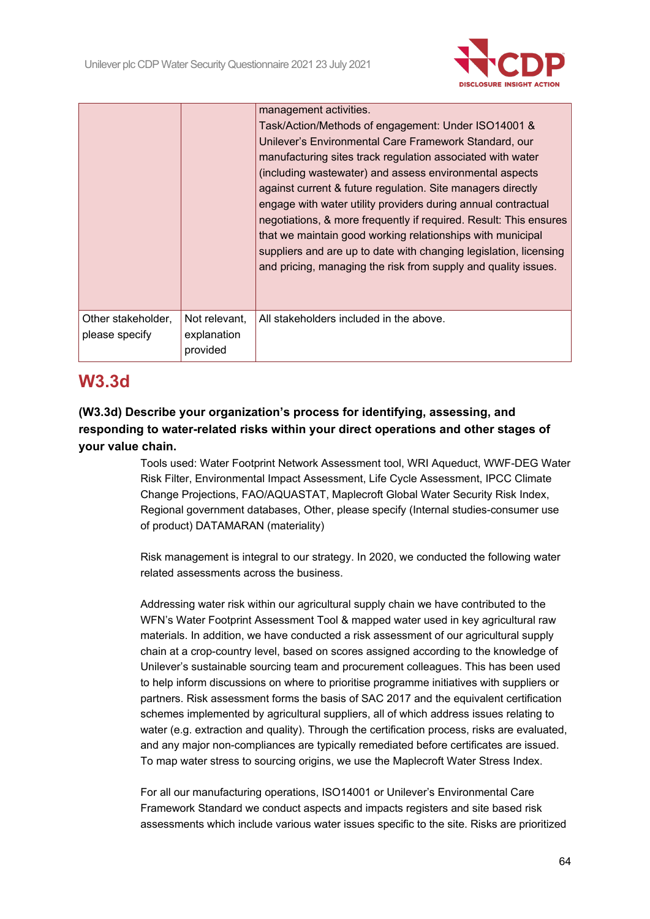| | | |
|---|---|---|
| | | management activities.<br>Task/Action/Methods of engagement: Under ISO14001 & Unilever's Environmental Care Framework Standard, our manufacturing sites track regulation associated with water (including wastewater) and assess environmental aspects against current & future regulation. Site managers directly engage with water utility providers during annual contractual negotiations, & more frequently if required. Result: This ensures that we maintain good working relationships with municipal suppliers and are up to date with changing legislation, licensing and pricing, managing the risk from supply and quality issues. |
| Other stakeholder, please specify | Not relevant, explanation provided | All stakeholders included in the above. |

## W3.3d

**(W3.3d) Describe your organization's process for identifying, assessing, and responding to water-related risks within your direct operations and other stages of your value chain.**

Tools used: Water Footprint Network Assessment tool, WRI Aqueduct, WWF-DEG Water Risk Filter, Environmental Impact Assessment, Life Cycle Assessment, IPCC Climate Change Projections, FAO/AQUASTAT, Maplecroft Global Water Security Risk Index, Regional government databases, Other, please specify (Internal studies-consumer use of product) DATAMARAN (materiality)

Risk management is integral to our strategy. In 2020, we conducted the following water related assessments across the business.

Addressing water risk within our agricultural supply chain we have contributed to the WFN's Water Footprint Assessment Tool & mapped water used in key agricultural raw materials. In addition, we have conducted a risk assessment of our agricultural supply chain at a crop-country level, based on scores assigned according to the knowledge of Unilever's sustainable sourcing team and procurement colleagues. This has been used to help inform discussions on where to prioritise programme initiatives with suppliers or partners. Risk assessment forms the basis of SAC 2017 and the equivalent certification schemes implemented by agricultural suppliers, all of which address issues relating to water (e.g. extraction and quality). Through the certification process, risks are evaluated, and any major non-compliances are typically remediated before certificates are issued. To map water stress to sourcing origins, we use the Maplecroft Water Stress Index.

For all our manufacturing operations, ISO14001 or Unilever's Environmental Care Framework Standard we conduct aspects and impacts registers and site based risk assessments which include various water issues specific to the site. Risks are prioritized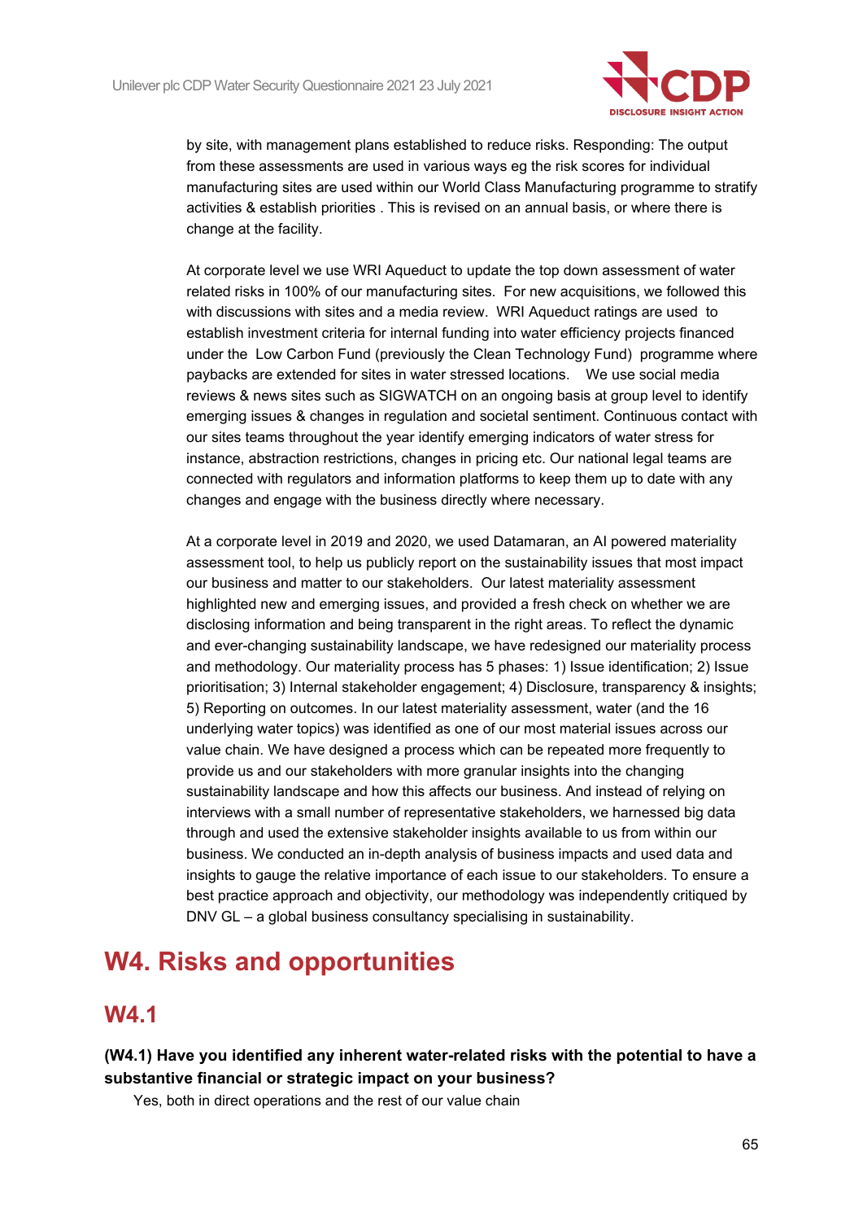by site, with management plans established to reduce risks. Responding: The output from these assessments are used in various ways eg the risk scores for individual manufacturing sites are used within our World Class Manufacturing programme to stratify activities & establish priorities . This is revised on an annual basis, or where there is change at the facility.

At corporate level we use WRI Aqueduct to update the top down assessment of water related risks in 100% of our manufacturing sites. For new acquisitions, we followed this with discussions with sites and a media review. WRI Aqueduct ratings are used to establish investment criteria for internal funding into water efficiency projects financed under the Low Carbon Fund (previously the Clean Technology Fund) programme where paybacks are extended for sites in water stressed locations. We use social media reviews & news sites such as SIGWATCH on an ongoing basis at group level to identify emerging issues & changes in regulation and societal sentiment. Continuous contact with our sites teams throughout the year identify emerging indicators of water stress for instance, abstraction restrictions, changes in pricing etc. Our national legal teams are connected with regulators and information platforms to keep them up to date with any changes and engage with the business directly where necessary.

At a corporate level in 2019 and 2020, we used Datamaran, an AI powered materiality assessment tool, to help us publicly report on the sustainability issues that most impact our business and matter to our stakeholders. Our latest materiality assessment highlighted new and emerging issues, and provided a fresh check on whether we are disclosing information and being transparent in the right areas. To reflect the dynamic and ever-changing sustainability landscape, we have redesigned our materiality process and methodology. Our materiality process has 5 phases: 1) Issue identification; 2) Issue prioritisation; 3) Internal stakeholder engagement; 4) Disclosure, transparency & insights; 5) Reporting on outcomes. In our latest materiality assessment, water (and the 16 underlying water topics) was identified as one of our most material issues across our value chain. We have designed a process which can be repeated more frequently to provide us and our stakeholders with more granular insights into the changing sustainability landscape and how this affects our business. And instead of relying on interviews with a small number of representative stakeholders, we harnessed big data through and used the extensive stakeholder insights available to us from within our business. We conducted an in-depth analysis of business impacts and used data and insights to gauge the relative importance of each issue to our stakeholders. To ensure a best practice approach and objectivity, our methodology was independently critiqued by DNV GL – a global business consultancy specialising in sustainability.

# W4. Risks and opportunities

## W4.1

**(W4.1) Have you identified any inherent water-related risks with the potential to have a substantive financial or strategic impact on your business?**

Yes, both in direct operations and the rest of our value chain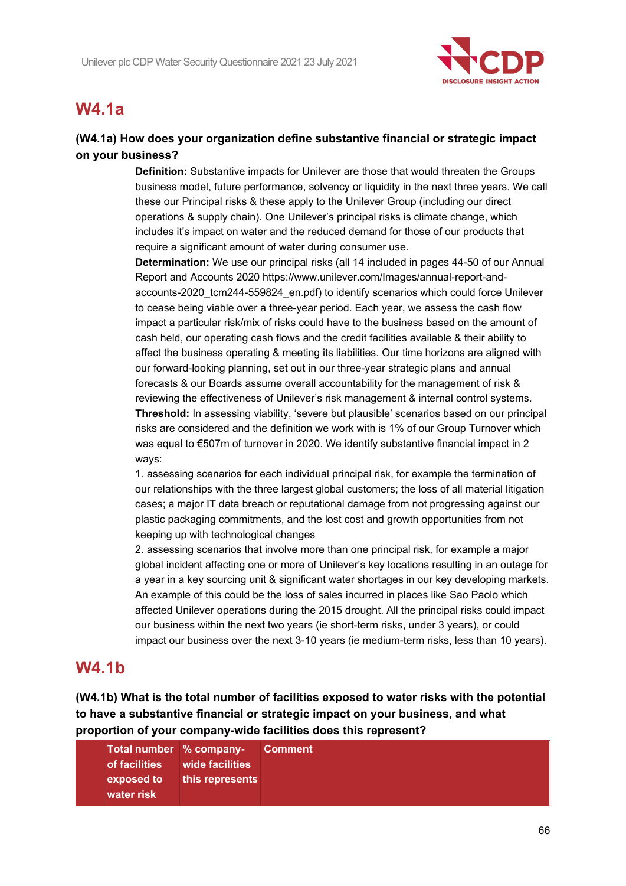## W4.1a

**(W4.1a) How does your organization define substantive financial or strategic impact on your business?**

**Definition:** Substantive impacts for Unilever are those that would threaten the Groups business model, future performance, solvency or liquidity in the next three years. We call these our Principal risks & these apply to the Unilever Group (including our direct operations & supply chain). One Unilever's principal risks is climate change, which includes it's impact on water and the reduced demand for those of our products that require a significant amount of water during consumer use.

**Determination:** We use our principal risks (all 14 included in pages 44-50 of our Annual Report and Accounts 2020 https://www.unilever.com/Images/annual-report-and-accounts-2020_tcm244-559824_en.pdf) to identify scenarios which could force Unilever to cease being viable over a three-year period. Each year, we assess the cash flow impact a particular risk/mix of risks could have to the business based on the amount of cash held, our operating cash flows and the credit facilities available & their ability to affect the business operating & meeting its liabilities. Our time horizons are aligned with our forward-looking planning, set out in our three-year strategic plans and annual forecasts & our Boards assume overall accountability for the management of risk & reviewing the effectiveness of Unilever's risk management & internal control systems.

**Threshold:** In assessing viability, 'severe but plausible' scenarios based on our principal risks are considered and the definition we work with is 1% of our Group Turnover which was equal to €507m of turnover in 2020. We identify substantive financial impact in 2 ways:

1. assessing scenarios for each individual principal risk, for example the termination of our relationships with the three largest global customers; the loss of all material litigation cases; a major IT data breach or reputational damage from not progressing against our plastic packaging commitments, and the lost cost and growth opportunities from not keeping up with technological changes
2. assessing scenarios that involve more than one principal risk, for example a major global incident affecting one or more of Unilever's key locations resulting in an outage for a year in a key sourcing unit & significant water shortages in our key developing markets. An example of this could be the loss of sales incurred in places like Sao Paolo which affected Unilever operations during the 2015 drought. All the principal risks could impact our business within the next two years (ie short-term risks, under 3 years), or could impact our business over the next 3-10 years (ie medium-term risks, less than 10 years).

## W4.1b

**(W4.1b) What is the total number of facilities exposed to water risks with the potential to have a substantive financial or strategic impact on your business, and what proportion of your company-wide facilities does this represent?**

| | Total number of facilities exposed to water risk | % company-wide facilities this represents | Comment |
|---|---|---|---|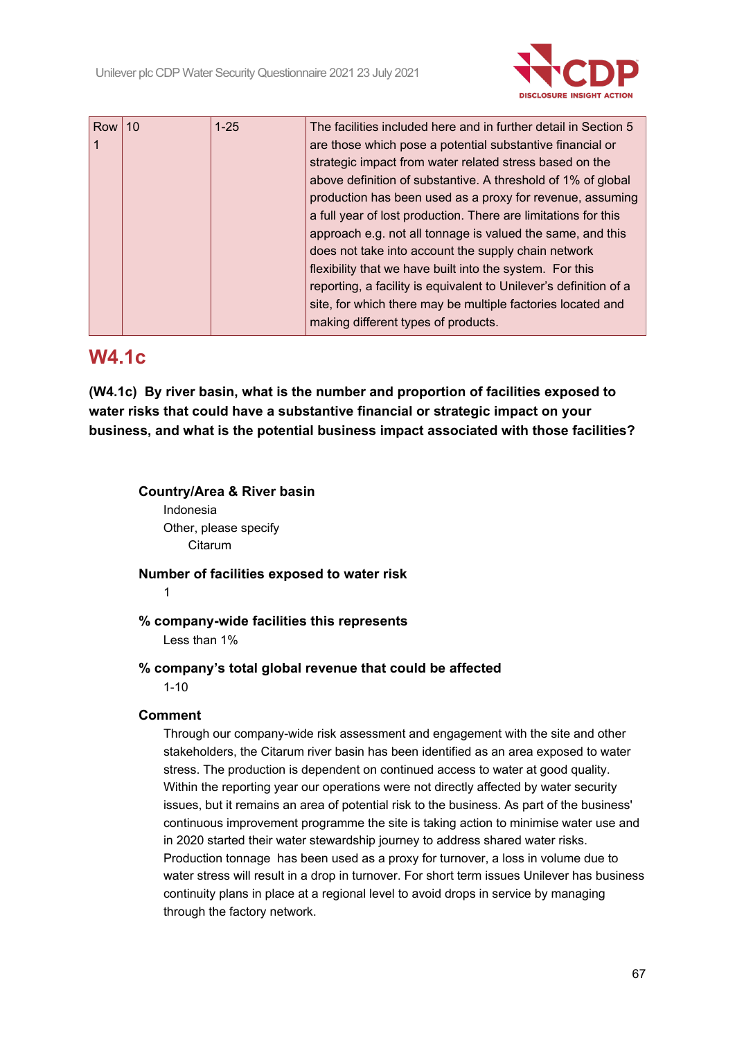| Row 1 | 10 | 1-25 | The facilities included here and in further detail in Section 5 are those which pose a potential substantive financial or strategic impact from water related stress based on the above definition of substantive. A threshold of 1% of global production has been used as a proxy for revenue, assuming a full year of lost production. There are limitations for this approach e.g. not all tonnage is valued the same, and this does not take into account the supply chain network flexibility that we have built into the system. For this reporting, a facility is equivalent to Unilever's definition of a site, for which there may be multiple factories located and making different types of products. |
|---|---|---|---|

## W4.1c

**(W4.1c) By river basin, what is the number and proportion of facilities exposed to water risks that could have a substantive financial or strategic impact on your business, and what is the potential business impact associated with those facilities?**

**Country/Area & River basin**

Indonesia

Other, please specify

Citarum

**Number of facilities exposed to water risk**

1

**% company-wide facilities this represents**

Less than 1%

**% company's total global revenue that could be affected**

1-10

**Comment**

Through our company-wide risk assessment and engagement with the site and other stakeholders, the Citarum river basin has been identified as an area exposed to water stress. The production is dependent on continued access to water at good quality. Within the reporting year our operations were not directly affected by water security issues, but it remains an area of potential risk to the business. As part of the business' continuous improvement programme the site is taking action to minimise water use and in 2020 started their water stewardship journey to address shared water risks. Production tonnage has been used as a proxy for turnover, a loss in volume due to water stress will result in a drop in turnover. For short term issues Unilever has business continuity plans in place at a regional level to avoid drops in service by managing through the factory network.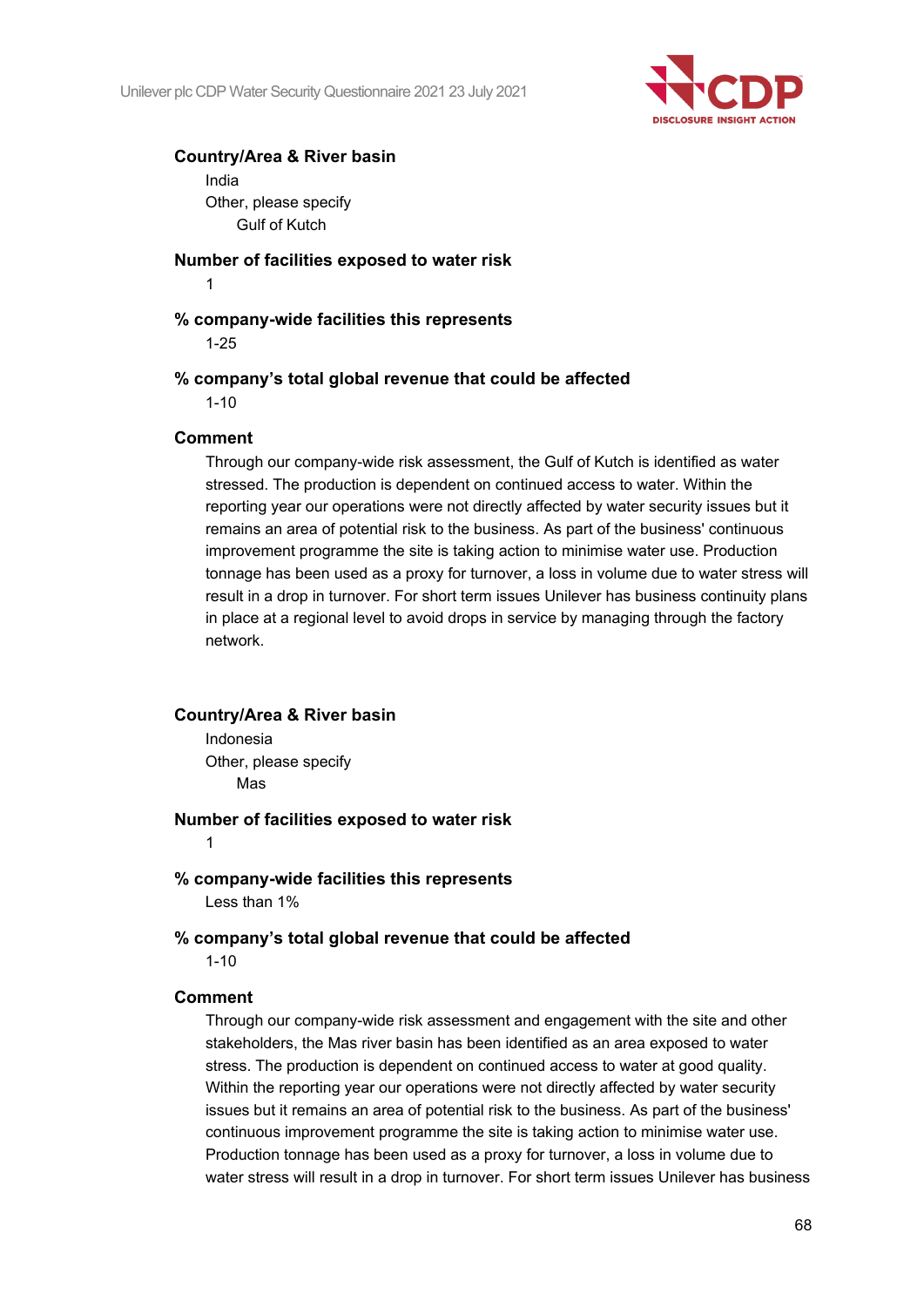**Country/Area & River basin**

India

Other, please specify

Gulf of Kutch

**Number of facilities exposed to water risk**

1

**% company-wide facilities this represents**

1-25

**% company's total global revenue that could be affected**

1-10

**Comment**

Through our company-wide risk assessment, the Gulf of Kutch is identified as water stressed. The production is dependent on continued access to water. Within the reporting year our operations were not directly affected by water security issues but it remains an area of potential risk to the business. As part of the business' continuous improvement programme the site is taking action to minimise water use. Production tonnage has been used as a proxy for turnover, a loss in volume due to water stress will result in a drop in turnover. For short term issues Unilever has business continuity plans in place at a regional level to avoid drops in service by managing through the factory network.

**Country/Area & River basin**

Indonesia

Other, please specify

Mas

**Number of facilities exposed to water risk**

1

**% company-wide facilities this represents**

Less than 1%

**% company's total global revenue that could be affected**

1-10

**Comment**

Through our company-wide risk assessment and engagement with the site and other stakeholders, the Mas river basin has been identified as an area exposed to water stress. The production is dependent on continued access to water at good quality. Within the reporting year our operations were not directly affected by water security issues but it remains an area of potential risk to the business. As part of the business' continuous improvement programme the site is taking action to minimise water use. Production tonnage has been used as a proxy for turnover, a loss in volume due to water stress will result in a drop in turnover. For short term issues Unilever has business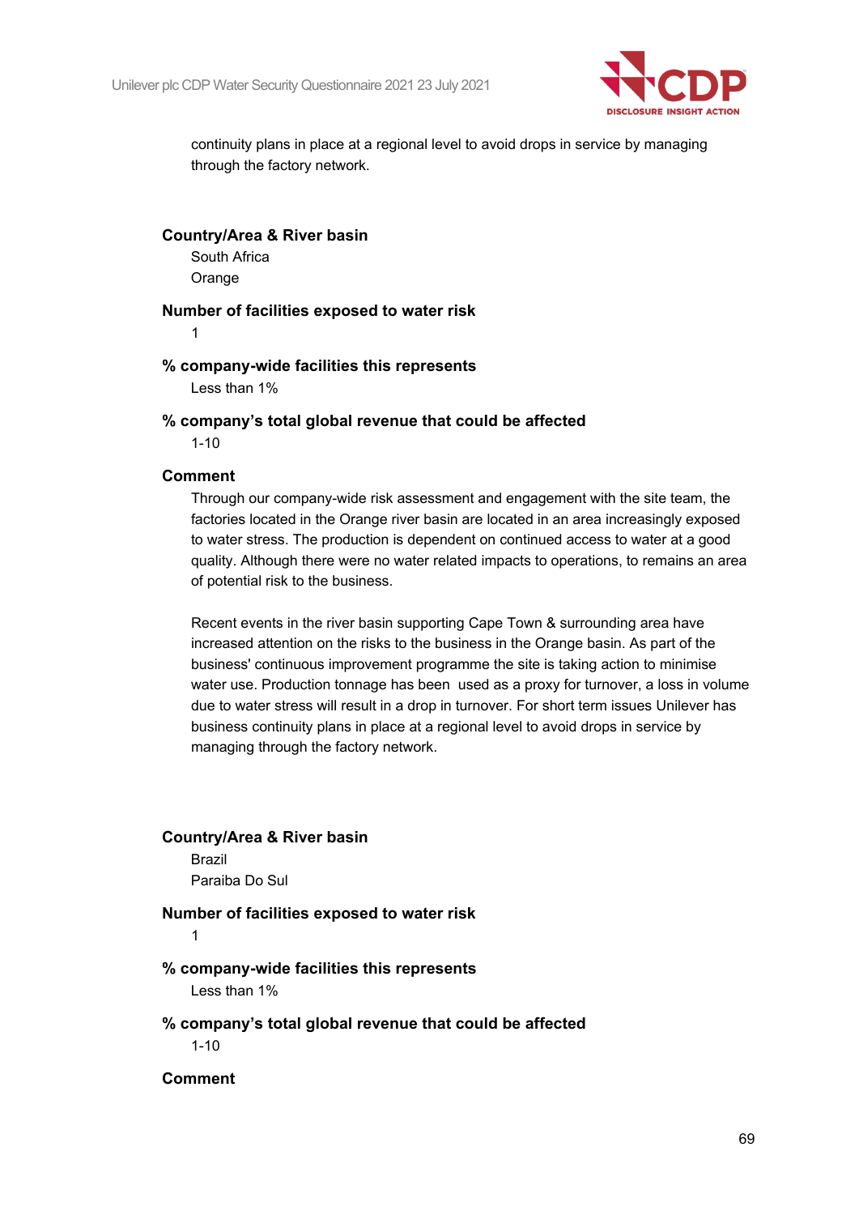continuity plans in place at a regional level to avoid drops in service by managing through the factory network.

**Country/Area & River basin**

South Africa

Orange

**Number of facilities exposed to water risk**

1

**% company-wide facilities this represents**

Less than 1%

**% company's total global revenue that could be affected**

1-10

**Comment**

Through our company-wide risk assessment and engagement with the site team, the factories located in the Orange river basin are located in an area increasingly exposed to water stress. The production is dependent on continued access to water at a good quality. Although there were no water related impacts to operations, to remains an area of potential risk to the business.

Recent events in the river basin supporting Cape Town & surrounding area have increased attention on the risks to the business in the Orange basin. As part of the business' continuous improvement programme the site is taking action to minimise water use. Production tonnage has been used as a proxy for turnover, a loss in volume due to water stress will result in a drop in turnover. For short term issues Unilever has business continuity plans in place at a regional level to avoid drops in service by managing through the factory network.

**Country/Area & River basin**

Brazil

Paraiba Do Sul

**Number of facilities exposed to water risk**

1

**% company-wide facilities this represents**

Less than 1%

**% company's total global revenue that could be affected**

1-10

**Comment**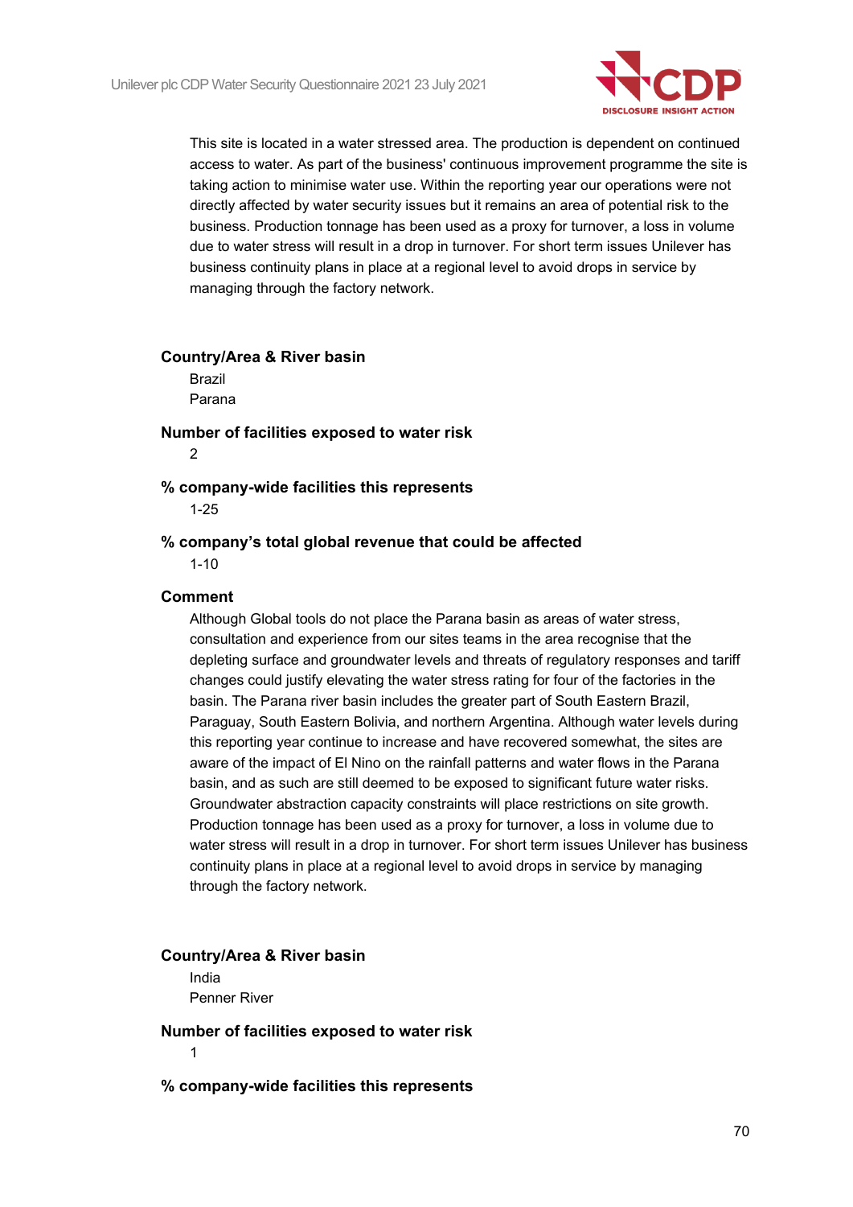This site is located in a water stressed area. The production is dependent on continued access to water. As part of the business' continuous improvement programme the site is taking action to minimise water use. Within the reporting year our operations were not directly affected by water security issues but it remains an area of potential risk to the business. Production tonnage has been used as a proxy for turnover, a loss in volume due to water stress will result in a drop in turnover. For short term issues Unilever has business continuity plans in place at a regional level to avoid drops in service by managing through the factory network.

**Country/Area & River basin**

Brazil
Parana

**Number of facilities exposed to water risk**

2

**% company-wide facilities this represents**

1-25

**% company's total global revenue that could be affected**

1-10

**Comment**

Although Global tools do not place the Parana basin as areas of water stress, consultation and experience from our sites teams in the area recognise that the depleting surface and groundwater levels and threats of regulatory responses and tariff changes could justify elevating the water stress rating for four of the factories in the basin. The Parana river basin includes the greater part of South Eastern Brazil, Paraguay, South Eastern Bolivia, and northern Argentina. Although water levels during this reporting year continue to increase and have recovered somewhat, the sites are aware of the impact of El Nino on the rainfall patterns and water flows in the Parana basin, and as such are still deemed to be exposed to significant future water risks. Groundwater abstraction capacity constraints will place restrictions on site growth. Production tonnage has been used as a proxy for turnover, a loss in volume due to water stress will result in a drop in turnover. For short term issues Unilever has business continuity plans in place at a regional level to avoid drops in service by managing through the factory network.

**Country/Area & River basin**

India
Penner River

**Number of facilities exposed to water risk**

1

**% company-wide facilities this represents**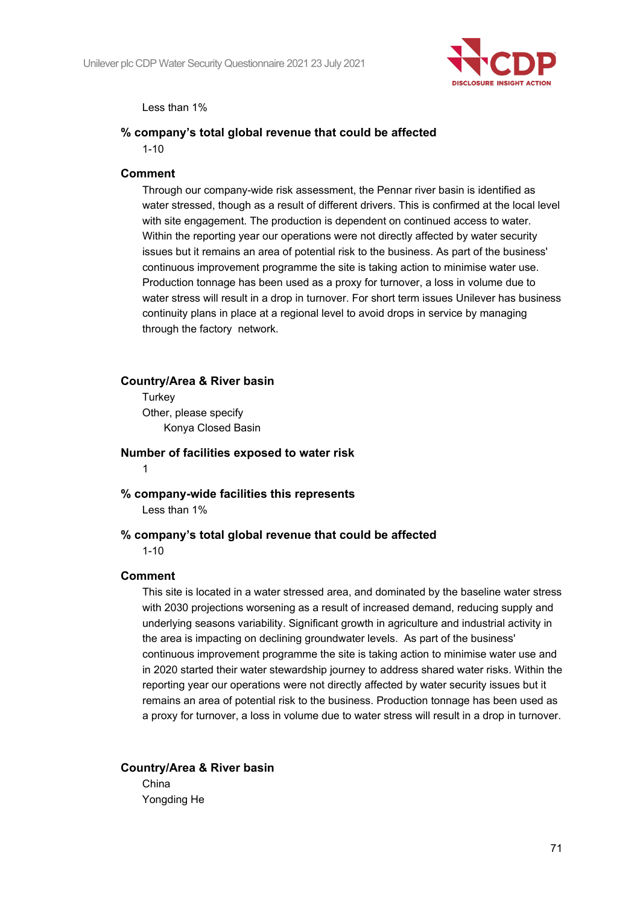Less than 1%

**% company's total global revenue that could be affected**

1-10

**Comment**

Through our company-wide risk assessment, the Pennar river basin is identified as water stressed, though as a result of different drivers. This is confirmed at the local level with site engagement. The production is dependent on continued access to water. Within the reporting year our operations were not directly affected by water security issues but it remains an area of potential risk to the business. As part of the business' continuous improvement programme the site is taking action to minimise water use. Production tonnage has been used as a proxy for turnover, a loss in volume due to water stress will result in a drop in turnover. For short term issues Unilever has business continuity plans in place at a regional level to avoid drops in service by managing through the factory network.

**Country/Area & River basin**

Turkey

Other, please specify

Konya Closed Basin

**Number of facilities exposed to water risk**

1

**% company-wide facilities this represents**

Less than 1%

**% company's total global revenue that could be affected**

1-10

**Comment**

This site is located in a water stressed area, and dominated by the baseline water stress with 2030 projections worsening as a result of increased demand, reducing supply and underlying seasons variability. Significant growth in agriculture and industrial activity in the area is impacting on declining groundwater levels. As part of the business' continuous improvement programme the site is taking action to minimise water use and in 2020 started their water stewardship journey to address shared water risks. Within the reporting year our operations were not directly affected by water security issues but it remains an area of potential risk to the business. Production tonnage has been used as a proxy for turnover, a loss in volume due to water stress will result in a drop in turnover.

**Country/Area & River basin**

China

Yongding He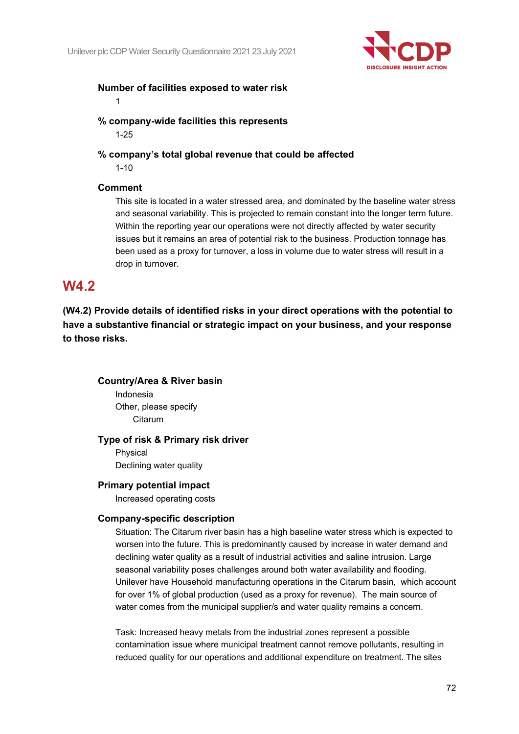**Number of facilities exposed to water risk**

1

**% company-wide facilities this represents**

1-25

**% company's total global revenue that could be affected**

1-10

**Comment**

This site is located in a water stressed area, and dominated by the baseline water stress and seasonal variability. This is projected to remain constant into the longer term future. Within the reporting year our operations were not directly affected by water security issues but it remains an area of potential risk to the business. Production tonnage has been used as a proxy for turnover, a loss in volume due to water stress will result in a drop in turnover.

## W4.2

**(W4.2) Provide details of identified risks in your direct operations with the potential to have a substantive financial or strategic impact on your business, and your response to those risks.**

**Country/Area & River basin**

Indonesia

Other, please specify

Citarum

**Type of risk & Primary risk driver**

Physical

Declining water quality

**Primary potential impact**

Increased operating costs

**Company-specific description**

Situation: The Citarum river basin has a high baseline water stress which is expected to worsen into the future. This is predominantly caused by increase in water demand and declining water quality as a result of industrial activities and saline intrusion. Large seasonal variability poses challenges around both water availability and flooding. Unilever have Household manufacturing operations in the Citarum basin, which account for over 1% of global production (used as a proxy for revenue). The main source of water comes from the municipal supplier/s and water quality remains a concern.

Task: Increased heavy metals from the industrial zones represent a possible contamination issue where municipal treatment cannot remove pollutants, resulting in reduced quality for our operations and additional expenditure on treatment. The sites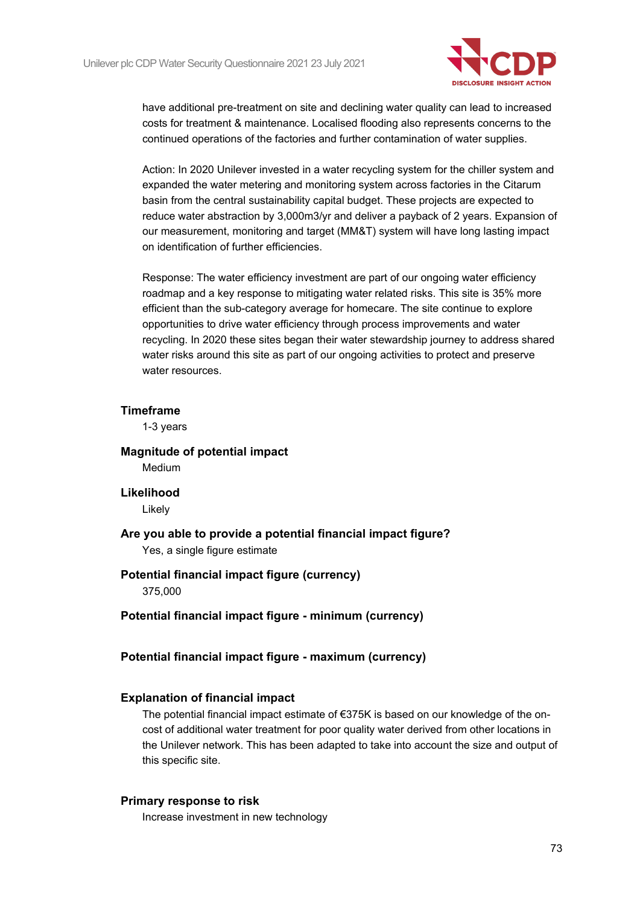have additional pre-treatment on site and declining water quality can lead to increased costs for treatment & maintenance. Localised flooding also represents concerns to the continued operations of the factories and further contamination of water supplies.

Action: In 2020 Unilever invested in a water recycling system for the chiller system and expanded the water metering and monitoring system across factories in the Citarum basin from the central sustainability capital budget. These projects are expected to reduce water abstraction by 3,000m3/yr and deliver a payback of 2 years. Expansion of our measurement, monitoring and target (MM&T) system will have long lasting impact on identification of further efficiencies.

Response: The water efficiency investment are part of our ongoing water efficiency roadmap and a key response to mitigating water related risks. This site is 35% more efficient than the sub-category average for homecare. The site continue to explore opportunities to drive water efficiency through process improvements and water recycling. In 2020 these sites began their water stewardship journey to address shared water risks around this site as part of our ongoing activities to protect and preserve water resources.

**Timeframe**

1-3 years

**Magnitude of potential impact**

Medium

**Likelihood**

Likely

**Are you able to provide a potential financial impact figure?**

Yes, a single figure estimate

**Potential financial impact figure (currency)**

375,000

**Potential financial impact figure - minimum (currency)**

**Potential financial impact figure - maximum (currency)**

**Explanation of financial impact**

The potential financial impact estimate of €375K is based on our knowledge of the on-cost of additional water treatment for poor quality water derived from other locations in the Unilever network. This has been adapted to take into account the size and output of this specific site.

**Primary response to risk**

Increase investment in new technology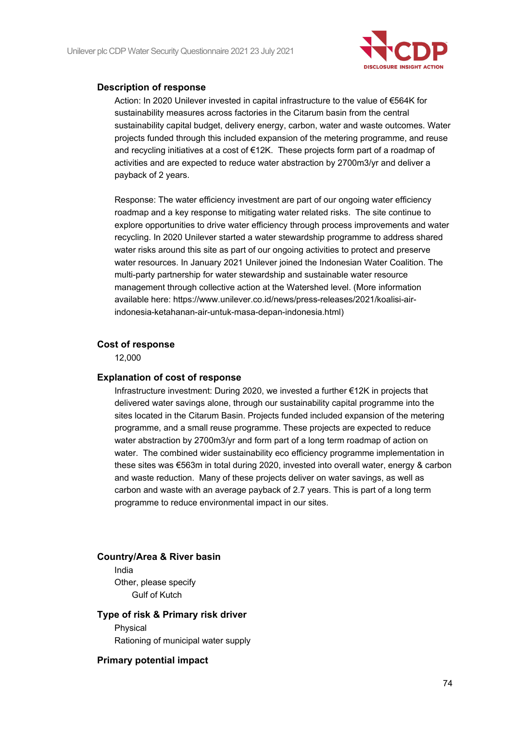#### Description of response

Action: In 2020 Unilever invested in capital infrastructure to the value of €564K for sustainability measures across factories in the Citarum basin from the central sustainability capital budget, delivery energy, carbon, water and waste outcomes. Water projects funded through this included expansion of the metering programme, and reuse and recycling initiatives at a cost of €12K. These projects form part of a roadmap of activities and are expected to reduce water abstraction by 2700m3/yr and deliver a payback of 2 years.

Response: The water efficiency investment are part of our ongoing water efficiency roadmap and a key response to mitigating water related risks. The site continue to explore opportunities to drive water efficiency through process improvements and water recycling. In 2020 Unilever started a water stewardship programme to address shared water risks around this site as part of our ongoing activities to protect and preserve water resources. In January 2021 Unilever joined the Indonesian Water Coalition. The multi-party partnership for water stewardship and sustainable water resource management through collective action at the Watershed level. (More information available here: https://www.unilever.co.id/news/press-releases/2021/koalisi-air-indonesia-ketahanan-air-untuk-masa-depan-indonesia.html)

#### Cost of response

12,000

#### Explanation of cost of response

Infrastructure investment: During 2020, we invested a further €12K in projects that delivered water savings alone, through our sustainability capital programme into the sites located in the Citarum Basin. Projects funded included expansion of the metering programme, and a small reuse programme. These projects are expected to reduce water abstraction by 2700m3/yr and form part of a long term roadmap of action on water. The combined wider sustainability eco efficiency programme implementation in these sites was €563m in total during 2020, invested into overall water, energy & carbon and waste reduction. Many of these projects deliver on water savings, as well as carbon and waste with an average payback of 2.7 years. This is part of a long term programme to reduce environmental impact in our sites.

#### Country/Area & River basin

India

Other, please specify

Gulf of Kutch

#### Type of risk & Primary risk driver

Physical

Rationing of municipal water supply

#### Primary potential impact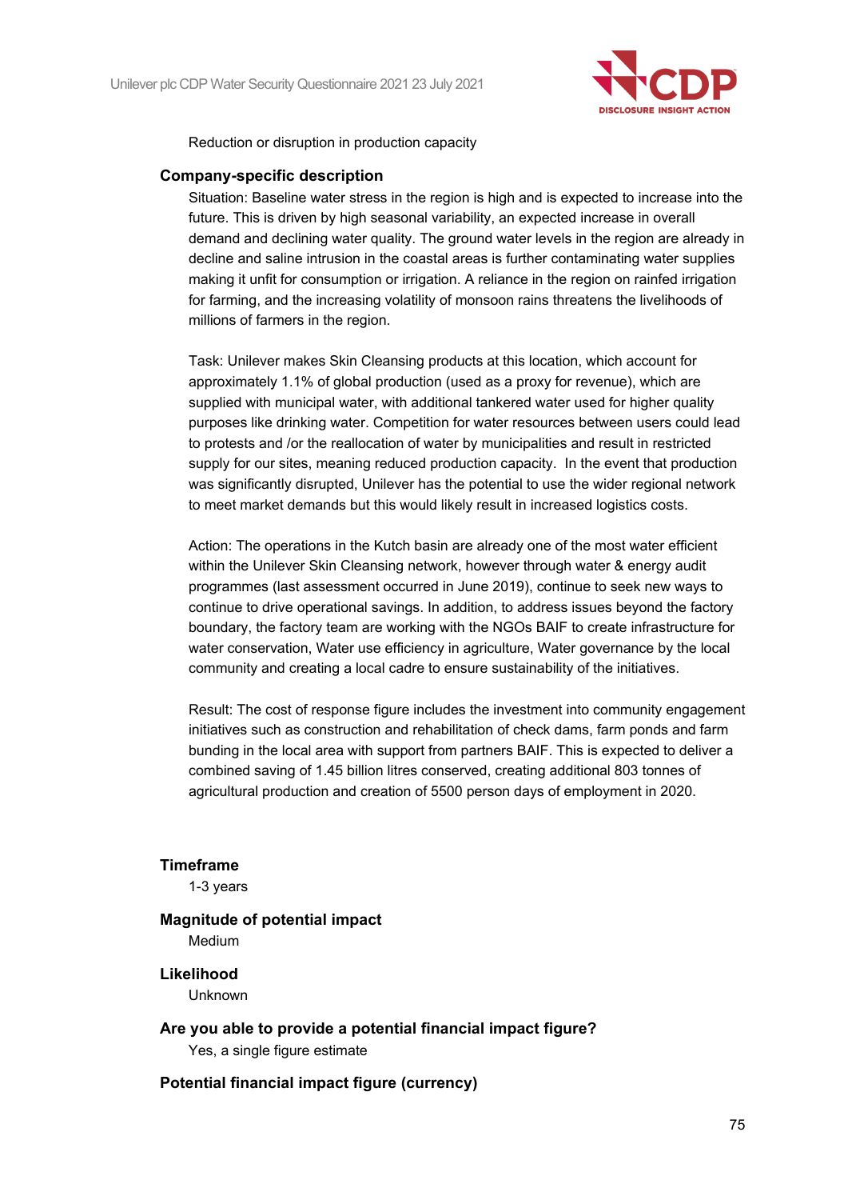Reduction or disruption in production capacity

**Company-specific description**

Situation: Baseline water stress in the region is high and is expected to increase into the future. This is driven by high seasonal variability, an expected increase in overall demand and declining water quality. The ground water levels in the region are already in decline and saline intrusion in the coastal areas is further contaminating water supplies making it unfit for consumption or irrigation. A reliance in the region on rainfed irrigation for farming, and the increasing volatility of monsoon rains threatens the livelihoods of millions of farmers in the region.

Task: Unilever makes Skin Cleansing products at this location, which account for approximately 1.1% of global production (used as a proxy for revenue), which are supplied with municipal water, with additional tankered water used for higher quality purposes like drinking water. Competition for water resources between users could lead to protests and /or the reallocation of water by municipalities and result in restricted supply for our sites, meaning reduced production capacity. In the event that production was significantly disrupted, Unilever has the potential to use the wider regional network to meet market demands but this would likely result in increased logistics costs.

Action: The operations in the Kutch basin are already one of the most water efficient within the Unilever Skin Cleansing network, however through water & energy audit programmes (last assessment occurred in June 2019), continue to seek new ways to continue to drive operational savings. In addition, to address issues beyond the factory boundary, the factory team are working with the NGOs BAIF to create infrastructure for water conservation, Water use efficiency in agriculture, Water governance by the local community and creating a local cadre to ensure sustainability of the initiatives.

Result: The cost of response figure includes the investment into community engagement initiatives such as construction and rehabilitation of check dams, farm ponds and farm bunding in the local area with support from partners BAIF. This is expected to deliver a combined saving of 1.45 billion litres conserved, creating additional 803 tonnes of agricultural production and creation of 5500 person days of employment in 2020.

**Timeframe**

1-3 years

**Magnitude of potential impact**

Medium

**Likelihood**

Unknown

**Are you able to provide a potential financial impact figure?**

Yes, a single figure estimate

**Potential financial impact figure (currency)**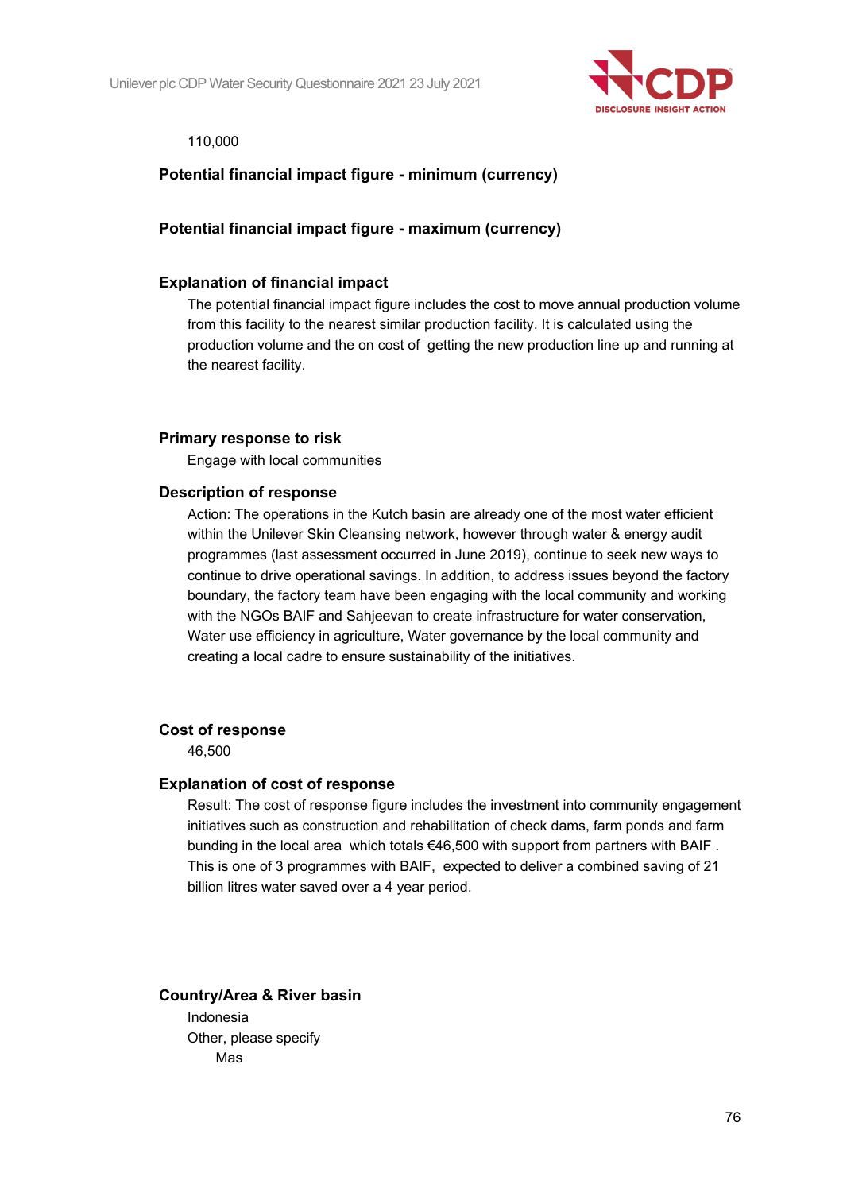110,000

**Potential financial impact figure - minimum (currency)**

**Potential financial impact figure - maximum (currency)**

**Explanation of financial impact**

The potential financial impact figure includes the cost to move annual production volume from this facility to the nearest similar production facility. It is calculated using the production volume and the on cost of  getting the new production line up and running at the nearest facility.

**Primary response to risk**

Engage with local communities

**Description of response**

Action: The operations in the Kutch basin are already one of the most water efficient within the Unilever Skin Cleansing network, however through water & energy audit programmes (last assessment occurred in June 2019), continue to seek new ways to continue to drive operational savings. In addition, to address issues beyond the factory boundary, the factory team have been engaging with the local community and working with the NGOs BAIF and Sahjeevan to create infrastructure for water conservation, Water use efficiency in agriculture, Water governance by the local community and creating a local cadre to ensure sustainability of the initiatives.

**Cost of response**

46,500

**Explanation of cost of response**

Result: The cost of response figure includes the investment into community engagement initiatives such as construction and rehabilitation of check dams, farm ponds and farm bunding in the local area  which totals €46,500 with support from partners with BAIF . This is one of 3 programmes with BAIF,  expected to deliver a combined saving of 21 billion litres water saved over a 4 year period.

**Country/Area & River basin**

Indonesia

Other, please specify

Mas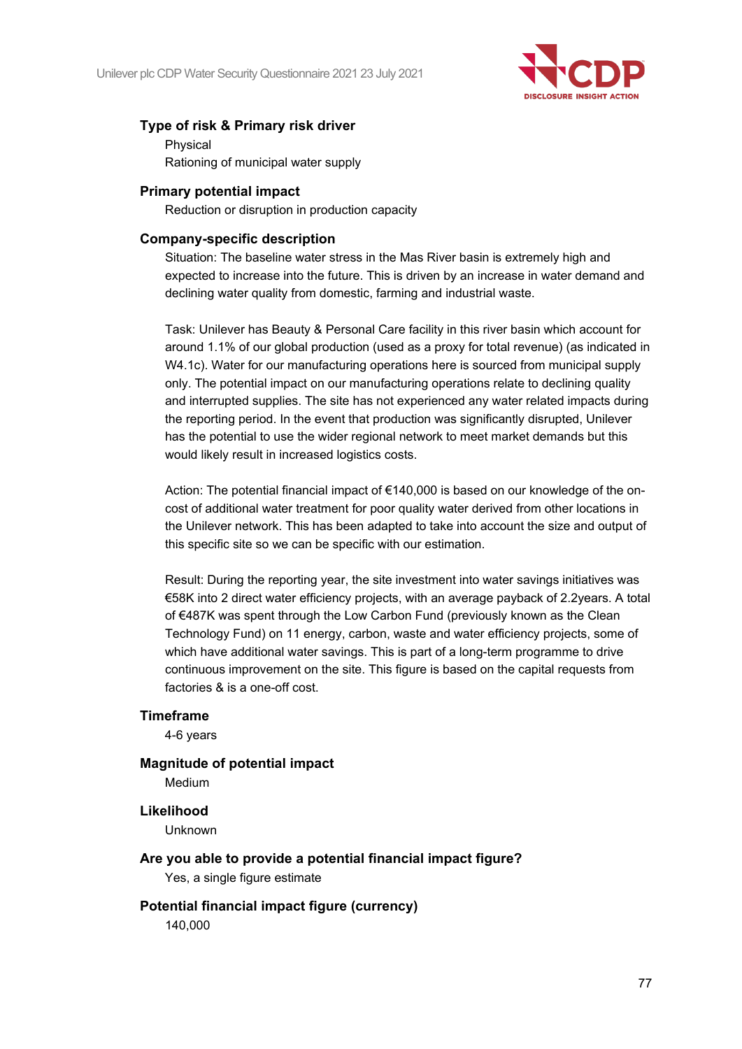#### Type of risk & Primary risk driver

Physical

Rationing of municipal water supply

#### Primary potential impact

Reduction or disruption in production capacity

#### Company-specific description

Situation: The baseline water stress in the Mas River basin is extremely high and expected to increase into the future. This is driven by an increase in water demand and declining water quality from domestic, farming and industrial waste.

Task: Unilever has Beauty & Personal Care facility in this river basin which account for around 1.1% of our global production (used as a proxy for total revenue) (as indicated in W4.1c). Water for our manufacturing operations here is sourced from municipal supply only. The potential impact on our manufacturing operations relate to declining quality and interrupted supplies. The site has not experienced any water related impacts during the reporting period. In the event that production was significantly disrupted, Unilever has the potential to use the wider regional network to meet market demands but this would likely result in increased logistics costs.

Action: The potential financial impact of €140,000 is based on our knowledge of the on-cost of additional water treatment for poor quality water derived from other locations in the Unilever network. This has been adapted to take into account the size and output of this specific site so we can be specific with our estimation.

Result: During the reporting year, the site investment into water savings initiatives was €58K into 2 direct water efficiency projects, with an average payback of 2.2years. A total of €487K was spent through the Low Carbon Fund (previously known as the Clean Technology Fund) on 11 energy, carbon, waste and water efficiency projects, some of which have additional water savings. This is part of a long-term programme to drive continuous improvement on the site. This figure is based on the capital requests from factories & is a one-off cost.

#### Timeframe

4-6 years

#### Magnitude of potential impact

Medium

#### Likelihood

Unknown

#### Are you able to provide a potential financial impact figure?

Yes, a single figure estimate

#### Potential financial impact figure (currency)

140,000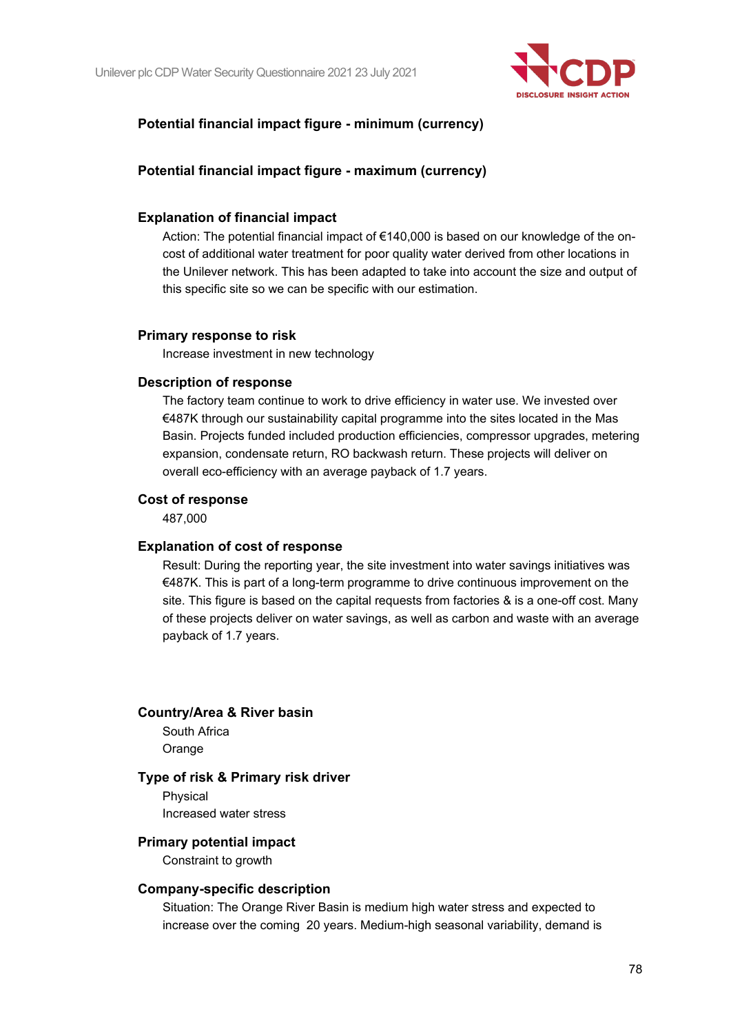**Potential financial impact figure - minimum (currency)**

**Potential financial impact figure - maximum (currency)**

**Explanation of financial impact**

Action: The potential financial impact of €140,000 is based on our knowledge of the on-cost of additional water treatment for poor quality water derived from other locations in the Unilever network. This has been adapted to take into account the size and output of this specific site so we can be specific with our estimation.

**Primary response to risk**

Increase investment in new technology

**Description of response**

The factory team continue to work to drive efficiency in water use. We invested over €487K through our sustainability capital programme into the sites located in the Mas Basin. Projects funded included production efficiencies, compressor upgrades, metering expansion, condensate return, RO backwash return. These projects will deliver on overall eco-efficiency with an average payback of 1.7 years.

**Cost of response**

487,000

**Explanation of cost of response**

Result: During the reporting year, the site investment into water savings initiatives was €487K. This is part of a long-term programme to drive continuous improvement on the site. This figure is based on the capital requests from factories & is a one-off cost. Many of these projects deliver on water savings, as well as carbon and waste with an average payback of 1.7 years.

**Country/Area & River basin**

South Africa

Orange

**Type of risk & Primary risk driver**

Physical

Increased water stress

**Primary potential impact**

Constraint to growth

**Company-specific description**

Situation: The Orange River Basin is medium high water stress and expected to increase over the coming 20 years. Medium-high seasonal variability, demand is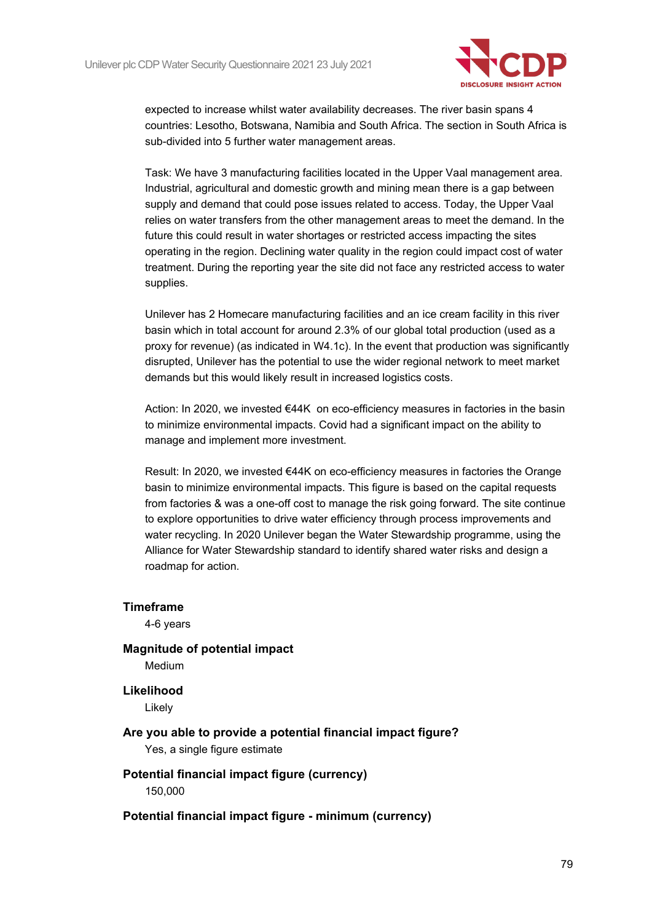expected to increase whilst water availability decreases. The river basin spans 4 countries: Lesotho, Botswana, Namibia and South Africa. The section in South Africa is sub-divided into 5 further water management areas.

Task: We have 3 manufacturing facilities located in the Upper Vaal management area. Industrial, agricultural and domestic growth and mining mean there is a gap between supply and demand that could pose issues related to access. Today, the Upper Vaal relies on water transfers from the other management areas to meet the demand. In the future this could result in water shortages or restricted access impacting the sites operating in the region. Declining water quality in the region could impact cost of water treatment. During the reporting year the site did not face any restricted access to water supplies.

Unilever has 2 Homecare manufacturing facilities and an ice cream facility in this river basin which in total account for around 2.3% of our global total production (used as a proxy for revenue) (as indicated in W4.1c). In the event that production was significantly disrupted, Unilever has the potential to use the wider regional network to meet market demands but this would likely result in increased logistics costs.

Action: In 2020, we invested €44K on eco-efficiency measures in factories in the basin to minimize environmental impacts. Covid had a significant impact on the ability to manage and implement more investment.

Result: In 2020, we invested €44K on eco-efficiency measures in factories the Orange basin to minimize environmental impacts. This figure is based on the capital requests from factories & was a one-off cost to manage the risk going forward. The site continue to explore opportunities to drive water efficiency through process improvements and water recycling. In 2020 Unilever began the Water Stewardship programme, using the Alliance for Water Stewardship standard to identify shared water risks and design a roadmap for action.

**Timeframe**

4-6 years

**Magnitude of potential impact**

Medium

**Likelihood**

Likely

**Are you able to provide a potential financial impact figure?**

Yes, a single figure estimate

**Potential financial impact figure (currency)**

150,000

**Potential financial impact figure - minimum (currency)**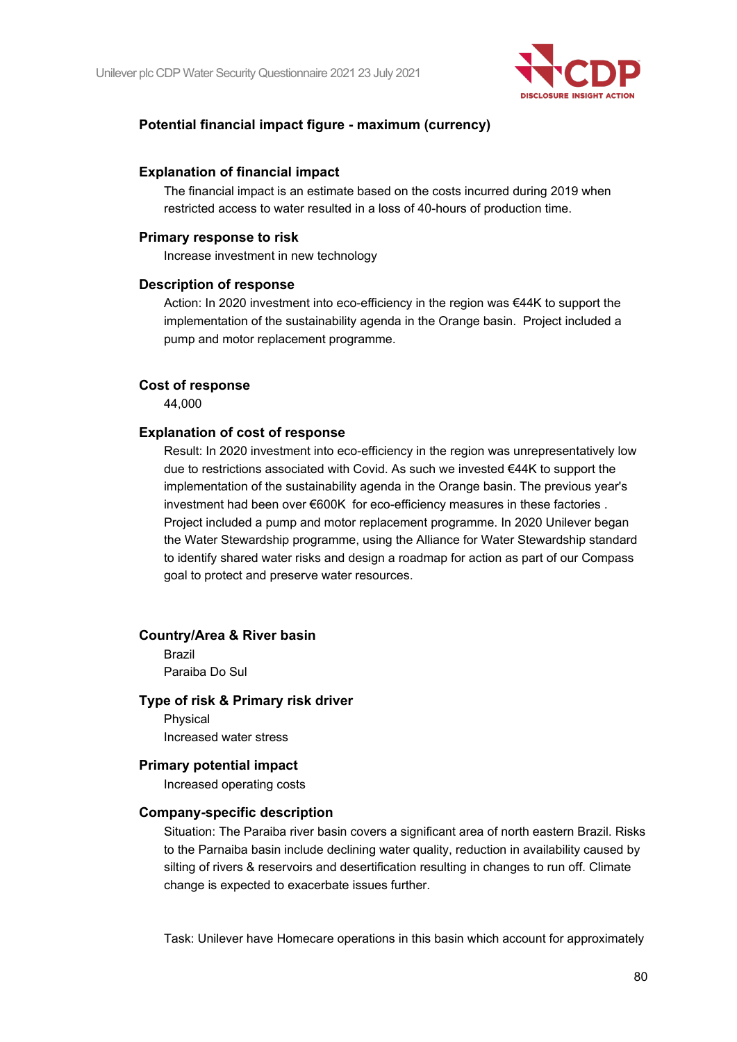#### Potential financial impact figure - maximum (currency)

#### Explanation of financial impact

The financial impact is an estimate based on the costs incurred during 2019 when restricted access to water resulted in a loss of 40-hours of production time.

#### Primary response to risk

Increase investment in new technology

#### Description of response

Action: In 2020 investment into eco-efficiency in the region was €44K to support the implementation of the sustainability agenda in the Orange basin. Project included a pump and motor replacement programme.

#### Cost of response

44,000

#### Explanation of cost of response

Result: In 2020 investment into eco-efficiency in the region was unrepresentatively low due to restrictions associated with Covid. As such we invested €44K to support the implementation of the sustainability agenda in the Orange basin. The previous year's investment had been over €600K for eco-efficiency measures in these factories . Project included a pump and motor replacement programme. In 2020 Unilever began the Water Stewardship programme, using the Alliance for Water Stewardship standard to identify shared water risks and design a roadmap for action as part of our Compass goal to protect and preserve water resources.

#### Country/Area & River basin

Brazil

Paraiba Do Sul

#### Type of risk & Primary risk driver

Physical

Increased water stress

#### Primary potential impact

Increased operating costs

#### Company-specific description

Situation: The Paraiba river basin covers a significant area of north eastern Brazil. Risks to the Parnaiba basin include declining water quality, reduction in availability caused by silting of rivers & reservoirs and desertification resulting in changes to run off. Climate change is expected to exacerbate issues further.

Task: Unilever have Homecare operations in this basin which account for approximately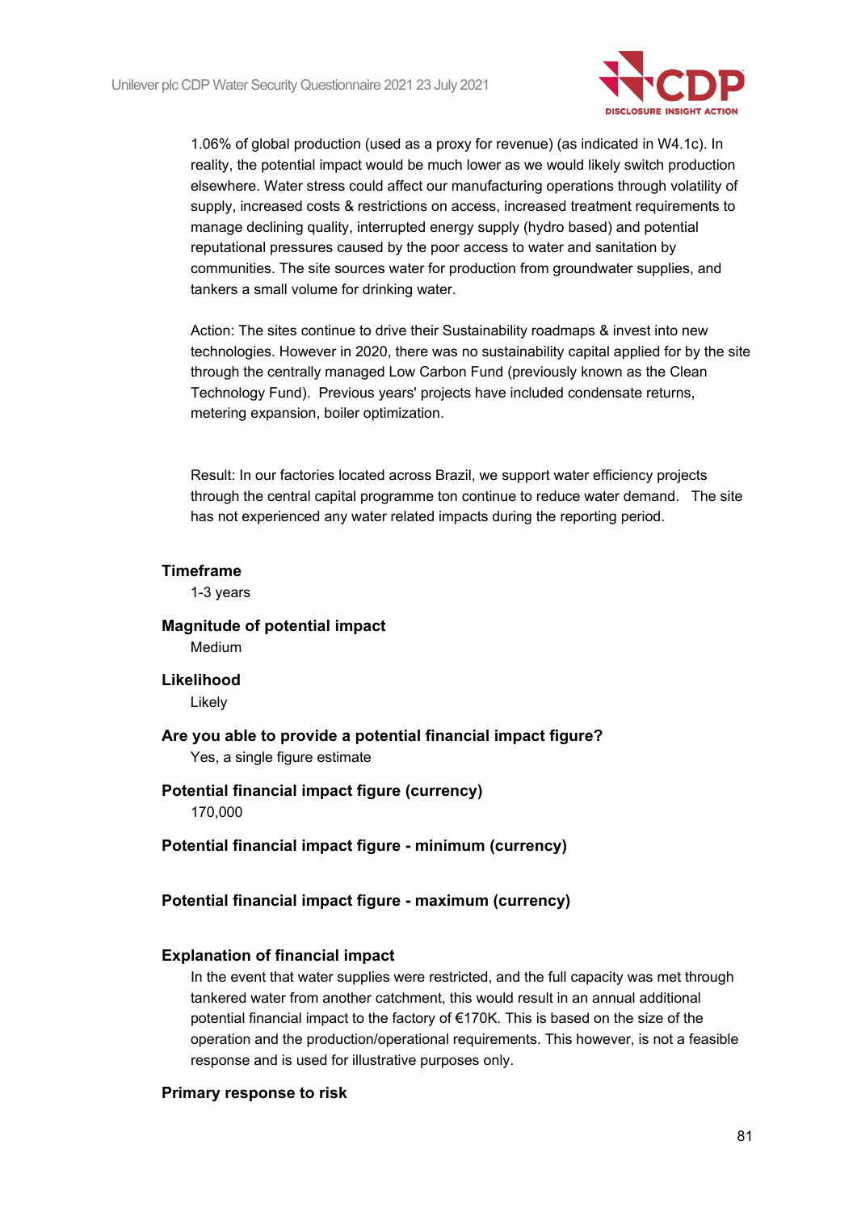1.06% of global production (used as a proxy for revenue) (as indicated in W4.1c). In reality, the potential impact would be much lower as we would likely switch production elsewhere. Water stress could affect our manufacturing operations through volatility of supply, increased costs & restrictions on access, increased treatment requirements to manage declining quality, interrupted energy supply (hydro based) and potential reputational pressures caused by the poor access to water and sanitation by communities. The site sources water for production from groundwater supplies, and tankers a small volume for drinking water.

Action: The sites continue to drive their Sustainability roadmaps & invest into new technologies. However in 2020, there was no sustainability capital applied for by the site through the centrally managed Low Carbon Fund (previously known as the Clean Technology Fund). Previous years' projects have included condensate returns, metering expansion, boiler optimization.

Result: In our factories located across Brazil, we support water efficiency projects through the central capital programme ton continue to reduce water demand. The site has not experienced any water related impacts during the reporting period.

**Timeframe**

1-3 years

**Magnitude of potential impact**

Medium

**Likelihood**

Likely

**Are you able to provide a potential financial impact figure?**

Yes, a single figure estimate

**Potential financial impact figure (currency)**

170,000

**Potential financial impact figure - minimum (currency)**

**Potential financial impact figure - maximum (currency)**

**Explanation of financial impact**

In the event that water supplies were restricted, and the full capacity was met through tankered water from another catchment, this would result in an annual additional potential financial impact to the factory of €170K. This is based on the size of the operation and the production/operational requirements. This however, is not a feasible response and is used for illustrative purposes only.

**Primary response to risk**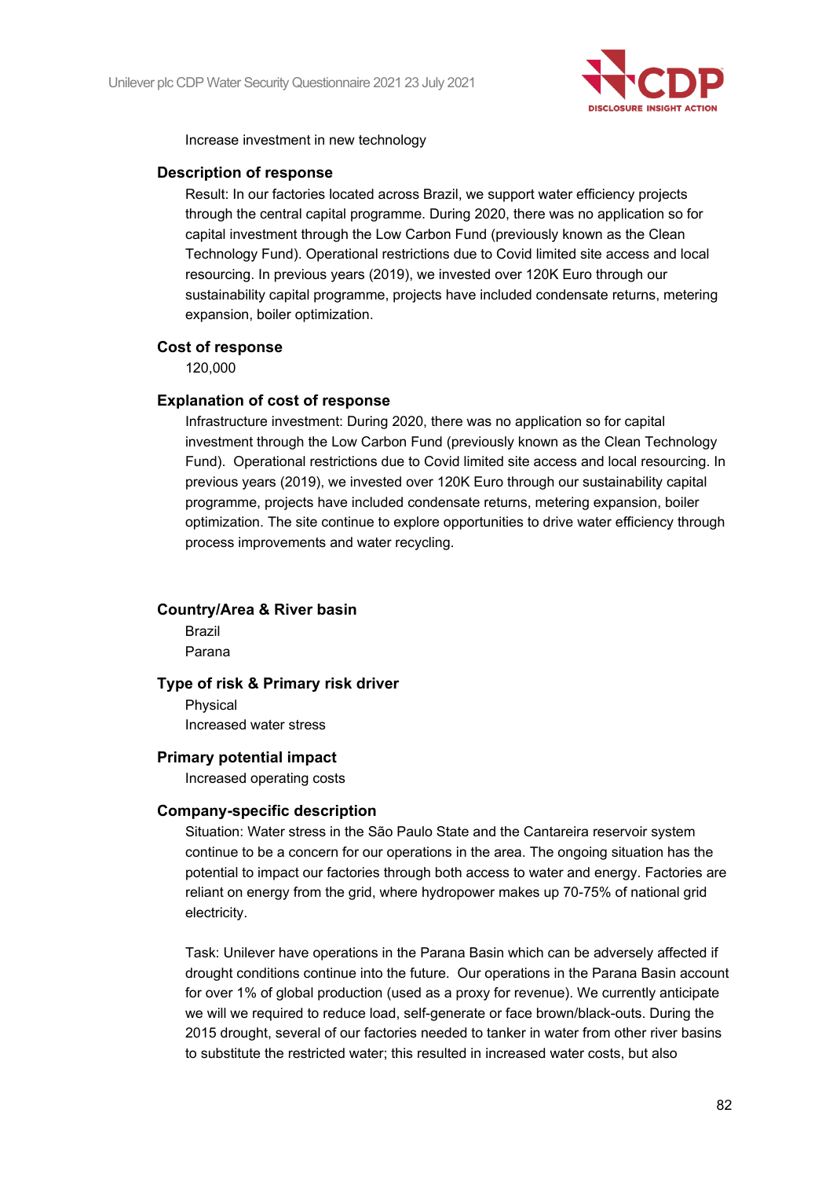Increase investment in new technology

### Description of response

Result: In our factories located across Brazil, we support water efficiency projects through the central capital programme. During 2020, there was no application so for capital investment through the Low Carbon Fund (previously known as the Clean Technology Fund). Operational restrictions due to Covid limited site access and local resourcing. In previous years (2019), we invested over 120K Euro through our sustainability capital programme, projects have included condensate returns, metering expansion, boiler optimization.

### Cost of response

120,000

### Explanation of cost of response

Infrastructure investment: During 2020, there was no application so for capital investment through the Low Carbon Fund (previously known as the Clean Technology Fund). Operational restrictions due to Covid limited site access and local resourcing. In previous years (2019), we invested over 120K Euro through our sustainability capital programme, projects have included condensate returns, metering expansion, boiler optimization. The site continue to explore opportunities to drive water efficiency through process improvements and water recycling.

### Country/Area & River basin

Brazil
Parana

### Type of risk & Primary risk driver

Physical
Increased water stress

### Primary potential impact

Increased operating costs

### Company-specific description

Situation: Water stress in the São Paulo State and the Cantareira reservoir system continue to be a concern for our operations in the area. The ongoing situation has the potential to impact our factories through both access to water and energy. Factories are reliant on energy from the grid, where hydropower makes up 70-75% of national grid electricity.

Task: Unilever have operations in the Parana Basin which can be adversely affected if drought conditions continue into the future. Our operations in the Parana Basin account for over 1% of global production (used as a proxy for revenue). We currently anticipate we will we required to reduce load, self-generate or face brown/black-outs. During the 2015 drought, several of our factories needed to tanker in water from other river basins to substitute the restricted water; this resulted in increased water costs, but also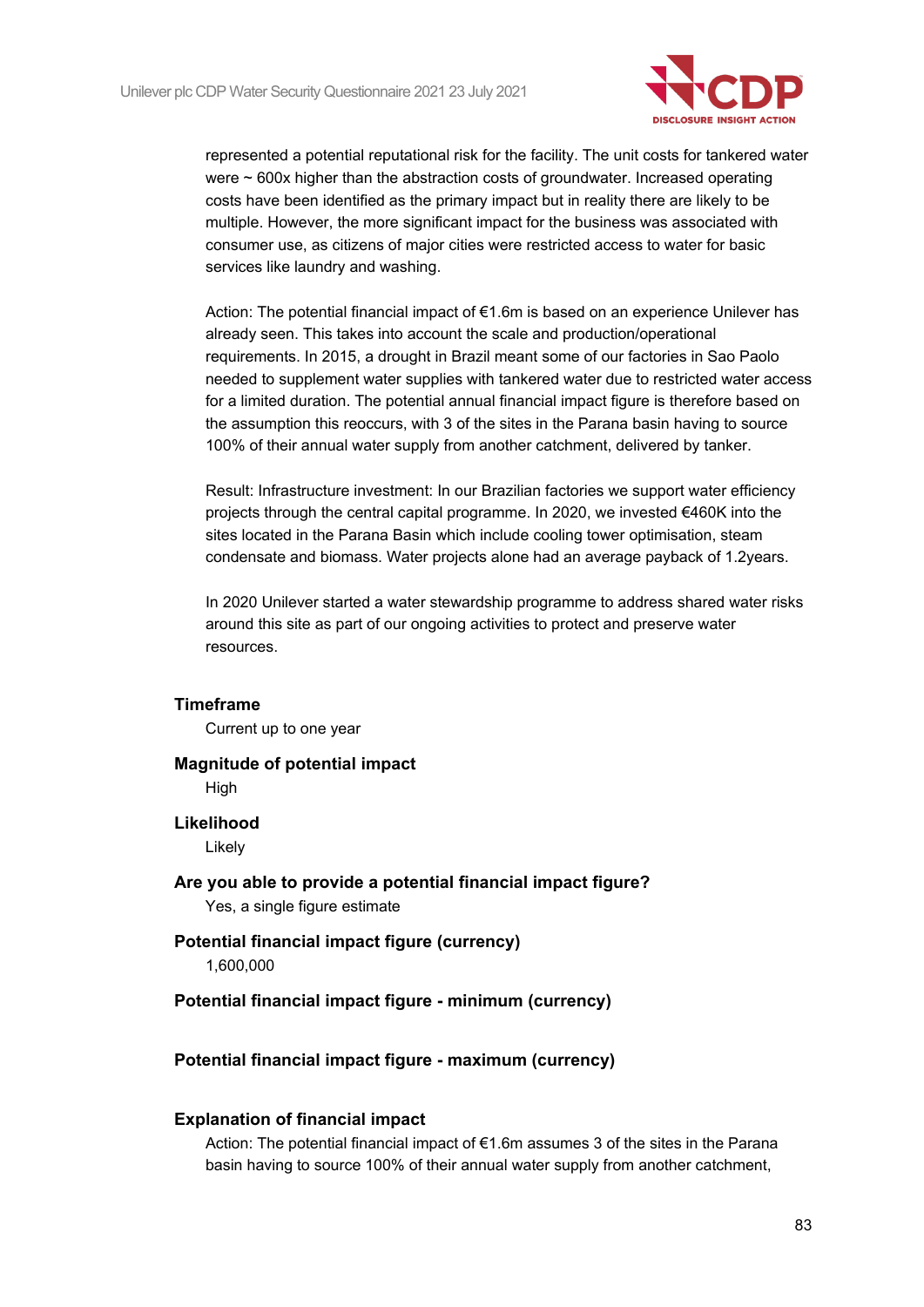represented a potential reputational risk for the facility. The unit costs for tankered water were ~ 600x higher than the abstraction costs of groundwater. Increased operating costs have been identified as the primary impact but in reality there are likely to be multiple. However, the more significant impact for the business was associated with consumer use, as citizens of major cities were restricted access to water for basic services like laundry and washing.

Action: The potential financial impact of €1.6m is based on an experience Unilever has already seen. This takes into account the scale and production/operational requirements. In 2015, a drought in Brazil meant some of our factories in Sao Paolo needed to supplement water supplies with tankered water due to restricted water access for a limited duration. The potential annual financial impact figure is therefore based on the assumption this reoccurs, with 3 of the sites in the Parana basin having to source 100% of their annual water supply from another catchment, delivered by tanker.

Result: Infrastructure investment: In our Brazilian factories we support water efficiency projects through the central capital programme. In 2020, we invested €460K into the sites located in the Parana Basin which include cooling tower optimisation, steam condensate and biomass. Water projects alone had an average payback of 1.2years.

In 2020 Unilever started a water stewardship programme to address shared water risks around this site as part of our ongoing activities to protect and preserve water resources.

**Timeframe**

Current up to one year

**Magnitude of potential impact**

High

**Likelihood**

Likely

**Are you able to provide a potential financial impact figure?**

Yes, a single figure estimate

**Potential financial impact figure (currency)**

1,600,000

**Potential financial impact figure - minimum (currency)**

**Potential financial impact figure - maximum (currency)**

**Explanation of financial impact**

Action: The potential financial impact of €1.6m assumes 3 of the sites in the Parana basin having to source 100% of their annual water supply from another catchment,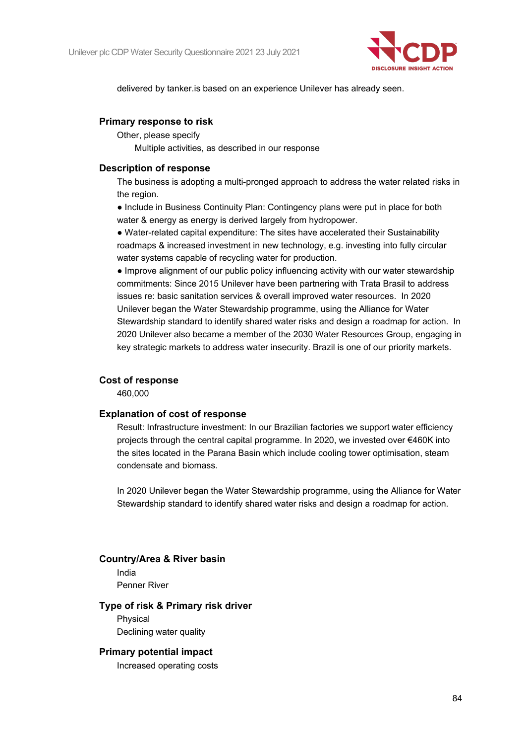delivered by tanker.is based on an experience Unilever has already seen.

#### Primary response to risk

Other, please specify

Multiple activities, as described in our response

#### Description of response

The business is adopting a multi-pronged approach to address the water related risks in the region.

● Include in Business Continuity Plan: Contingency plans were put in place for both water & energy as energy is derived largely from hydropower.

● Water-related capital expenditure: The sites have accelerated their Sustainability roadmaps & increased investment in new technology, e.g. investing into fully circular water systems capable of recycling water for production.

● Improve alignment of our public policy influencing activity with our water stewardship commitments: Since 2015 Unilever have been partnering with Trata Brasil to address issues re: basic sanitation services & overall improved water resources. In 2020 Unilever began the Water Stewardship programme, using the Alliance for Water Stewardship standard to identify shared water risks and design a roadmap for action. In 2020 Unilever also became a member of the 2030 Water Resources Group, engaging in key strategic markets to address water insecurity. Brazil is one of our priority markets.

#### Cost of response

460,000

#### Explanation of cost of response

Result: Infrastructure investment: In our Brazilian factories we support water efficiency projects through the central capital programme. In 2020, we invested over €460K into the sites located in the Parana Basin which include cooling tower optimisation, steam condensate and biomass.

In 2020 Unilever began the Water Stewardship programme, using the Alliance for Water Stewardship standard to identify shared water risks and design a roadmap for action.

#### Country/Area & River basin

India

Penner River

#### Type of risk & Primary risk driver

Physical

Declining water quality

#### Primary potential impact

Increased operating costs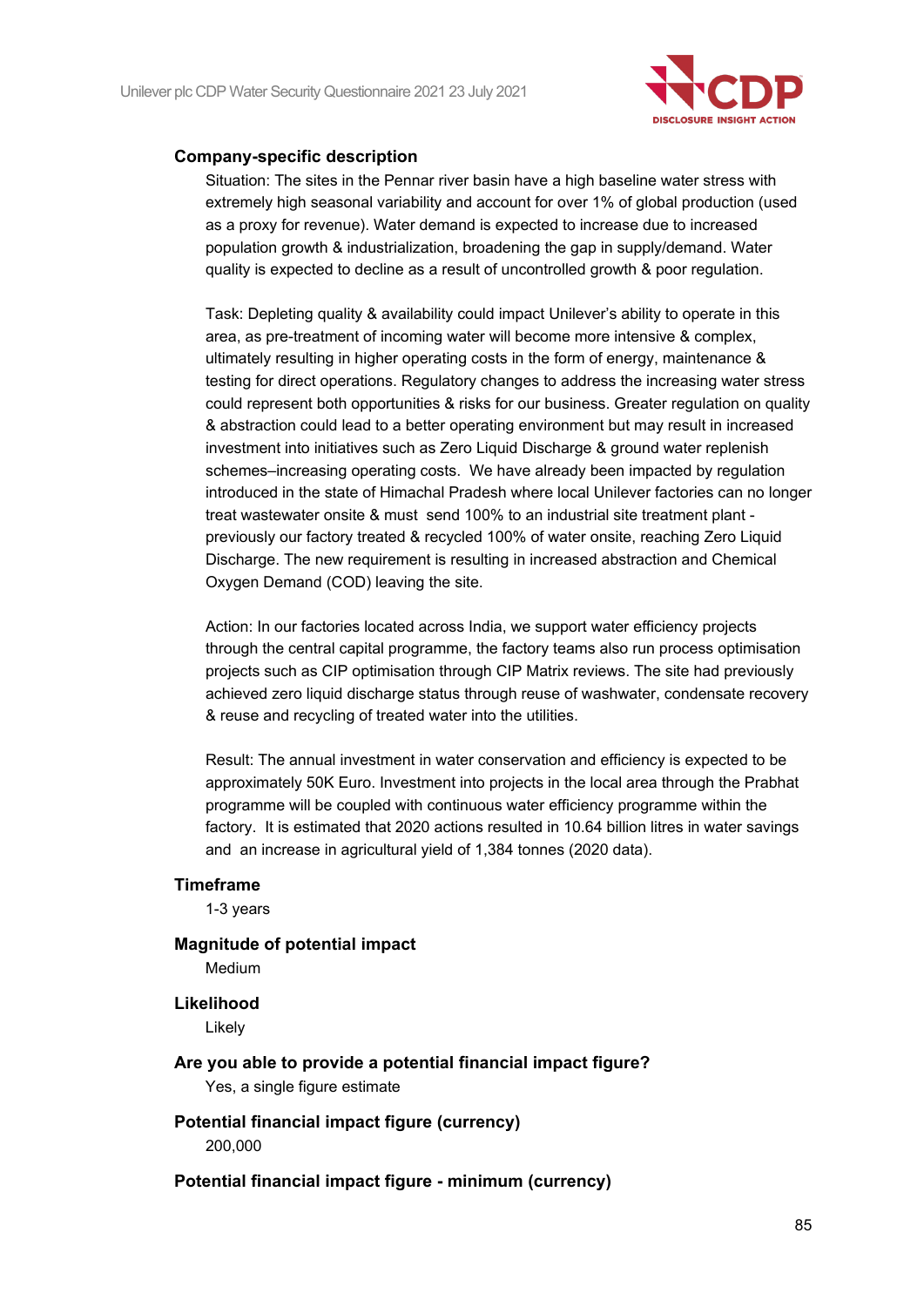#### Company-specific description

Situation: The sites in the Pennar river basin have a high baseline water stress with extremely high seasonal variability and account for over 1% of global production (used as a proxy for revenue). Water demand is expected to increase due to increased population growth & industrialization, broadening the gap in supply/demand. Water quality is expected to decline as a result of uncontrolled growth & poor regulation.

Task: Depleting quality & availability could impact Unilever's ability to operate in this area, as pre-treatment of incoming water will become more intensive & complex, ultimately resulting in higher operating costs in the form of energy, maintenance & testing for direct operations. Regulatory changes to address the increasing water stress could represent both opportunities & risks for our business. Greater regulation on quality & abstraction could lead to a better operating environment but may result in increased investment into initiatives such as Zero Liquid Discharge & ground water replenish schemes–increasing operating costs. We have already been impacted by regulation introduced in the state of Himachal Pradesh where local Unilever factories can no longer treat wastewater onsite & must send 100% to an industrial site treatment plant - previously our factory treated & recycled 100% of water onsite, reaching Zero Liquid Discharge. The new requirement is resulting in increased abstraction and Chemical Oxygen Demand (COD) leaving the site.

Action: In our factories located across India, we support water efficiency projects through the central capital programme, the factory teams also run process optimisation projects such as CIP optimisation through CIP Matrix reviews. The site had previously achieved zero liquid discharge status through reuse of washwater, condensate recovery & reuse and recycling of treated water into the utilities.

Result: The annual investment in water conservation and efficiency is expected to be approximately 50K Euro. Investment into projects in the local area through the Prabhat programme will be coupled with continuous water efficiency programme within the factory. It is estimated that 2020 actions resulted in 10.64 billion litres in water savings and an increase in agricultural yield of 1,384 tonnes (2020 data).

#### Timeframe

1-3 years

#### Magnitude of potential impact

Medium

#### Likelihood

Likely

#### Are you able to provide a potential financial impact figure?

Yes, a single figure estimate

#### Potential financial impact figure (currency)

200,000

#### Potential financial impact figure - minimum (currency)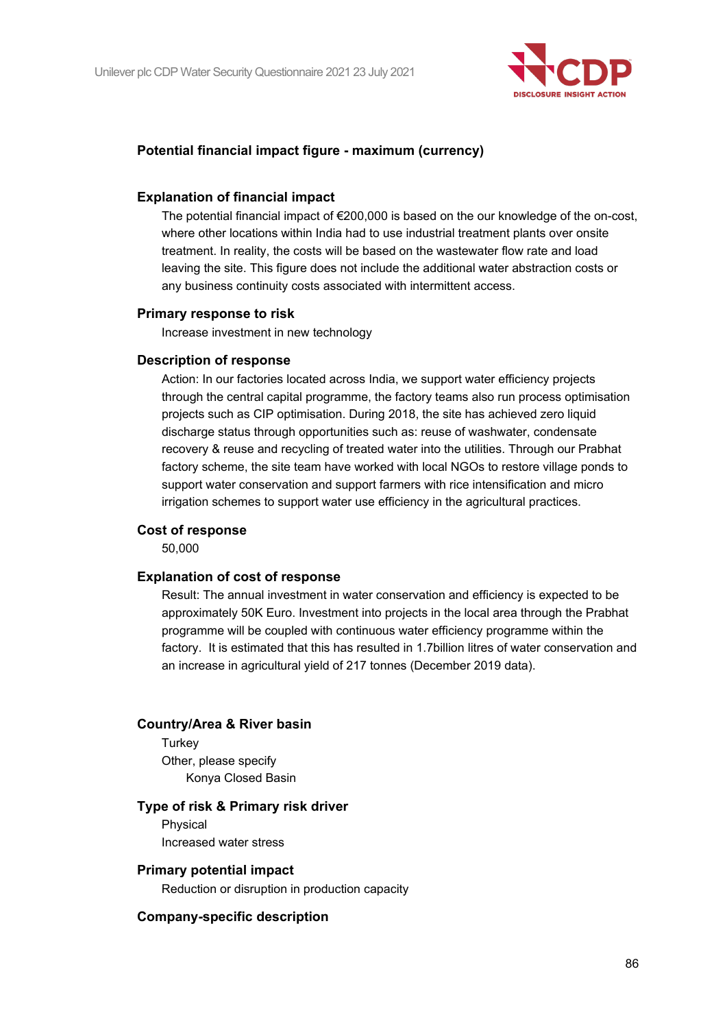**Potential financial impact figure - maximum (currency)**

**Explanation of financial impact**

The potential financial impact of €200,000 is based on the our knowledge of the on-cost, where other locations within India had to use industrial treatment plants over onsite treatment. In reality, the costs will be based on the wastewater flow rate and load leaving the site. This figure does not include the additional water abstraction costs or any business continuity costs associated with intermittent access.

**Primary response to risk**

Increase investment in new technology

**Description of response**

Action: In our factories located across India, we support water efficiency projects through the central capital programme, the factory teams also run process optimisation projects such as CIP optimisation. During 2018, the site has achieved zero liquid discharge status through opportunities such as: reuse of washwater, condensate recovery & reuse and recycling of treated water into the utilities. Through our Prabhat factory scheme, the site team have worked with local NGOs to restore village ponds to support water conservation and support farmers with rice intensification and micro irrigation schemes to support water use efficiency in the agricultural practices.

**Cost of response**

50,000

**Explanation of cost of response**

Result: The annual investment in water conservation and efficiency is expected to be approximately 50K Euro. Investment into projects in the local area through the Prabhat programme will be coupled with continuous water efficiency programme within the factory. It is estimated that this has resulted in 1.7billion litres of water conservation and an increase in agricultural yield of 217 tonnes (December 2019 data).

**Country/Area & River basin**

Turkey

Other, please specify

Konya Closed Basin

**Type of risk & Primary risk driver**

Physical

Increased water stress

**Primary potential impact**

Reduction or disruption in production capacity

**Company-specific description**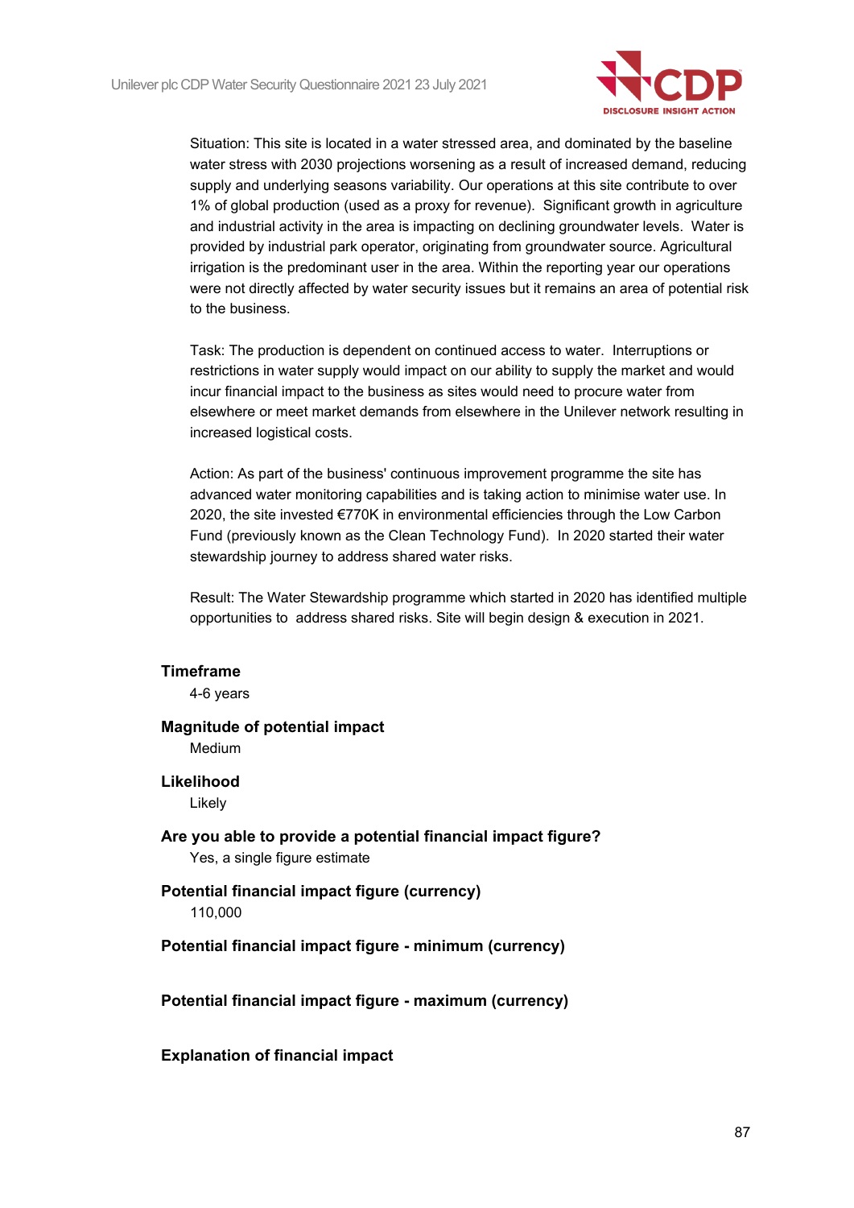Situation: This site is located in a water stressed area, and dominated by the baseline water stress with 2030 projections worsening as a result of increased demand, reducing supply and underlying seasons variability. Our operations at this site contribute to over 1% of global production (used as a proxy for revenue). Significant growth in agriculture and industrial activity in the area is impacting on declining groundwater levels. Water is provided by industrial park operator, originating from groundwater source. Agricultural irrigation is the predominant user in the area. Within the reporting year our operations were not directly affected by water security issues but it remains an area of potential risk to the business.

Task: The production is dependent on continued access to water. Interruptions or restrictions in water supply would impact on our ability to supply the market and would incur financial impact to the business as sites would need to procure water from elsewhere or meet market demands from elsewhere in the Unilever network resulting in increased logistical costs.

Action: As part of the business' continuous improvement programme the site has advanced water monitoring capabilities and is taking action to minimise water use. In 2020, the site invested €770K in environmental efficiencies through the Low Carbon Fund (previously known as the Clean Technology Fund). In 2020 started their water stewardship journey to address shared water risks.

Result: The Water Stewardship programme which started in 2020 has identified multiple opportunities to address shared risks. Site will begin design & execution in 2021.

**Timeframe**

4-6 years

**Magnitude of potential impact**

Medium

**Likelihood**

Likely

**Are you able to provide a potential financial impact figure?**

Yes, a single figure estimate

**Potential financial impact figure (currency)**

110,000

**Potential financial impact figure - minimum (currency)**

**Potential financial impact figure - maximum (currency)**

**Explanation of financial impact**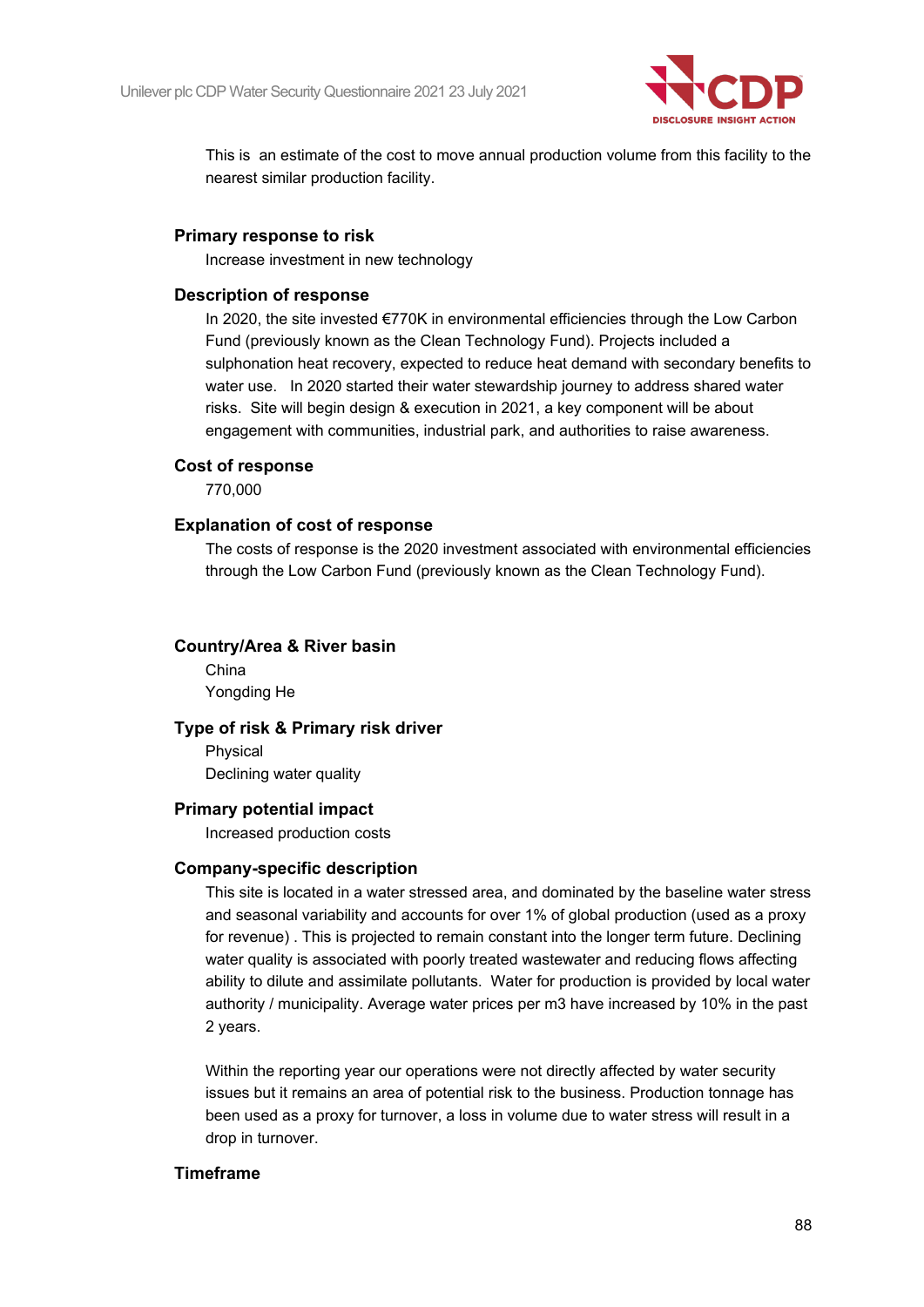This is  an estimate of the cost to move annual production volume from this facility to the nearest similar production facility.

**Primary response to risk**

Increase investment in new technology

**Description of response**

In 2020, the site invested €770K in environmental efficiencies through the Low Carbon Fund (previously known as the Clean Technology Fund). Projects included a sulphonation heat recovery, expected to reduce heat demand with secondary benefits to water use.   In 2020 started their water stewardship journey to address shared water risks.  Site will begin design & execution in 2021, a key component will be about engagement with communities, industrial park, and authorities to raise awareness.

**Cost of response**

770,000

**Explanation of cost of response**

The costs of response is the 2020 investment associated with environmental efficiencies through the Low Carbon Fund (previously known as the Clean Technology Fund).

**Country/Area & River basin**

China

Yongding He

**Type of risk & Primary risk driver**

Physical

Declining water quality

**Primary potential impact**

Increased production costs

**Company-specific description**

This site is located in a water stressed area, and dominated by the baseline water stress and seasonal variability and accounts for over 1% of global production (used as a proxy for revenue) . This is projected to remain constant into the longer term future. Declining water quality is associated with poorly treated wastewater and reducing flows affecting ability to dilute and assimilate pollutants.  Water for production is provided by local water authority / municipality. Average water prices per m3 have increased by 10% in the past 2 years.

Within the reporting year our operations were not directly affected by water security issues but it remains an area of potential risk to the business. Production tonnage has been used as a proxy for turnover, a loss in volume due to water stress will result in a drop in turnover.

**Timeframe**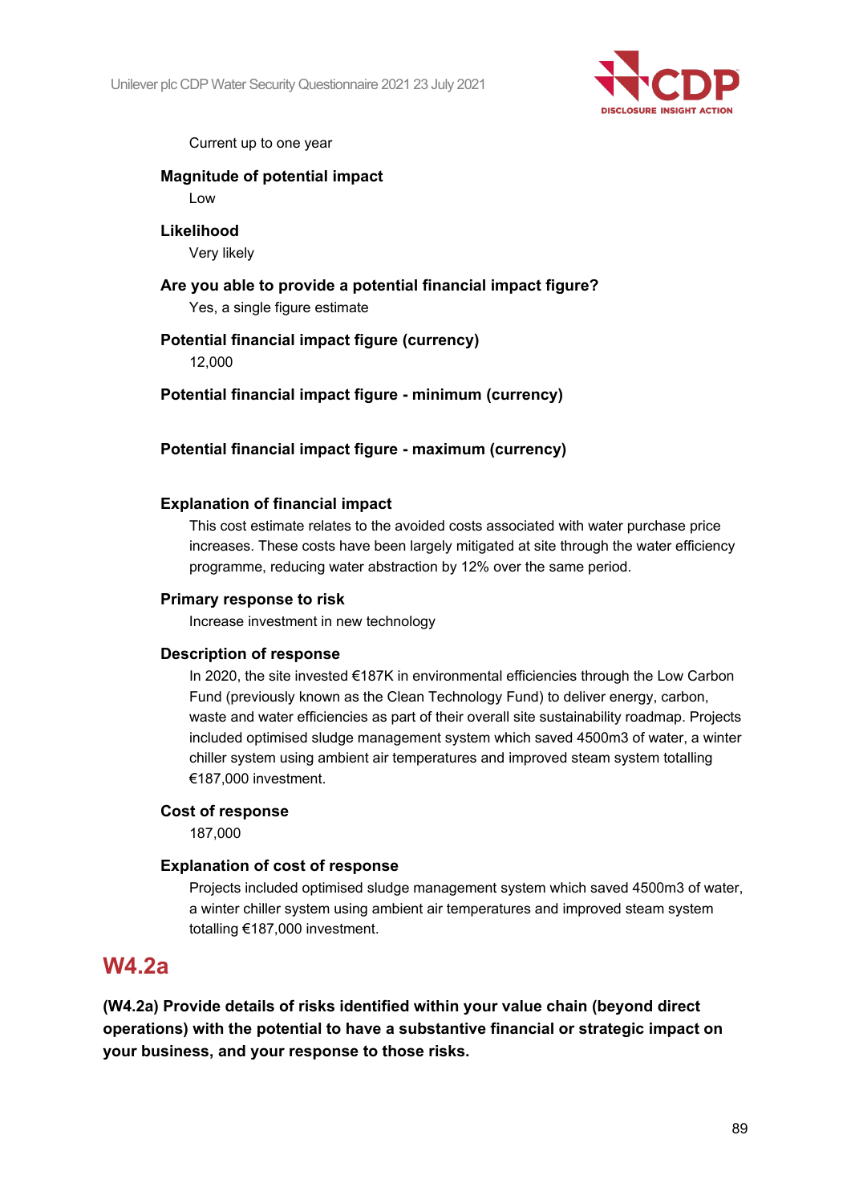Current up to one year

**Magnitude of potential impact**

Low

**Likelihood**

Very likely

**Are you able to provide a potential financial impact figure?**

Yes, a single figure estimate

**Potential financial impact figure (currency)**

12,000

**Potential financial impact figure - minimum (currency)**

**Potential financial impact figure - maximum (currency)**

**Explanation of financial impact**

This cost estimate relates to the avoided costs associated with water purchase price increases. These costs have been largely mitigated at site through the water efficiency programme, reducing water abstraction by 12% over the same period.

**Primary response to risk**

Increase investment in new technology

**Description of response**

In 2020, the site invested €187K in environmental efficiencies through the Low Carbon Fund (previously known as the Clean Technology Fund) to deliver energy, carbon, waste and water efficiencies as part of their overall site sustainability roadmap. Projects included optimised sludge management system which saved 4500m3 of water, a winter chiller system using ambient air temperatures and improved steam system totalling €187,000 investment.

**Cost of response**

187,000

**Explanation of cost of response**

Projects included optimised sludge management system which saved 4500m3 of water, a winter chiller system using ambient air temperatures and improved steam system totalling €187,000 investment.

## W4.2a

**(W4.2a) Provide details of risks identified within your value chain (beyond direct operations) with the potential to have a substantive financial or strategic impact on your business, and your response to those risks.**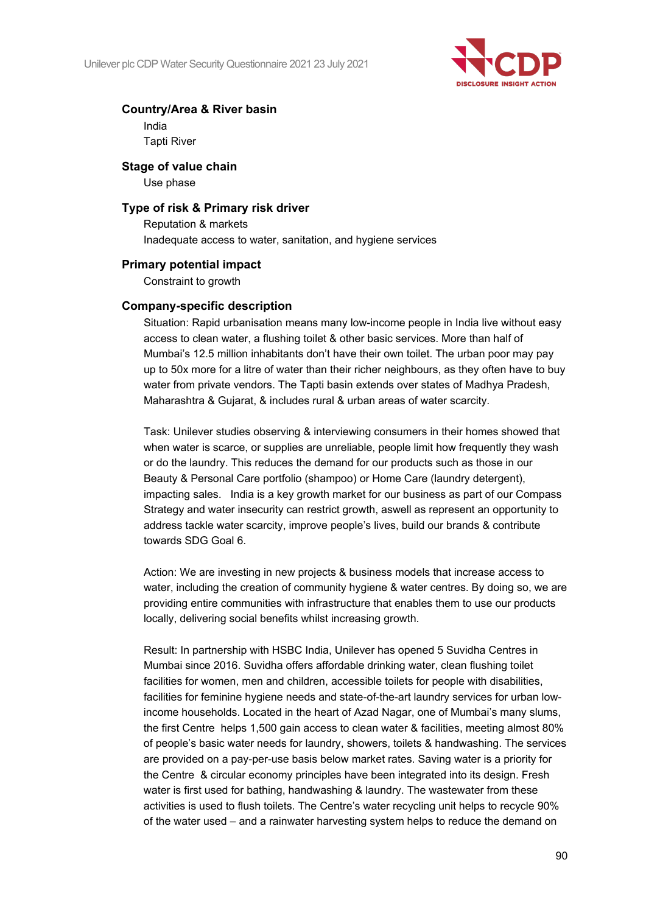#### Country/Area & River basin

India

Tapti River

#### Stage of value chain

Use phase

#### Type of risk & Primary risk driver

Reputation & markets

Inadequate access to water, sanitation, and hygiene services

#### Primary potential impact

Constraint to growth

#### Company-specific description

Situation: Rapid urbanisation means many low-income people in India live without easy access to clean water, a flushing toilet & other basic services. More than half of Mumbai's 12.5 million inhabitants don't have their own toilet. The urban poor may pay up to 50x more for a litre of water than their richer neighbours, as they often have to buy water from private vendors. The Tapti basin extends over states of Madhya Pradesh, Maharashtra & Gujarat, & includes rural & urban areas of water scarcity.

Task: Unilever studies observing & interviewing consumers in their homes showed that when water is scarce, or supplies are unreliable, people limit how frequently they wash or do the laundry. This reduces the demand for our products such as those in our Beauty & Personal Care portfolio (shampoo) or Home Care (laundry detergent), impacting sales. India is a key growth market for our business as part of our Compass Strategy and water insecurity can restrict growth, aswell as represent an opportunity to address tackle water scarcity, improve people's lives, build our brands & contribute towards SDG Goal 6.

Action: We are investing in new projects & business models that increase access to water, including the creation of community hygiene & water centres. By doing so, we are providing entire communities with infrastructure that enables them to use our products locally, delivering social benefits whilst increasing growth.

Result: In partnership with HSBC India, Unilever has opened 5 Suvidha Centres in Mumbai since 2016. Suvidha offers affordable drinking water, clean flushing toilet facilities for women, men and children, accessible toilets for people with disabilities, facilities for feminine hygiene needs and state-of-the-art laundry services for urban low-income households. Located in the heart of Azad Nagar, one of Mumbai's many slums, the first Centre helps 1,500 gain access to clean water & facilities, meeting almost 80% of people's basic water needs for laundry, showers, toilets & handwashing. The services are provided on a pay-per-use basis below market rates. Saving water is a priority for the Centre & circular economy principles have been integrated into its design. Fresh water is first used for bathing, handwashing & laundry. The wastewater from these activities is used to flush toilets. The Centre's water recycling unit helps to recycle 90% of the water used – and a rainwater harvesting system helps to reduce the demand on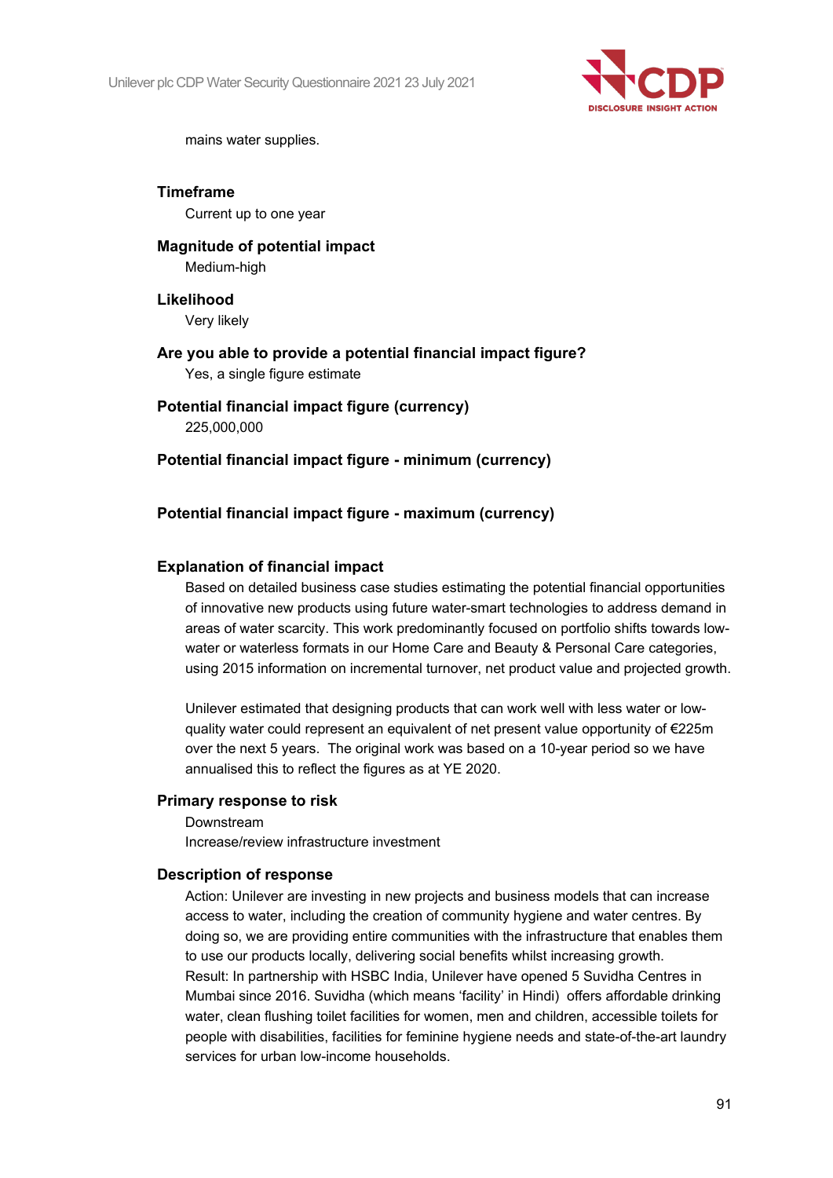mains water supplies.

**Timeframe**

Current up to one year

**Magnitude of potential impact**

Medium-high

**Likelihood**

Very likely

**Are you able to provide a potential financial impact figure?**

Yes, a single figure estimate

**Potential financial impact figure (currency)**

225,000,000

**Potential financial impact figure - minimum (currency)**

**Potential financial impact figure - maximum (currency)**

**Explanation of financial impact**

Based on detailed business case studies estimating the potential financial opportunities of innovative new products using future water-smart technologies to address demand in areas of water scarcity. This work predominantly focused on portfolio shifts towards low-water or waterless formats in our Home Care and Beauty & Personal Care categories, using 2015 information on incremental turnover, net product value and projected growth.

Unilever estimated that designing products that can work well with less water or low-quality water could represent an equivalent of net present value opportunity of €225m over the next 5 years. The original work was based on a 10-year period so we have annualised this to reflect the figures as at YE 2020.

**Primary response to risk**

Downstream

Increase/review infrastructure investment

**Description of response**

Action: Unilever are investing in new projects and business models that can increase access to water, including the creation of community hygiene and water centres. By doing so, we are providing entire communities with the infrastructure that enables them to use our products locally, delivering social benefits whilst increasing growth.
Result: In partnership with HSBC India, Unilever have opened 5 Suvidha Centres in Mumbai since 2016. Suvidha (which means 'facility' in Hindi) offers affordable drinking water, clean flushing toilet facilities for women, men and children, accessible toilets for people with disabilities, facilities for feminine hygiene needs and state-of-the-art laundry services for urban low-income households.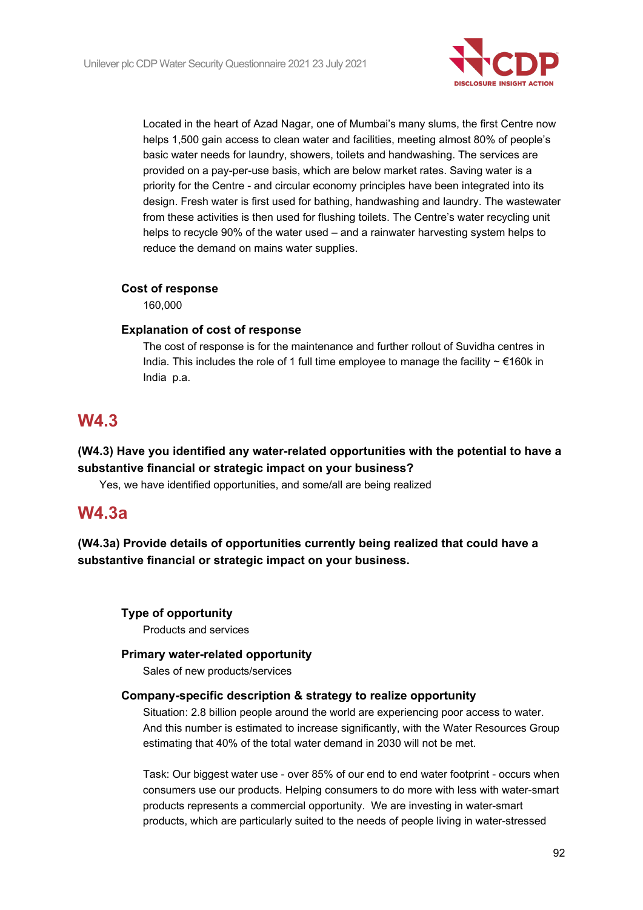Located in the heart of Azad Nagar, one of Mumbai's many slums, the first Centre now helps 1,500 gain access to clean water and facilities, meeting almost 80% of people's basic water needs for laundry, showers, toilets and handwashing. The services are provided on a pay-per-use basis, which are below market rates. Saving water is a priority for the Centre - and circular economy principles have been integrated into its design. Fresh water is first used for bathing, handwashing and laundry. The wastewater from these activities is then used for flushing toilets. The Centre's water recycling unit helps to recycle 90% of the water used – and a rainwater harvesting system helps to reduce the demand on mains water supplies.

**Cost of response**

160,000

**Explanation of cost of response**

The cost of response is for the maintenance and further rollout of Suvidha centres in India. This includes the role of 1 full time employee to manage the facility ~ €160k in India p.a.

## W4.3

**(W4.3) Have you identified any water-related opportunities with the potential to have a substantive financial or strategic impact on your business?**

Yes, we have identified opportunities, and some/all are being realized

## W4.3a

**(W4.3a) Provide details of opportunities currently being realized that could have a substantive financial or strategic impact on your business.**

**Type of opportunity**

Products and services

**Primary water-related opportunity**

Sales of new products/services

**Company-specific description & strategy to realize opportunity**

Situation: 2.8 billion people around the world are experiencing poor access to water. And this number is estimated to increase significantly, with the Water Resources Group estimating that 40% of the total water demand in 2030 will not be met.

Task: Our biggest water use - over 85% of our end to end water footprint - occurs when consumers use our products. Helping consumers to do more with less with water-smart products represents a commercial opportunity. We are investing in water-smart products, which are particularly suited to the needs of people living in water-stressed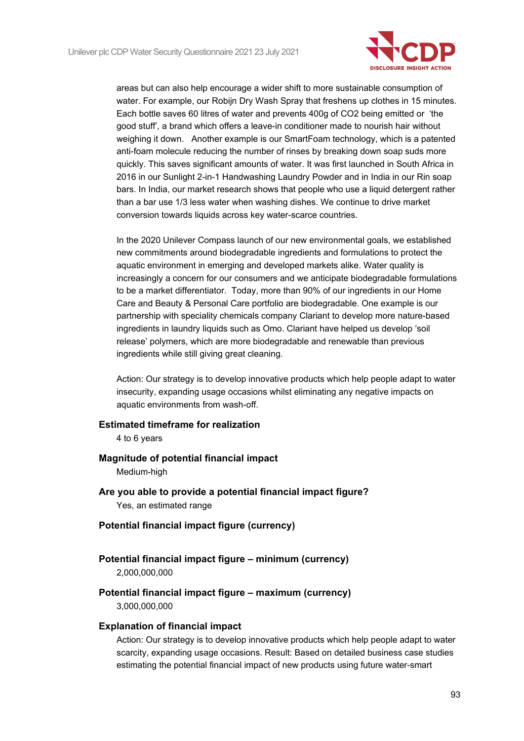areas but can also help encourage a wider shift to more sustainable consumption of water. For example, our Robijn Dry Wash Spray that freshens up clothes in 15 minutes. Each bottle saves 60 litres of water and prevents 400g of CO2 being emitted or 'the good stuff', a brand which offers a leave-in conditioner made to nourish hair without weighing it down. Another example is our SmartFoam technology, which is a patented anti-foam molecule reducing the number of rinses by breaking down soap suds more quickly. This saves significant amounts of water. It was first launched in South Africa in 2016 in our Sunlight 2-in-1 Handwashing Laundry Powder and in India in our Rin soap bars. In India, our market research shows that people who use a liquid detergent rather than a bar use 1/3 less water when washing dishes. We continue to drive market conversion towards liquids across key water-scarce countries.

In the 2020 Unilever Compass launch of our new environmental goals, we established new commitments around biodegradable ingredients and formulations to protect the aquatic environment in emerging and developed markets alike. Water quality is increasingly a concern for our consumers and we anticipate biodegradable formulations to be a market differentiator. Today, more than 90% of our ingredients in our Home Care and Beauty & Personal Care portfolio are biodegradable. One example is our partnership with speciality chemicals company Clariant to develop more nature-based ingredients in laundry liquids such as Omo. Clariant have helped us develop 'soil release' polymers, which are more biodegradable and renewable than previous ingredients while still giving great cleaning.

Action: Our strategy is to develop innovative products which help people adapt to water insecurity, expanding usage occasions whilst eliminating any negative impacts on aquatic environments from wash-off.

**Estimated timeframe for realization**

4 to 6 years

**Magnitude of potential financial impact**

Medium-high

**Are you able to provide a potential financial impact figure?**

Yes, an estimated range

**Potential financial impact figure (currency)**

**Potential financial impact figure – minimum (currency)**

2,000,000,000

**Potential financial impact figure – maximum (currency)**

3,000,000,000

**Explanation of financial impact**

Action: Our strategy is to develop innovative products which help people adapt to water scarcity, expanding usage occasions. Result: Based on detailed business case studies estimating the potential financial impact of new products using future water-smart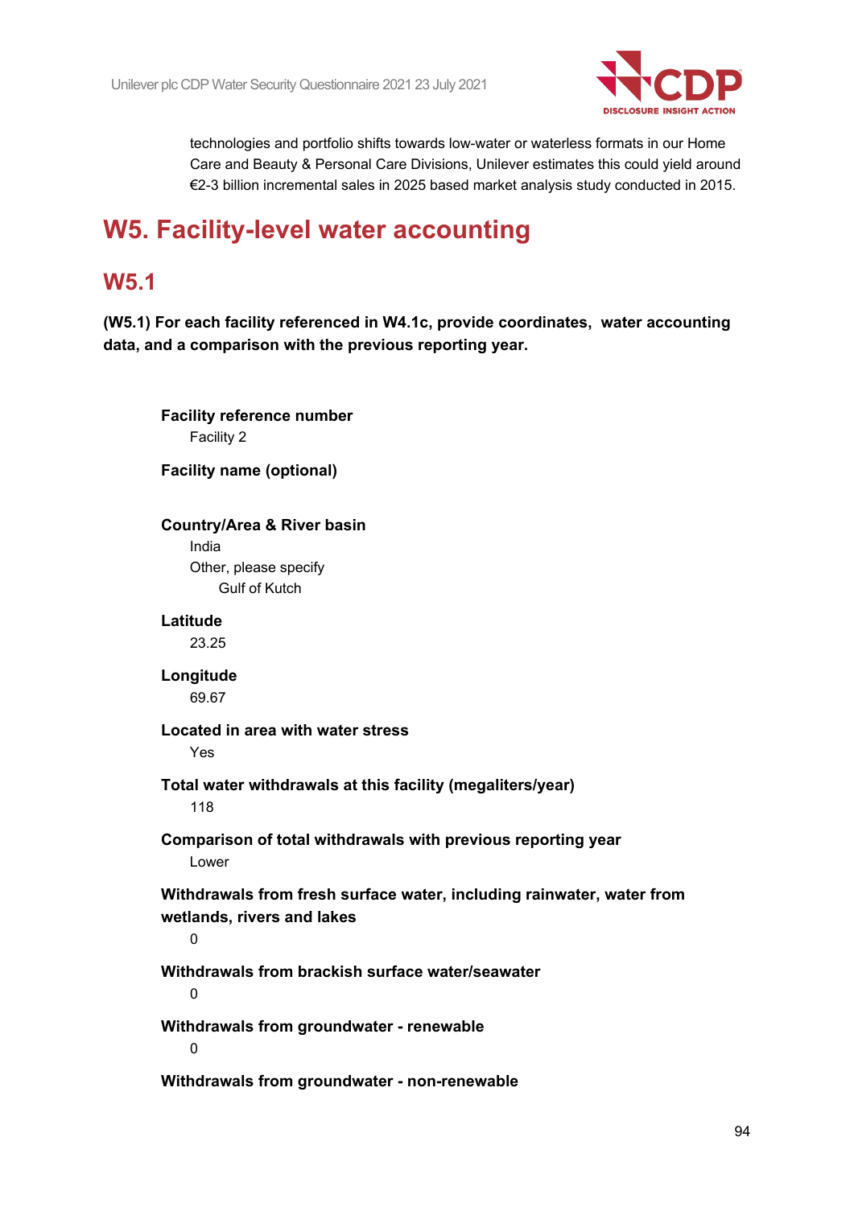technologies and portfolio shifts towards low-water or waterless formats in our Home Care and Beauty & Personal Care Divisions, Unilever estimates this could yield around €2-3 billion incremental sales in 2025 based market analysis study conducted in 2015.

# W5. Facility-level water accounting

## W5.1

**(W5.1) For each facility referenced in W4.1c, provide coordinates, water accounting data, and a comparison with the previous reporting year.**

**Facility reference number**

Facility 2

**Facility name (optional)**

**Country/Area & River basin**

India

Other, please specify

Gulf of Kutch

**Latitude**

23.25

**Longitude**

69.67

**Located in area with water stress**

Yes

**Total water withdrawals at this facility (megaliters/year)**

118

**Comparison of total withdrawals with previous reporting year**

Lower

**Withdrawals from fresh surface water, including rainwater, water from wetlands, rivers and lakes**

0

**Withdrawals from brackish surface water/seawater**

0

**Withdrawals from groundwater - renewable**

0

**Withdrawals from groundwater - non-renewable**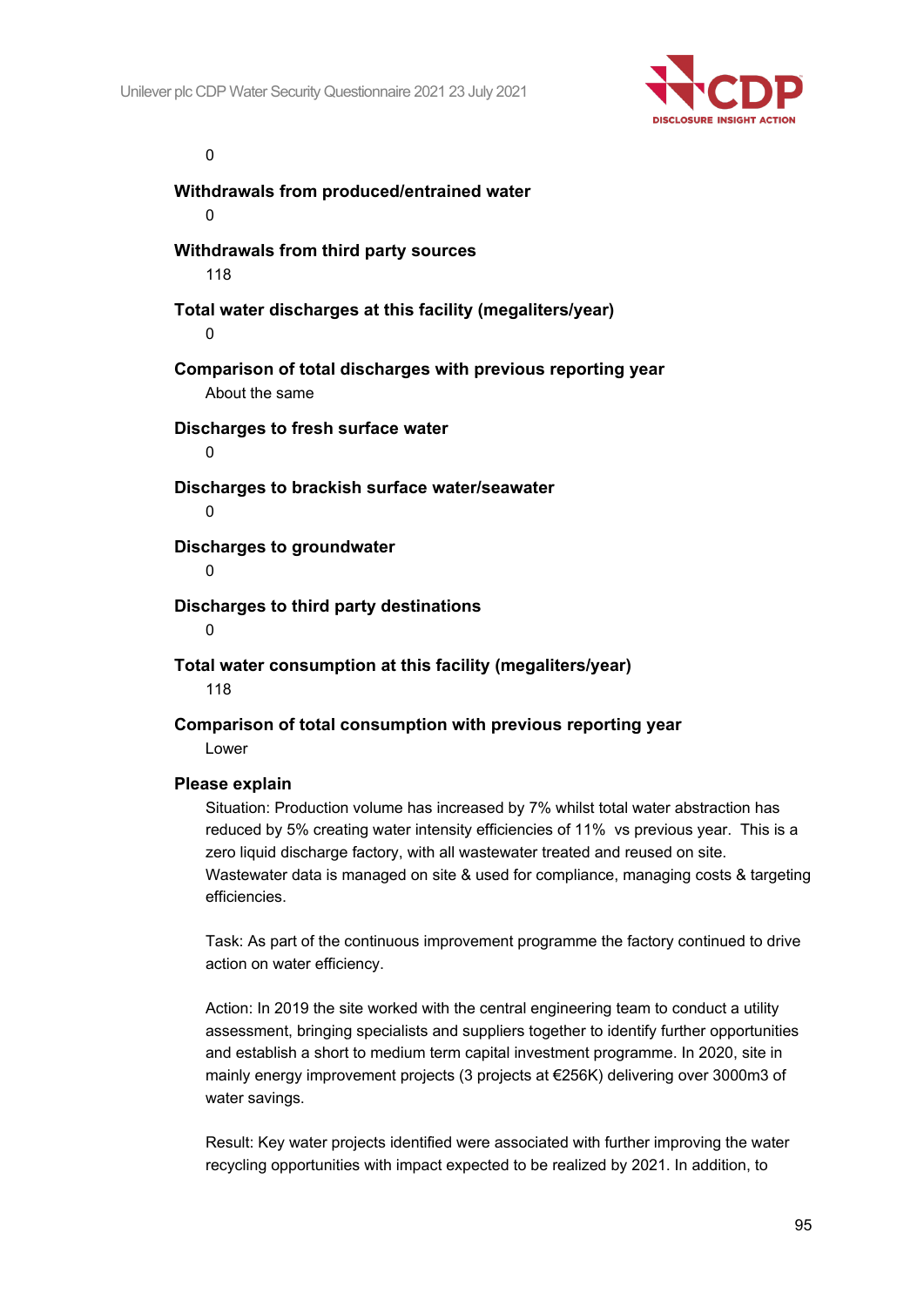0

**Withdrawals from produced/entrained water**

0

**Withdrawals from third party sources**

118

**Total water discharges at this facility (megaliters/year)**

0

**Comparison of total discharges with previous reporting year**

About the same

**Discharges to fresh surface water**

0

**Discharges to brackish surface water/seawater**

0

**Discharges to groundwater**

0

**Discharges to third party destinations**

0

**Total water consumption at this facility (megaliters/year)**

118

**Comparison of total consumption with previous reporting year**

Lower

**Please explain**

Situation: Production volume has increased by 7% whilst total water abstraction has reduced by 5% creating water intensity efficiencies of 11% vs previous year. This is a zero liquid discharge factory, with all wastewater treated and reused on site. Wastewater data is managed on site & used for compliance, managing costs & targeting efficiencies.

Task: As part of the continuous improvement programme the factory continued to drive action on water efficiency.

Action: In 2019 the site worked with the central engineering team to conduct a utility assessment, bringing specialists and suppliers together to identify further opportunities and establish a short to medium term capital investment programme. In 2020, site in mainly energy improvement projects (3 projects at €256K) delivering over 3000m3 of water savings.

Result: Key water projects identified were associated with further improving the water recycling opportunities with impact expected to be realized by 2021. In addition, to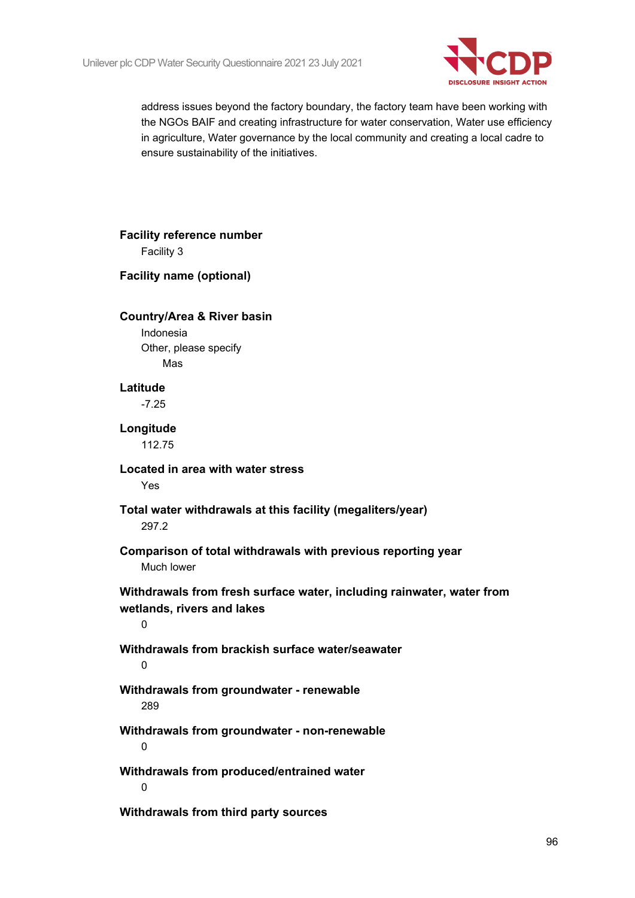address issues beyond the factory boundary, the factory team have been working with the NGOs BAIF and creating infrastructure for water conservation, Water use efficiency in agriculture, Water governance by the local community and creating a local cadre to ensure sustainability of the initiatives.

**Facility reference number**

Facility 3

**Facility name (optional)**

**Country/Area & River basin**

Indonesia

Other, please specify

Mas

**Latitude**

-7.25

**Longitude**

112.75

**Located in area with water stress**

Yes

**Total water withdrawals at this facility (megaliters/year)**

297.2

**Comparison of total withdrawals with previous reporting year**

Much lower

**Withdrawals from fresh surface water, including rainwater, water from wetlands, rivers and lakes**

0

**Withdrawals from brackish surface water/seawater**

0

**Withdrawals from groundwater - renewable**

289

**Withdrawals from groundwater - non-renewable**

0

**Withdrawals from produced/entrained water**

0

**Withdrawals from third party sources**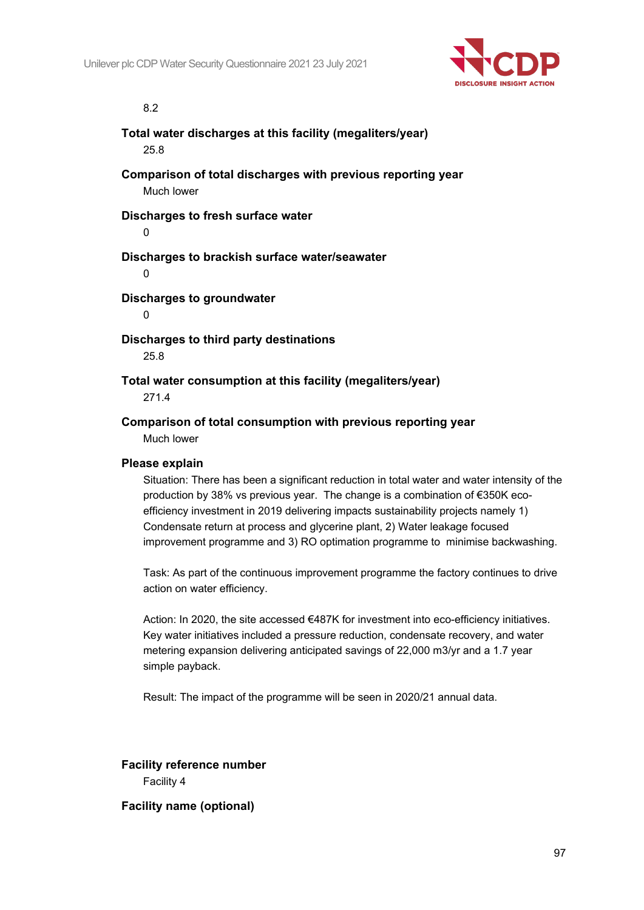8.2

**Total water discharges at this facility (megaliters/year)**

25.8

**Comparison of total discharges with previous reporting year**

Much lower

**Discharges to fresh surface water**

0

**Discharges to brackish surface water/seawater**

0

**Discharges to groundwater**

0

**Discharges to third party destinations**

25.8

**Total water consumption at this facility (megaliters/year)**

271.4

**Comparison of total consumption with previous reporting year**

Much lower

**Please explain**

Situation: There has been a significant reduction in total water and water intensity of the production by 38% vs previous year. The change is a combination of €350K eco-efficiency investment in 2019 delivering impacts sustainability projects namely 1) Condensate return at process and glycerine plant, 2) Water leakage focused improvement programme and 3) RO optimation programme to minimise backwashing.

Task: As part of the continuous improvement programme the factory continues to drive action on water efficiency.

Action: In 2020, the site accessed €487K for investment into eco-efficiency initiatives. Key water initiatives included a pressure reduction, condensate recovery, and water metering expansion delivering anticipated savings of 22,000 m3/yr and a 1.7 year simple payback.

Result: The impact of the programme will be seen in 2020/21 annual data.

**Facility reference number**

Facility 4

**Facility name (optional)**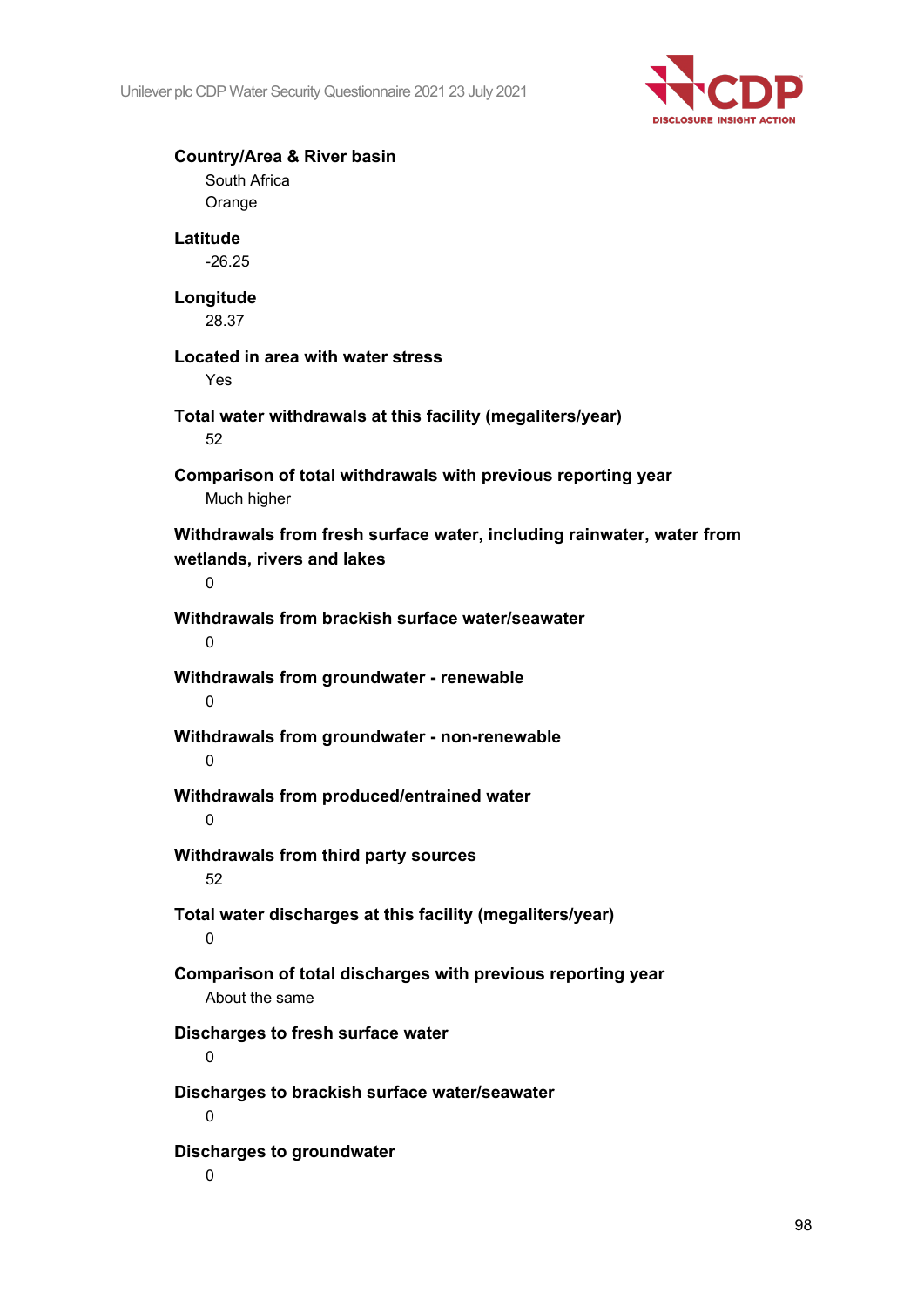**Country/Area & River basin**

South Africa

Orange

**Latitude**

-26.25

**Longitude**

28.37

**Located in area with water stress**

Yes

**Total water withdrawals at this facility (megaliters/year)**

52

**Comparison of total withdrawals with previous reporting year**

Much higher

**Withdrawals from fresh surface water, including rainwater, water from wetlands, rivers and lakes**

0

**Withdrawals from brackish surface water/seawater**

0

**Withdrawals from groundwater - renewable**

0

**Withdrawals from groundwater - non-renewable**

0

**Withdrawals from produced/entrained water**

0

**Withdrawals from third party sources**

52

**Total water discharges at this facility (megaliters/year)**

0

**Comparison of total discharges with previous reporting year**

About the same

**Discharges to fresh surface water**

0

**Discharges to brackish surface water/seawater**

0

**Discharges to groundwater**

0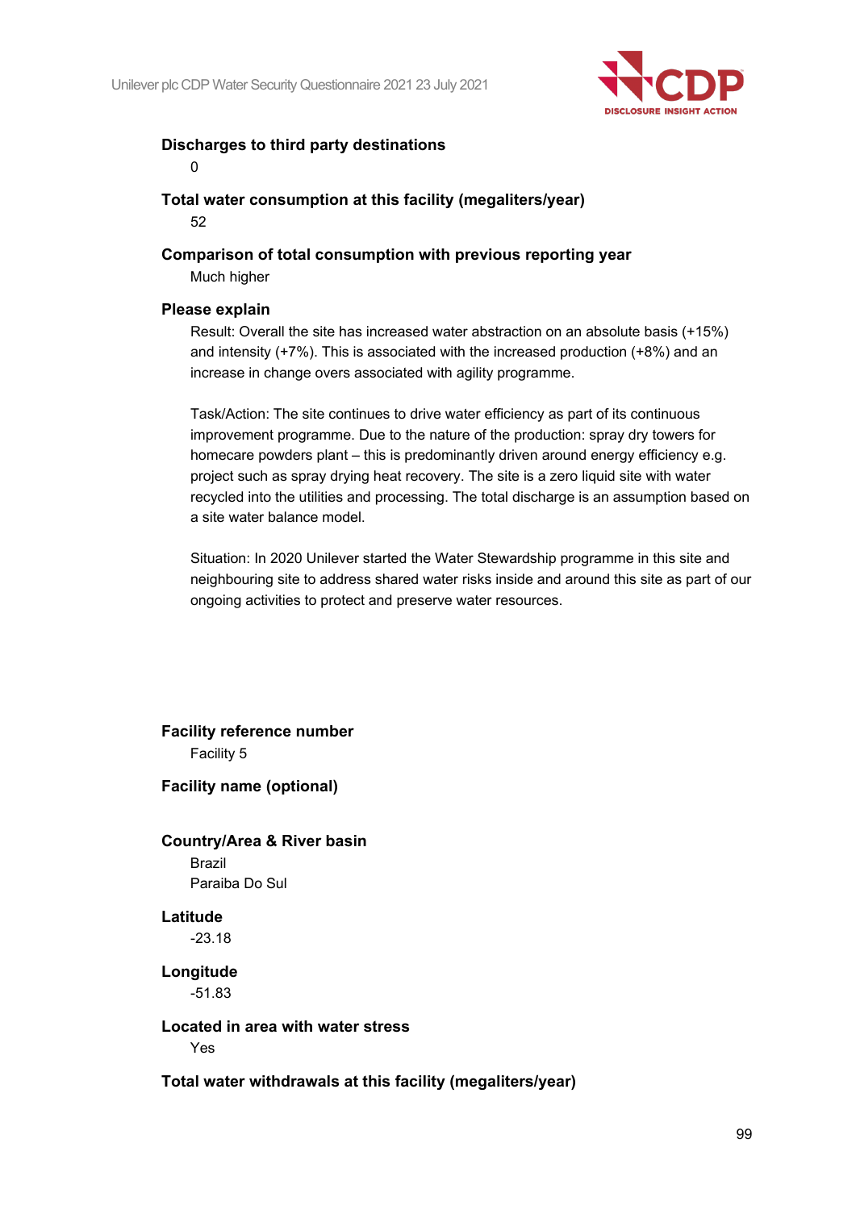**Discharges to third party destinations**

0

**Total water consumption at this facility (megaliters/year)**

52

**Comparison of total consumption with previous reporting year**

Much higher

**Please explain**

Result: Overall the site has increased water abstraction on an absolute basis (+15%) and intensity (+7%). This is associated with the increased production (+8%) and an increase in change overs associated with agility programme.

Task/Action: The site continues to drive water efficiency as part of its continuous improvement programme. Due to the nature of the production: spray dry towers for homecare powders plant – this is predominantly driven around energy efficiency e.g. project such as spray drying heat recovery. The site is a zero liquid site with water recycled into the utilities and processing. The total discharge is an assumption based on a site water balance model.

Situation: In 2020 Unilever started the Water Stewardship programme in this site and neighbouring site to address shared water risks inside and around this site as part of our ongoing activities to protect and preserve water resources.

**Facility reference number**

Facility 5

**Facility name (optional)**

**Country/Area & River basin**

Brazil
Paraiba Do Sul

**Latitude**

-23.18

**Longitude**

-51.83

**Located in area with water stress**

Yes

**Total water withdrawals at this facility (megaliters/year)**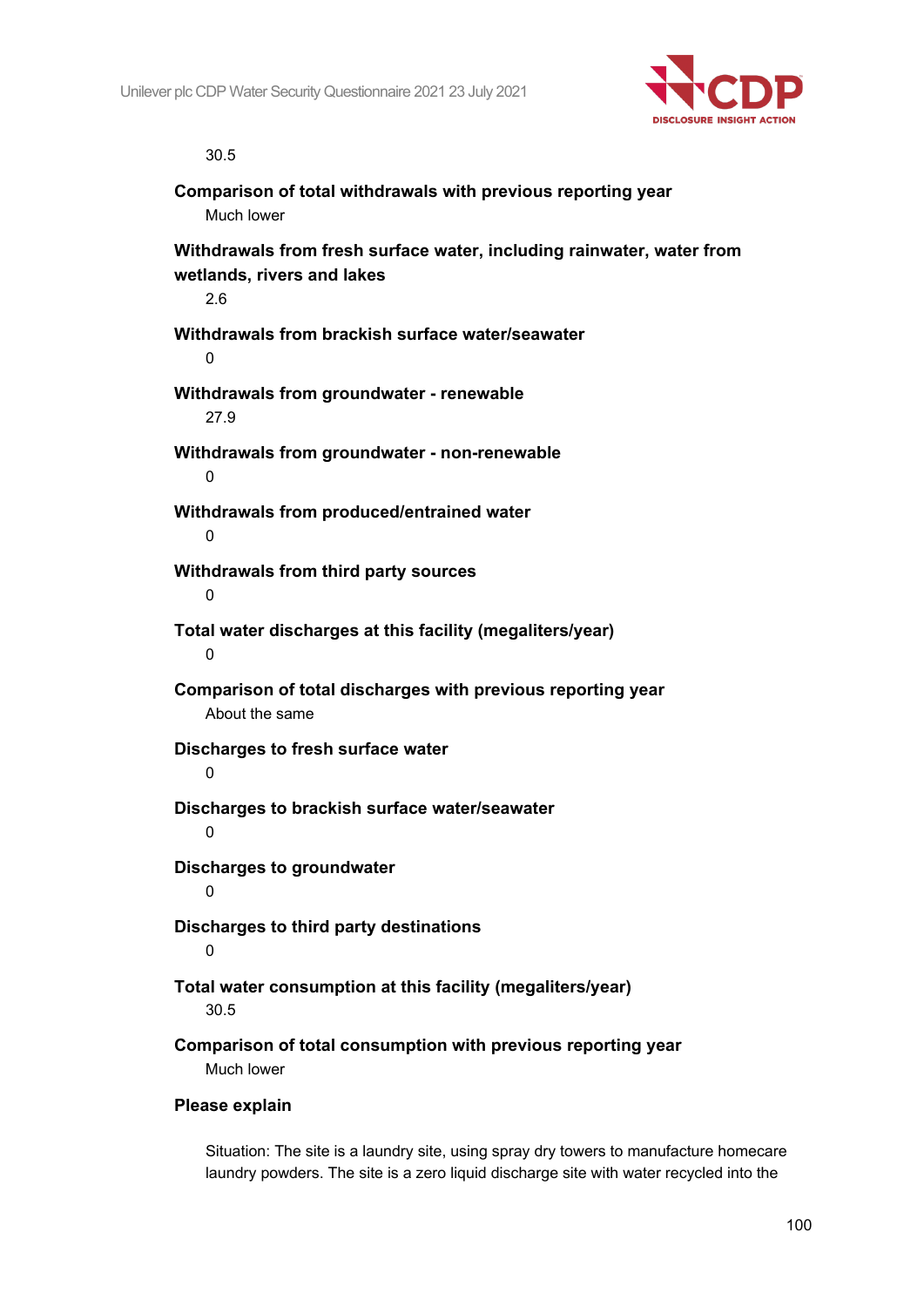30.5

**Comparison of total withdrawals with previous reporting year**

Much lower

**Withdrawals from fresh surface water, including rainwater, water from wetlands, rivers and lakes**

2.6

**Withdrawals from brackish surface water/seawater**

0

**Withdrawals from groundwater - renewable**

27.9

**Withdrawals from groundwater - non-renewable**

0

**Withdrawals from produced/entrained water**

0

**Withdrawals from third party sources**

0

**Total water discharges at this facility (megaliters/year)**

0

**Comparison of total discharges with previous reporting year**

About the same

**Discharges to fresh surface water**

0

**Discharges to brackish surface water/seawater**

0

**Discharges to groundwater**

0

**Discharges to third party destinations**

0

**Total water consumption at this facility (megaliters/year)**

30.5

**Comparison of total consumption with previous reporting year**

Much lower

**Please explain**

Situation: The site is a laundry site, using spray dry towers to manufacture homecare laundry powders. The site is a zero liquid discharge site with water recycled into the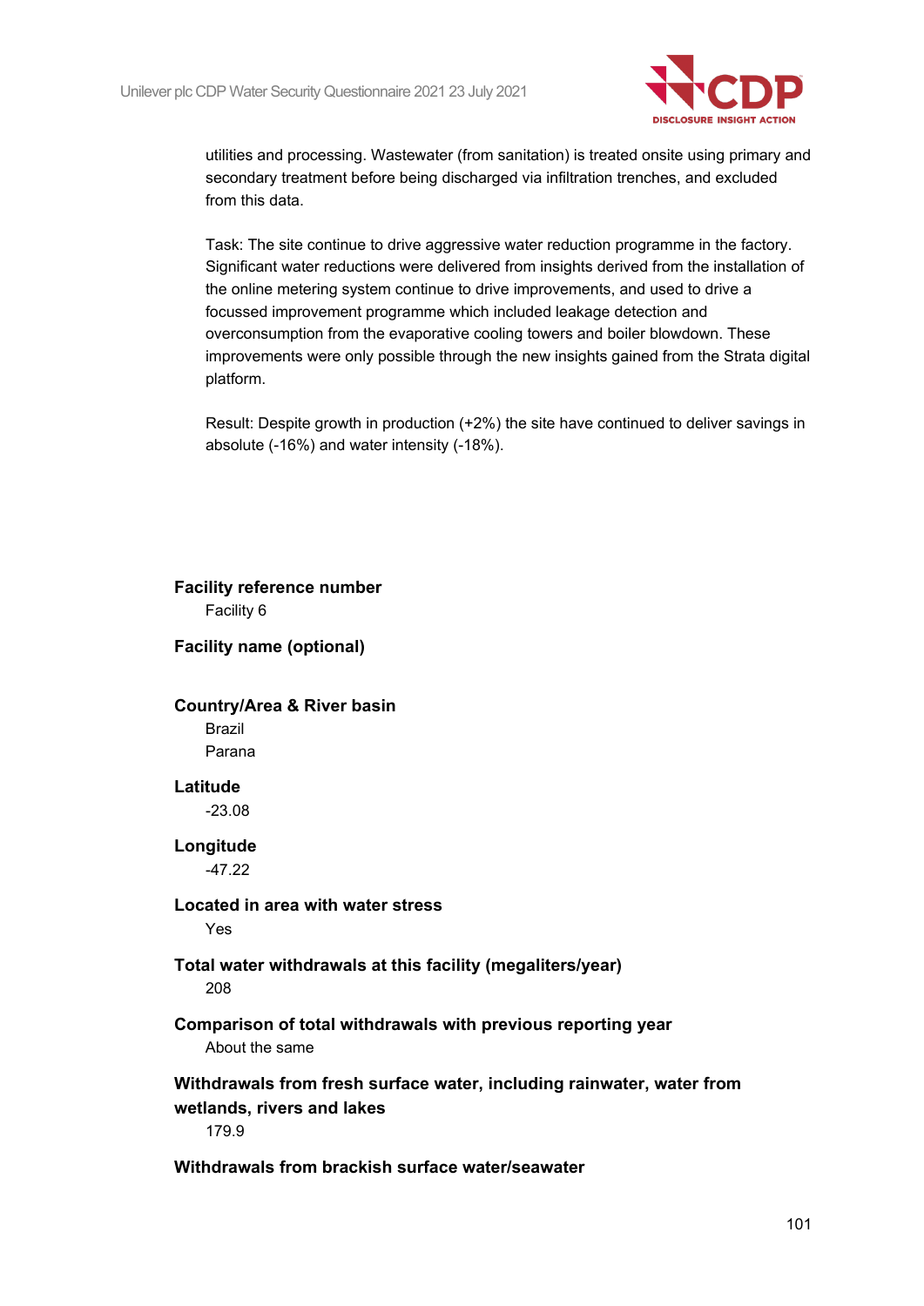utilities and processing. Wastewater (from sanitation) is treated onsite using primary and secondary treatment before being discharged via infiltration trenches, and excluded from this data.

Task: The site continue to drive aggressive water reduction programme in the factory. Significant water reductions were delivered from insights derived from the installation of the online metering system continue to drive improvements, and used to drive a focussed improvement programme which included leakage detection and overconsumption from the evaporative cooling towers and boiler blowdown. These improvements were only possible through the new insights gained from the Strata digital platform.

Result: Despite growth in production (+2%) the site have continued to deliver savings in absolute (-16%) and water intensity (-18%).

**Facility reference number**

Facility 6

**Facility name (optional)**

**Country/Area & River basin**

Brazil

Parana

**Latitude**

-23.08

**Longitude**

-47.22

**Located in area with water stress**

Yes

**Total water withdrawals at this facility (megaliters/year)**

208

**Comparison of total withdrawals with previous reporting year**

About the same

**Withdrawals from fresh surface water, including rainwater, water from wetlands, rivers and lakes**

179.9

**Withdrawals from brackish surface water/seawater**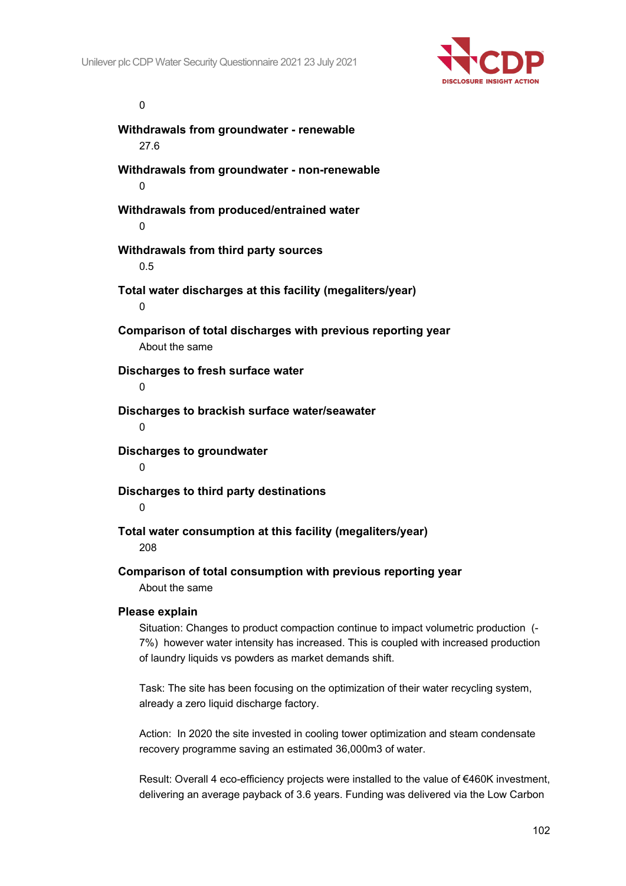0

**Withdrawals from groundwater - renewable**

27.6

**Withdrawals from groundwater - non-renewable**

0

**Withdrawals from produced/entrained water**

0

**Withdrawals from third party sources**

0.5

**Total water discharges at this facility (megaliters/year)**

0

**Comparison of total discharges with previous reporting year**

About the same

**Discharges to fresh surface water**

0

**Discharges to brackish surface water/seawater**

0

**Discharges to groundwater**

0

**Discharges to third party destinations**

0

**Total water consumption at this facility (megaliters/year)**

208

**Comparison of total consumption with previous reporting year**

About the same

**Please explain**

Situation: Changes to product compaction continue to impact volumetric production (-7%) however water intensity has increased. This is coupled with increased production of laundry liquids vs powders as market demands shift.

Task: The site has been focusing on the optimization of their water recycling system, already a zero liquid discharge factory.

Action: In 2020 the site invested in cooling tower optimization and steam condensate recovery programme saving an estimated 36,000m3 of water.

Result: Overall 4 eco-efficiency projects were installed to the value of €460K investment, delivering an average payback of 3.6 years. Funding was delivered via the Low Carbon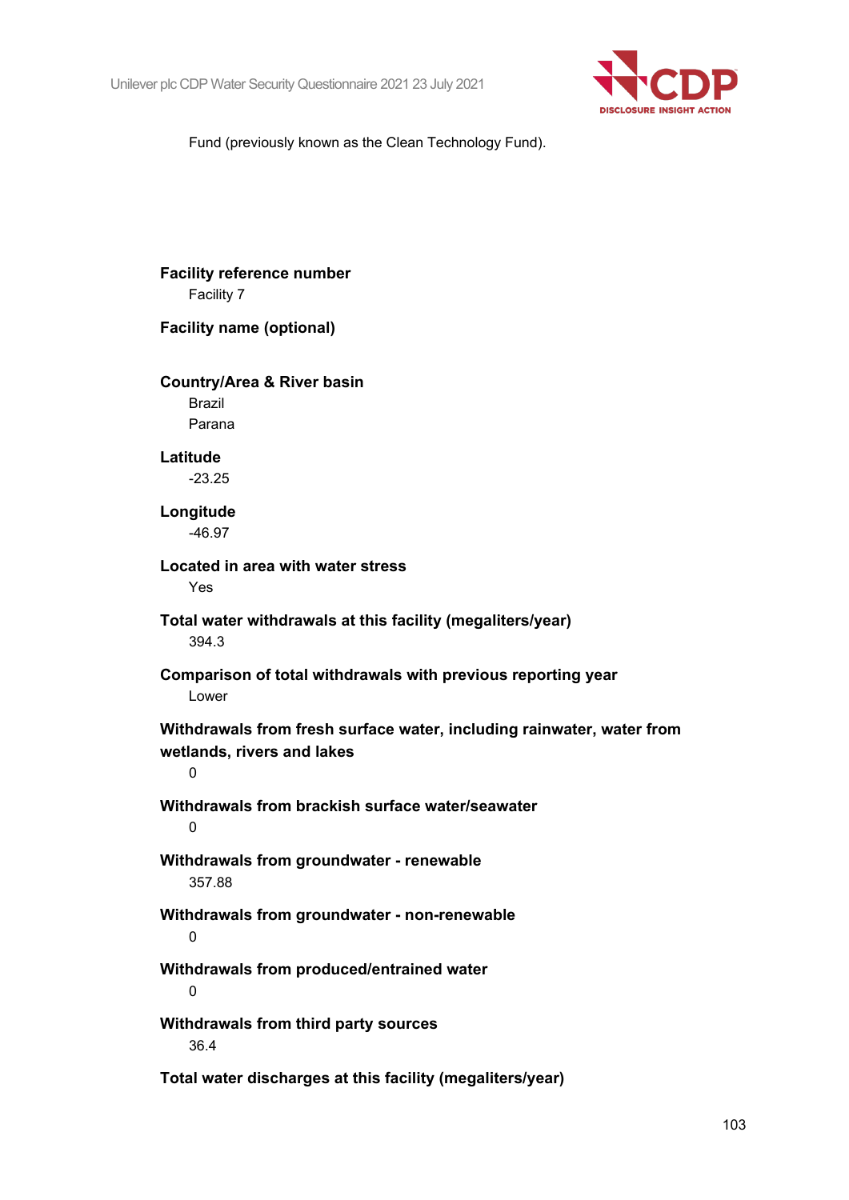Fund (previously known as the Clean Technology Fund).

**Facility reference number**

Facility 7

**Facility name (optional)**

**Country/Area & River basin**

Brazil

Parana

**Latitude**

-23.25

**Longitude**

-46.97

**Located in area with water stress**

Yes

**Total water withdrawals at this facility (megaliters/year)**

394.3

**Comparison of total withdrawals with previous reporting year**

Lower

**Withdrawals from fresh surface water, including rainwater, water from wetlands, rivers and lakes**

0

**Withdrawals from brackish surface water/seawater**

0

**Withdrawals from groundwater - renewable**

357.88

**Withdrawals from groundwater - non-renewable**

0

**Withdrawals from produced/entrained water**

0

**Withdrawals from third party sources**

36.4

**Total water discharges at this facility (megaliters/year)**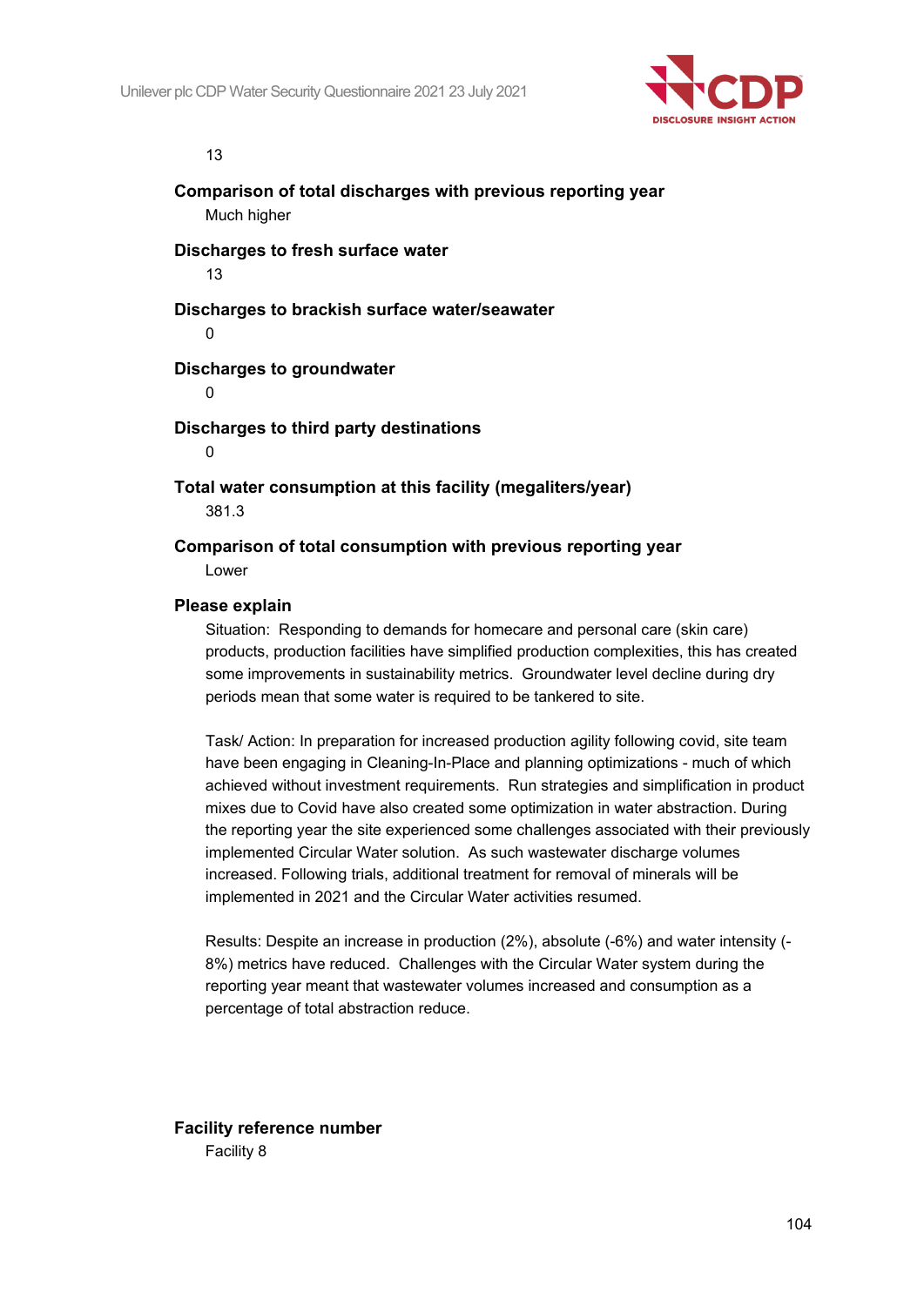13

**Comparison of total discharges with previous reporting year**

Much higher

**Discharges to fresh surface water**

13

**Discharges to brackish surface water/seawater**

0

**Discharges to groundwater**

0

**Discharges to third party destinations**

0

**Total water consumption at this facility (megaliters/year)**

381.3

**Comparison of total consumption with previous reporting year**

Lower

**Please explain**

Situation: Responding to demands for homecare and personal care (skin care) products, production facilities have simplified production complexities, this has created some improvements in sustainability metrics. Groundwater level decline during dry periods mean that some water is required to be tankered to site.

Task/ Action: In preparation for increased production agility following covid, site team have been engaging in Cleaning-In-Place and planning optimizations - much of which achieved without investment requirements. Run strategies and simplification in product mixes due to Covid have also created some optimization in water abstraction. During the reporting year the site experienced some challenges associated with their previously implemented Circular Water solution. As such wastewater discharge volumes increased. Following trials, additional treatment for removal of minerals will be implemented in 2021 and the Circular Water activities resumed.

Results: Despite an increase in production (2%), absolute (-6%) and water intensity (-8%) metrics have reduced. Challenges with the Circular Water system during the reporting year meant that wastewater volumes increased and consumption as a percentage of total abstraction reduce.

**Facility reference number**

Facility 8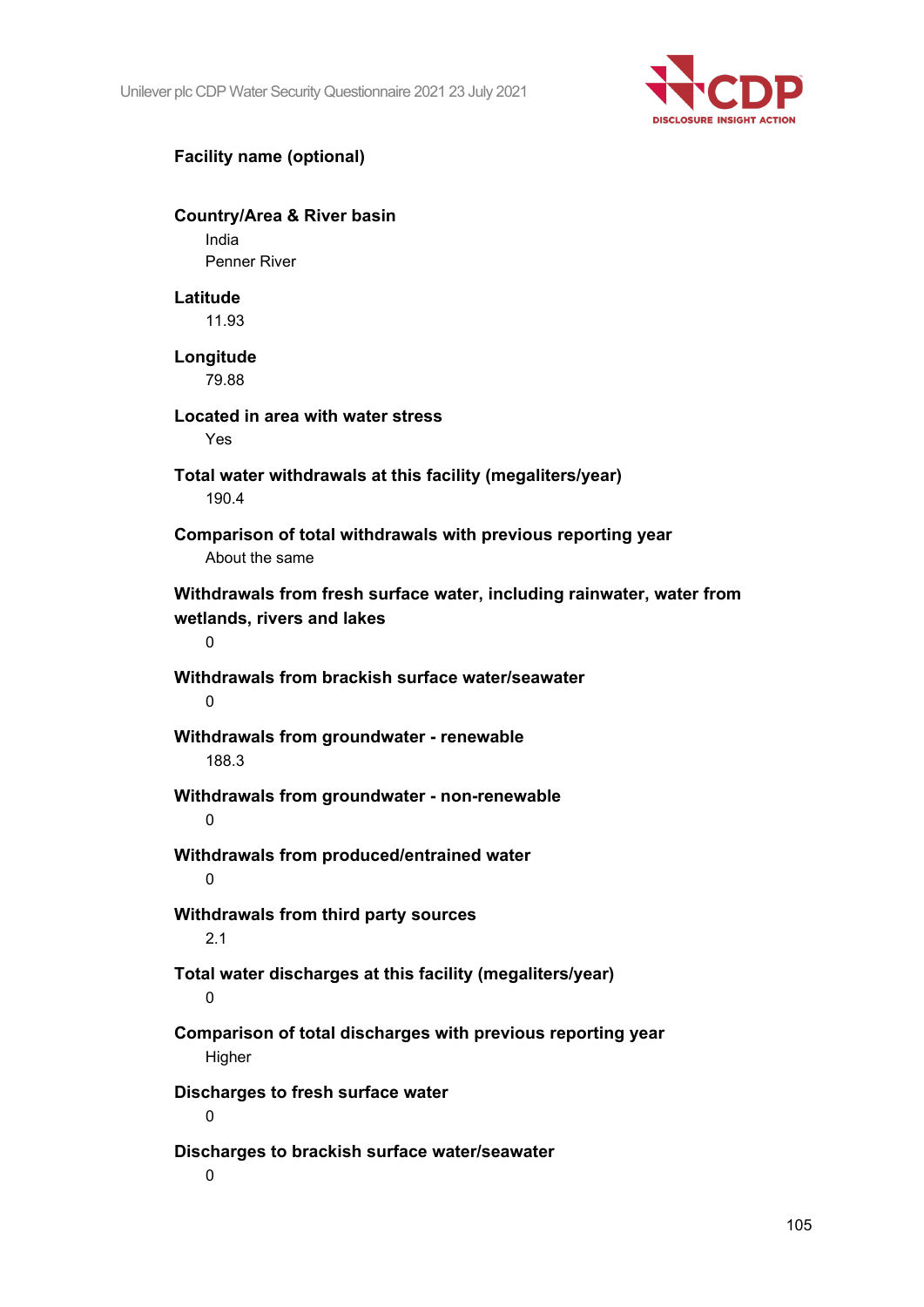**Facility name (optional)**

**Country/Area & River basin**

India

Penner River

**Latitude**

11.93

**Longitude**

79.88

**Located in area with water stress**

Yes

**Total water withdrawals at this facility (megaliters/year)**

190.4

**Comparison of total withdrawals with previous reporting year**

About the same

**Withdrawals from fresh surface water, including rainwater, water from wetlands, rivers and lakes**

0

**Withdrawals from brackish surface water/seawater**

0

**Withdrawals from groundwater - renewable**

188.3

**Withdrawals from groundwater - non-renewable**

0

**Withdrawals from produced/entrained water**

0

**Withdrawals from third party sources**

2.1

**Total water discharges at this facility (megaliters/year)**

0

**Comparison of total discharges with previous reporting year**

Higher

**Discharges to fresh surface water**

0

**Discharges to brackish surface water/seawater**

0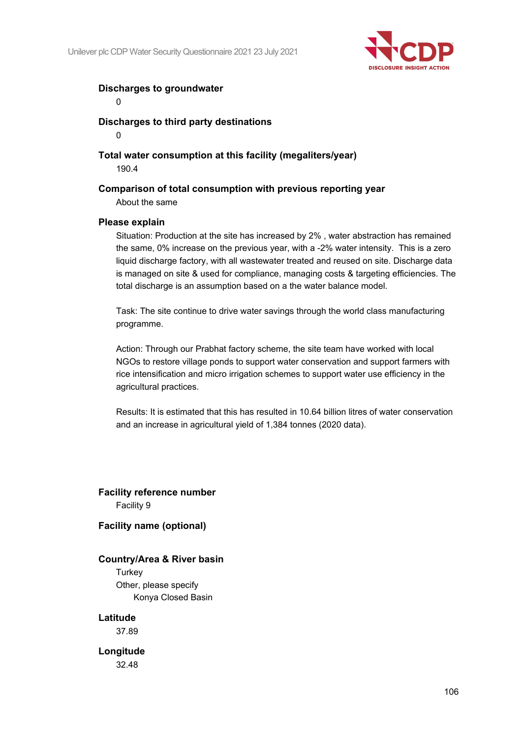**Discharges to groundwater**

0

**Discharges to third party destinations**

0

**Total water consumption at this facility (megaliters/year)**

190.4

**Comparison of total consumption with previous reporting year**

About the same

**Please explain**

Situation: Production at the site has increased by 2% , water abstraction has remained the same, 0% increase on the previous year, with a -2% water intensity. This is a zero liquid discharge factory, with all wastewater treated and reused on site. Discharge data is managed on site & used for compliance, managing costs & targeting efficiencies. The total discharge is an assumption based on a the water balance model.

Task: The site continue to drive water savings through the world class manufacturing programme.

Action: Through our Prabhat factory scheme, the site team have worked with local NGOs to restore village ponds to support water conservation and support farmers with rice intensification and micro irrigation schemes to support water use efficiency in the agricultural practices.

Results: It is estimated that this has resulted in 10.64 billion litres of water conservation and an increase in agricultural yield of 1,384 tonnes (2020 data).

**Facility reference number**

Facility 9

**Facility name (optional)**

**Country/Area & River basin**

Turkey

Other, please specify

Konya Closed Basin

**Latitude**

37.89

**Longitude**

32.48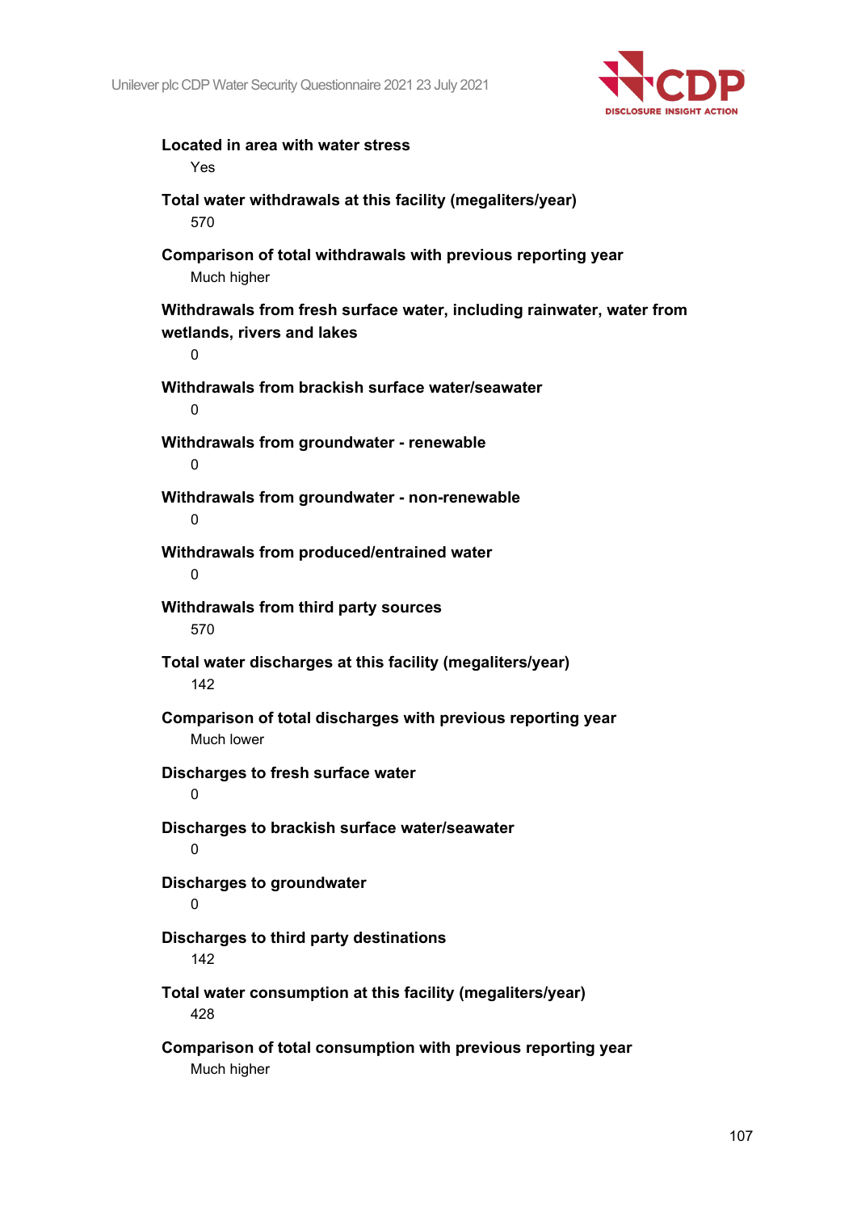**Located in area with water stress**

Yes

**Total water withdrawals at this facility (megaliters/year)**

570

**Comparison of total withdrawals with previous reporting year**

Much higher

**Withdrawals from fresh surface water, including rainwater, water from wetlands, rivers and lakes**

0

**Withdrawals from brackish surface water/seawater**

0

**Withdrawals from groundwater - renewable**

0

**Withdrawals from groundwater - non-renewable**

0

**Withdrawals from produced/entrained water**

0

**Withdrawals from third party sources**

570

**Total water discharges at this facility (megaliters/year)**

142

**Comparison of total discharges with previous reporting year**

Much lower

**Discharges to fresh surface water**

0

**Discharges to brackish surface water/seawater**

0

**Discharges to groundwater**

0

**Discharges to third party destinations**

142

**Total water consumption at this facility (megaliters/year)**

428

**Comparison of total consumption with previous reporting year**

Much higher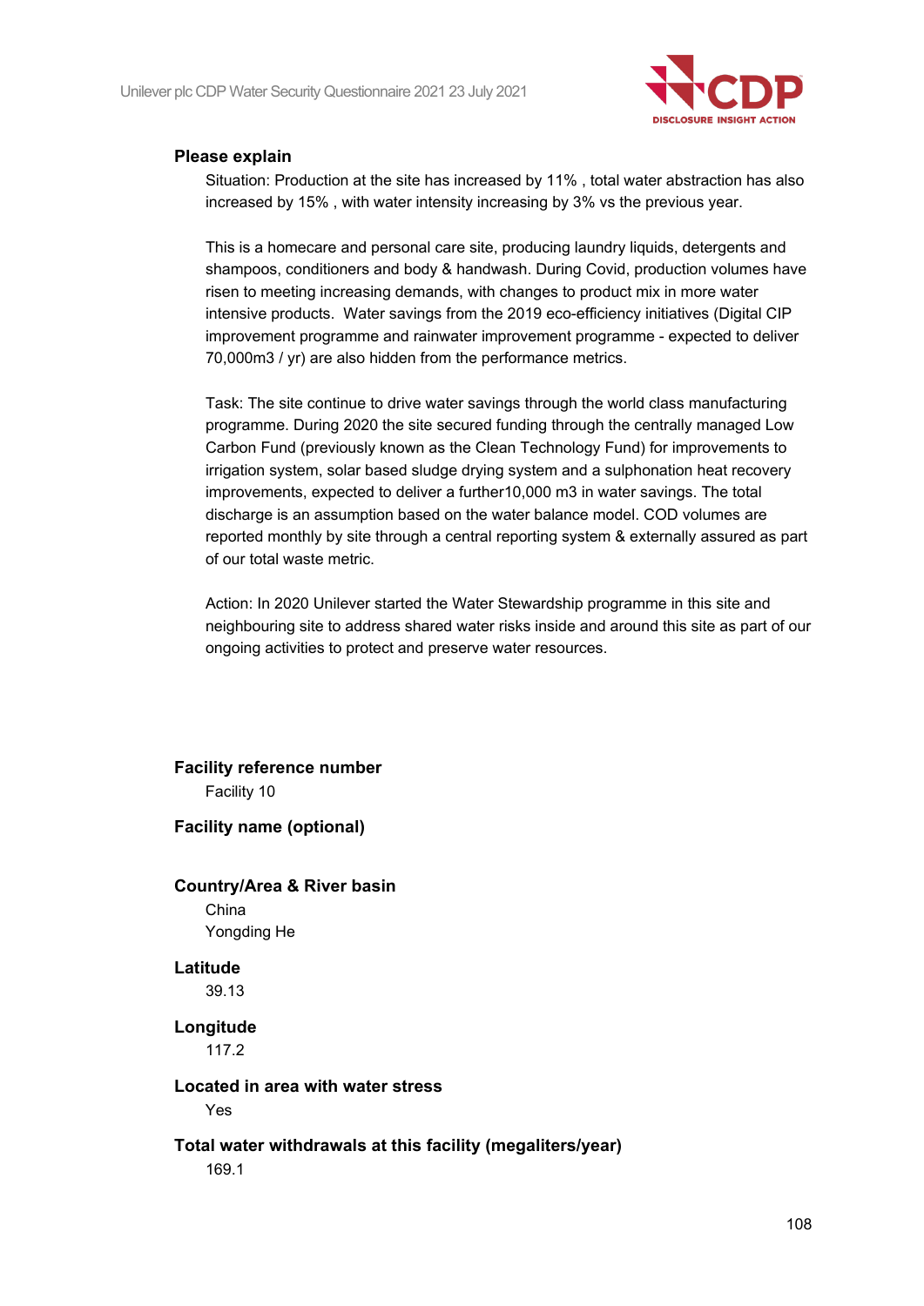**Please explain**

Situation: Production at the site has increased by 11% , total water abstraction has also increased by 15% , with water intensity increasing by 3% vs the previous year.

This is a homecare and personal care site, producing laundry liquids, detergents and shampoos, conditioners and body & handwash. During Covid, production volumes have risen to meeting increasing demands, with changes to product mix in more water intensive products. Water savings from the 2019 eco-efficiency initiatives (Digital CIP improvement programme and rainwater improvement programme - expected to deliver 70,000m3 / yr) are also hidden from the performance metrics.

Task: The site continue to drive water savings through the world class manufacturing programme. During 2020 the site secured funding through the centrally managed Low Carbon Fund (previously known as the Clean Technology Fund) for improvements to irrigation system, solar based sludge drying system and a sulphonation heat recovery improvements, expected to deliver a further10,000 m3 in water savings. The total discharge is an assumption based on the water balance model. COD volumes are reported monthly by site through a central reporting system & externally assured as part of our total waste metric.

Action: In 2020 Unilever started the Water Stewardship programme in this site and neighbouring site to address shared water risks inside and around this site as part of our ongoing activities to protect and preserve water resources.

**Facility reference number**

Facility 10

**Facility name (optional)**

**Country/Area & River basin**

China

Yongding He

**Latitude**

39.13

**Longitude**

117.2

**Located in area with water stress**

Yes

**Total water withdrawals at this facility (megaliters/year)**

169.1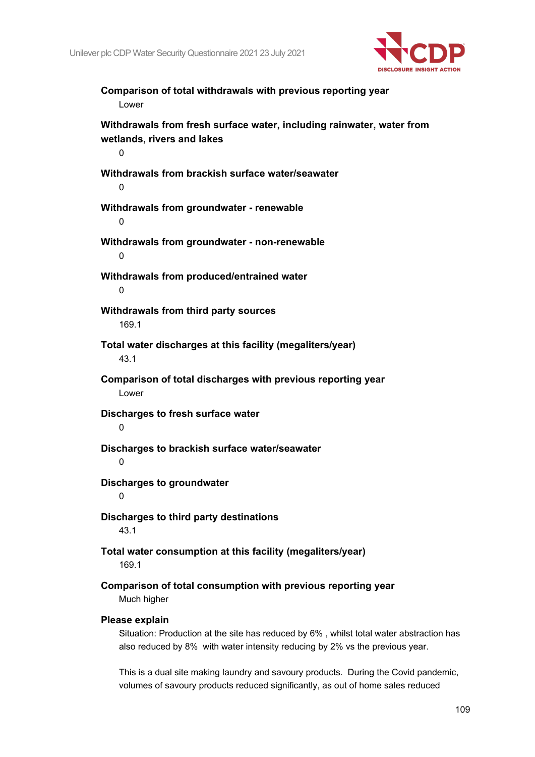**Comparison of total withdrawals with previous reporting year**

Lower

**Withdrawals from fresh surface water, including rainwater, water from wetlands, rivers and lakes**

0

**Withdrawals from brackish surface water/seawater**

0

**Withdrawals from groundwater - renewable**

0

**Withdrawals from groundwater - non-renewable**

0

**Withdrawals from produced/entrained water**

0

**Withdrawals from third party sources**

169.1

**Total water discharges at this facility (megaliters/year)**

43.1

**Comparison of total discharges with previous reporting year**

Lower

**Discharges to fresh surface water**

0

**Discharges to brackish surface water/seawater**

0

**Discharges to groundwater**

0

**Discharges to third party destinations**

43.1

**Total water consumption at this facility (megaliters/year)**

169.1

**Comparison of total consumption with previous reporting year**

Much higher

**Please explain**

Situation: Production at the site has reduced by 6% , whilst total water abstraction has also reduced by 8% with water intensity reducing by 2% vs the previous year.

This is a dual site making laundry and savoury products. During the Covid pandemic, volumes of savoury products reduced significantly, as out of home sales reduced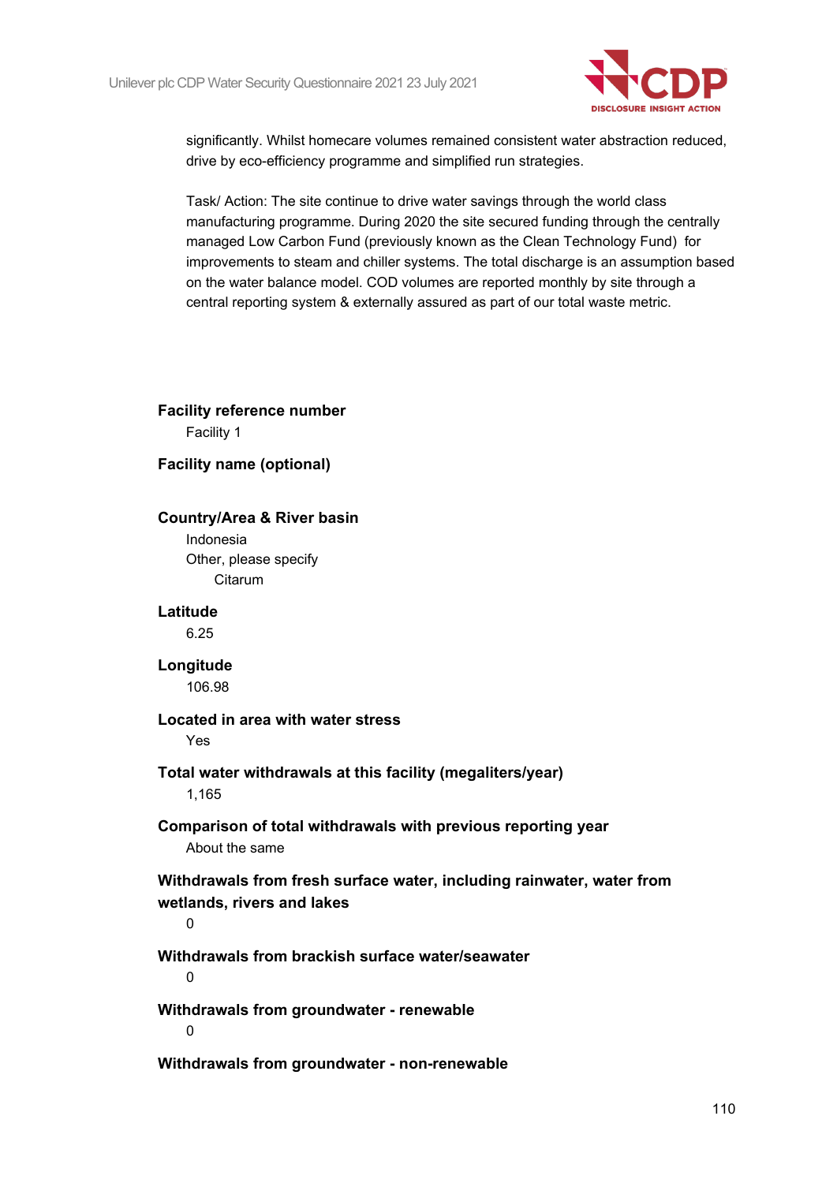significantly. Whilst homecare volumes remained consistent water abstraction reduced, drive by eco-efficiency programme and simplified run strategies.

Task/ Action: The site continue to drive water savings through the world class manufacturing programme. During 2020 the site secured funding through the centrally managed Low Carbon Fund (previously known as the Clean Technology Fund) for improvements to steam and chiller systems. The total discharge is an assumption based on the water balance model. COD volumes are reported monthly by site through a central reporting system & externally assured as part of our total waste metric.

**Facility reference number**

Facility 1

**Facility name (optional)**

**Country/Area & River basin**

Indonesia

Other, please specify

Citarum

**Latitude**

6.25

**Longitude**

106.98

**Located in area with water stress**

Yes

**Total water withdrawals at this facility (megaliters/year)**

1,165

**Comparison of total withdrawals with previous reporting year**

About the same

**Withdrawals from fresh surface water, including rainwater, water from wetlands, rivers and lakes**

0

**Withdrawals from brackish surface water/seawater**

0

**Withdrawals from groundwater - renewable**

0

**Withdrawals from groundwater - non-renewable**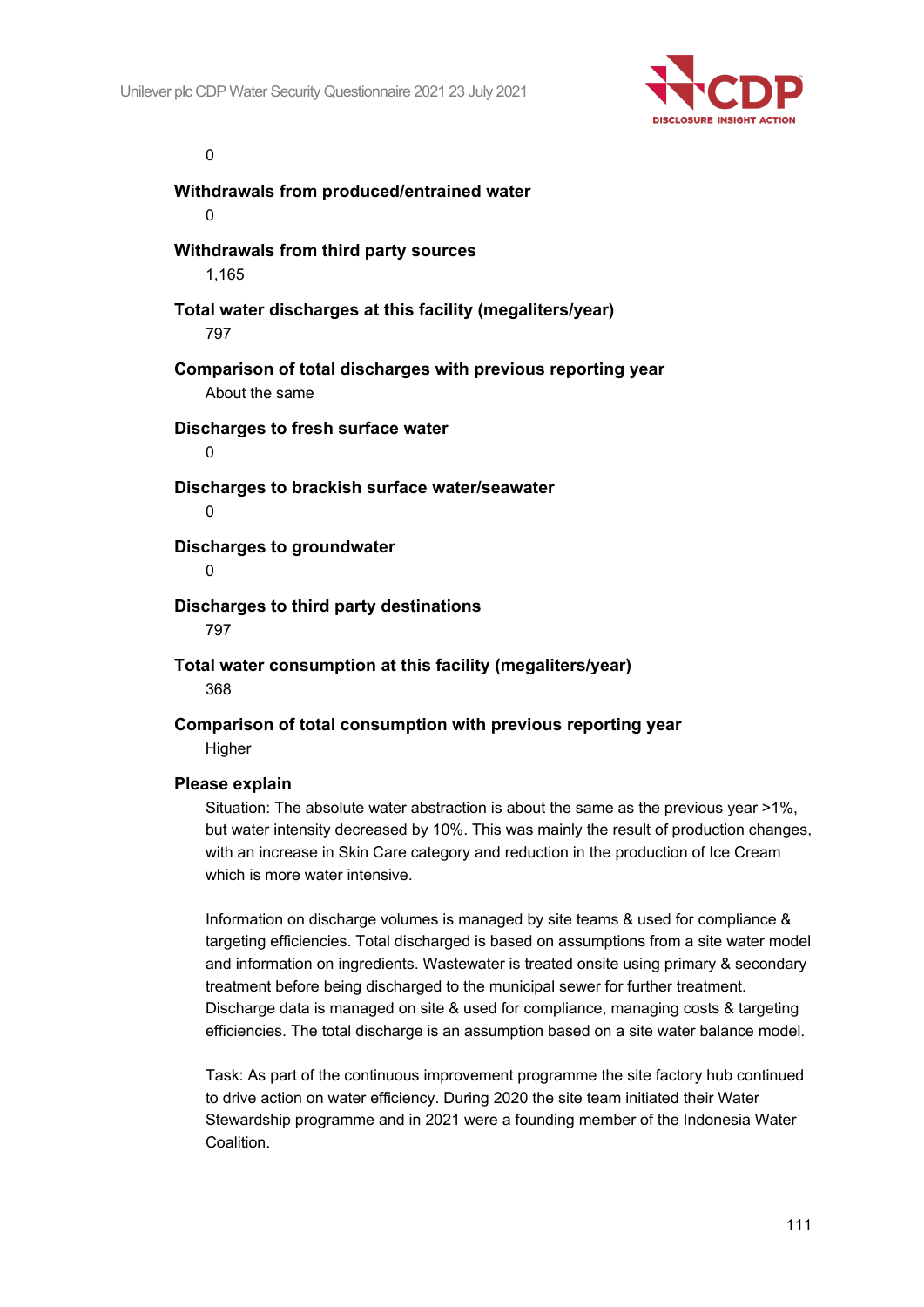0

**Withdrawals from produced/entrained water**

0

**Withdrawals from third party sources**

1,165

**Total water discharges at this facility (megaliters/year)**

797

**Comparison of total discharges with previous reporting year**

About the same

**Discharges to fresh surface water**

0

**Discharges to brackish surface water/seawater**

0

**Discharges to groundwater**

0

**Discharges to third party destinations**

797

**Total water consumption at this facility (megaliters/year)**

368

**Comparison of total consumption with previous reporting year**

Higher

**Please explain**

Situation: The absolute water abstraction is about the same as the previous year >1%, but water intensity decreased by 10%. This was mainly the result of production changes, with an increase in Skin Care category and reduction in the production of Ice Cream which is more water intensive.

Information on discharge volumes is managed by site teams & used for compliance & targeting efficiencies. Total discharged is based on assumptions from a site water model and information on ingredients. Wastewater is treated onsite using primary & secondary treatment before being discharged to the municipal sewer for further treatment. Discharge data is managed on site & used for compliance, managing costs & targeting efficiencies. The total discharge is an assumption based on a site water balance model.

Task: As part of the continuous improvement programme the site factory hub continued to drive action on water efficiency. During 2020 the site team initiated their Water Stewardship programme and in 2021 were a founding member of the Indonesia Water Coalition.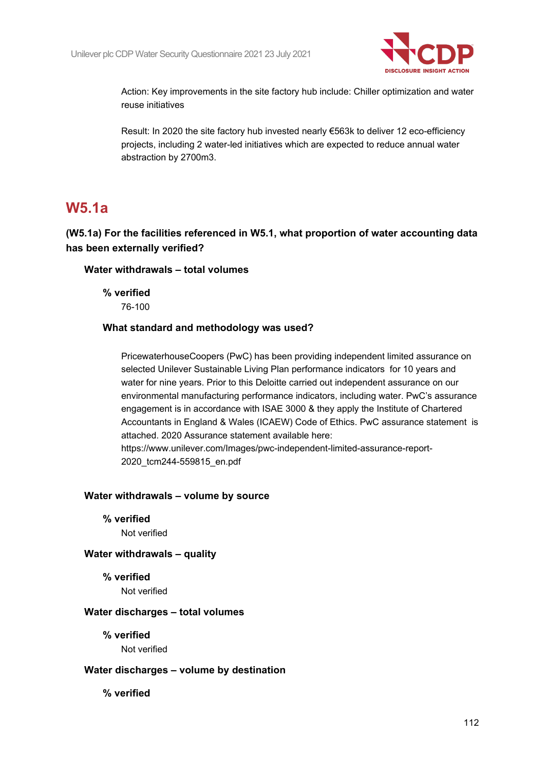Action: Key improvements in the site factory hub include: Chiller optimization and water reuse initiatives

Result: In 2020 the site factory hub invested nearly €563k to deliver 12 eco-efficiency projects, including 2 water-led initiatives which are expected to reduce annual water abstraction by 2700m3.

## W5.1a

**(W5.1a) For the facilities referenced in W5.1, what proportion of water accounting data has been externally verified?**

**Water withdrawals – total volumes**

**% verified**

76-100

**What standard and methodology was used?**

PricewaterhouseCoopers (PwC) has been providing independent limited assurance on selected Unilever Sustainable Living Plan performance indicators for 10 years and water for nine years. Prior to this Deloitte carried out independent assurance on our environmental manufacturing performance indicators, including water. PwC's assurance engagement is in accordance with ISAE 3000 & they apply the Institute of Chartered Accountants in England & Wales (ICAEW) Code of Ethics. PwC assurance statement is attached. 2020 Assurance statement available here: https://www.unilever.com/Images/pwc-independent-limited-assurance-report-2020_tcm244-559815_en.pdf

**Water withdrawals – volume by source**

**% verified**

Not verified

**Water withdrawals – quality**

**% verified**

Not verified

**Water discharges – total volumes**

**% verified**

Not verified

**Water discharges – volume by destination**

**% verified**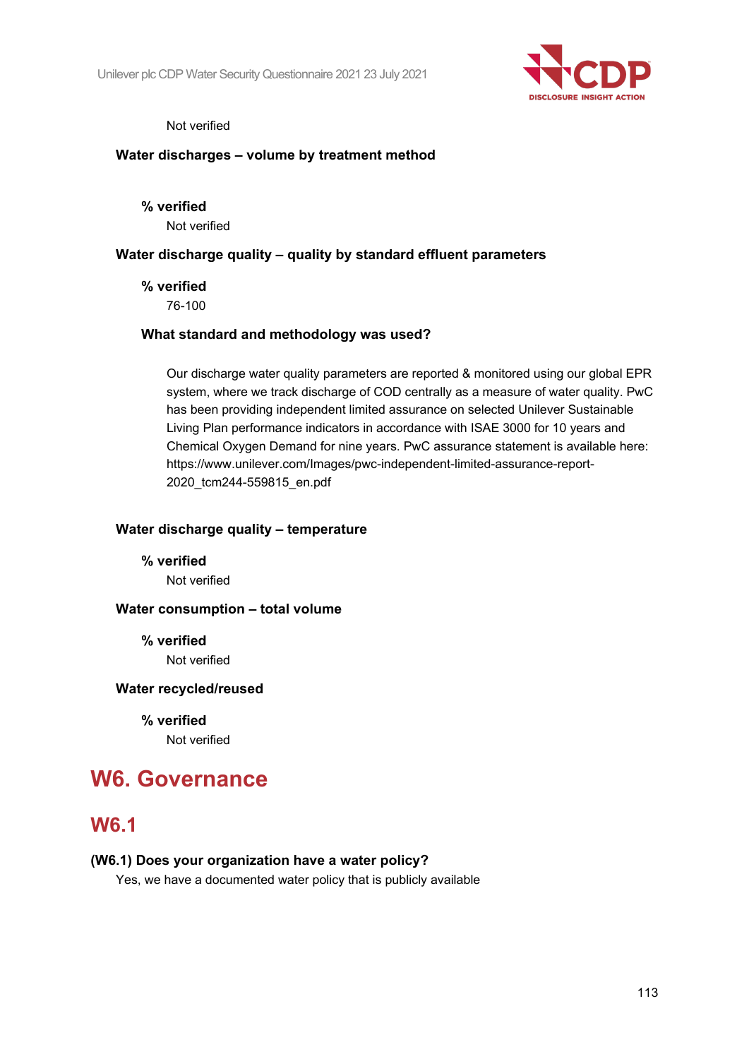Not verified

**Water discharges – volume by treatment method**

**% verified**

Not verified

**Water discharge quality – quality by standard effluent parameters**

**% verified**

76-100

**What standard and methodology was used?**

Our discharge water quality parameters are reported & monitored using our global EPR system, where we track discharge of COD centrally as a measure of water quality. PwC has been providing independent limited assurance on selected Unilever Sustainable Living Plan performance indicators in accordance with ISAE 3000 for 10 years and Chemical Oxygen Demand for nine years. PwC assurance statement is available here: https://www.unilever.com/Images/pwc-independent-limited-assurance-report-2020_tcm244-559815_en.pdf

**Water discharge quality – temperature**

**% verified**

Not verified

**Water consumption – total volume**

**% verified**

Not verified

**Water recycled/reused**

**% verified**

Not verified

# W6. Governance

## W6.1

**(W6.1) Does your organization have a water policy?**

Yes, we have a documented water policy that is publicly available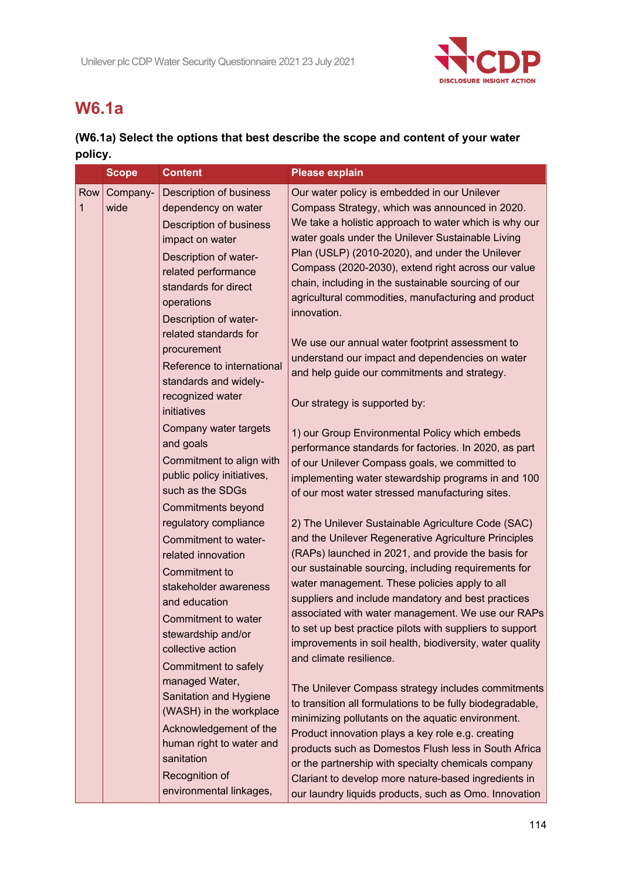## W6.1a

**(W6.1a) Select the options that best describe the scope and content of your water policy.**

| | Scope | Content | Please explain |
|---|---|---|---|
| Row 1 | Company-wide | Description of business dependency on water<br>Description of business impact on water<br>Description of water-related performance standards for direct operations<br>Description of water-related standards for procurement<br>Reference to international standards and widely-recognized water initiatives<br>Company water targets and goals<br>Commitment to align with public policy initiatives, such as the SDGs<br>Commitments beyond regulatory compliance<br>Commitment to water-related innovation<br>Commitment to stakeholder awareness and education<br>Commitment to water stewardship and/or collective action<br>Commitment to safely managed Water, Sanitation and Hygiene (WASH) in the workplace<br>Acknowledgement of the human right to water and sanitation<br>Recognition of environmental linkages, | Our water policy is embedded in our Unilever Compass Strategy, which was announced in 2020. We take a holistic approach to water which is why our water goals under the Unilever Sustainable Living Plan (USLP) (2010-2020), and under the Unilever Compass (2020-2030), extend right across our value chain, including in the sustainable sourcing of our agricultural commodities, manufacturing and product innovation.<br><br>We use our annual water footprint assessment to understand our impact and dependencies on water and help guide our commitments and strategy.<br><br>Our strategy is supported by:<br><br>1) our Group Environmental Policy which embeds performance standards for factories. In 2020, as part of our Unilever Compass goals, we committed to implementing water stewardship programs in and 100 of our most water stressed manufacturing sites.<br><br>2) The Unilever Sustainable Agriculture Code (SAC) and the Unilever Regenerative Agriculture Principles (RAPs) launched in 2021, and provide the basis for our sustainable sourcing, including requirements for water management. These policies apply to all suppliers and include mandatory and best practices associated with water management. We use our RAPs to set up best practice pilots with suppliers to support improvements in soil health, biodiversity, water quality and climate resilience.<br><br>The Unilever Compass strategy includes commitments to transition all formulations to be fully biodegradable, minimizing pollutants on the aquatic environment. Product innovation plays a key role e.g. creating products such as Domestos Flush less in South Africa or the partnership with specialty chemicals company Clariant to develop more nature-based ingredients in our laundry liquids products, such as Omo. Innovation |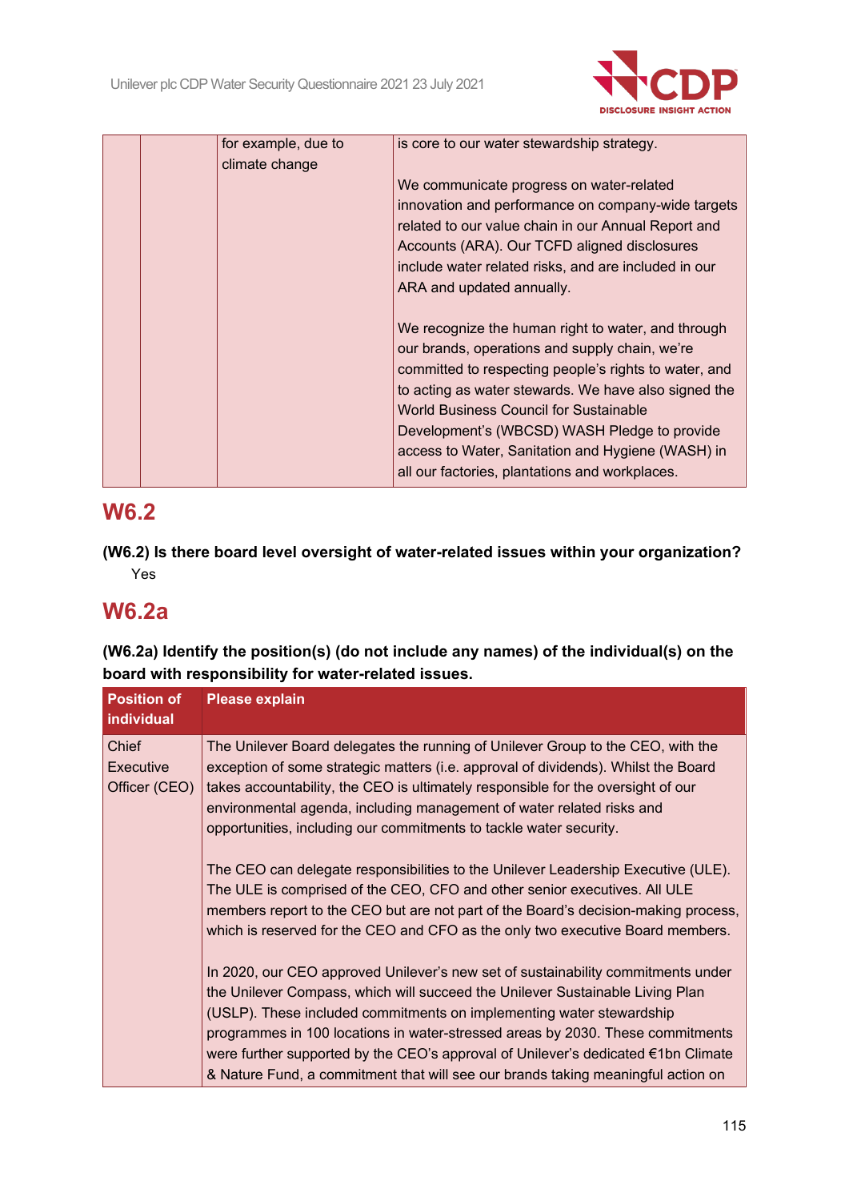| | | for example, due to climate change | is core to our water stewardship strategy.<br><br>We communicate progress on water-related innovation and performance on company-wide targets related to our value chain in our Annual Report and Accounts (ARA). Our TCFD aligned disclosures include water related risks, and are included in our ARA and updated annually.<br><br>We recognize the human right to water, and through our brands, operations and supply chain, we're committed to respecting people's rights to water, and to acting as water stewards. We have also signed the World Business Council for Sustainable Development's (WBCSD) WASH Pledge to provide access to Water, Sanitation and Hygiene (WASH) in all our factories, plantations and workplaces. |
|---|---|---|---|

## W6.2

**(W6.2) Is there board level oversight of water-related issues within your organization?**

Yes

## W6.2a

**(W6.2a) Identify the position(s) (do not include any names) of the individual(s) on the board with responsibility for water-related issues.**

| Position of individual | Please explain |
|---|---|
| Chief Executive Officer (CEO) | The Unilever Board delegates the running of Unilever Group to the CEO, with the exception of some strategic matters (i.e. approval of dividends). Whilst the Board takes accountability, the CEO is ultimately responsible for the oversight of our environmental agenda, including management of water related risks and opportunities, including our commitments to tackle water security.<br><br>The CEO can delegate responsibilities to the Unilever Leadership Executive (ULE). The ULE is comprised of the CEO, CFO and other senior executives. All ULE members report to the CEO but are not part of the Board's decision-making process, which is reserved for the CEO and CFO as the only two executive Board members.<br><br>In 2020, our CEO approved Unilever's new set of sustainability commitments under the Unilever Compass, which will succeed the Unilever Sustainable Living Plan (USLP). These included commitments on implementing water stewardship programmes in 100 locations in water-stressed areas by 2030. These commitments were further supported by the CEO's approval of Unilever's dedicated €1bn Climate & Nature Fund, a commitment that will see our brands taking meaningful action on |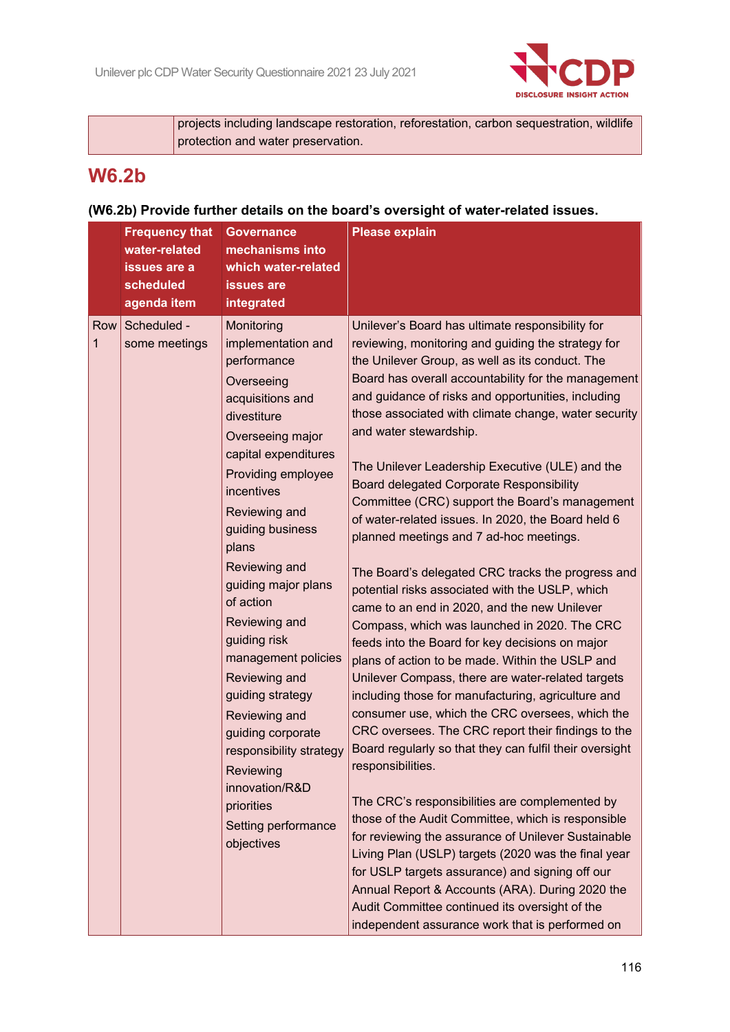| | projects including landscape restoration, reforestation, carbon sequestration, wildlife protection and water preservation. |
|---|---|

## W6.2b

**(W6.2b) Provide further details on the board's oversight of water-related issues.**

| | Frequency that water-related issues are a scheduled agenda item | Governance mechanisms into which water-related issues are integrated | Please explain |
|---|---|---|---|
| Row 1 | Scheduled - some meetings | Monitoring implementation and performance<br>Overseeing acquisitions and divestiture<br>Overseeing major capital expenditures<br>Providing employee incentives<br>Reviewing and guiding business plans<br>Reviewing and guiding major plans of action<br>Reviewing and guiding risk management policies<br>Reviewing and guiding strategy<br>Reviewing and guiding corporate responsibility strategy<br>Reviewing innovation/R&D priorities<br>Setting performance objectives | Unilever's Board has ultimate responsibility for reviewing, monitoring and guiding the strategy for the Unilever Group, as well as its conduct. The Board has overall accountability for the management and guidance of risks and opportunities, including those associated with climate change, water security and water stewardship.<br><br>The Unilever Leadership Executive (ULE) and the Board delegated Corporate Responsibility Committee (CRC) support the Board's management of water-related issues. In 2020, the Board held 6 planned meetings and 7 ad-hoc meetings.<br><br>The Board's delegated CRC tracks the progress and potential risks associated with the USLP, which came to an end in 2020, and the new Unilever Compass, which was launched in 2020. The CRC feeds into the Board for key decisions on major plans of action to be made. Within the USLP and Unilever Compass, there are water-related targets including those for manufacturing, agriculture and consumer use, which the CRC oversees, which the CRC oversees. The CRC report their findings to the Board regularly so that they can fulfil their oversight responsibilities.<br><br>The CRC's responsibilities are complemented by those of the Audit Committee, which is responsible for reviewing the assurance of Unilever Sustainable Living Plan (USLP) targets (2020 was the final year for USLP targets assurance) and signing off our Annual Report & Accounts (ARA). During 2020 the Audit Committee continued its oversight of the independent assurance work that is performed on |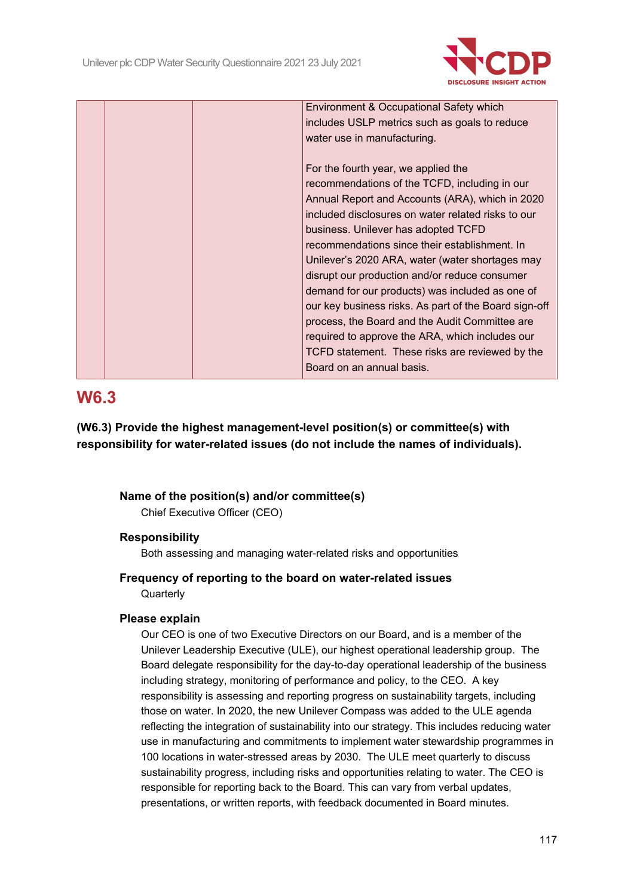| | | | Environment & Occupational Safety which includes USLP metrics such as goals to reduce water use in manufacturing.<br><br>For the fourth year, we applied the recommendations of the TCFD, including in our Annual Report and Accounts (ARA), which in 2020 included disclosures on water related risks to our business. Unilever has adopted TCFD recommendations since their establishment. In Unilever's 2020 ARA, water (water shortages may disrupt our production and/or reduce consumer demand for our products) was included as one of our key business risks. As part of the Board sign-off process, the Board and the Audit Committee are required to approve the ARA, which includes our TCFD statement. These risks are reviewed by the Board on an annual basis. |
|---|---|---|---|

## W6.3

**(W6.3) Provide the highest management-level position(s) or committee(s) with responsibility for water-related issues (do not include the names of individuals).**

**Name of the position(s) and/or committee(s)**

Chief Executive Officer (CEO)

**Responsibility**

Both assessing and managing water-related risks and opportunities

**Frequency of reporting to the board on water-related issues**

Quarterly

**Please explain**

Our CEO is one of two Executive Directors on our Board, and is a member of the Unilever Leadership Executive (ULE), our highest operational leadership group. The Board delegate responsibility for the day-to-day operational leadership of the business including strategy, monitoring of performance and policy, to the CEO. A key responsibility is assessing and reporting progress on sustainability targets, including those on water. In 2020, the new Unilever Compass was added to the ULE agenda reflecting the integration of sustainability into our strategy. This includes reducing water use in manufacturing and commitments to implement water stewardship programmes in 100 locations in water-stressed areas by 2030. The ULE meet quarterly to discuss sustainability progress, including risks and opportunities relating to water. The CEO is responsible for reporting back to the Board. This can vary from verbal updates, presentations, or written reports, with feedback documented in Board minutes.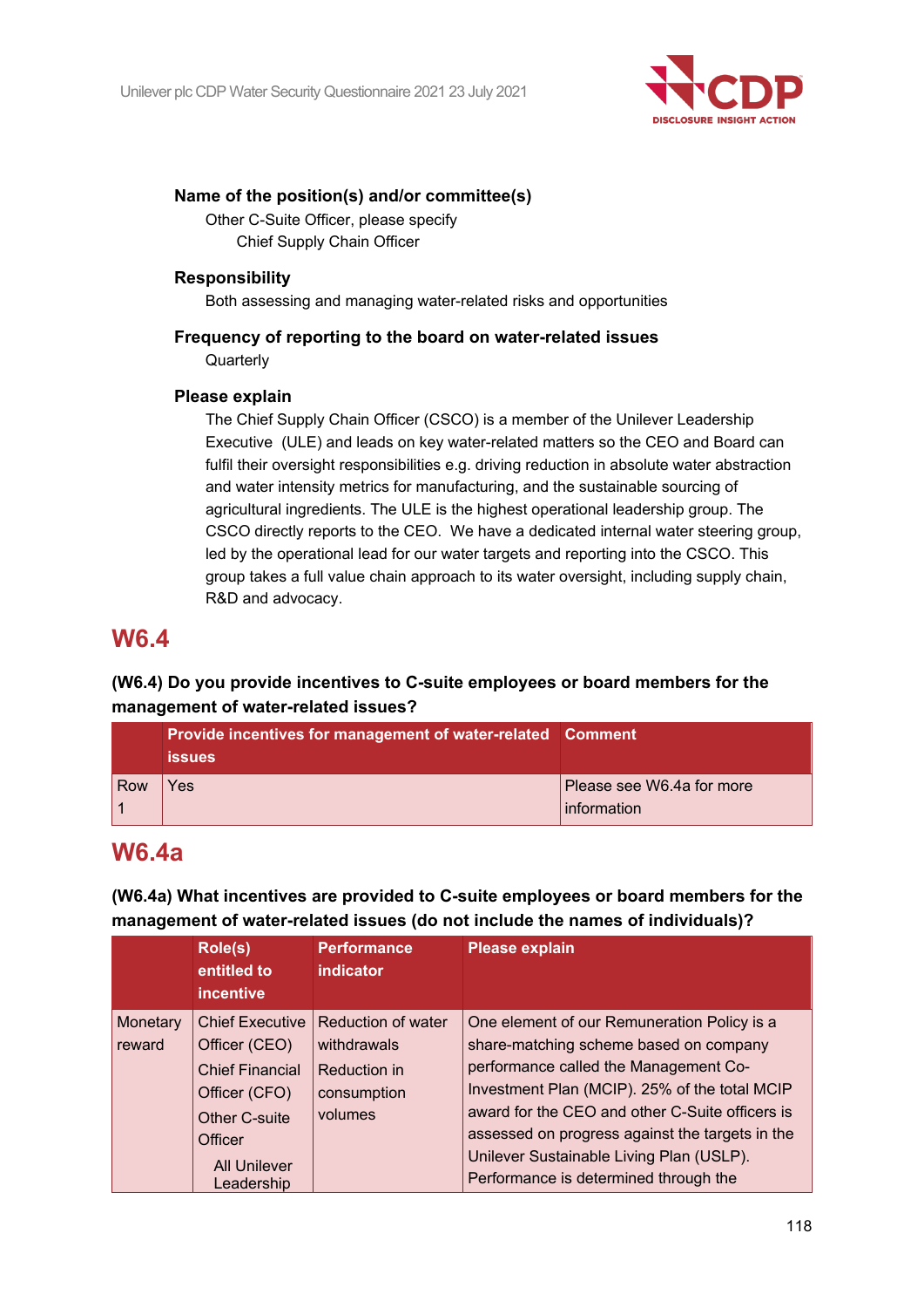**Name of the position(s) and/or committee(s)**

Other C-Suite Officer, please specify

Chief Supply Chain Officer

**Responsibility**

Both assessing and managing water-related risks and opportunities

**Frequency of reporting to the board on water-related issues**

Quarterly

**Please explain**

The Chief Supply Chain Officer (CSCO) is a member of the Unilever Leadership Executive (ULE) and leads on key water-related matters so the CEO and Board can fulfil their oversight responsibilities e.g. driving reduction in absolute water abstraction and water intensity metrics for manufacturing, and the sustainable sourcing of agricultural ingredients. The ULE is the highest operational leadership group. The CSCO directly reports to the CEO. We have a dedicated internal water steering group, led by the operational lead for our water targets and reporting into the CSCO. This group takes a full value chain approach to its water oversight, including supply chain, R&D and advocacy.

## W6.4

**(W6.4) Do you provide incentives to C-suite employees or board members for the management of water-related issues?**

| | Provide incentives for management of water-related issues | Comment |
|---|---|---|
| Row 1 | Yes | Please see W6.4a for more information |

## W6.4a

**(W6.4a) What incentives are provided to C-suite employees or board members for the management of water-related issues (do not include the names of individuals)?**

| | Role(s) entitled to incentive | Performance indicator | Please explain |
|---|---|---|---|
| Monetary reward | Chief Executive Officer (CEO)<br>Chief Financial Officer (CFO)<br>Other C-suite Officer<br>All Unilever Leadership | Reduction of water withdrawals<br>Reduction in consumption volumes | One element of our Remuneration Policy is a share-matching scheme based on company performance called the Management Co-Investment Plan (MCIP). 25% of the total MCIP award for the CEO and other C-Suite officers is assessed on progress against the targets in the Unilever Sustainable Living Plan (USLP). Performance is determined through the |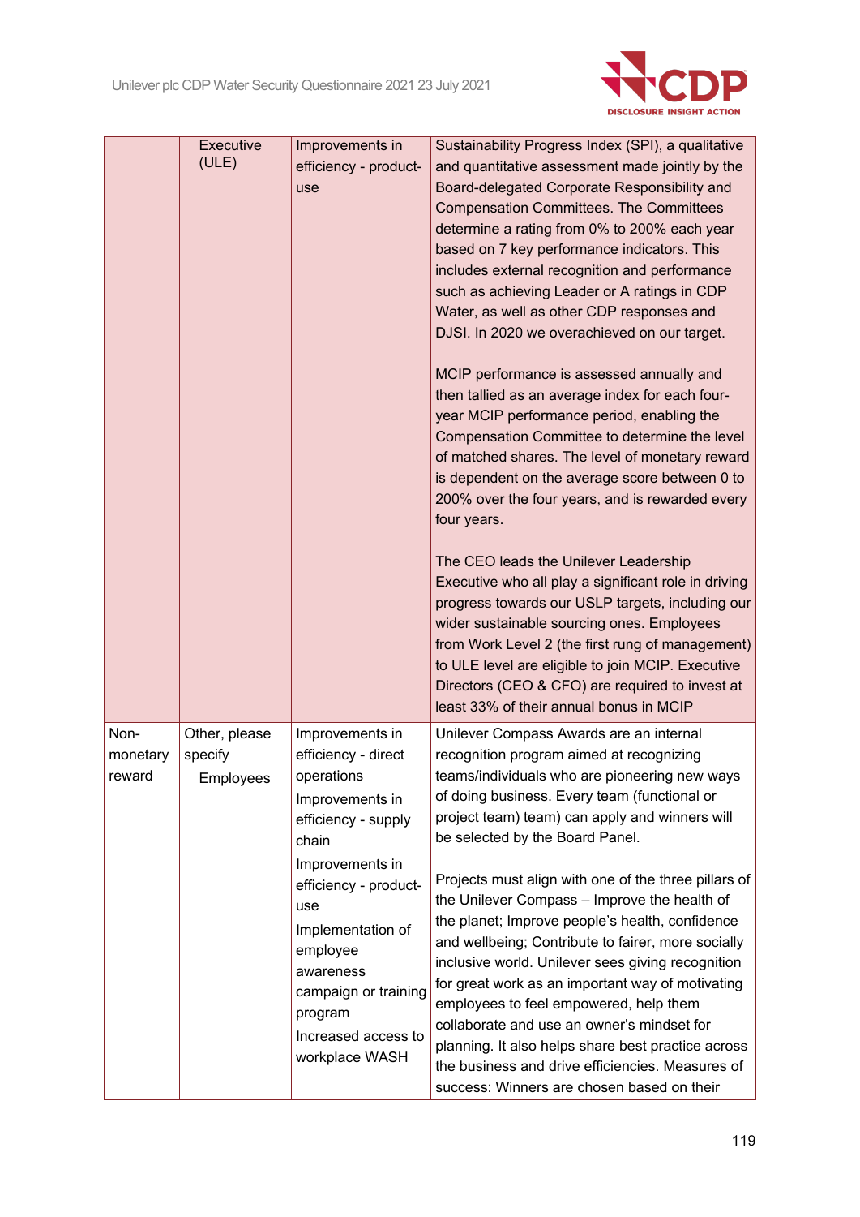|  | Executive (ULE) | Improvements in efficiency - product-use | Sustainability Progress Index (SPI), a qualitative and quantitative assessment made jointly by the Board-delegated Corporate Responsibility and Compensation Committees. The Committees determine a rating from 0% to 200% each year based on 7 key performance indicators. This includes external recognition and performance such as achieving Leader or A ratings in CDP Water, as well as other CDP responses and DJSI. In 2020 we overachieved on our target.<br><br>MCIP performance is assessed annually and then tallied as an average index for each four-year MCIP performance period, enabling the Compensation Committee to determine the level of matched shares. The level of monetary reward is dependent on the average score between 0 to 200% over the four years, and is rewarded every four years.<br><br>The CEO leads the Unilever Leadership Executive who all play a significant role in driving progress towards our USLP targets, including our wider sustainable sourcing ones. Employees from Work Level 2 (the first rung of management) to ULE level are eligible to join MCIP. Executive Directors (CEO & CFO) are required to invest at least 33% of their annual bonus in MCIP |
|---|---|---|---|
| Non-monetary reward | Other, please specify<br>Employees | Improvements in efficiency - direct operations<br>Improvements in efficiency - supply chain<br>Improvements in efficiency - product-use<br>Implementation of employee awareness campaign or training program<br>Increased access to workplace WASH | Unilever Compass Awards are an internal recognition program aimed at recognizing teams/individuals who are pioneering new ways of doing business. Every team (functional or project team) team) can apply and winners will be selected by the Board Panel.<br><br>Projects must align with one of the three pillars of the Unilever Compass – Improve the health of the planet; Improve people's health, confidence and wellbeing; Contribute to fairer, more socially inclusive world. Unilever sees giving recognition for great work as an important way of motivating employees to feel empowered, help them collaborate and use an owner's mindset for planning. It also helps share best practice across the business and drive efficiencies. Measures of success: Winners are chosen based on their |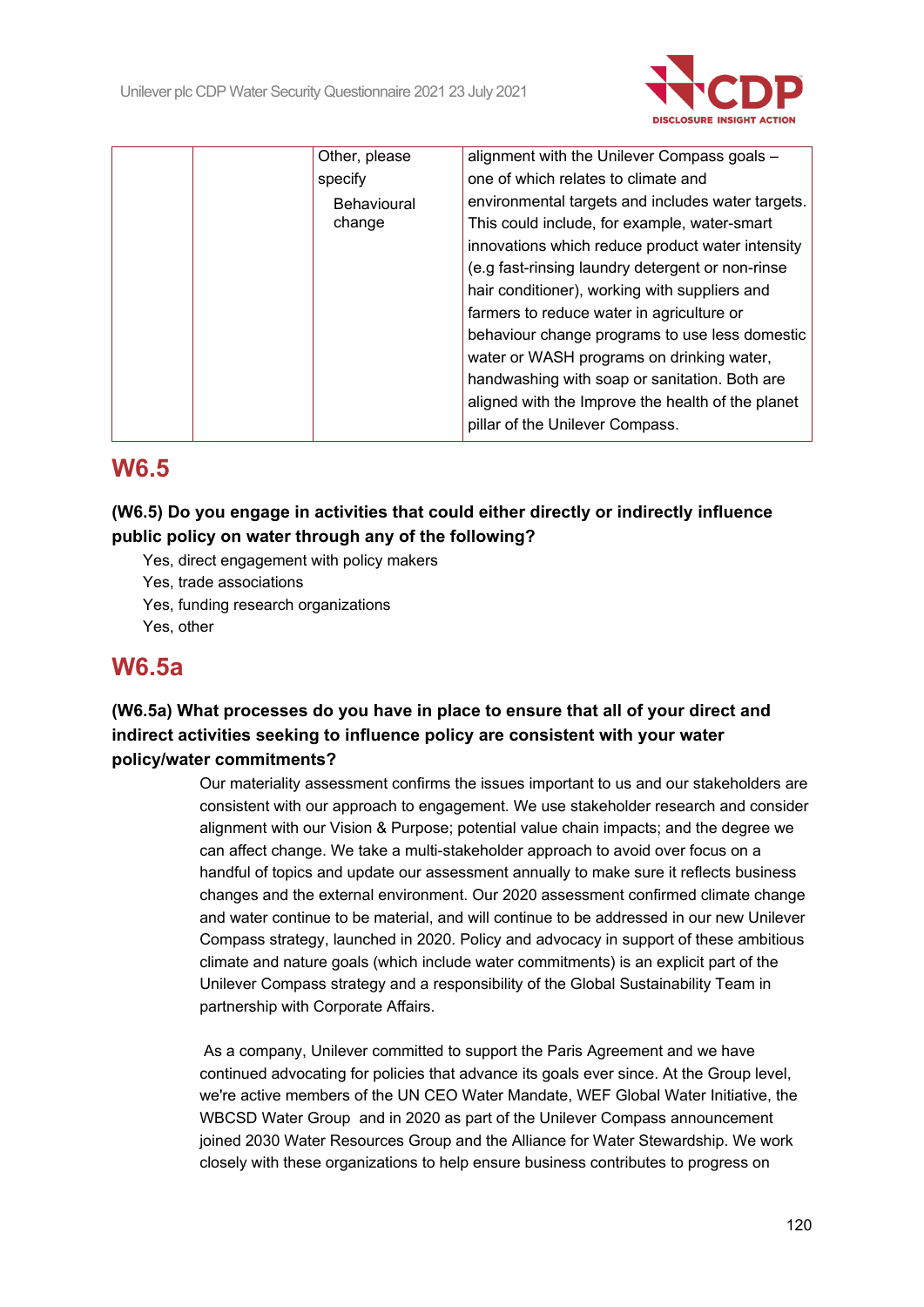|  |  | Other, please specify<br>Behavioural change | alignment with the Unilever Compass goals – one of which relates to climate and environmental targets and includes water targets. This could include, for example, water-smart innovations which reduce product water intensity (e.g fast-rinsing laundry detergent or non-rinse hair conditioner), working with suppliers and farmers to reduce water in agriculture or behaviour change programs to use less domestic water or WASH programs on drinking water, handwashing with soap or sanitation. Both are aligned with the Improve the health of the planet pillar of the Unilever Compass. |
|---|---|---|---|

# W6.5

**(W6.5) Do you engage in activities that could either directly or indirectly influence public policy on water through any of the following?**

Yes, direct engagement with policy makers
Yes, trade associations
Yes, funding research organizations
Yes, other

# W6.5a

**(W6.5a) What processes do you have in place to ensure that all of your direct and indirect activities seeking to influence policy are consistent with your water policy/water commitments?**

Our materiality assessment confirms the issues important to us and our stakeholders are consistent with our approach to engagement. We use stakeholder research and consider alignment with our Vision & Purpose; potential value chain impacts; and the degree we can affect change. We take a multi-stakeholder approach to avoid over focus on a handful of topics and update our assessment annually to make sure it reflects business changes and the external environment. Our 2020 assessment confirmed climate change and water continue to be material, and will continue to be addressed in our new Unilever Compass strategy, launched in 2020. Policy and advocacy in support of these ambitious climate and nature goals (which include water commitments) is an explicit part of the Unilever Compass strategy and a responsibility of the Global Sustainability Team in partnership with Corporate Affairs.

As a company, Unilever committed to support the Paris Agreement and we have continued advocating for policies that advance its goals ever since. At the Group level, we're active members of the UN CEO Water Mandate, WEF Global Water Initiative, the WBCSD Water Group and in 2020 as part of the Unilever Compass announcement joined 2030 Water Resources Group and the Alliance for Water Stewardship. We work closely with these organizations to help ensure business contributes to progress on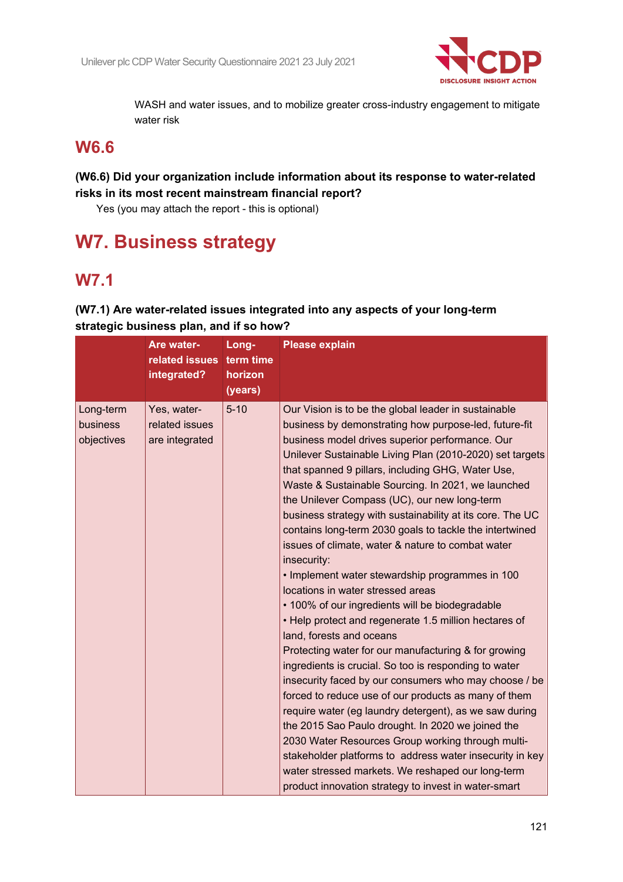WASH and water issues, and to mobilize greater cross-industry engagement to mitigate water risk

## W6.6

**(W6.6) Did your organization include information about its response to water-related risks in its most recent mainstream financial report?**

Yes (you may attach the report - this is optional)

# W7. Business strategy

## W7.1

**(W7.1) Are water-related issues integrated into any aspects of your long-term strategic business plan, and if so how?**

| | Are water-related issues integrated? | Long-term time horizon (years) | Please explain |
|---|---|---|---|
| Long-term business objectives | Yes, water-related issues are integrated | 5-10 | Our Vision is to be the global leader in sustainable business by demonstrating how purpose-led, future-fit business model drives superior performance. Our Unilever Sustainable Living Plan (2010-2020) set targets that spanned 9 pillars, including GHG, Water Use, Waste & Sustainable Sourcing. In 2021, we launched the Unilever Compass (UC), our new long-term business strategy with sustainability at its core. The UC contains long-term 2030 goals to tackle the intertwined issues of climate, water & nature to combat water insecurity:<br>• Implement water stewardship programmes in 100 locations in water stressed areas<br>• 100% of our ingredients will be biodegradable<br>• Help protect and regenerate 1.5 million hectares of land, forests and oceans<br>Protecting water for our manufacturing & for growing ingredients is crucial. So too is responding to water insecurity faced by our consumers who may choose / be forced to reduce use of our products as many of them require water (eg laundry detergent), as we saw during the 2015 Sao Paulo drought. In 2020 we joined the 2030 Water Resources Group working through multi-stakeholder platforms to address water insecurity in key water stressed markets. We reshaped our long-term product innovation strategy to invest in water-smart |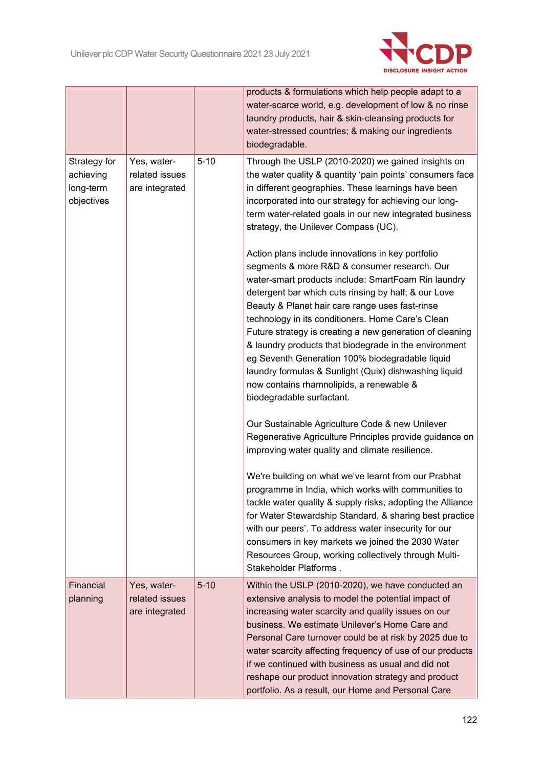| | | | |
|---|---|---|---|
| | | | products & formulations which help people adapt to a water-scarce world, e.g. development of low & no rinse laundry products, hair & skin-cleansing products for water-stressed countries; & making our ingredients biodegradable. |
| Strategy for achieving long-term objectives | Yes, water-related issues are integrated | 5-10 | Through the USLP (2010-2020) we gained insights on the water quality & quantity 'pain points' consumers face in different geographies. These learnings have been incorporated into our strategy for achieving our long-term water-related goals in our new integrated business strategy, the Unilever Compass (UC).<br><br>Action plans include innovations in key portfolio segments & more R&D & consumer research. Our water-smart products include: SmartFoam Rin laundry detergent bar which cuts rinsing by half; & our Love Beauty & Planet hair care range uses fast-rinse technology in its conditioners. Home Care's Clean Future strategy is creating a new generation of cleaning & laundry products that biodegrade in the environment eg Seventh Generation 100% biodegradable liquid laundry formulas & Sunlight (Quix) dishwashing liquid now contains rhamnolipids, a renewable & biodegradable surfactant.<br><br>Our Sustainable Agriculture Code & new Unilever Regenerative Agriculture Principles provide guidance on improving water quality and climate resilience.<br><br>We're building on what we've learnt from our Prabhat programme in India, which works with communities to tackle water quality & supply risks, adopting the Alliance for Water Stewardship Standard, & sharing best practice with our peers'. To address water insecurity for our consumers in key markets we joined the 2030 Water Resources Group, working collectively through Multi-Stakeholder Platforms . |
| Financial planning | Yes, water-related issues are integrated | 5-10 | Within the USLP (2010-2020), we have conducted an extensive analysis to model the potential impact of increasing water scarcity and quality issues on our business. We estimate Unilever's Home Care and Personal Care turnover could be at risk by 2025 due to water scarcity affecting frequency of use of our products if we continued with business as usual and did not reshape our product innovation strategy and product portfolio. As a result, our Home and Personal Care |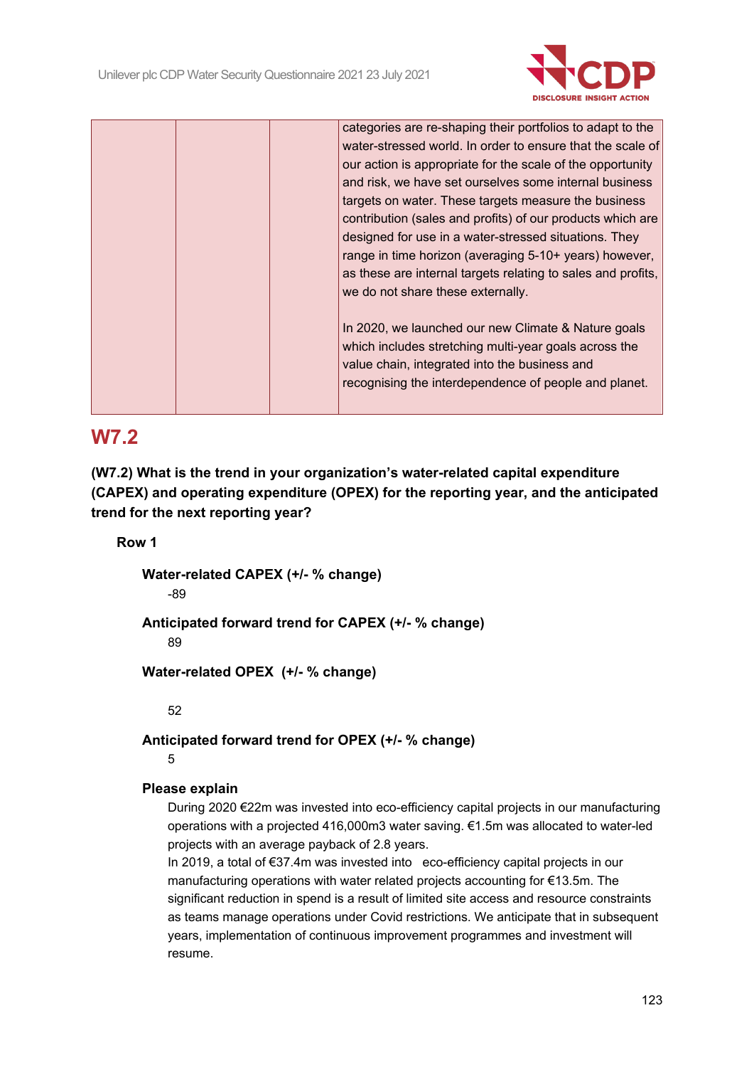| | | | |
|---|---|---|---|
| | | | categories are re-shaping their portfolios to adapt to the water-stressed world. In order to ensure that the scale of our action is appropriate for the scale of the opportunity and risk, we have set ourselves some internal business targets on water. These targets measure the business contribution (sales and profits) of our products which are designed for use in a water-stressed situations. They range in time horizon (averaging 5-10+ years) however, as these are internal targets relating to sales and profits, we do not share these externally.<br><br>In 2020, we launched our new Climate & Nature goals which includes stretching multi-year goals across the value chain, integrated into the business and recognising the interdependence of people and planet. |

## W7.2

**(W7.2) What is the trend in your organization's water-related capital expenditure (CAPEX) and operating expenditure (OPEX) for the reporting year, and the anticipated trend for the next reporting year?**

**Row 1**

**Water-related CAPEX (+/- % change)**

-89

**Anticipated forward trend for CAPEX (+/- % change)**

89

**Water-related OPEX (+/- % change)**

52

**Anticipated forward trend for OPEX (+/- % change)**

5

**Please explain**

During 2020 €22m was invested into eco-efficiency capital projects in our manufacturing operations with a projected 416,000m3 water saving. €1.5m was allocated to water-led projects with an average payback of 2.8 years.
In 2019, a total of €37.4m was invested into eco-efficiency capital projects in our manufacturing operations with water related projects accounting for €13.5m. The significant reduction in spend is a result of limited site access and resource constraints as teams manage operations under Covid restrictions. We anticipate that in subsequent years, implementation of continuous improvement programmes and investment will resume.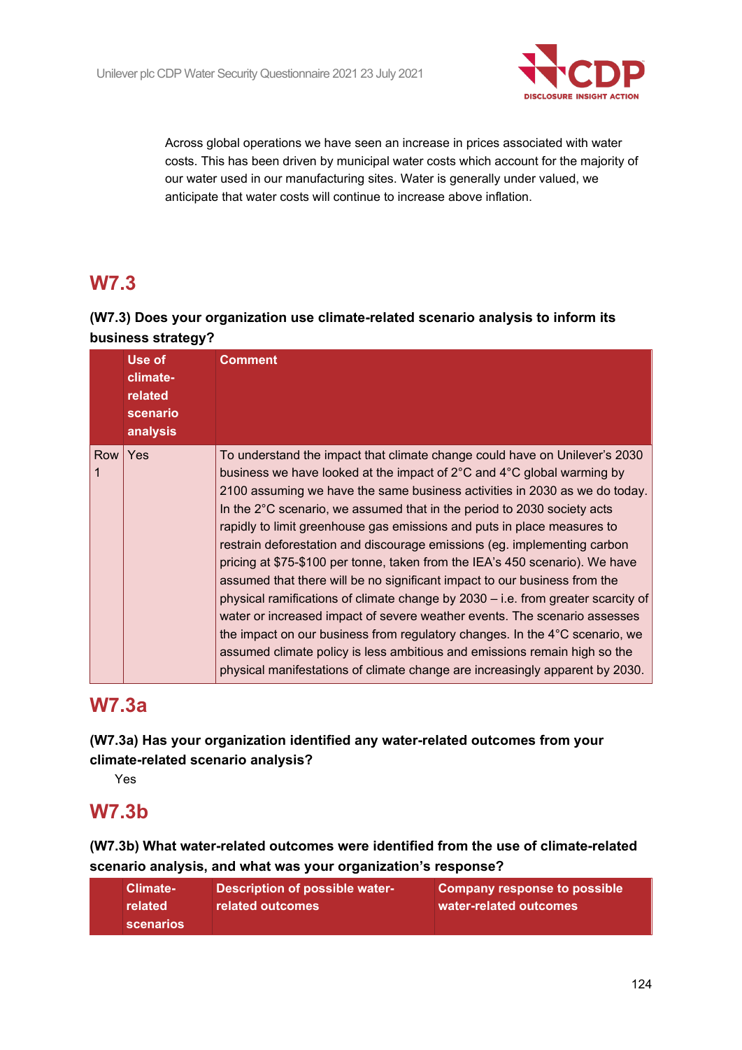Across global operations we have seen an increase in prices associated with water costs. This has been driven by municipal water costs which account for the majority of our water used in our manufacturing sites. Water is generally under valued, we anticipate that water costs will continue to increase above inflation.

## W7.3

**(W7.3) Does your organization use climate-related scenario analysis to inform its business strategy?**

| | Use of climate-related scenario analysis | Comment |
|---|---|---|
| Row 1 | Yes | To understand the impact that climate change could have on Unilever's 2030 business we have looked at the impact of 2°C and 4°C global warming by 2100 assuming we have the same business activities in 2030 as we do today. In the 2°C scenario, we assumed that in the period to 2030 society acts rapidly to limit greenhouse gas emissions and puts in place measures to restrain deforestation and discourage emissions (eg. implementing carbon pricing at $75-$100 per tonne, taken from the IEA's 450 scenario). We have assumed that there will be no significant impact to our business from the physical ramifications of climate change by 2030 – i.e. from greater scarcity of water or increased impact of severe weather events. The scenario assesses the impact on our business from regulatory changes. In the 4°C scenario, we assumed climate policy is less ambitious and emissions remain high so the physical manifestations of climate change are increasingly apparent by 2030. |

## W7.3a

**(W7.3a) Has your organization identified any water-related outcomes from your climate-related scenario analysis?**

Yes

## W7.3b

**(W7.3b) What water-related outcomes were identified from the use of climate-related scenario analysis, and what was your organization's response?**

| | Climate-related scenarios | Description of possible water-related outcomes | Company response to possible water-related outcomes |
|---|---|---|---|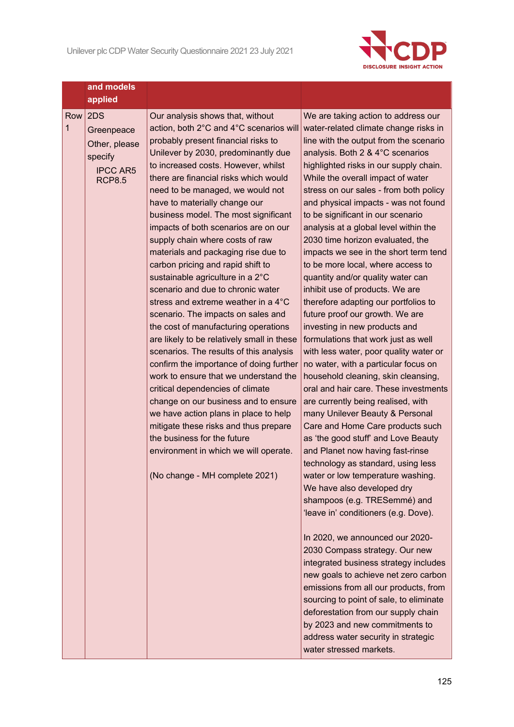| | and models applied | | |
|---|---|---|---|
| Row 1 | 2DS<br>Greenpeace<br>Other, please specify<br>IPCC AR5 RCP8.5 | Our analysis shows that, without action, both 2°C and 4°C scenarios will probably present financial risks to Unilever by 2030, predominantly due to increased costs. However, whilst there are financial risks which would need to be managed, we would not have to materially change our business model. The most significant impacts of both scenarios are on our supply chain where costs of raw materials and packaging rise due to carbon pricing and rapid shift to sustainable agriculture in a 2°C scenario and due to chronic water stress and extreme weather in a 4°C scenario. The impacts on sales and the cost of manufacturing operations are likely to be relatively small in these scenarios. The results of this analysis confirm the importance of doing further work to ensure that we understand the critical dependencies of climate change on our business and to ensure we have action plans in place to help mitigate these risks and thus prepare the business for the future environment in which we will operate.<br><br>(No change - MH complete 2021) | We are taking action to address our water-related climate change risks in line with the output from the scenario analysis. Both 2 & 4°C scenarios highlighted risks in our supply chain. While the overall impact of water stress on our sales - from both policy and physical impacts - was not found to be significant in our scenario analysis at a global level within the 2030 time horizon evaluated, the impacts we see in the short term tend to be more local, where access to quantity and/or quality water can inhibit use of products. We are therefore adapting our portfolios to future proof our growth. We are investing in new products and formulations that work just as well with less water, poor quality water or no water, with a particular focus on household cleaning, skin cleansing, oral and hair care. These investments are currently being realised, with many Unilever Beauty & Personal Care and Home Care products such as 'the good stuff' and Love Beauty and Planet now having fast-rinse technology as standard, using less water or low temperature washing. We have also developed dry shampoos (e.g. TRESemmé) and 'leave in' conditioners (e.g. Dove).<br><br>In 2020, we announced our 2020-2030 Compass strategy. Our new integrated business strategy includes new goals to achieve net zero carbon emissions from all our products, from sourcing to point of sale, to eliminate deforestation from our supply chain by 2023 and new commitments to address water security in strategic water stressed markets. |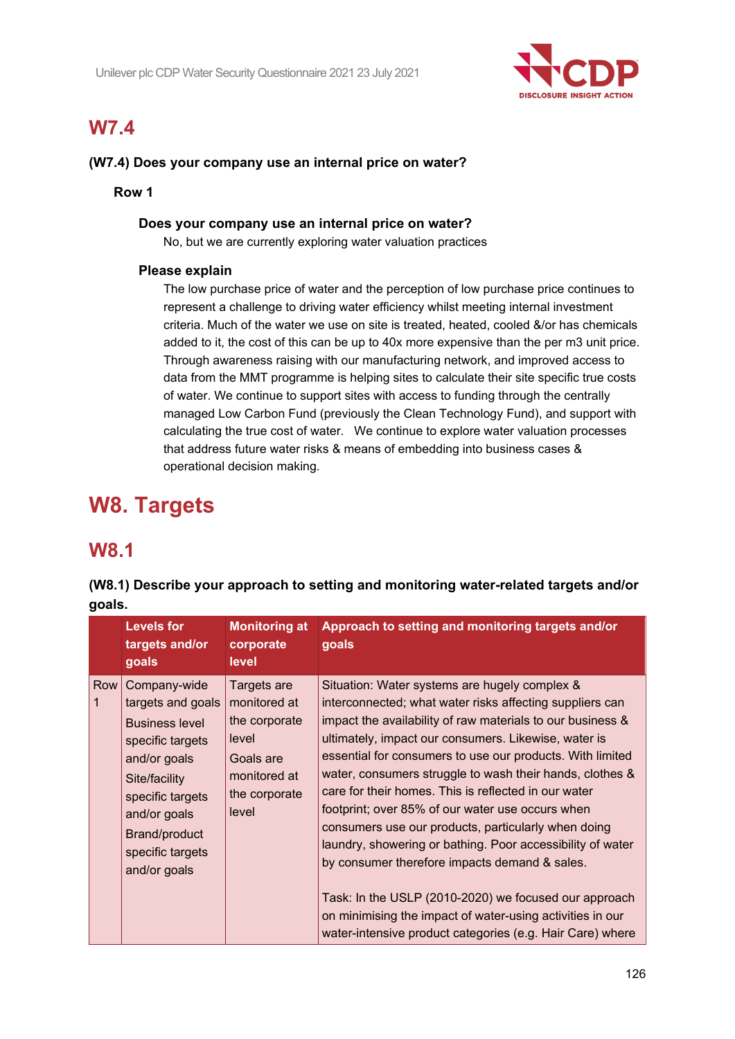## W7.4

**(W7.4) Does your company use an internal price on water?**

**Row 1**

**Does your company use an internal price on water?**

No, but we are currently exploring water valuation practices

**Please explain**

The low purchase price of water and the perception of low purchase price continues to represent a challenge to driving water efficiency whilst meeting internal investment criteria. Much of the water we use on site is treated, heated, cooled &/or has chemicals added to it, the cost of this can be up to 40x more expensive than the per m3 unit price. Through awareness raising with our manufacturing network, and improved access to data from the MMT programme is helping sites to calculate their site specific true costs of water. We continue to support sites with access to funding through the centrally managed Low Carbon Fund (previously the Clean Technology Fund), and support with calculating the true cost of water. We continue to explore water valuation processes that address future water risks & means of embedding into business cases & operational decision making.

# W8. Targets

## W8.1

**(W8.1) Describe your approach to setting and monitoring water-related targets and/or goals.**

| | Levels for targets and/or goals | Monitoring at corporate level | Approach to setting and monitoring targets and/or goals |
|---|---|---|---|
| Row 1 | Company-wide targets and goals<br>Business level specific targets and/or goals<br>Site/facility specific targets and/or goals<br>Brand/product specific targets and/or goals | Targets are monitored at the corporate level<br>Goals are monitored at the corporate level | Situation: Water systems are hugely complex & interconnected; what water risks affecting suppliers can impact the availability of raw materials to our business & ultimately, impact our consumers. Likewise, water is essential for consumers to use our products. With limited water, consumers struggle to wash their hands, clothes & care for their homes. This is reflected in our water footprint; over 85% of our water use occurs when consumers use our products, particularly when doing laundry, showering or bathing. Poor accessibility of water by consumer therefore impacts demand & sales.<br><br>Task: In the USLP (2010-2020) we focused our approach on minimising the impact of water-using activities in our water-intensive product categories (e.g. Hair Care) where |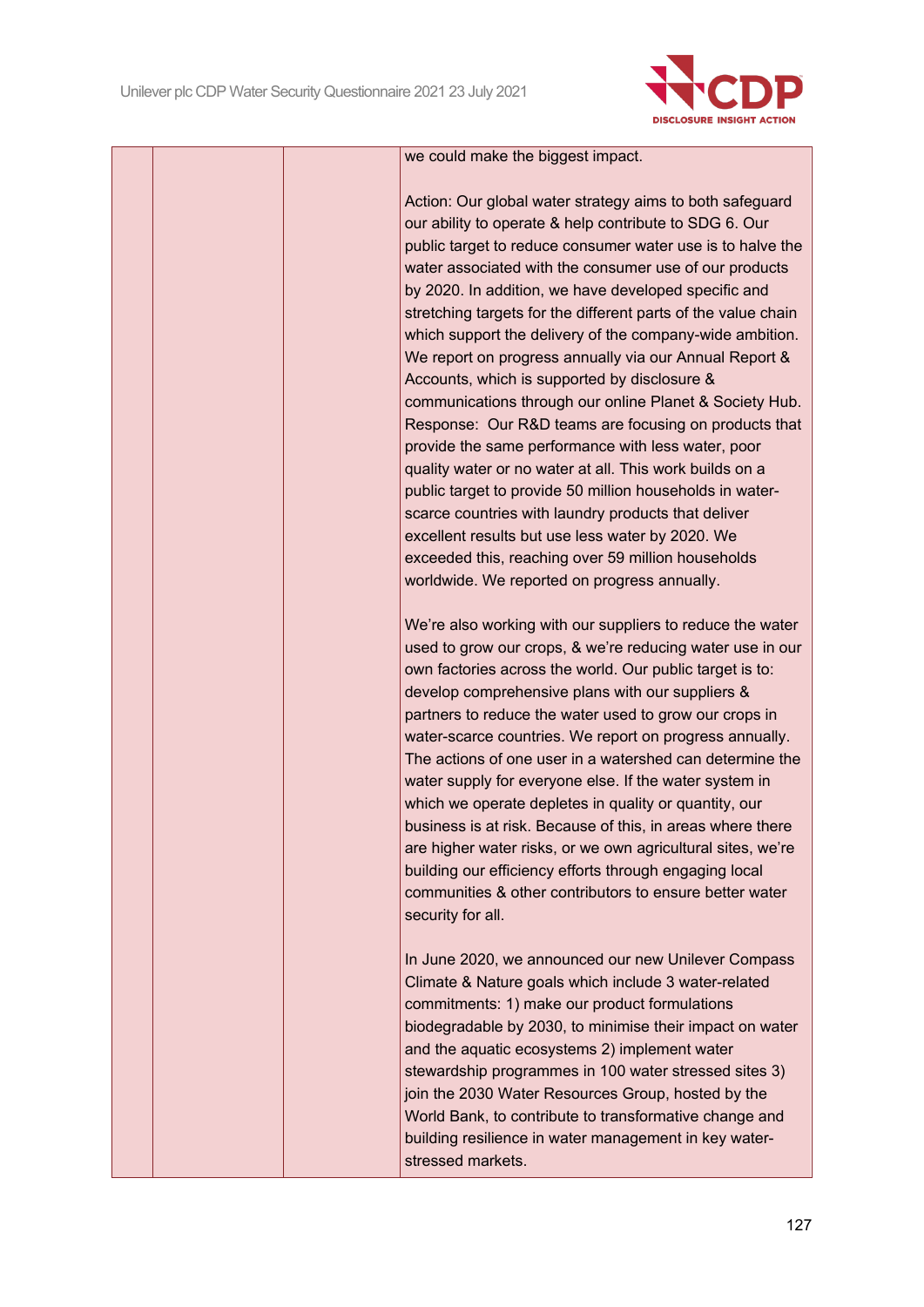| | | | |
|---|---|---|---|
| | | | we could make the biggest impact.<br><br>Action: Our global water strategy aims to both safeguard our ability to operate & help contribute to SDG 6. Our public target to reduce consumer water use is to halve the water associated with the consumer use of our products by 2020. In addition, we have developed specific and stretching targets for the different parts of the value chain which support the delivery of the company-wide ambition. We report on progress annually via our Annual Report & Accounts, which is supported by disclosure & communications through our online Planet & Society Hub. Response: Our R&D teams are focusing on products that provide the same performance with less water, poor quality water or no water at all. This work builds on a public target to provide 50 million households in water-scarce countries with laundry products that deliver excellent results but use less water by 2020. We exceeded this, reaching over 59 million households worldwide. We reported on progress annually.<br><br>We're also working with our suppliers to reduce the water used to grow our crops, & we're reducing water use in our own factories across the world. Our public target is to: develop comprehensive plans with our suppliers & partners to reduce the water used to grow our crops in water-scarce countries. We report on progress annually. The actions of one user in a watershed can determine the water supply for everyone else. If the water system in which we operate depletes in quality or quantity, our business is at risk. Because of this, in areas where there are higher water risks, or we own agricultural sites, we're building our efficiency efforts through engaging local communities & other contributors to ensure better water security for all.<br><br>In June 2020, we announced our new Unilever Compass Climate & Nature goals which include 3 water-related commitments: 1) make our product formulations biodegradable by 2030, to minimise their impact on water and the aquatic ecosystems 2) implement water stewardship programmes in 100 water stressed sites 3) join the 2030 Water Resources Group, hosted by the World Bank, to contribute to transformative change and building resilience in water management in key water-stressed markets. |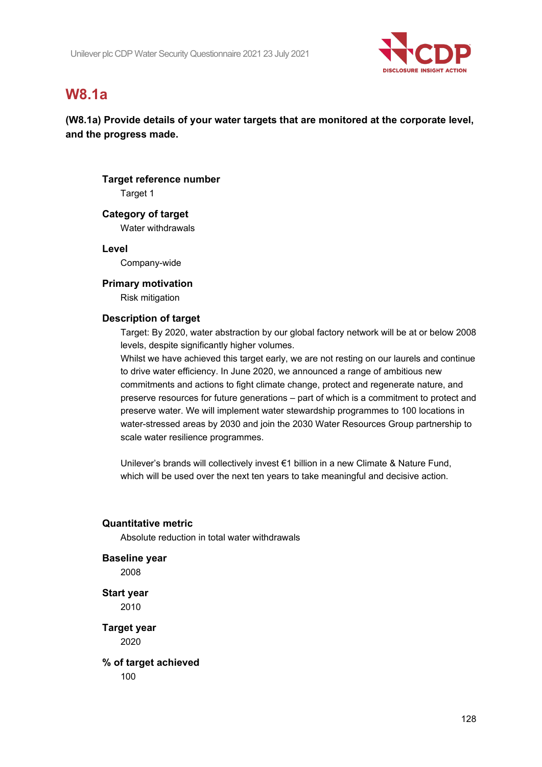## W8.1a

**(W8.1a) Provide details of your water targets that are monitored at the corporate level, and the progress made.**

**Target reference number**

Target 1

**Category of target**

Water withdrawals

**Level**

Company-wide

**Primary motivation**

Risk mitigation

**Description of target**

Target: By 2020, water abstraction by our global factory network will be at or below 2008 levels, despite significantly higher volumes.
Whilst we have achieved this target early, we are not resting on our laurels and continue to drive water efficiency. In June 2020, we announced a range of ambitious new commitments and actions to fight climate change, protect and regenerate nature, and preserve resources for future generations – part of which is a commitment to protect and preserve water. We will implement water stewardship programmes to 100 locations in water-stressed areas by 2030 and join the 2030 Water Resources Group partnership to scale water resilience programmes.

Unilever's brands will collectively invest €1 billion in a new Climate & Nature Fund, which will be used over the next ten years to take meaningful and decisive action.

**Quantitative metric**

Absolute reduction in total water withdrawals

**Baseline year**

2008

**Start year**

2010

**Target year**

2020

**% of target achieved**

100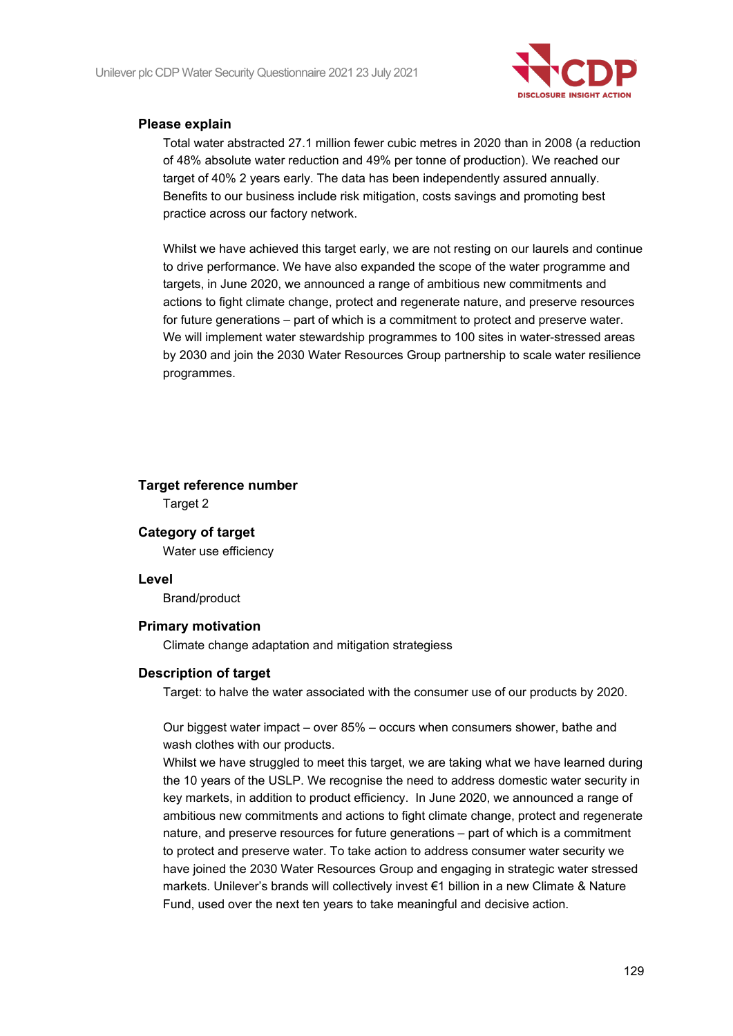**Please explain**

Total water abstracted 27.1 million fewer cubic metres in 2020 than in 2008 (a reduction of 48% absolute water reduction and 49% per tonne of production). We reached our target of 40% 2 years early. The data has been independently assured annually. Benefits to our business include risk mitigation, costs savings and promoting best practice across our factory network.

Whilst we have achieved this target early, we are not resting on our laurels and continue to drive performance. We have also expanded the scope of the water programme and targets, in June 2020, we announced a range of ambitious new commitments and actions to fight climate change, protect and regenerate nature, and preserve resources for future generations – part of which is a commitment to protect and preserve water. We will implement water stewardship programmes to 100 sites in water-stressed areas by 2030 and join the 2030 Water Resources Group partnership to scale water resilience programmes.

**Target reference number**

Target 2

**Category of target**

Water use efficiency

**Level**

Brand/product

**Primary motivation**

Climate change adaptation and mitigation strategiess

**Description of target**

Target: to halve the water associated with the consumer use of our products by 2020.

Our biggest water impact – over 85% – occurs when consumers shower, bathe and wash clothes with our products.
Whilst we have struggled to meet this target, we are taking what we have learned during the 10 years of the USLP. We recognise the need to address domestic water security in key markets, in addition to product efficiency. In June 2020, we announced a range of ambitious new commitments and actions to fight climate change, protect and regenerate nature, and preserve resources for future generations – part of which is a commitment to protect and preserve water. To take action to address consumer water security we have joined the 2030 Water Resources Group and engaging in strategic water stressed markets. Unilever's brands will collectively invest €1 billion in a new Climate & Nature Fund, used over the next ten years to take meaningful and decisive action.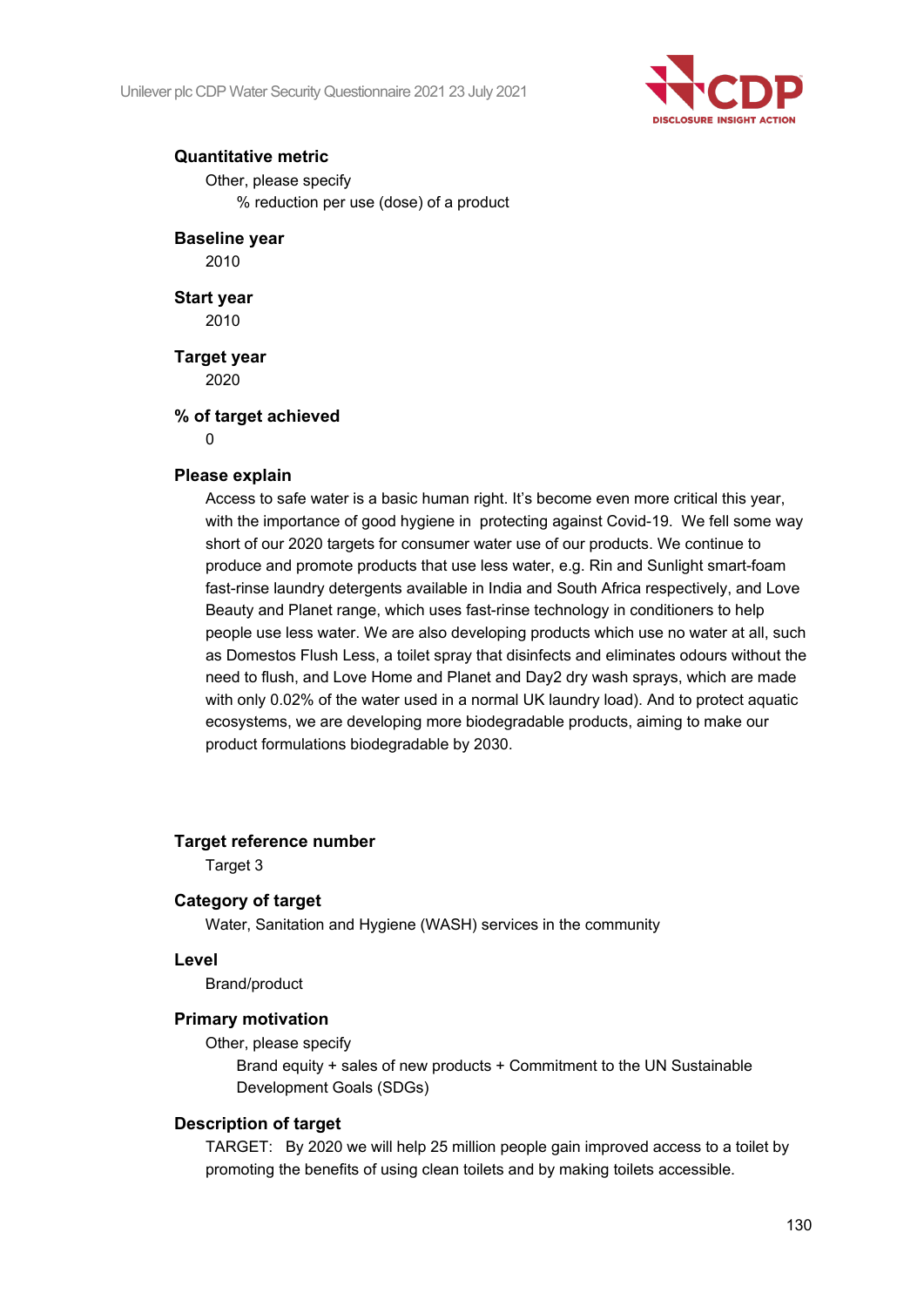**Quantitative metric**

Other, please specify

% reduction per use (dose) of a product

**Baseline year**

2010

**Start year**

2010

**Target year**

2020

**% of target achieved**

0

**Please explain**

Access to safe water is a basic human right. It's become even more critical this year, with the importance of good hygiene in protecting against Covid-19. We fell some way short of our 2020 targets for consumer water use of our products. We continue to produce and promote products that use less water, e.g. Rin and Sunlight smart-foam fast-rinse laundry detergents available in India and South Africa respectively, and Love Beauty and Planet range, which uses fast-rinse technology in conditioners to help people use less water. We are also developing products which use no water at all, such as Domestos Flush Less, a toilet spray that disinfects and eliminates odours without the need to flush, and Love Home and Planet and Day2 dry wash sprays, which are made with only 0.02% of the water used in a normal UK laundry load). And to protect aquatic ecosystems, we are developing more biodegradable products, aiming to make our product formulations biodegradable by 2030.

**Target reference number**

Target 3

**Category of target**

Water, Sanitation and Hygiene (WASH) services in the community

**Level**

Brand/product

**Primary motivation**

Other, please specify

Brand equity + sales of new products + Commitment to the UN Sustainable Development Goals (SDGs)

**Description of target**

TARGET: By 2020 we will help 25 million people gain improved access to a toilet by promoting the benefits of using clean toilets and by making toilets accessible.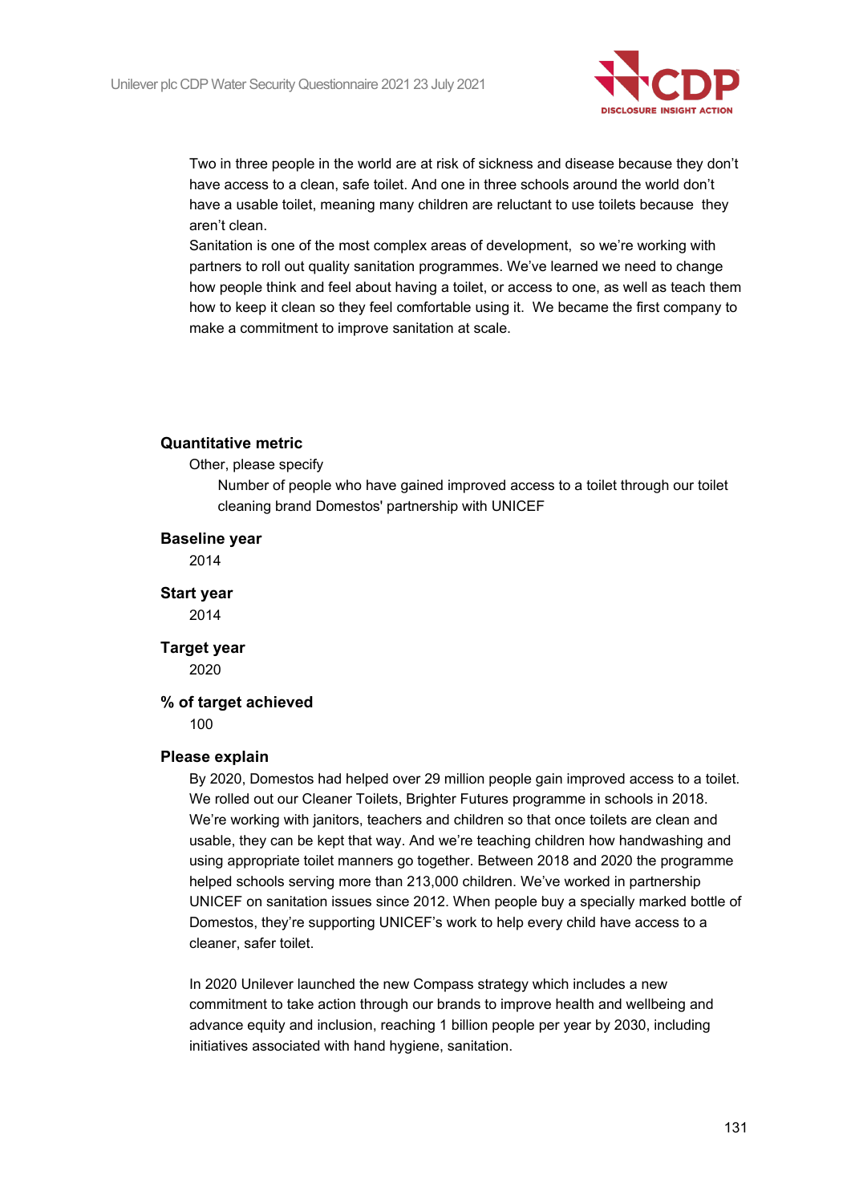Two in three people in the world are at risk of sickness and disease because they don't have access to a clean, safe toilet. And one in three schools around the world don't have a usable toilet, meaning many children are reluctant to use toilets because they aren't clean.
Sanitation is one of the most complex areas of development, so we're working with partners to roll out quality sanitation programmes. We've learned we need to change how people think and feel about having a toilet, or access to one, as well as teach them how to keep it clean so they feel comfortable using it. We became the first company to make a commitment to improve sanitation at scale.

**Quantitative metric**

Other, please specify

Number of people who have gained improved access to a toilet through our toilet cleaning brand Domestos' partnership with UNICEF

**Baseline year**

2014

**Start year**

2014

**Target year**

2020

**% of target achieved**

100

**Please explain**

By 2020, Domestos had helped over 29 million people gain improved access to a toilet. We rolled out our Cleaner Toilets, Brighter Futures programme in schools in 2018. We're working with janitors, teachers and children so that once toilets are clean and usable, they can be kept that way. And we're teaching children how handwashing and using appropriate toilet manners go together. Between 2018 and 2020 the programme helped schools serving more than 213,000 children. We've worked in partnership UNICEF on sanitation issues since 2012. When people buy a specially marked bottle of Domestos, they're supporting UNICEF's work to help every child have access to a cleaner, safer toilet.

In 2020 Unilever launched the new Compass strategy which includes a new commitment to take action through our brands to improve health and wellbeing and advance equity and inclusion, reaching 1 billion people per year by 2030, including initiatives associated with hand hygiene, sanitation.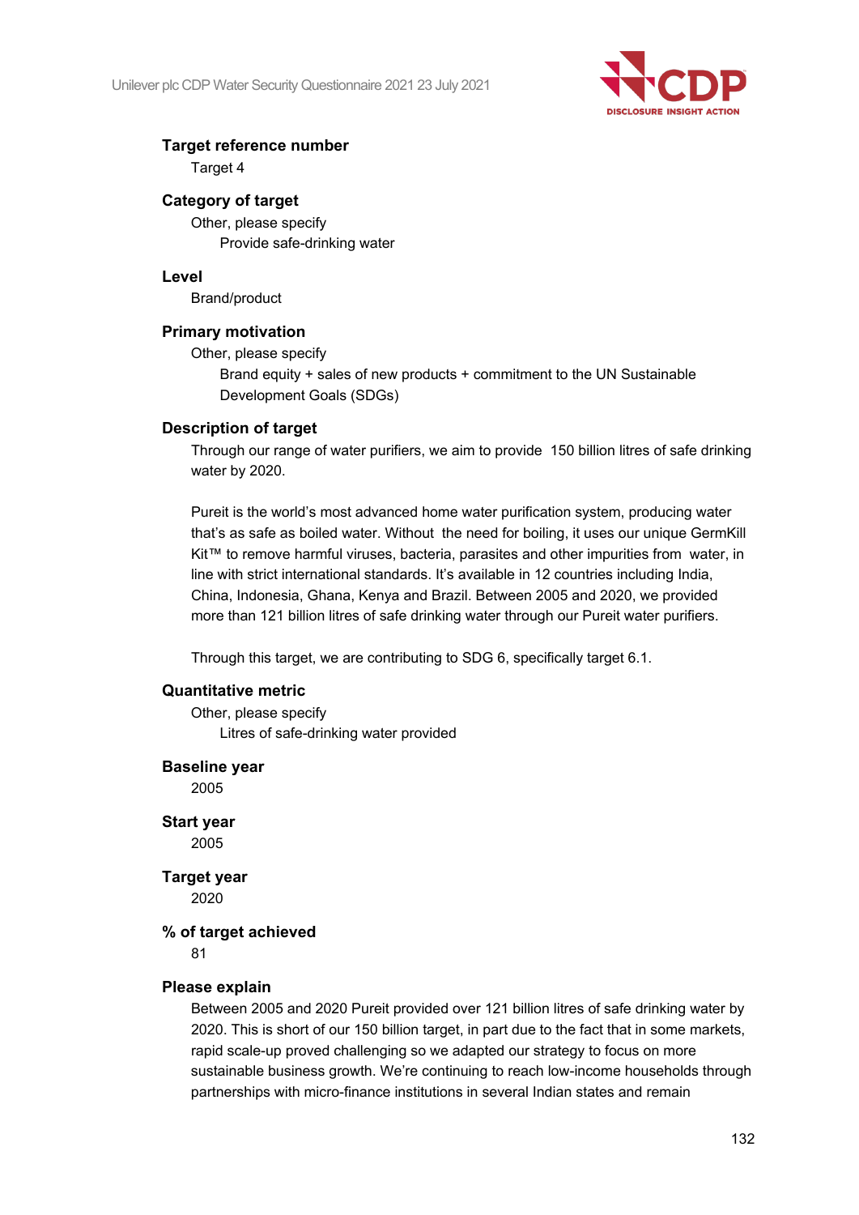**Target reference number**

Target 4

**Category of target**

Other, please specify

Provide safe-drinking water

**Level**

Brand/product

**Primary motivation**

Other, please specify

Brand equity + sales of new products + commitment to the UN Sustainable Development Goals (SDGs)

**Description of target**

Through our range of water purifiers, we aim to provide 150 billion litres of safe drinking water by 2020.

Pureit is the world's most advanced home water purification system, producing water that's as safe as boiled water. Without the need for boiling, it uses our unique GermKill Kit™ to remove harmful viruses, bacteria, parasites and other impurities from water, in line with strict international standards. It's available in 12 countries including India, China, Indonesia, Ghana, Kenya and Brazil. Between 2005 and 2020, we provided more than 121 billion litres of safe drinking water through our Pureit water purifiers.

Through this target, we are contributing to SDG 6, specifically target 6.1.

**Quantitative metric**

Other, please specify

Litres of safe-drinking water provided

**Baseline year**

2005

**Start year**

2005

**Target year**

2020

**% of target achieved**

81

**Please explain**

Between 2005 and 2020 Pureit provided over 121 billion litres of safe drinking water by 2020. This is short of our 150 billion target, in part due to the fact that in some markets, rapid scale-up proved challenging so we adapted our strategy to focus on more sustainable business growth. We're continuing to reach low-income households through partnerships with micro-finance institutions in several Indian states and remain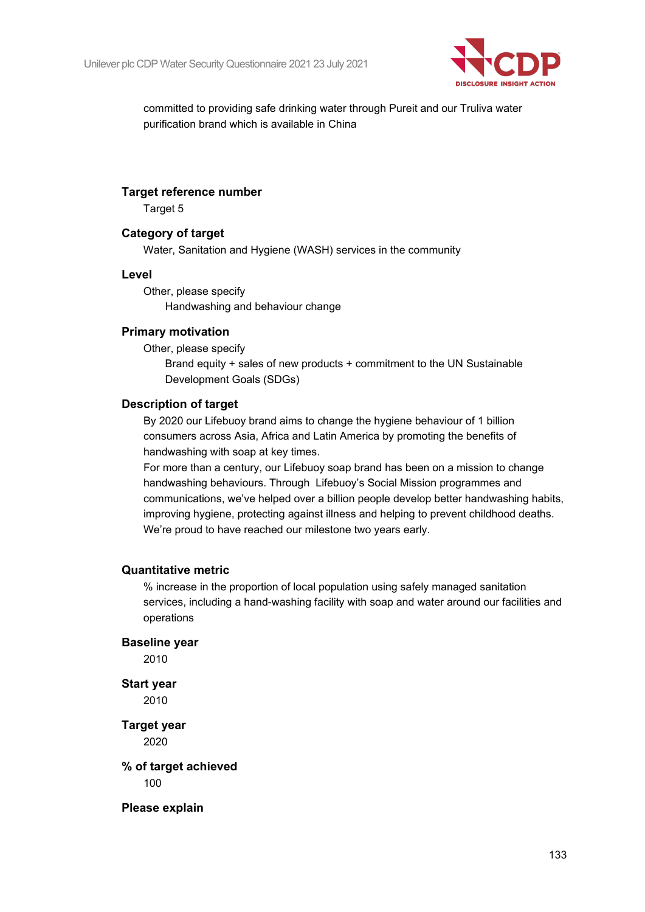committed to providing safe drinking water through Pureit and our Truliva water purification brand which is available in China

**Target reference number**

Target 5

**Category of target**

Water, Sanitation and Hygiene (WASH) services in the community

**Level**

Other, please specify

Handwashing and behaviour change

**Primary motivation**

Other, please specify

Brand equity + sales of new products + commitment to the UN Sustainable Development Goals (SDGs)

**Description of target**

By 2020 our Lifebuoy brand aims to change the hygiene behaviour of 1 billion consumers across Asia, Africa and Latin America by promoting the benefits of handwashing with soap at key times.

For more than a century, our Lifebuoy soap brand has been on a mission to change handwashing behaviours. Through Lifebuoy's Social Mission programmes and communications, we've helped over a billion people develop better handwashing habits, improving hygiene, protecting against illness and helping to prevent childhood deaths. We're proud to have reached our milestone two years early.

**Quantitative metric**

% increase in the proportion of local population using safely managed sanitation services, including a hand-washing facility with soap and water around our facilities and operations

**Baseline year**

2010

**Start year**

2010

**Target year**

2020

**% of target achieved**

100

**Please explain**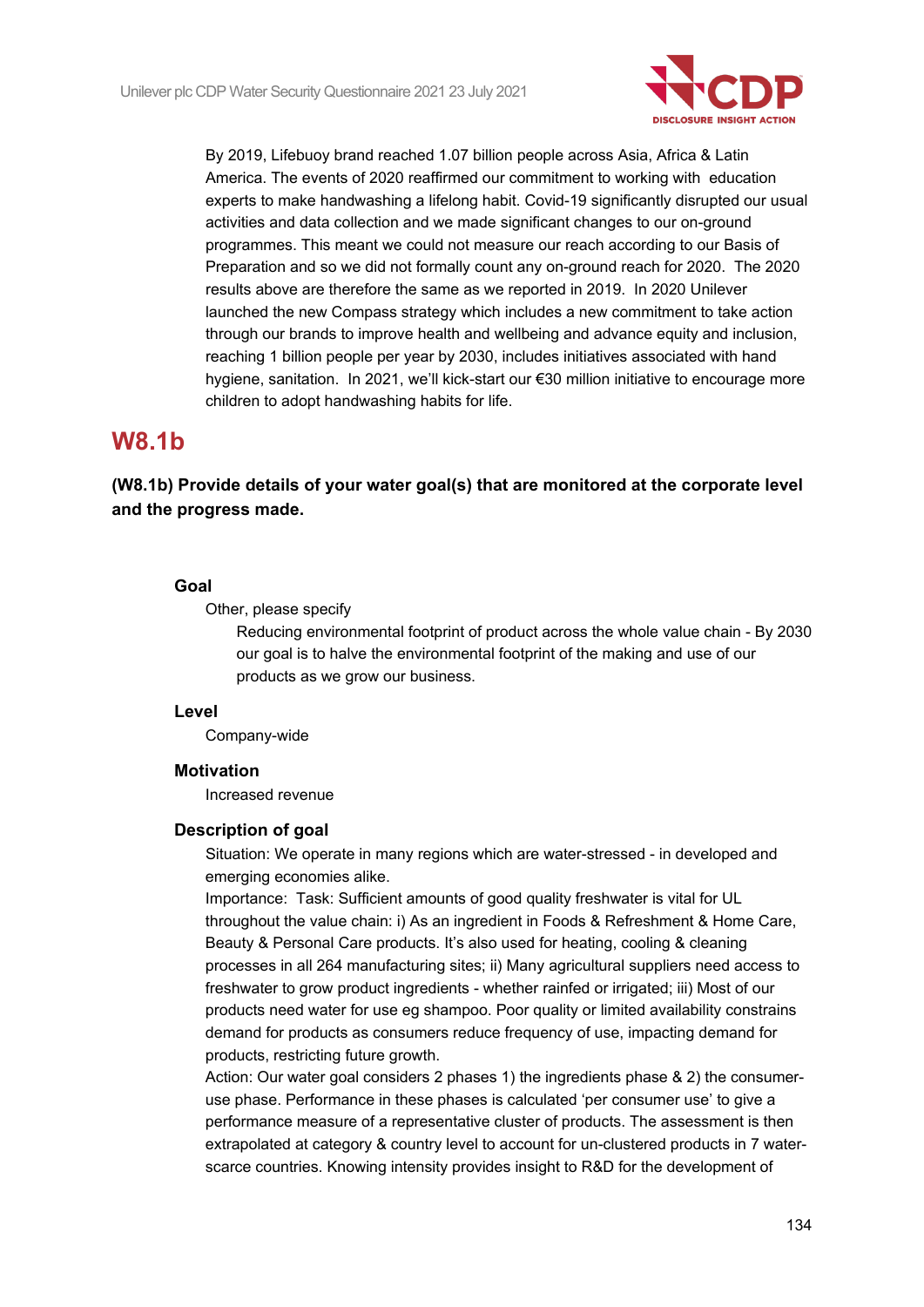By 2019, Lifebuoy brand reached 1.07 billion people across Asia, Africa & Latin America. The events of 2020 reaffirmed our commitment to working with education experts to make handwashing a lifelong habit. Covid-19 significantly disrupted our usual activities and data collection and we made significant changes to our on-ground programmes. This meant we could not measure our reach according to our Basis of Preparation and so we did not formally count any on-ground reach for 2020. The 2020 results above are therefore the same as we reported in 2019. In 2020 Unilever launched the new Compass strategy which includes a new commitment to take action through our brands to improve health and wellbeing and advance equity and inclusion, reaching 1 billion people per year by 2030, includes initiatives associated with hand hygiene, sanitation. In 2021, we'll kick-start our €30 million initiative to encourage more children to adopt handwashing habits for life.

## W8.1b

**(W8.1b) Provide details of your water goal(s) that are monitored at the corporate level and the progress made.**

#### Goal

Other, please specify

Reducing environmental footprint of product across the whole value chain - By 2030 our goal is to halve the environmental footprint of the making and use of our products as we grow our business.

#### Level

Company-wide

#### Motivation

Increased revenue

#### Description of goal

Situation: We operate in many regions which are water-stressed - in developed and emerging economies alike.

Importance: Task: Sufficient amounts of good quality freshwater is vital for UL throughout the value chain: i) As an ingredient in Foods & Refreshment & Home Care, Beauty & Personal Care products. It's also used for heating, cooling & cleaning processes in all 264 manufacturing sites; ii) Many agricultural suppliers need access to freshwater to grow product ingredients - whether rainfed or irrigated; iii) Most of our products need water for use eg shampoo. Poor quality or limited availability constrains demand for products as consumers reduce frequency of use, impacting demand for products, restricting future growth.

Action: Our water goal considers 2 phases 1) the ingredients phase & 2) the consumer-use phase. Performance in these phases is calculated 'per consumer use' to give a performance measure of a representative cluster of products. The assessment is then extrapolated at category & country level to account for un-clustered products in 7 water-scarce countries. Knowing intensity provides insight to R&D for the development of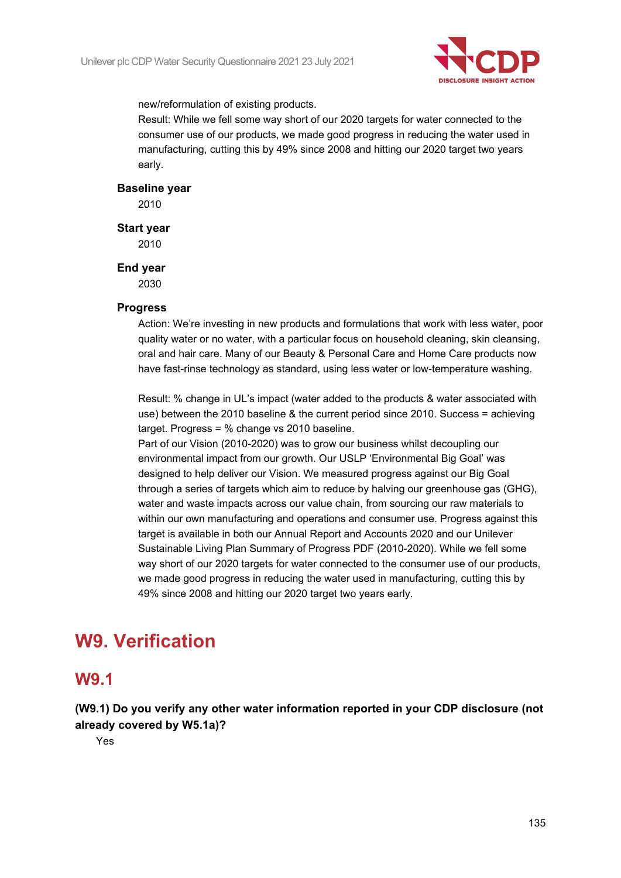new/reformulation of existing products.
Result: While we fell some way short of our 2020 targets for water connected to the consumer use of our products, we made good progress in reducing the water used in manufacturing, cutting this by 49% since 2008 and hitting our 2020 target two years early.

**Baseline year**

2010

**Start year**

2010

**End year**

2030

**Progress**

Action: We're investing in new products and formulations that work with less water, poor quality water or no water, with a particular focus on household cleaning, skin cleansing, oral and hair care. Many of our Beauty & Personal Care and Home Care products now have fast-rinse technology as standard, using less water or low-temperature washing.

Result: % change in UL's impact (water added to the products & water associated with use) between the 2010 baseline & the current period since 2010. Success = achieving target. Progress = % change vs 2010 baseline.
Part of our Vision (2010-2020) was to grow our business whilst decoupling our environmental impact from our growth. Our USLP 'Environmental Big Goal' was designed to help deliver our Vision. We measured progress against our Big Goal through a series of targets which aim to reduce by halving our greenhouse gas (GHG), water and waste impacts across our value chain, from sourcing our raw materials to within our own manufacturing and operations and consumer use. Progress against this target is available in both our Annual Report and Accounts 2020 and our Unilever Sustainable Living Plan Summary of Progress PDF (2010-2020). While we fell some way short of our 2020 targets for water connected to the consumer use of our products, we made good progress in reducing the water used in manufacturing, cutting this by 49% since 2008 and hitting our 2020 target two years early.

# W9. Verification

## W9.1

**(W9.1) Do you verify any other water information reported in your CDP disclosure (not already covered by W5.1a)?**

Yes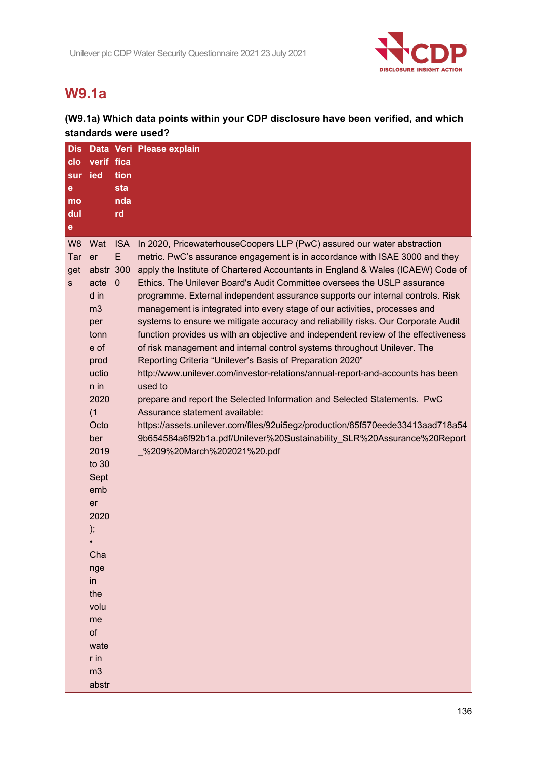# W9.1a

**(W9.1a) Which data points within your CDP disclosure have been verified, and which standards were used?**

| Disclosure module | Data verified | Verification standard | Please explain |
|---|---|---|---|
| W8 Targets | Water abstracted in m3 per tonne of production in 2020 (1 October 2019 to 30 September 2020); • Change in the volume of water in m3 abstr | ISAE 3000 | In 2020, PricewaterhouseCoopers LLP (PwC) assured our water abstraction metric. PwC's assurance engagement is in accordance with ISAE 3000 and they apply the Institute of Chartered Accountants in England & Wales (ICAEW) Code of Ethics. The Unilever Board's Audit Committee oversees the USLP assurance programme. External independent assurance supports our internal controls. Risk management is integrated into every stage of our activities, processes and systems to ensure we mitigate accuracy and reliability risks. Our Corporate Audit function provides us with an objective and independent review of the effectiveness of risk management and internal control systems throughout Unilever. The Reporting Criteria "Unilever's Basis of Preparation 2020" http://www.unilever.com/investor-relations/annual-report-and-accounts has been used to prepare and report the Selected Information and Selected Statements. PwC Assurance statement available: https://assets.unilever.com/files/92ui5egz/production/85f570eede33413aad718a549b654584a6f92b1a.pdf/Unilever%20Sustainability_SLR%20Assurance%20Report_%209%20March%202021%20.pdf |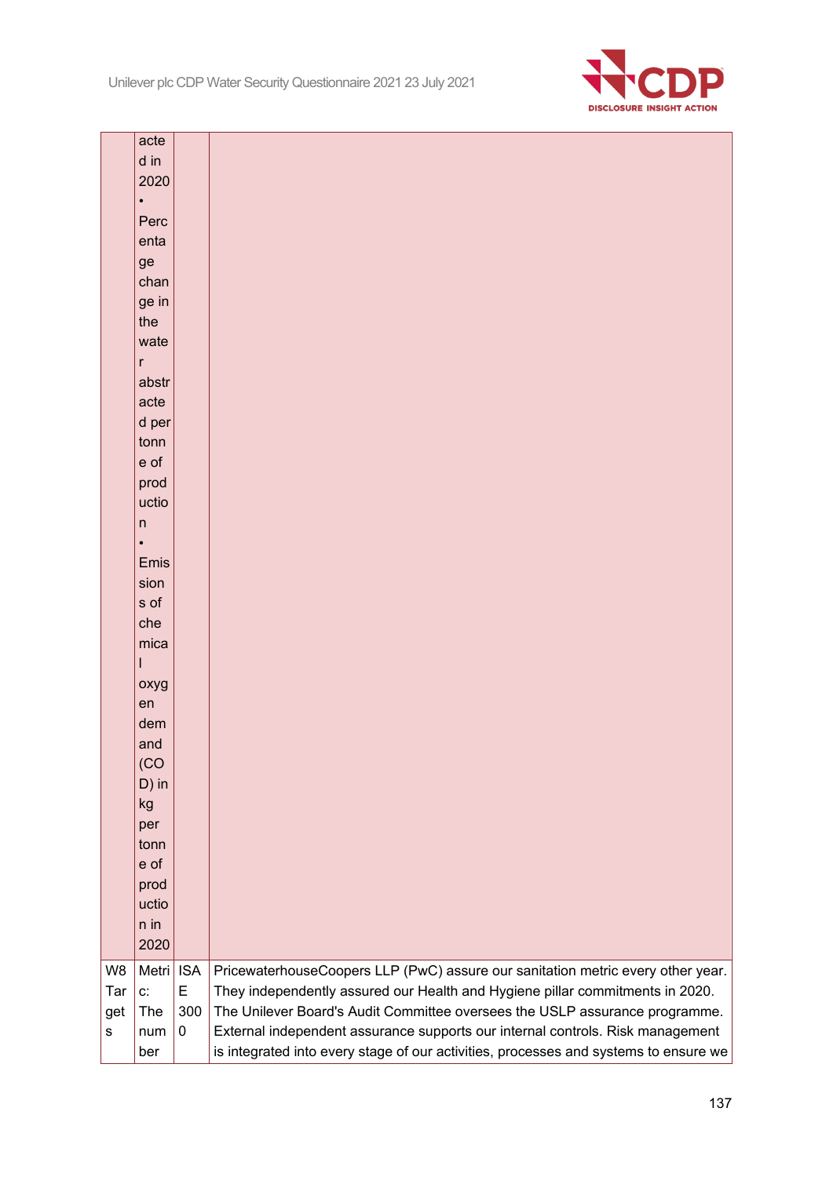|  | abstracted in 2020 • Percentage change in the water abstracted per tonne of production • Emissions of chemical oxygen demand (COD) in kg per tonne of production in 2020 |  |  |
|---|---|---|---|
| W8 Targets | Metric: The number | ISAE 3000 | PricewaterhouseCoopers LLP (PwC) assure our sanitation metric every other year. They independently assured our Health and Hygiene pillar commitments in 2020. The Unilever Board's Audit Committee oversees the USLP assurance programme. External independent assurance supports our internal controls. Risk management is integrated into every stage of our activities, processes and systems to ensure we |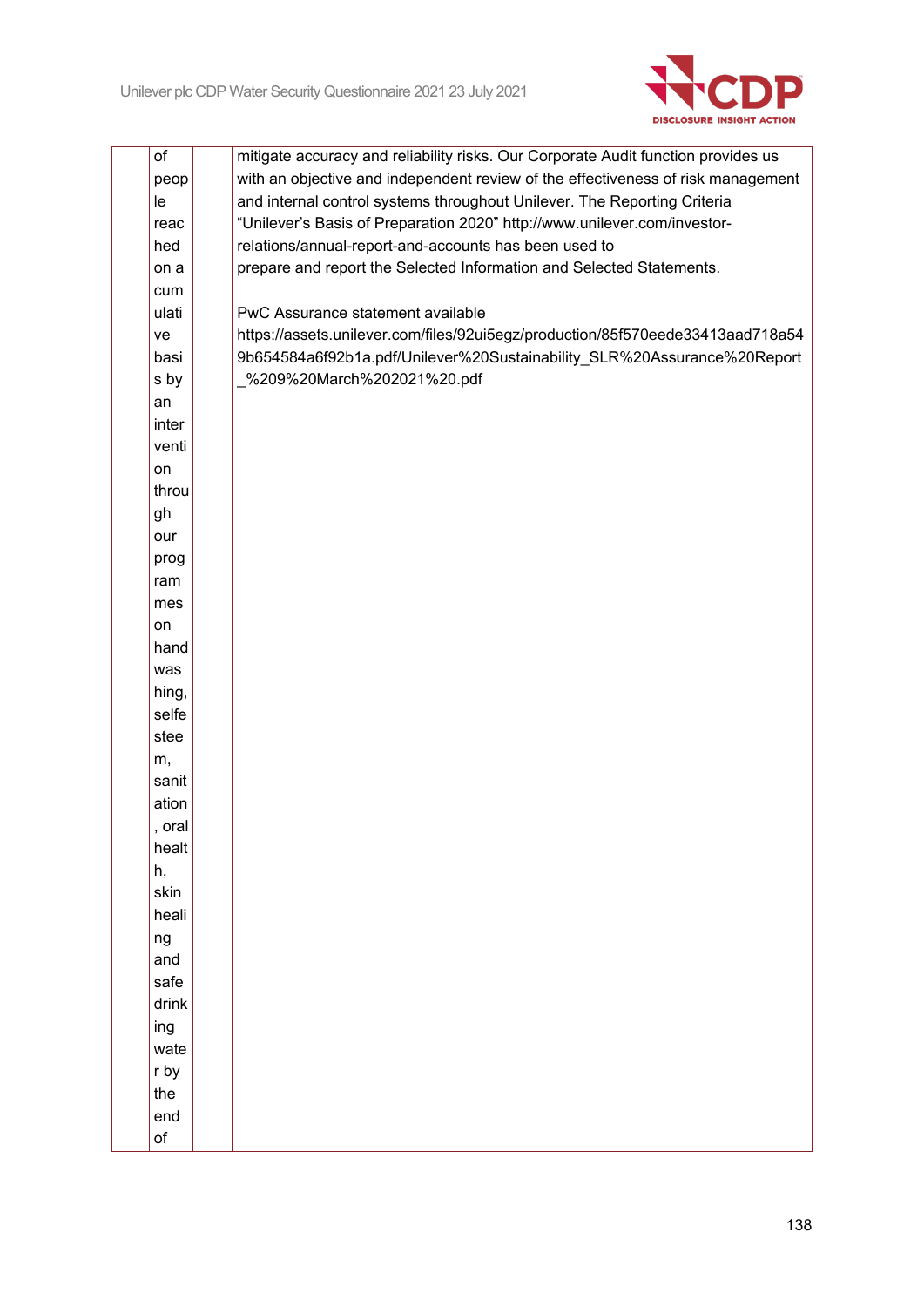| | of people reached on a cumulative basis by an intervention through our programmes on handwashing, selfesteem, sanitation, oral health, skin healing and safe drinking water by the end of | | mitigate accuracy and reliability risks. Our Corporate Audit function provides us with an objective and independent review of the effectiveness of risk management and internal control systems throughout Unilever. The Reporting Criteria "Unilever's Basis of Preparation 2020" http://www.unilever.com/investor-relations/annual-report-and-accounts has been used to prepare and report the Selected Information and Selected Statements.<br><br>PwC Assurance statement available https://assets.unilever.com/files/92ui5egz/production/85f570eede33413aad718a549b654584a6f92b1a.pdf/Unilever%20Sustainability_SLR%20Assurance%20Report_%209%20March%202021%20.pdf |
|---|---|---|---|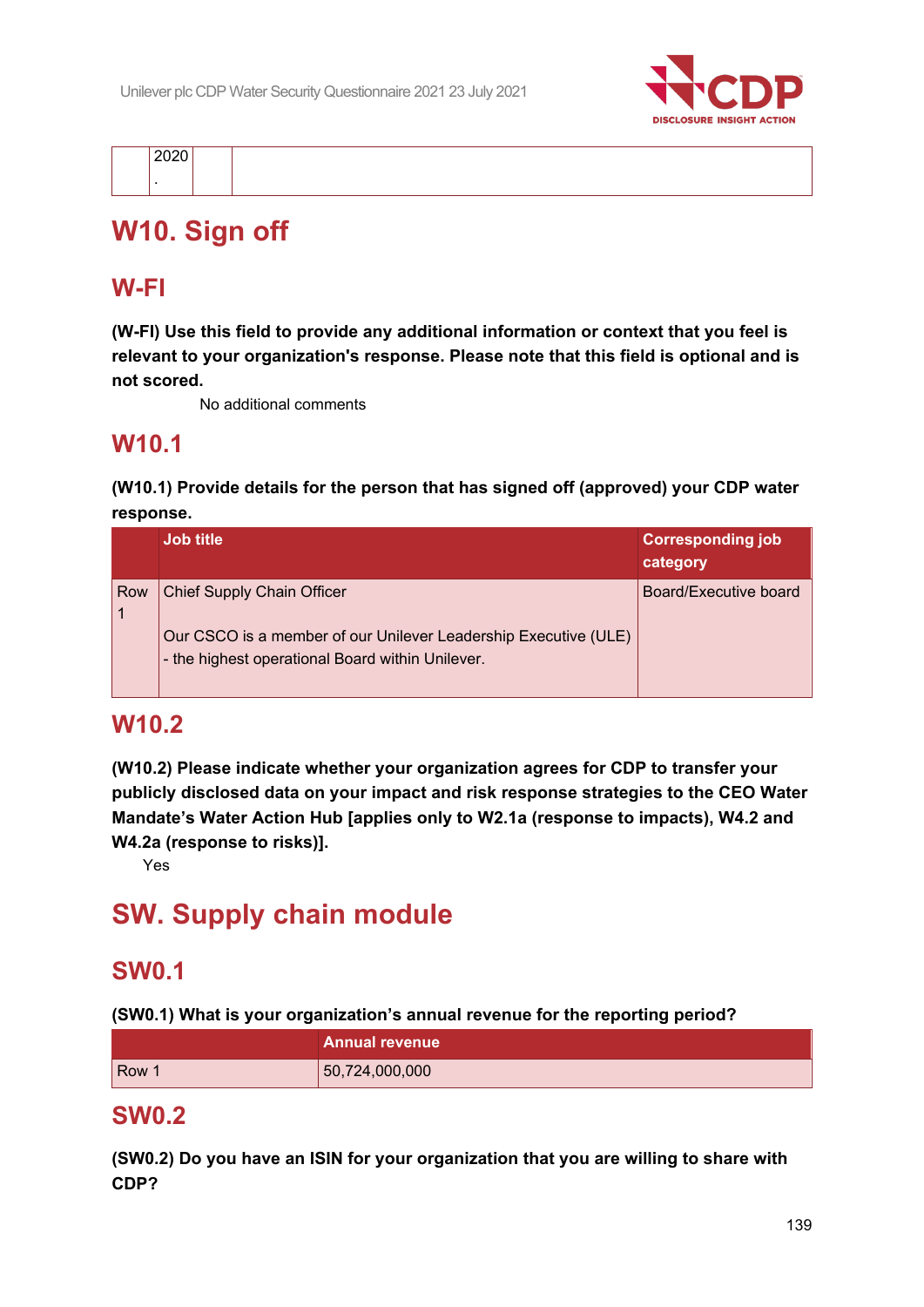| | 2020 . | | |
|---|---|---|---|

# W10. Sign off

## W-FI

**(W-FI) Use this field to provide any additional information or context that you feel is relevant to your organization's response. Please note that this field is optional and is not scored.**

No additional comments

## W10.1

**(W10.1) Provide details for the person that has signed off (approved) your CDP water response.**

| | Job title | Corresponding job category |
|---|---|---|
| Row 1 | Chief Supply Chain Officer<br><br>Our CSCO is a member of our Unilever Leadership Executive (ULE) - the highest operational Board within Unilever. | Board/Executive board |

## W10.2

**(W10.2) Please indicate whether your organization agrees for CDP to transfer your publicly disclosed data on your impact and risk response strategies to the CEO Water Mandate's Water Action Hub [applies only to W2.1a (response to impacts), W4.2 and W4.2a (response to risks)].**

Yes

# SW. Supply chain module

## SW0.1

**(SW0.1) What is your organization's annual revenue for the reporting period?**

| | Annual revenue |
|---|---|
| Row 1 | 50,724,000,000 |

## SW0.2

**(SW0.2) Do you have an ISIN for your organization that you are willing to share with CDP?**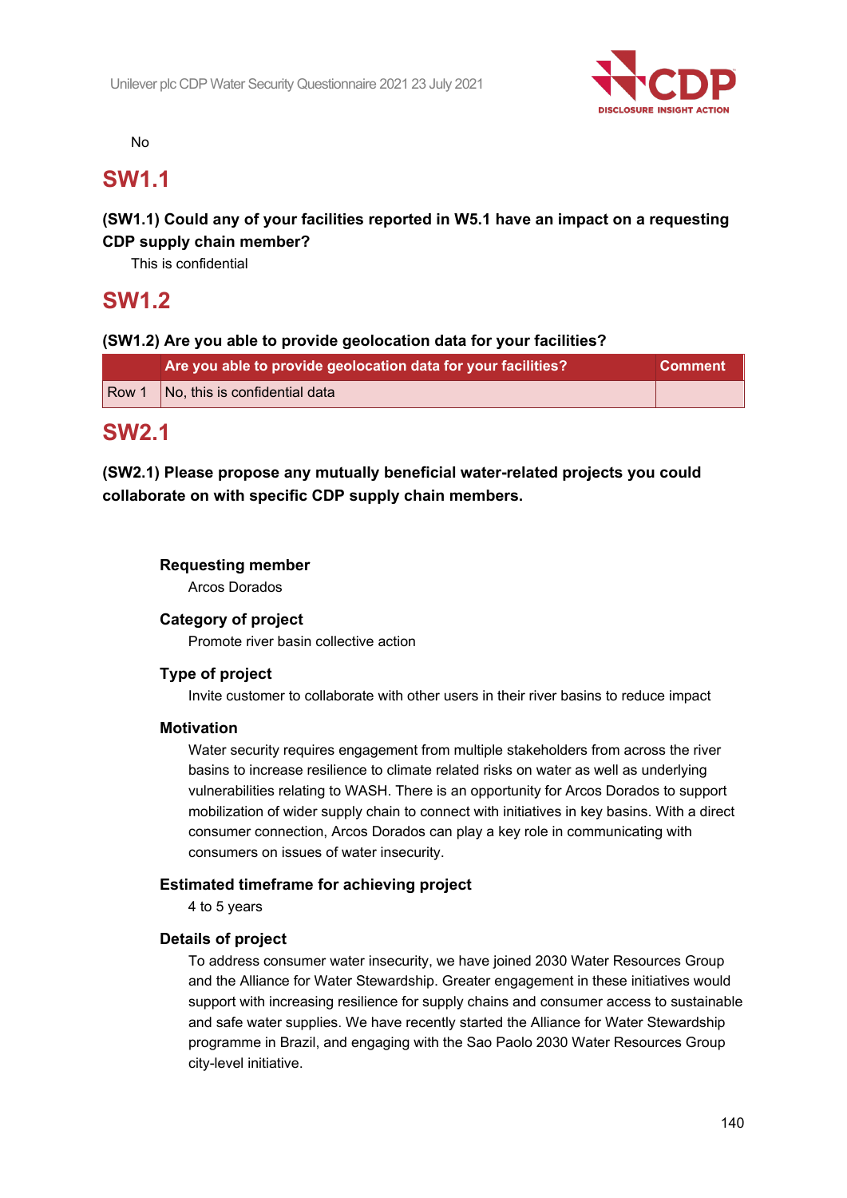No

## SW1.1

**(SW1.1) Could any of your facilities reported in W5.1 have an impact on a requesting CDP supply chain member?**

This is confidential

## SW1.2

**(SW1.2) Are you able to provide geolocation data for your facilities?**

| | Are you able to provide geolocation data for your facilities? | Comment |
|---|---|---|
| Row 1 | No, this is confidential data | |

## SW2.1

**(SW2.1) Please propose any mutually beneficial water-related projects you could collaborate on with specific CDP supply chain members.**

**Requesting member**

Arcos Dorados

**Category of project**

Promote river basin collective action

**Type of project**

Invite customer to collaborate with other users in their river basins to reduce impact

**Motivation**

Water security requires engagement from multiple stakeholders from across the river basins to increase resilience to climate related risks on water as well as underlying vulnerabilities relating to WASH. There is an opportunity for Arcos Dorados to support mobilization of wider supply chain to connect with initiatives in key basins. With a direct consumer connection, Arcos Dorados can play a key role in communicating with consumers on issues of water insecurity.

**Estimated timeframe for achieving project**

4 to 5 years

**Details of project**

To address consumer water insecurity, we have joined 2030 Water Resources Group and the Alliance for Water Stewardship. Greater engagement in these initiatives would support with increasing resilience for supply chains and consumer access to sustainable and safe water supplies. We have recently started the Alliance for Water Stewardship programme in Brazil, and engaging with the Sao Paolo 2030 Water Resources Group city-level initiative.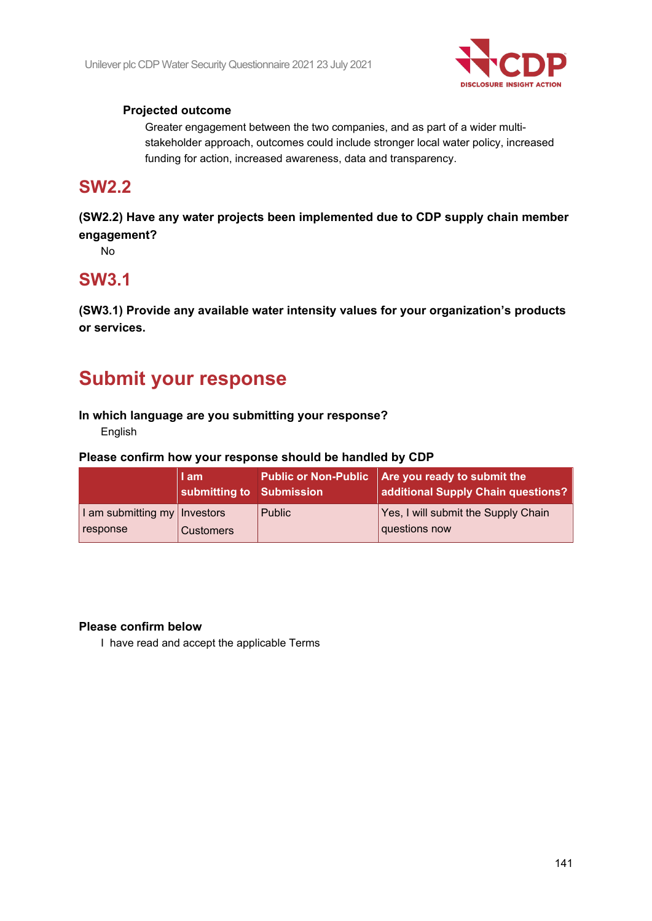**Projected outcome**

Greater engagement between the two companies, and as part of a wider multi-stakeholder approach, outcomes could include stronger local water policy, increased funding for action, increased awareness, data and transparency.

## SW2.2

**(SW2.2) Have any water projects been implemented due to CDP supply chain member engagement?**

No

## SW3.1

**(SW3.1) Provide any available water intensity values for your organization's products or services.**

# Submit your response

**In which language are you submitting your response?**

English

**Please confirm how your response should be handled by CDP**

| | I am submitting to | Public or Non-Public Submission | Are you ready to submit the additional Supply Chain questions? |
|---|---|---|---|
| I am submitting my response | Investors<br>Customers | Public | Yes, I will submit the Supply Chain questions now |

**Please confirm below**

I have read and accept the applicable Terms